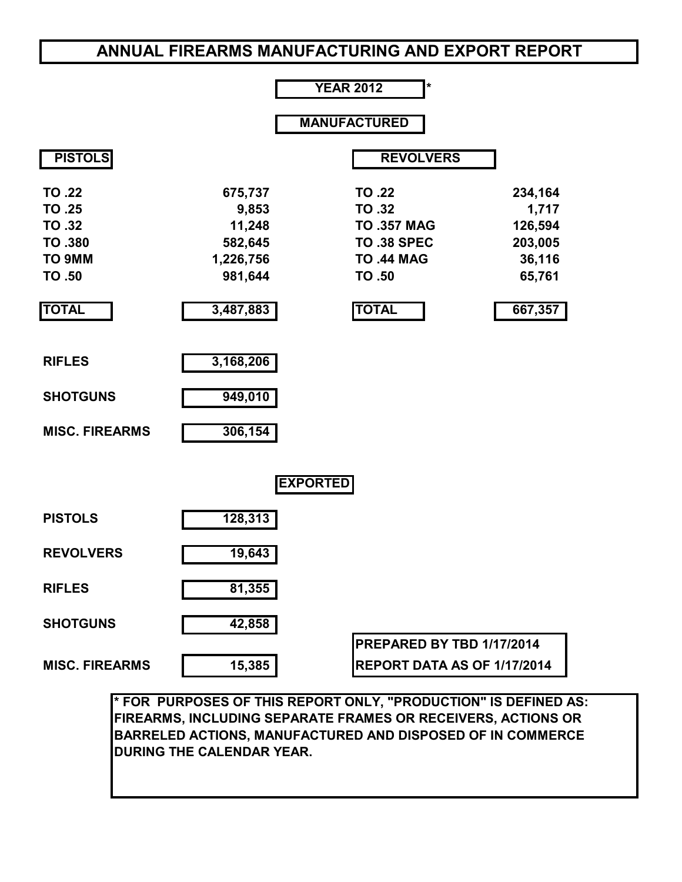# ANNUAL FIREARMS MANUFACTURING AND EXPORT REPORT

**YEAR 2012** *

## MANUFACTURED

| PISTOLS | | REVOLVERS | |
|---|---|---|---|
| TO .22 | 675,737 | TO .22 | 234,164 |
| TO .25 | 9,853 | TO .32 | 1,717 |
| TO .32 | 11,248 | TO .357 MAG | 126,594 |
| TO .380 | 582,645 | TO .38 SPEC | 203,005 |
| TO 9MM | 1,226,756 | TO .44 MAG | 36,116 |
| TO .50 | 981,644 | TO .50 | 65,761 |
| **TOTAL** | **3,487,883** | **TOTAL** | **667,357** |

| | |
|---|---|
| RIFLES | 3,168,206 |
| SHOTGUNS | 949,010 |
| MISC. FIREARMS | 306,154 |

## EXPORTED

| | |
|---|---|
| PISTOLS | 128,313 |
| REVOLVERS | 19,643 |
| RIFLES | 81,355 |
| SHOTGUNS | 42,858 |
| MISC. FIREARMS | 15,385 |

PREPARED BY TBD 1/17/2014
REPORT DATA AS OF 1/17/2014

* FOR PURPOSES OF THIS REPORT ONLY, "PRODUCTION" IS DEFINED AS: FIREARMS, INCLUDING SEPARATE FRAMES OR RECEIVERS, ACTIONS OR BARRELED ACTIONS, MANUFACTURED AND DISPOSED OF IN COMMERCE DURING THE CALENDAR YEAR.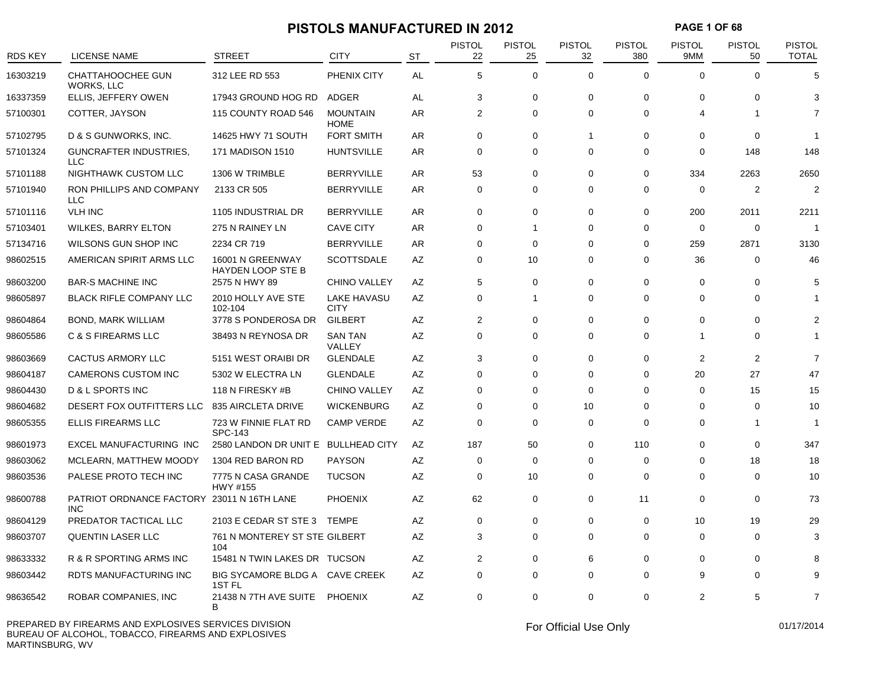# PISTOLS MANUFACTURED IN 2012

| RDS KEY | LICENSE NAME | STREET | CITY | ST | PISTOL 22 | PISTOL 25 | PISTOL 32 | PISTOL 380 | PISTOL 9MM | PISTOL 50 | PISTOL TOTAL |
|---|---|---|---|---|---|---|---|---|---|---|---|
| 16303219 | CHATTAHOOCHEE GUN WORKS, LLC | 312 LEE RD 553 | PHENIX CITY | AL | 5 | 0 | 0 | 0 | 0 | 0 | 5 |
| 16337359 | ELLIS, JEFFERY OWEN | 17943 GROUND HOG RD | ADGER | AL | 3 | 0 | 0 | 0 | 0 | 0 | 3 |
| 57100301 | COTTER, JAYSON | 115 COUNTY ROAD 546 | MOUNTAIN HOME | AR | 2 | 0 | 0 | 0 | 4 | 1 | 7 |
| 57102795 | D & S GUNWORKS, INC. | 14625 HWY 71 SOUTH | FORT SMITH | AR | 0 | 0 | 1 | 0 | 0 | 0 | 1 |
| 57101324 | GUNCRAFTER INDUSTRIES, LLC | 171 MADISON 1510 | HUNTSVILLE | AR | 0 | 0 | 0 | 0 | 0 | 148 | 148 |
| 57101188 | NIGHTHAWK CUSTOM LLC | 1306 W TRIMBLE | BERRYVILLE | AR | 53 | 0 | 0 | 0 | 334 | 2263 | 2650 |
| 57101940 | RON PHILLIPS AND COMPANY LLC | 2133 CR 505 | BERRYVILLE | AR | 0 | 0 | 0 | 0 | 0 | 2 | 2 |
| 57101116 | VLH INC | 1105 INDUSTRIAL DR | BERRYVILLE | AR | 0 | 0 | 0 | 0 | 200 | 2011 | 2211 |
| 57103401 | WILKES, BARRY ELTON | 275 N RAINEY LN | CAVE CITY | AR | 0 | 1 | 0 | 0 | 0 | 0 | 1 |
| 57134716 | WILSONS GUN SHOP INC | 2234 CR 719 | BERRYVILLE | AR | 0 | 0 | 0 | 0 | 259 | 2871 | 3130 |
| 98602515 | AMERICAN SPIRIT ARMS LLC | 16001 N GREENWAY HAYDEN LOOP STE B | SCOTTSDALE | AZ | 0 | 10 | 0 | 0 | 36 | 0 | 46 |
| 98603200 | BAR-S MACHINE INC | 2575 N HWY 89 | CHINO VALLEY | AZ | 5 | 0 | 0 | 0 | 0 | 0 | 5 |
| 98605897 | BLACK RIFLE COMPANY LLC | 2010 HOLLY AVE STE 102-104 | LAKE HAVASU CITY | AZ | 0 | 1 | 0 | 0 | 0 | 0 | 1 |
| 98604864 | BOND, MARK WILLIAM | 3778 S PONDEROSA DR | GILBERT | AZ | 2 | 0 | 0 | 0 | 0 | 0 | 2 |
| 98605586 | C & S FIREARMS LLC | 38493 N REYNOSA DR | SAN TAN VALLEY | AZ | 0 | 0 | 0 | 0 | 1 | 0 | 1 |
| 98603669 | CACTUS ARMORY LLC | 5151 WEST ORAIBI DR | GLENDALE | AZ | 3 | 0 | 0 | 0 | 2 | 2 | 7 |
| 98604187 | CAMERONS CUSTOM INC | 5302 W ELECTRA LN | GLENDALE | AZ | 0 | 0 | 0 | 0 | 20 | 27 | 47 |
| 98604430 | D & L SPORTS INC | 118 N FIRESKY #B | CHINO VALLEY | AZ | 0 | 0 | 0 | 0 | 0 | 15 | 15 |
| 98604682 | DESERT FOX OUTFITTERS LLC | 835 AIRCLETA DRIVE | WICKENBURG | AZ | 0 | 0 | 10 | 0 | 0 | 0 | 10 |
| 98605355 | ELLIS FIREARMS LLC | 723 W FINNIE FLAT RD SPC-143 | CAMP VERDE | AZ | 0 | 0 | 0 | 0 | 0 | 1 | 1 |
| 98601973 | EXCEL MANUFACTURING INC | 2580 LANDON DR UNIT E | BULLHEAD CITY | AZ | 187 | 50 | 0 | 110 | 0 | 0 | 347 |
| 98603062 | MCLEARN, MATTHEW MOODY | 1304 RED BARON RD | PAYSON | AZ | 0 | 0 | 0 | 0 | 0 | 18 | 18 |
| 98603536 | PALESE PROTO TECH INC | 7775 N CASA GRANDE HWY #155 | TUCSON | AZ | 0 | 10 | 0 | 0 | 0 | 0 | 10 |
| 98600788 | PATRIOT ORDNANCE FACTORY INC | 23011 N 16TH LANE | PHOENIX | AZ | 62 | 0 | 0 | 11 | 0 | 0 | 73 |
| 98604129 | PREDATOR TACTICAL LLC | 2103 E CEDAR ST STE 3 | TEMPE | AZ | 0 | 0 | 0 | 0 | 10 | 19 | 29 |
| 98603707 | QUENTIN LASER LLC | 761 N MONTEREY ST STE 104 | GILBERT | AZ | 3 | 0 | 0 | 0 | 0 | 0 | 3 |
| 98633332 | R & R SPORTING ARMS INC | 15481 N TWIN LAKES DR | TUCSON | AZ | 2 | 0 | 6 | 0 | 0 | 0 | 8 |
| 98603442 | RDTS MANUFACTURING INC | BIG SYCAMORE BLDG A 1ST FL | CAVE CREEK | AZ | 0 | 0 | 0 | 0 | 9 | 0 | 9 |
| 98636542 | ROBAR COMPANIES, INC | 21438 N 7TH AVE SUITE B | PHOENIX | AZ | 0 | 0 | 0 | 0 | 2 | 5 | 7 |

PREPARED BY FIREARMS AND EXPLOSIVES SERVICES DIVISION
BUREAU OF ALCOHOL, TOBACCO, FIREARMS AND EXPLOSIVES
MARTINSBURG, WV

For Official Use Only

01/17/2014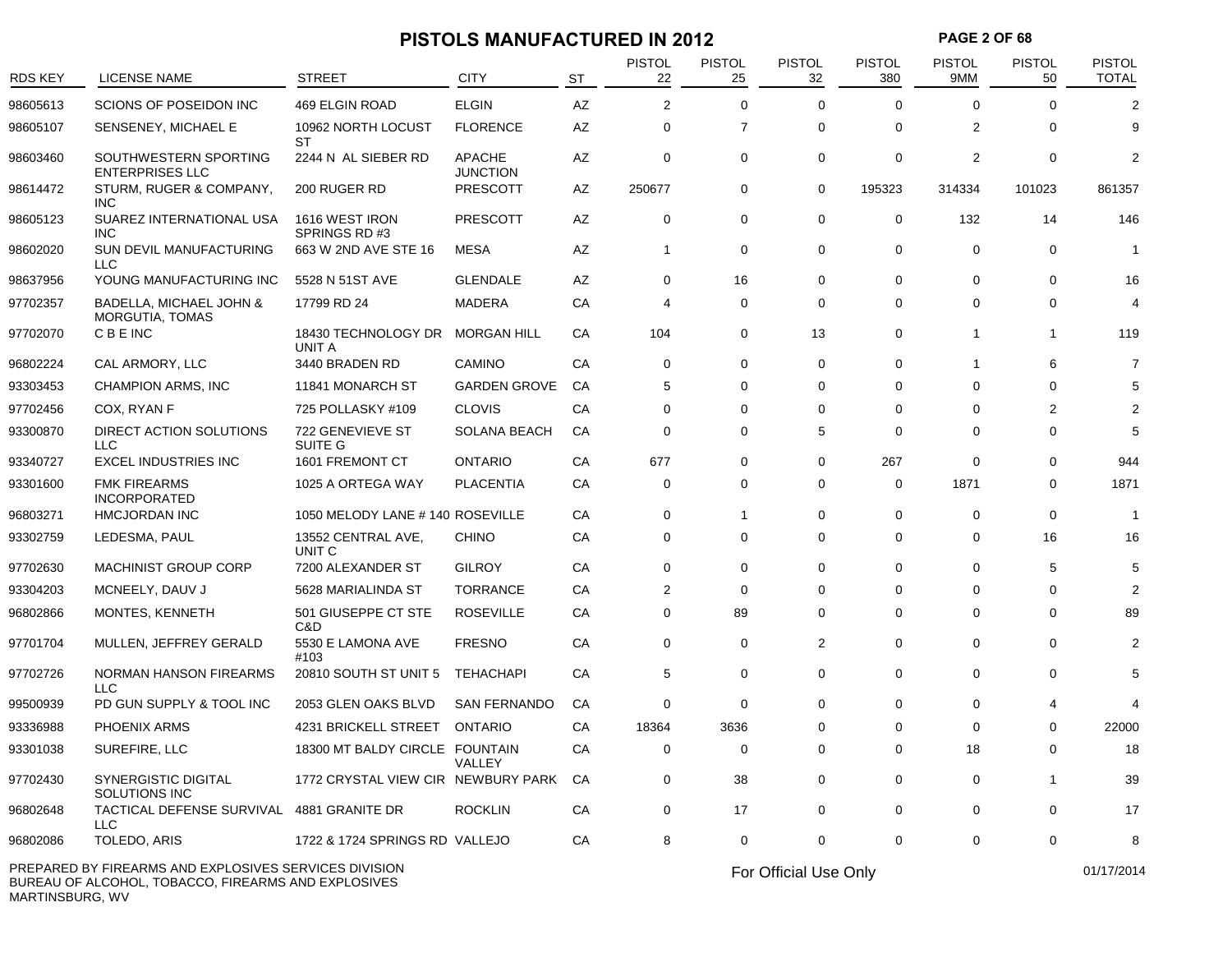# PISTOLS MANUFACTURED IN 2012

| RDS KEY | LICENSE NAME | STREET | CITY | ST | PISTOL 22 | PISTOL 25 | PISTOL 32 | PISTOL 380 | PISTOL 9MM | PISTOL 50 | PISTOL TOTAL |
|---|---|---|---|---|---|---|---|---|---|---|---|
| 98605613 | SCIONS OF POSEIDON INC | 469 ELGIN ROAD | ELGIN | AZ | 2 | 0 | 0 | 0 | 0 | 0 | 2 |
| 98605107 | SENSENEY, MICHAEL E | 10962 NORTH LOCUST ST | FLORENCE | AZ | 0 | 7 | 0 | 0 | 2 | 0 | 9 |
| 98603460 | SOUTHWESTERN SPORTING ENTERPRISES LLC | 2244 N AL SIEBER RD | APACHE JUNCTION | AZ | 0 | 0 | 0 | 0 | 2 | 0 | 2 |
| 98614472 | STURM, RUGER & COMPANY, INC | 200 RUGER RD | PRESCOTT | AZ | 250677 | 0 | 0 | 195323 | 314334 | 101023 | 861357 |
| 98605123 | SUAREZ INTERNATIONAL USA INC | 1616 WEST IRON SPRINGS RD #3 | PRESCOTT | AZ | 0 | 0 | 0 | 0 | 132 | 14 | 146 |
| 98602020 | SUN DEVIL MANUFACTURING LLC | 663 W 2ND AVE STE 16 | MESA | AZ | 1 | 0 | 0 | 0 | 0 | 0 | 1 |
| 98637956 | YOUNG MANUFACTURING INC | 5528 N 51ST AVE | GLENDALE | AZ | 0 | 16 | 0 | 0 | 0 | 0 | 16 |
| 97702357 | BADELLA, MICHAEL JOHN & MORGUTIA, TOMAS | 17799 RD 24 | MADERA | CA | 4 | 0 | 0 | 0 | 0 | 0 | 4 |
| 97702070 | C B E INC | 18430 TECHNOLOGY DR UNIT A | MORGAN HILL | CA | 104 | 0 | 13 | 0 | 1 | 1 | 119 |
| 96802224 | CAL ARMORY, LLC | 3440 BRADEN RD | CAMINO | CA | 0 | 0 | 0 | 0 | 1 | 6 | 7 |
| 93303453 | CHAMPION ARMS, INC | 11841 MONARCH ST | GARDEN GROVE | CA | 5 | 0 | 0 | 0 | 0 | 0 | 5 |
| 97702456 | COX, RYAN F | 725 POLLASKY #109 | CLOVIS | CA | 0 | 0 | 0 | 0 | 0 | 2 | 2 |
| 93300870 | DIRECT ACTION SOLUTIONS LLC | 722 GENEVIEVE ST SUITE G | SOLANA BEACH | CA | 0 | 0 | 5 | 0 | 0 | 0 | 5 |
| 93340727 | EXCEL INDUSTRIES INC | 1601 FREMONT CT | ONTARIO | CA | 677 | 0 | 0 | 267 | 0 | 0 | 944 |
| 93301600 | FMK FIREARMS INCORPORATED | 1025 A ORTEGA WAY | PLACENTIA | CA | 0 | 0 | 0 | 0 | 1871 | 0 | 1871 |
| 96803271 | HMCJORDAN INC | 1050 MELODY LANE # 140 | ROSEVILLE | CA | 0 | 1 | 0 | 0 | 0 | 0 | 1 |
| 93302759 | LEDESMA, PAUL | 13552 CENTRAL AVE, UNIT C | CHINO | CA | 0 | 0 | 0 | 0 | 0 | 16 | 16 |
| 97702630 | MACHINIST GROUP CORP | 7200 ALEXANDER ST | GILROY | CA | 0 | 0 | 0 | 0 | 0 | 5 | 5 |
| 93304203 | MCNEELY, DAUV J | 5628 MARIALINDA ST | TORRANCE | CA | 2 | 0 | 0 | 0 | 0 | 0 | 2 |
| 96802866 | MONTES, KENNETH | 501 GIUSEPPE CT STE C&D | ROSEVILLE | CA | 0 | 89 | 0 | 0 | 0 | 0 | 89 |
| 97701704 | MULLEN, JEFFREY GERALD | 5530 E LAMONA AVE #103 | FRESNO | CA | 0 | 0 | 2 | 0 | 0 | 0 | 2 |
| 97702726 | NORMAN HANSON FIREARMS LLC | 20810 SOUTH ST UNIT 5 | TEHACHAPI | CA | 5 | 0 | 0 | 0 | 0 | 0 | 5 |
| 99500939 | PD GUN SUPPLY & TOOL INC | 2053 GLEN OAKS BLVD | SAN FERNANDO | CA | 0 | 0 | 0 | 0 | 0 | 4 | 4 |
| 93336988 | PHOENIX ARMS | 4231 BRICKELL STREET | ONTARIO | CA | 18364 | 3636 | 0 | 0 | 0 | 0 | 22000 |
| 93301038 | SUREFIRE, LLC | 18300 MT BALDY CIRCLE | FOUNTAIN VALLEY | CA | 0 | 0 | 0 | 0 | 18 | 0 | 18 |
| 97702430 | SYNERGISTIC DIGITAL SOLUTIONS INC | 1772 CRYSTAL VIEW CIR | NEWBURY PARK | CA | 0 | 38 | 0 | 0 | 0 | 1 | 39 |
| 96802648 | TACTICAL DEFENSE SURVIVAL LLC | 4881 GRANITE DR | ROCKLIN | CA | 0 | 17 | 0 | 0 | 0 | 0 | 17 |
| 96802086 | TOLEDO, ARIS | 1722 & 1724 SPRINGS RD | VALLEJO | CA | 8 | 0 | 0 | 0 | 0 | 0 | 8 |

PREPARED BY FIREARMS AND EXPLOSIVES SERVICES DIVISION
BUREAU OF ALCOHOL, TOBACCO, FIREARMS AND EXPLOSIVES
MARTINSBURG, WV

For Official Use Only

01/17/2014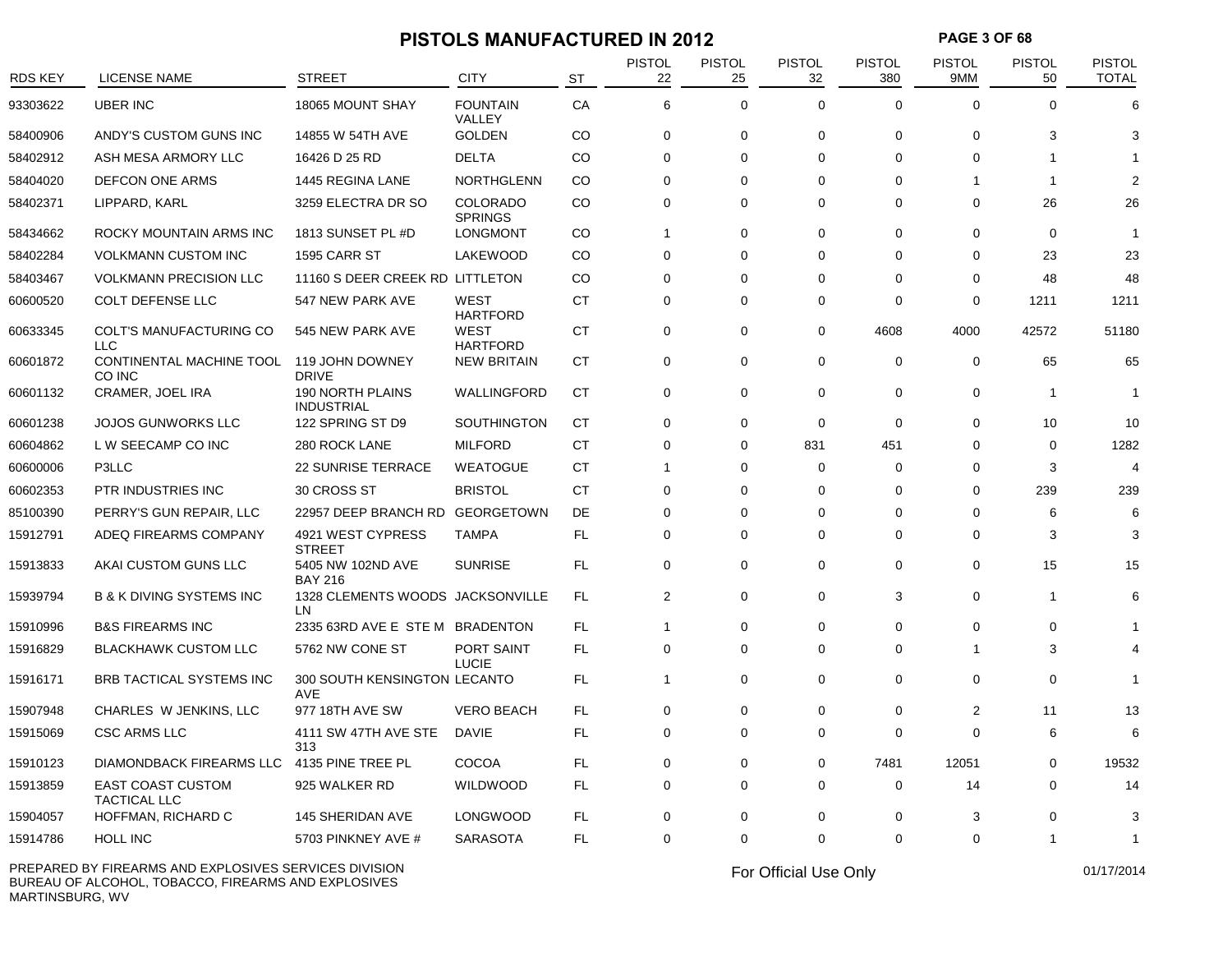# PISTOLS MANUFACTURED IN 2012

| RDS KEY | LICENSE NAME | STREET | CITY | ST | PISTOL 22 | PISTOL 25 | PISTOL 32 | PISTOL 380 | PISTOL 9MM | PISTOL 50 | PISTOL TOTAL |
|---|---|---|---|---|---|---|---|---|---|---|---|
| 93303622 | UBER INC | 18065 MOUNT SHAY | FOUNTAIN VALLEY | CA | 6 | 0 | 0 | 0 | 0 | 0 | 6 |
| 58400906 | ANDY'S CUSTOM GUNS INC | 14855 W 54TH AVE | GOLDEN | CO | 0 | 0 | 0 | 0 | 0 | 3 | 3 |
| 58402912 | ASH MESA ARMORY LLC | 16426 D 25 RD | DELTA | CO | 0 | 0 | 0 | 0 | 0 | 1 | 1 |
| 58404020 | DEFCON ONE ARMS | 1445 REGINA LANE | NORTHGLENN | CO | 0 | 0 | 0 | 0 | 1 | 1 | 2 |
| 58402371 | LIPPARD, KARL | 3259 ELECTRA DR SO | COLORADO SPRINGS | CO | 0 | 0 | 0 | 0 | 0 | 26 | 26 |
| 58434662 | ROCKY MOUNTAIN ARMS INC | 1813 SUNSET PL #D | LONGMONT | CO | 1 | 0 | 0 | 0 | 0 | 0 | 1 |
| 58402284 | VOLKMANN CUSTOM INC | 1595 CARR ST | LAKEWOOD | CO | 0 | 0 | 0 | 0 | 0 | 23 | 23 |
| 58403467 | VOLKMANN PRECISION LLC | 11160 S DEER CREEK RD | LITTLETON | CO | 0 | 0 | 0 | 0 | 0 | 48 | 48 |
| 60600520 | COLT DEFENSE LLC | 547 NEW PARK AVE | WEST HARTFORD | CT | 0 | 0 | 0 | 0 | 0 | 1211 | 1211 |
| 60633345 | COLT'S MANUFACTURING CO LLC | 545 NEW PARK AVE | WEST HARTFORD | CT | 0 | 0 | 0 | 4608 | 4000 | 42572 | 51180 |
| 60601872 | CONTINENTAL MACHINE TOOL CO INC | 119 JOHN DOWNEY DRIVE | NEW BRITAIN | CT | 0 | 0 | 0 | 0 | 0 | 65 | 65 |
| 60601132 | CRAMER, JOEL IRA | 190 NORTH PLAINS INDUSTRIAL | WALLINGFORD | CT | 0 | 0 | 0 | 0 | 0 | 1 | 1 |
| 60601238 | JOJOS GUNWORKS LLC | 122 SPRING ST D9 | SOUTHINGTON | CT | 0 | 0 | 0 | 0 | 0 | 10 | 10 |
| 60604862 | L W SEECAMP CO INC | 280 ROCK LANE | MILFORD | CT | 0 | 0 | 831 | 451 | 0 | 0 | 1282 |
| 60600006 | P3LLC | 22 SUNRISE TERRACE | WEATOGUE | CT | 1 | 0 | 0 | 0 | 0 | 3 | 4 |
| 60602353 | PTR INDUSTRIES INC | 30 CROSS ST | BRISTOL | CT | 0 | 0 | 0 | 0 | 0 | 239 | 239 |
| 85100390 | PERRY'S GUN REPAIR, LLC | 22957 DEEP BRANCH RD | GEORGETOWN | DE | 0 | 0 | 0 | 0 | 0 | 6 | 6 |
| 15912791 | ADEQ FIREARMS COMPANY | 4921 WEST CYPRESS STREET | TAMPA | FL | 0 | 0 | 0 | 0 | 0 | 3 | 3 |
| 15913833 | AKAI CUSTOM GUNS LLC | 5405 NW 102ND AVE BAY 216 | SUNRISE | FL | 0 | 0 | 0 | 0 | 0 | 15 | 15 |
| 15939794 | B & K DIVING SYSTEMS INC | 1328 CLEMENTS WOODS LN | JACKSONVILLE | FL | 2 | 0 | 0 | 3 | 0 | 1 | 6 |
| 15910996 | B&S FIREARMS INC | 2335 63RD AVE E STE M | BRADENTON | FL | 1 | 0 | 0 | 0 | 0 | 0 | 1 |
| 15916829 | BLACKHAWK CUSTOM LLC | 5762 NW CONE ST | PORT SAINT LUCIE | FL | 0 | 0 | 0 | 0 | 1 | 3 | 4 |
| 15916171 | BRB TACTICAL SYSTEMS INC | 300 SOUTH KENSINGTON AVE | LECANTO | FL | 1 | 0 | 0 | 0 | 0 | 0 | 1 |
| 15907948 | CHARLES W JENKINS, LLC | 977 18TH AVE SW | VERO BEACH | FL | 0 | 0 | 0 | 0 | 2 | 11 | 13 |
| 15915069 | CSC ARMS LLC | 4111 SW 47TH AVE STE 313 | DAVIE | FL | 0 | 0 | 0 | 0 | 0 | 6 | 6 |
| 15910123 | DIAMONDBACK FIREARMS LLC | 4135 PINE TREE PL | COCOA | FL | 0 | 0 | 0 | 7481 | 12051 | 0 | 19532 |
| 15913859 | EAST COAST CUSTOM TACTICAL LLC | 925 WALKER RD | WILDWOOD | FL | 0 | 0 | 0 | 0 | 14 | 0 | 14 |
| 15904057 | HOFFMAN, RICHARD C | 145 SHERIDAN AVE | LONGWOOD | FL | 0 | 0 | 0 | 0 | 3 | 0 | 3 |
| 15914786 | HOLL INC | 5703 PINKNEY AVE # | SARASOTA | FL | 0 | 0 | 0 | 0 | 0 | 1 | 1 |

PREPARED BY FIREARMS AND EXPLOSIVES SERVICES DIVISION
BUREAU OF ALCOHOL, TOBACCO, FIREARMS AND EXPLOSIVES
MARTINSBURG, WV

For Official Use Only

01/17/2014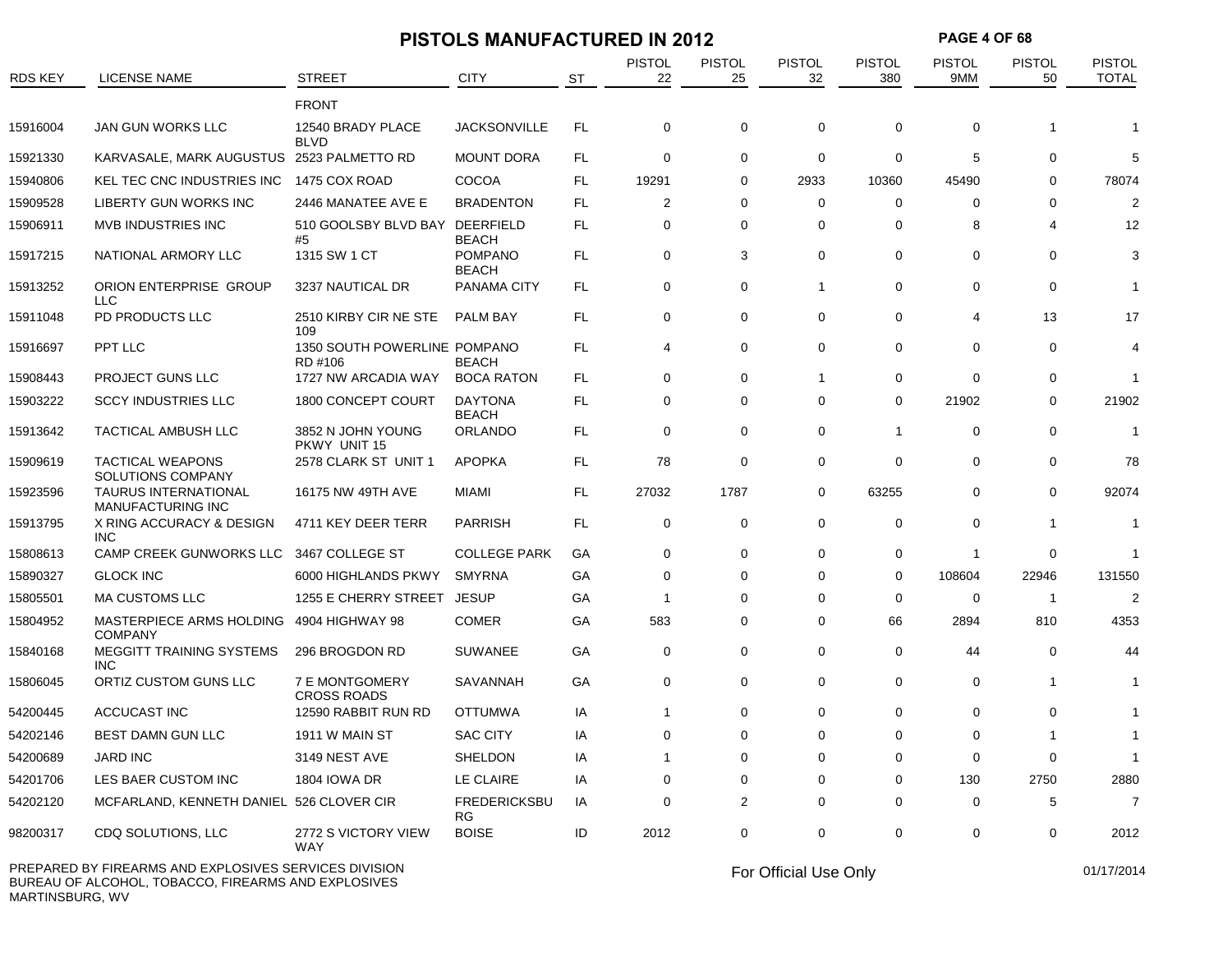# PISTOLS MANUFACTURED IN 2012

| RDS KEY | LICENSE NAME | STREET | CITY | ST | PISTOL 22 | PISTOL 25 | PISTOL 32 | PISTOL 380 | PISTOL 9MM | PISTOL 50 | PISTOL TOTAL |
|---|---|---|---|---|---|---|---|---|---|---|---|
| | | FRONT | | | | | | | | | |
| 15916004 | JAN GUN WORKS LLC | 12540 BRADY PLACE BLVD | JACKSONVILLE | FL | 0 | 0 | 0 | 0 | 0 | 1 | 1 |
| 15921330 | KARVASALE, MARK AUGUSTUS | 2523 PALMETTO RD | MOUNT DORA | FL | 0 | 0 | 0 | 0 | 5 | 0 | 5 |
| 15940806 | KEL TEC CNC INDUSTRIES INC | 1475 COX ROAD | COCOA | FL | 19291 | 0 | 2933 | 10360 | 45490 | 0 | 78074 |
| 15909528 | LIBERTY GUN WORKS INC | 2446 MANATEE AVE E | BRADENTON | FL | 2 | 0 | 0 | 0 | 0 | 0 | 2 |
| 15906911 | MVB INDUSTRIES INC | 510 GOOLSBY BLVD BAY #5 | DEERFIELD BEACH | FL | 0 | 0 | 0 | 0 | 8 | 4 | 12 |
| 15917215 | NATIONAL ARMORY LLC | 1315 SW 1 CT | POMPANO BEACH | FL | 0 | 3 | 0 | 0 | 0 | 0 | 3 |
| 15913252 | ORION ENTERPRISE GROUP LLC | 3237 NAUTICAL DR | PANAMA CITY | FL | 0 | 0 | 1 | 0 | 0 | 0 | 1 |
| 15911048 | PD PRODUCTS LLC | 2510 KIRBY CIR NE STE 109 | PALM BAY | FL | 0 | 0 | 0 | 0 | 4 | 13 | 17 |
| 15916697 | PPT LLC | 1350 SOUTH POWERLINE RD #106 | POMPANO BEACH | FL | 4 | 0 | 0 | 0 | 0 | 0 | 4 |
| 15908443 | PROJECT GUNS LLC | 1727 NW ARCADIA WAY | BOCA RATON | FL | 0 | 0 | 1 | 0 | 0 | 0 | 1 |
| 15903222 | SCCY INDUSTRIES LLC | 1800 CONCEPT COURT | DAYTONA BEACH | FL | 0 | 0 | 0 | 0 | 21902 | 0 | 21902 |
| 15913642 | TACTICAL AMBUSH LLC | 3852 N JOHN YOUNG PKWY UNIT 15 | ORLANDO | FL | 0 | 0 | 0 | 1 | 0 | 0 | 1 |
| 15909619 | TACTICAL WEAPONS SOLUTIONS COMPANY | 2578 CLARK ST UNIT 1 | APOPKA | FL | 78 | 0 | 0 | 0 | 0 | 0 | 78 |
| 15923596 | TAURUS INTERNATIONAL MANUFACTURING INC | 16175 NW 49TH AVE | MIAMI | FL | 27032 | 1787 | 0 | 63255 | 0 | 0 | 92074 |
| 15913795 | X RING ACCURACY & DESIGN INC | 4711 KEY DEER TERR | PARRISH | FL | 0 | 0 | 0 | 0 | 0 | 1 | 1 |
| 15808613 | CAMP CREEK GUNWORKS LLC | 3467 COLLEGE ST | COLLEGE PARK | GA | 0 | 0 | 0 | 0 | 1 | 0 | 1 |
| 15890327 | GLOCK INC | 6000 HIGHLANDS PKWY | SMYRNA | GA | 0 | 0 | 0 | 0 | 108604 | 22946 | 131550 |
| 15805501 | MA CUSTOMS LLC | 1255 E CHERRY STREET | JESUP | GA | 1 | 0 | 0 | 0 | 0 | 1 | 2 |
| 15804952 | MASTERPIECE ARMS HOLDING COMPANY | 4904 HIGHWAY 98 | COMER | GA | 583 | 0 | 0 | 66 | 2894 | 810 | 4353 |
| 15840168 | MEGGITT TRAINING SYSTEMS INC | 296 BROGDON RD | SUWANEE | GA | 0 | 0 | 0 | 0 | 44 | 0 | 44 |
| 15806045 | ORTIZ CUSTOM GUNS LLC | 7 E MONTGOMERY CROSS ROADS | SAVANNAH | GA | 0 | 0 | 0 | 0 | 0 | 1 | 1 |
| 54200445 | ACCUCAST INC | 12590 RABBIT RUN RD | OTTUMWA | IA | 1 | 0 | 0 | 0 | 0 | 0 | 1 |
| 54202146 | BEST DAMN GUN LLC | 1911 W MAIN ST | SAC CITY | IA | 0 | 0 | 0 | 0 | 0 | 1 | 1 |
| 54200689 | JARD INC | 3149 NEST AVE | SHELDON | IA | 1 | 0 | 0 | 0 | 0 | 0 | 1 |
| 54201706 | LES BAER CUSTOM INC | 1804 IOWA DR | LE CLAIRE | IA | 0 | 0 | 0 | 0 | 130 | 2750 | 2880 |
| 54202120 | MCFARLAND, KENNETH DANIEL | 526 CLOVER CIR | FREDERICKSBURG | IA | 0 | 2 | 0 | 0 | 0 | 5 | 7 |
| 98200317 | CDQ SOLUTIONS, LLC | 2772 S VICTORY VIEW WAY | BOISE | ID | 2012 | 0 | 0 | 0 | 0 | 0 | 2012 |

PREPARED BY FIREARMS AND EXPLOSIVES SERVICES DIVISION
BUREAU OF ALCOHOL, TOBACCO, FIREARMS AND EXPLOSIVES
MARTINSBURG, WV

For Official Use Only

01/17/2014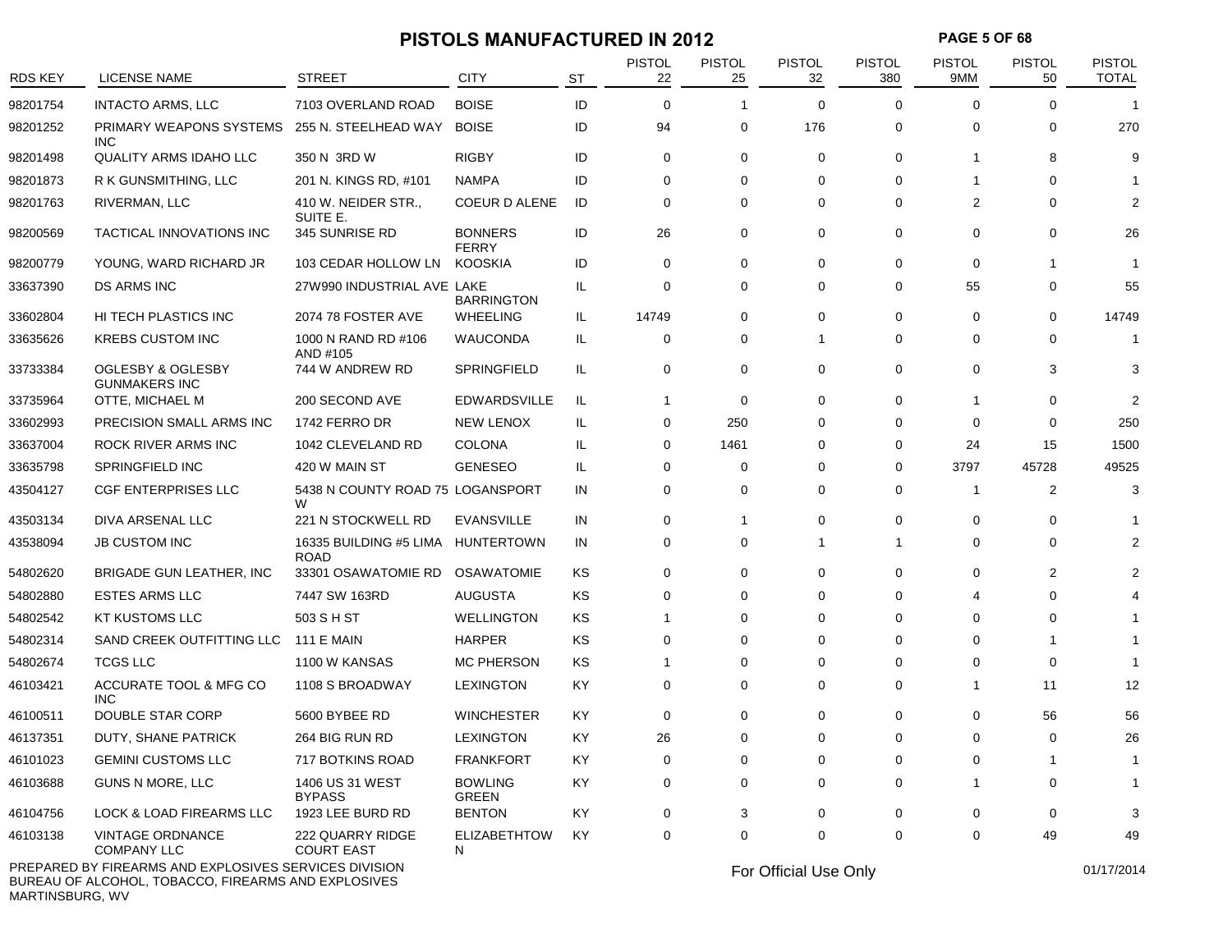# PISTOLS MANUFACTURED IN 2012

| RDS KEY | LICENSE NAME | STREET | CITY | ST | PISTOL 22 | PISTOL 25 | PISTOL 32 | PISTOL 380 | PISTOL 9MM | PISTOL 50 | PISTOL TOTAL |
|---|---|---|---|---|---|---|---|---|---|---|---|
| 98201754 | INTACTO ARMS, LLC | 7103 OVERLAND ROAD | BOISE | ID | 0 | 1 | 0 | 0 | 0 | 0 | 1 |
| 98201252 | PRIMARY WEAPONS SYSTEMS INC | 255 N. STEELHEAD WAY | BOISE | ID | 94 | 0 | 176 | 0 | 0 | 0 | 270 |
| 98201498 | QUALITY ARMS IDAHO LLC | 350 N 3RD W | RIGBY | ID | 0 | 0 | 0 | 0 | 1 | 8 | 9 |
| 98201873 | R K GUNSMITHING, LLC | 201 N. KINGS RD, #101 | NAMPA | ID | 0 | 0 | 0 | 0 | 1 | 0 | 1 |
| 98201763 | RIVERMAN, LLC | 410 W. NEIDER STR., SUITE E. | COEUR D ALENE | ID | 0 | 0 | 0 | 0 | 2 | 0 | 2 |
| 98200569 | TACTICAL INNOVATIONS INC | 345 SUNRISE RD | BONNERS FERRY | ID | 26 | 0 | 0 | 0 | 0 | 0 | 26 |
| 98200779 | YOUNG, WARD RICHARD JR | 103 CEDAR HOLLOW LN | KOOSKIA | ID | 0 | 0 | 0 | 0 | 0 | 1 | 1 |
| 33637390 | DS ARMS INC | 27W990 INDUSTRIAL AVE | LAKE BARRINGTON | IL | 0 | 0 | 0 | 0 | 55 | 0 | 55 |
| 33602804 | HI TECH PLASTICS INC | 2074 78 FOSTER AVE | WHEELING | IL | 14749 | 0 | 0 | 0 | 0 | 0 | 14749 |
| 33635626 | KREBS CUSTOM INC | 1000 N RAND RD #106 AND #105 | WAUCONDA | IL | 0 | 0 | 1 | 0 | 0 | 0 | 1 |
| 33733384 | OGLESBY & OGLESBY GUNMAKERS INC | 744 W ANDREW RD | SPRINGFIELD | IL | 0 | 0 | 0 | 0 | 0 | 3 | 3 |
| 33735964 | OTTE, MICHAEL M | 200 SECOND AVE | EDWARDSVILLE | IL | 1 | 0 | 0 | 0 | 1 | 0 | 2 |
| 33602993 | PRECISION SMALL ARMS INC | 1742 FERRO DR | NEW LENOX | IL | 0 | 250 | 0 | 0 | 0 | 0 | 250 |
| 33637004 | ROCK RIVER ARMS INC | 1042 CLEVELAND RD | COLONA | IL | 0 | 1461 | 0 | 0 | 24 | 15 | 1500 |
| 33635798 | SPRINGFIELD INC | 420 W MAIN ST | GENESEO | IL | 0 | 0 | 0 | 0 | 3797 | 45728 | 49525 |
| 43504127 | CGF ENTERPRISES LLC | 5438 N COUNTY ROAD 75 W | LOGANSPORT | IN | 0 | 0 | 0 | 0 | 1 | 2 | 3 |
| 43503134 | DIVA ARSENAL LLC | 221 N STOCKWELL RD | EVANSVILLE | IN | 0 | 1 | 0 | 0 | 0 | 0 | 1 |
| 43538094 | JB CUSTOM INC | 16335 BUILDING #5 LIMA ROAD | HUNTERTOWN | IN | 0 | 0 | 1 | 1 | 0 | 0 | 2 |
| 54802620 | BRIGADE GUN LEATHER, INC | 33301 OSAWATOMIE RD | OSAWATOMIE | KS | 0 | 0 | 0 | 0 | 0 | 2 | 2 |
| 54802880 | ESTES ARMS LLC | 7447 SW 163RD | AUGUSTA | KS | 0 | 0 | 0 | 0 | 4 | 0 | 4 |
| 54802542 | KT KUSTOMS LLC | 503 S H ST | WELLINGTON | KS | 1 | 0 | 0 | 0 | 0 | 0 | 1 |
| 54802314 | SAND CREEK OUTFITTING LLC | 111 E MAIN | HARPER | KS | 0 | 0 | 0 | 0 | 0 | 1 | 1 |
| 54802674 | TCGS LLC | 1100 W KANSAS | MC PHERSON | KS | 1 | 0 | 0 | 0 | 0 | 0 | 1 |
| 46103421 | ACCURATE TOOL & MFG CO INC | 1108 S BROADWAY | LEXINGTON | KY | 0 | 0 | 0 | 0 | 1 | 11 | 12 |
| 46100511 | DOUBLE STAR CORP | 5600 BYBEE RD | WINCHESTER | KY | 0 | 0 | 0 | 0 | 0 | 56 | 56 |
| 46137351 | DUTY, SHANE PATRICK | 264 BIG RUN RD | LEXINGTON | KY | 26 | 0 | 0 | 0 | 0 | 0 | 26 |
| 46101023 | GEMINI CUSTOMS LLC | 717 BOTKINS ROAD | FRANKFORT | KY | 0 | 0 | 0 | 0 | 0 | 1 | 1 |
| 46103688 | GUNS N MORE, LLC | 1406 US 31 WEST BYPASS | BOWLING GREEN | KY | 0 | 0 | 0 | 0 | 1 | 0 | 1 |
| 46104756 | LOCK & LOAD FIREARMS LLC | 1923 LEE BURD RD | BENTON | KY | 0 | 3 | 0 | 0 | 0 | 0 | 3 |
| 46103138 | VINTAGE ORDNANCE COMPANY LLC | 222 QUARRY RIDGE COURT EAST | ELIZABETHTOWN | KY | 0 | 0 | 0 | 0 | 0 | 49 | 49 |

PREPARED BY FIREARMS AND EXPLOSIVES SERVICES DIVISION
BUREAU OF ALCOHOL, TOBACCO, FIREARMS AND EXPLOSIVES
MARTINSBURG, WV

For Official Use Only

01/17/2014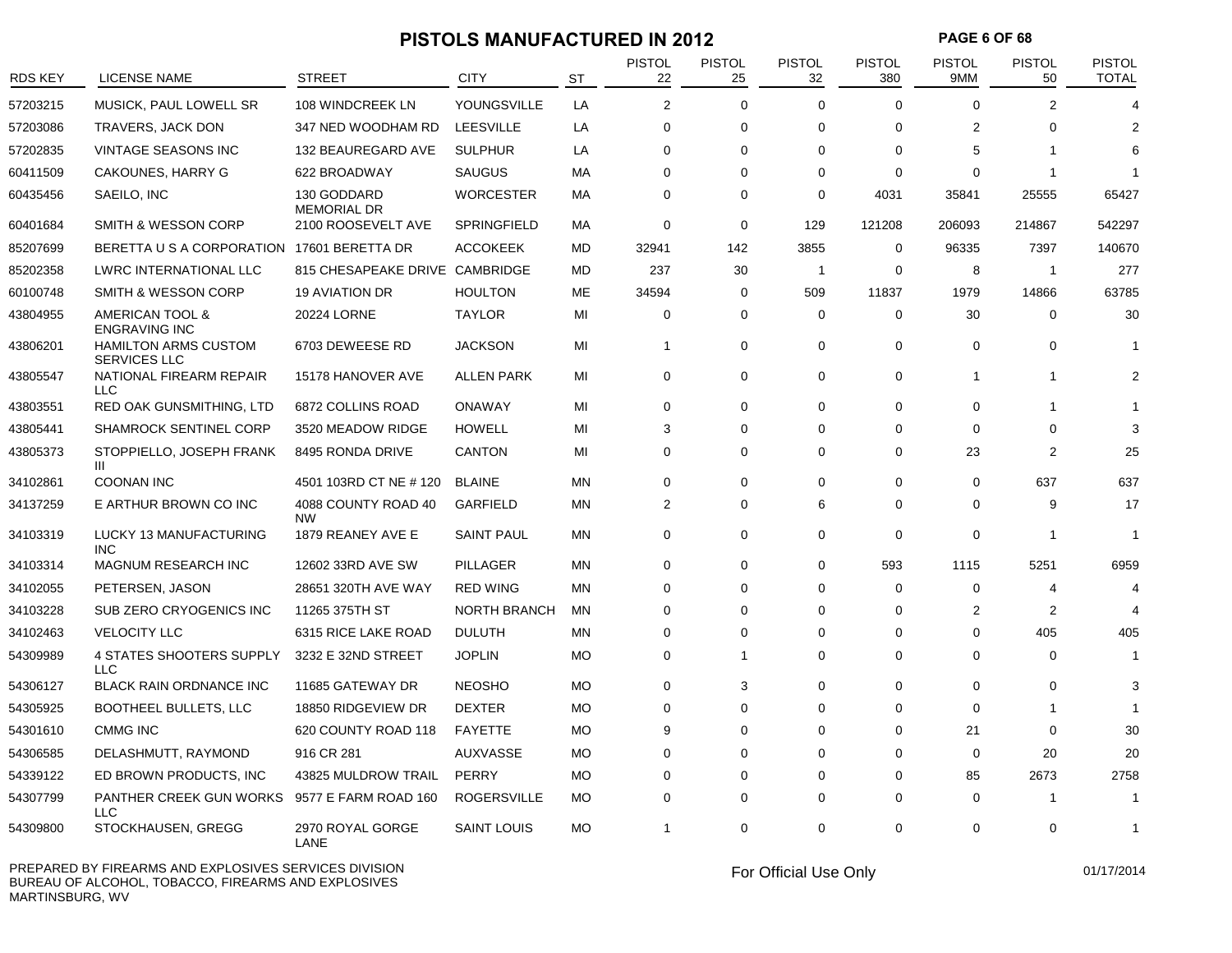# PISTOLS MANUFACTURED IN 2012

| RDS KEY | LICENSE NAME | STREET | CITY | ST | PISTOL 22 | PISTOL 25 | PISTOL 32 | PISTOL 380 | PISTOL 9MM | PISTOL 50 | PISTOL TOTAL |
|---|---|---|---|---|---|---|---|---|---|---|---|
| 57203215 | MUSICK, PAUL LOWELL SR | 108 WINDCREEK LN | YOUNGSVILLE | LA | 2 | 0 | 0 | 0 | 0 | 2 | 4 |
| 57203086 | TRAVERS, JACK DON | 347 NED WOODHAM RD | LEESVILLE | LA | 0 | 0 | 0 | 0 | 2 | 0 | 2 |
| 57202835 | VINTAGE SEASONS INC | 132 BEAUREGARD AVE | SULPHUR | LA | 0 | 0 | 0 | 0 | 5 | 1 | 6 |
| 60411509 | CAKOUNES, HARRY G | 622 BROADWAY | SAUGUS | MA | 0 | 0 | 0 | 0 | 0 | 1 | 1 |
| 60435456 | SAEILO, INC | 130 GODDARD MEMORIAL DR | WORCESTER | MA | 0 | 0 | 0 | 4031 | 35841 | 25555 | 65427 |
| 60401684 | SMITH & WESSON CORP | 2100 ROOSEVELT AVE | SPRINGFIELD | MA | 0 | 0 | 129 | 121208 | 206093 | 214867 | 542297 |
| 85207699 | BERETTA U S A CORPORATION | 17601 BERETTA DR | ACCOKEEK | MD | 32941 | 142 | 3855 | 0 | 96335 | 7397 | 140670 |
| 85202358 | LWRC INTERNATIONAL LLC | 815 CHESAPEAKE DRIVE | CAMBRIDGE | MD | 237 | 30 | 1 | 0 | 8 | 1 | 277 |
| 60100748 | SMITH & WESSON CORP | 19 AVIATION DR | HOULTON | ME | 34594 | 0 | 509 | 11837 | 1979 | 14866 | 63785 |
| 43804955 | AMERICAN TOOL & ENGRAVING INC | 20224 LORNE | TAYLOR | MI | 0 | 0 | 0 | 0 | 30 | 0 | 30 |
| 43806201 | HAMILTON ARMS CUSTOM SERVICES LLC | 6703 DEWEESE RD | JACKSON | MI | 1 | 0 | 0 | 0 | 0 | 0 | 1 |
| 43805547 | NATIONAL FIREARM REPAIR LLC | 15178 HANOVER AVE | ALLEN PARK | MI | 0 | 0 | 0 | 0 | 1 | 1 | 2 |
| 43803551 | RED OAK GUNSMITHING, LTD | 6872 COLLINS ROAD | ONAWAY | MI | 0 | 0 | 0 | 0 | 0 | 1 | 1 |
| 43805441 | SHAMROCK SENTINEL CORP | 3520 MEADOW RIDGE | HOWELL | MI | 3 | 0 | 0 | 0 | 0 | 0 | 3 |
| 43805373 | STOPPIELLO, JOSEPH FRANK III | 8495 RONDA DRIVE | CANTON | MI | 0 | 0 | 0 | 0 | 23 | 2 | 25 |
| 34102861 | COONAN INC | 4501 103RD CT NE # 120 | BLAINE | MN | 0 | 0 | 0 | 0 | 0 | 637 | 637 |
| 34137259 | E ARTHUR BROWN CO INC | 4088 COUNTY ROAD 40 NW | GARFIELD | MN | 2 | 0 | 6 | 0 | 0 | 9 | 17 |
| 34103319 | LUCKY 13 MANUFACTURING INC | 1879 REANEY AVE E | SAINT PAUL | MN | 0 | 0 | 0 | 0 | 0 | 1 | 1 |
| 34103314 | MAGNUM RESEARCH INC | 12602 33RD AVE SW | PILLAGER | MN | 0 | 0 | 0 | 593 | 1115 | 5251 | 6959 |
| 34102055 | PETERSEN, JASON | 28651 320TH AVE WAY | RED WING | MN | 0 | 0 | 0 | 0 | 0 | 4 | 4 |
| 34103228 | SUB ZERO CRYOGENICS INC | 11265 375TH ST | NORTH BRANCH | MN | 0 | 0 | 0 | 0 | 2 | 2 | 4 |
| 34102463 | VELOCITY LLC | 6315 RICE LAKE ROAD | DULUTH | MN | 0 | 0 | 0 | 0 | 0 | 405 | 405 |
| 54309989 | 4 STATES SHOOTERS SUPPLY LLC | 3232 E 32ND STREET | JOPLIN | MO | 0 | 1 | 0 | 0 | 0 | 0 | 1 |
| 54306127 | BLACK RAIN ORDNANCE INC | 11685 GATEWAY DR | NEOSHO | MO | 0 | 3 | 0 | 0 | 0 | 0 | 3 |
| 54305925 | BOOTHEEL BULLETS, LLC | 18850 RIDGEVIEW DR | DEXTER | MO | 0 | 0 | 0 | 0 | 0 | 1 | 1 |
| 54301610 | CMMG INC | 620 COUNTY ROAD 118 | FAYETTE | MO | 9 | 0 | 0 | 0 | 21 | 0 | 30 |
| 54306585 | DELASHMUTT, RAYMOND | 916 CR 281 | AUXVASSE | MO | 0 | 0 | 0 | 0 | 0 | 20 | 20 |
| 54339122 | ED BROWN PRODUCTS, INC | 43825 MULDROW TRAIL | PERRY | MO | 0 | 0 | 0 | 0 | 85 | 2673 | 2758 |
| 54307799 | PANTHER CREEK GUN WORKS LLC | 9577 E FARM ROAD 160 | ROGERSVILLE | MO | 0 | 0 | 0 | 0 | 0 | 1 | 1 |
| 54309800 | STOCKHAUSEN, GREGG | 2970 ROYAL GORGE LANE | SAINT LOUIS | MO | 1 | 0 | 0 | 0 | 0 | 0 | 1 |

PREPARED BY FIREARMS AND EXPLOSIVES SERVICES DIVISION
BUREAU OF ALCOHOL, TOBACCO, FIREARMS AND EXPLOSIVES
MARTINSBURG, WV

For Official Use Only

01/17/2014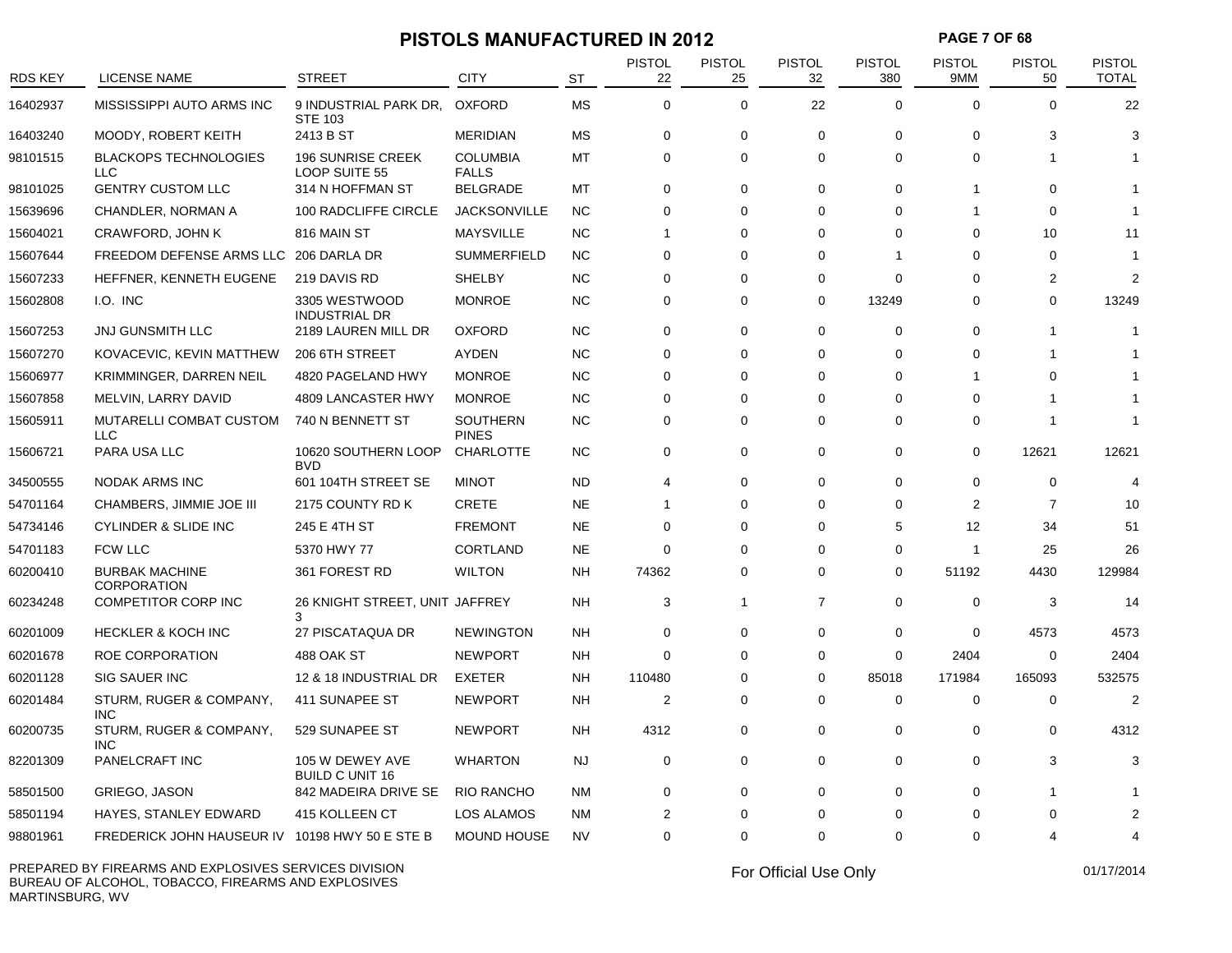# PISTOLS MANUFACTURED IN 2012

| RDS KEY | LICENSE NAME | STREET | CITY | ST | PISTOL 22 | PISTOL 25 | PISTOL 32 | PISTOL 380 | PISTOL 9MM | PISTOL 50 | PISTOL TOTAL |
|---|---|---|---|---|---|---|---|---|---|---|---|
| 16402937 | MISSISSIPPI AUTO ARMS INC | 9 INDUSTRIAL PARK DR, STE 103 | OXFORD | MS | 0 | 0 | 22 | 0 | 0 | 0 | 22 |
| 16403240 | MOODY, ROBERT KEITH | 2413 B ST | MERIDIAN | MS | 0 | 0 | 0 | 0 | 0 | 3 | 3 |
| 98101515 | BLACKOPS TECHNOLOGIES LLC | 196 SUNRISE CREEK LOOP SUITE 55 | COLUMBIA FALLS | MT | 0 | 0 | 0 | 0 | 0 | 1 | 1 |
| 98101025 | GENTRY CUSTOM LLC | 314 N HOFFMAN ST | BELGRADE | MT | 0 | 0 | 0 | 0 | 1 | 0 | 1 |
| 15639696 | CHANDLER, NORMAN A | 100 RADCLIFFE CIRCLE | JACKSONVILLE | NC | 0 | 0 | 0 | 0 | 1 | 0 | 1 |
| 15604021 | CRAWFORD, JOHN K | 816 MAIN ST | MAYSVILLE | NC | 1 | 0 | 0 | 0 | 0 | 10 | 11 |
| 15607644 | FREEDOM DEFENSE ARMS LLC | 206 DARLA DR | SUMMERFIELD | NC | 0 | 0 | 0 | 1 | 0 | 0 | 1 |
| 15607233 | HEFFNER, KENNETH EUGENE | 219 DAVIS RD | SHELBY | NC | 0 | 0 | 0 | 0 | 0 | 2 | 2 |
| 15602808 | I.O. INC | 3305 WESTWOOD INDUSTRIAL DR | MONROE | NC | 0 | 0 | 0 | 13249 | 0 | 0 | 13249 |
| 15607253 | JNJ GUNSMITH LLC | 2189 LAUREN MILL DR | OXFORD | NC | 0 | 0 | 0 | 0 | 0 | 1 | 1 |
| 15607270 | KOVACEVIC, KEVIN MATTHEW | 206 6TH STREET | AYDEN | NC | 0 | 0 | 0 | 0 | 0 | 1 | 1 |
| 15606977 | KRIMMINGER, DARREN NEIL | 4820 PAGELAND HWY | MONROE | NC | 0 | 0 | 0 | 0 | 1 | 0 | 1 |
| 15607858 | MELVIN, LARRY DAVID | 4809 LANCASTER HWY | MONROE | NC | 0 | 0 | 0 | 0 | 0 | 1 | 1 |
| 15605911 | MUTARELLI COMBAT CUSTOM LLC | 740 N BENNETT ST | SOUTHERN PINES | NC | 0 | 0 | 0 | 0 | 0 | 1 | 1 |
| 15606721 | PARA USA LLC | 10620 SOUTHERN LOOP BVD | CHARLOTTE | NC | 0 | 0 | 0 | 0 | 0 | 12621 | 12621 |
| 34500555 | NODAK ARMS INC | 601 104TH STREET SE | MINOT | ND | 4 | 0 | 0 | 0 | 0 | 0 | 4 |
| 54701164 | CHAMBERS, JIMMIE JOE III | 2175 COUNTY RD K | CRETE | NE | 1 | 0 | 0 | 0 | 2 | 7 | 10 |
| 54734146 | CYLINDER & SLIDE INC | 245 E 4TH ST | FREMONT | NE | 0 | 0 | 0 | 5 | 12 | 34 | 51 |
| 54701183 | FCW LLC | 5370 HWY 77 | CORTLAND | NE | 0 | 0 | 0 | 0 | 1 | 25 | 26 |
| 60200410 | BURBAK MACHINE CORPORATION | 361 FOREST RD | WILTON | NH | 74362 | 0 | 0 | 0 | 51192 | 4430 | 129984 |
| 60234248 | COMPETITOR CORP INC | 26 KNIGHT STREET, UNIT 3 | JAFFREY | NH | 3 | 1 | 7 | 0 | 0 | 3 | 14 |
| 60201009 | HECKLER & KOCH INC | 27 PISCATAQUA DR | NEWINGTON | NH | 0 | 0 | 0 | 0 | 0 | 4573 | 4573 |
| 60201678 | ROE CORPORATION | 488 OAK ST | NEWPORT | NH | 0 | 0 | 0 | 0 | 2404 | 0 | 2404 |
| 60201128 | SIG SAUER INC | 12 & 18 INDUSTRIAL DR | EXETER | NH | 110480 | 0 | 0 | 85018 | 171984 | 165093 | 532575 |
| 60201484 | STURM, RUGER & COMPANY, INC | 411 SUNAPEE ST | NEWPORT | NH | 2 | 0 | 0 | 0 | 0 | 0 | 2 |
| 60200735 | STURM, RUGER & COMPANY, INC | 529 SUNAPEE ST | NEWPORT | NH | 4312 | 0 | 0 | 0 | 0 | 0 | 4312 |
| 82201309 | PANELCRAFT INC | 105 W DEWEY AVE BUILD C UNIT 16 | WHARTON | NJ | 0 | 0 | 0 | 0 | 0 | 3 | 3 |
| 58501500 | GRIEGO, JASON | 842 MADEIRA DRIVE SE | RIO RANCHO | NM | 0 | 0 | 0 | 0 | 0 | 1 | 1 |
| 58501194 | HAYES, STANLEY EDWARD | 415 KOLLEEN CT | LOS ALAMOS | NM | 2 | 0 | 0 | 0 | 0 | 0 | 2 |
| 98801961 | FREDERICK JOHN HAUSEUR IV | 10198 HWY 50 E STE B | MOUND HOUSE | NV | 0 | 0 | 0 | 0 | 0 | 4 | 4 |

PREPARED BY FIREARMS AND EXPLOSIVES SERVICES DIVISION
BUREAU OF ALCOHOL, TOBACCO, FIREARMS AND EXPLOSIVES
MARTINSBURG, WV

For Official Use Only

01/17/2014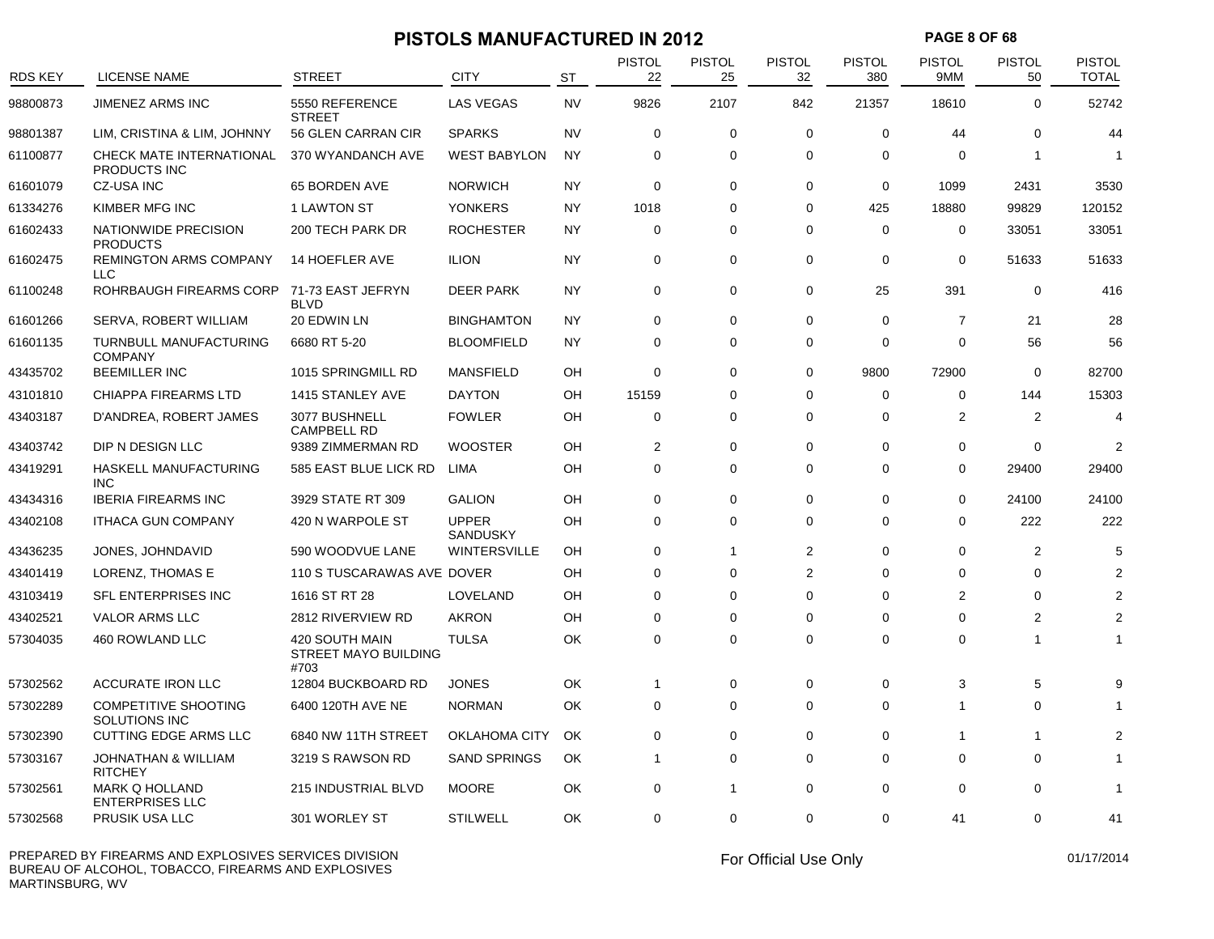# PISTOLS MANUFACTURED IN 2012

| RDS KEY | LICENSE NAME | STREET | CITY | ST | PISTOL 22 | PISTOL 25 | PISTOL 32 | PISTOL 380 | PISTOL 9MM | PISTOL 50 | PISTOL TOTAL |
|---|---|---|---|---|---|---|---|---|---|---|---|
| 98800873 | JIMENEZ ARMS INC | 5550 REFERENCE STREET | LAS VEGAS | NV | 9826 | 2107 | 842 | 21357 | 18610 | 0 | 52742 |
| 98801387 | LIM, CRISTINA & LIM, JOHNNY | 56 GLEN CARRAN CIR | SPARKS | NV | 0 | 0 | 0 | 0 | 44 | 0 | 44 |
| 61100877 | CHECK MATE INTERNATIONAL PRODUCTS INC | 370 WYANDANCH AVE | WEST BABYLON | NY | 0 | 0 | 0 | 0 | 0 | 1 | 1 |
| 61601079 | CZ-USA INC | 65 BORDEN AVE | NORWICH | NY | 0 | 0 | 0 | 0 | 1099 | 2431 | 3530 |
| 61334276 | KIMBER MFG INC | 1 LAWTON ST | YONKERS | NY | 1018 | 0 | 0 | 425 | 18880 | 99829 | 120152 |
| 61602433 | NATIONWIDE PRECISION PRODUCTS | 200 TECH PARK DR | ROCHESTER | NY | 0 | 0 | 0 | 0 | 0 | 33051 | 33051 |
| 61602475 | REMINGTON ARMS COMPANY LLC | 14 HOEFLER AVE | ILION | NY | 0 | 0 | 0 | 0 | 0 | 51633 | 51633 |
| 61100248 | ROHRBAUGH FIREARMS CORP | 71-73 EAST JEFRYN BLVD | DEER PARK | NY | 0 | 0 | 0 | 25 | 391 | 0 | 416 |
| 61601266 | SERVA, ROBERT WILLIAM | 20 EDWIN LN | BINGHAMTON | NY | 0 | 0 | 0 | 0 | 7 | 21 | 28 |
| 61601135 | TURNBULL MANUFACTURING COMPANY | 6680 RT 5-20 | BLOOMFIELD | NY | 0 | 0 | 0 | 0 | 0 | 56 | 56 |
| 43435702 | BEEMILLER INC | 1015 SPRINGMILL RD | MANSFIELD | OH | 0 | 0 | 0 | 9800 | 72900 | 0 | 82700 |
| 43101810 | CHIAPPA FIREARMS LTD | 1415 STANLEY AVE | DAYTON | OH | 15159 | 0 | 0 | 0 | 0 | 144 | 15303 |
| 43403187 | D'ANDREA, ROBERT JAMES | 3077 BUSHNELL CAMPBELL RD | FOWLER | OH | 0 | 0 | 0 | 0 | 2 | 2 | 4 |
| 43403742 | DIP N DESIGN LLC | 9389 ZIMMERMAN RD | WOOSTER | OH | 2 | 0 | 0 | 0 | 0 | 0 | 2 |
| 43419291 | HASKELL MANUFACTURING INC | 585 EAST BLUE LICK RD | LIMA | OH | 0 | 0 | 0 | 0 | 0 | 29400 | 29400 |
| 43434316 | IBERIA FIREARMS INC | 3929 STATE RT 309 | GALION | OH | 0 | 0 | 0 | 0 | 0 | 24100 | 24100 |
| 43402108 | ITHACA GUN COMPANY | 420 N WARPOLE ST | UPPER SANDUSKY | OH | 0 | 0 | 0 | 0 | 0 | 222 | 222 |
| 43436235 | JONES, JOHNDAVID | 590 WOODVUE LANE | WINTERSVILLE | OH | 0 | 1 | 2 | 0 | 0 | 2 | 5 |
| 43401419 | LORENZ, THOMAS E | 110 S TUSCARAWAS AVE | DOVER | OH | 0 | 0 | 2 | 0 | 0 | 0 | 2 |
| 43103419 | SFL ENTERPRISES INC | 1616 ST RT 28 | LOVELAND | OH | 0 | 0 | 0 | 0 | 2 | 0 | 2 |
| 43402521 | VALOR ARMS LLC | 2812 RIVERVIEW RD | AKRON | OH | 0 | 0 | 0 | 0 | 0 | 2 | 2 |
| 57304035 | 460 ROWLAND LLC | 420 SOUTH MAIN STREET MAYO BUILDING #703 | TULSA | OK | 0 | 0 | 0 | 0 | 0 | 1 | 1 |
| 57302562 | ACCURATE IRON LLC | 12804 BUCKBOARD RD | JONES | OK | 1 | 0 | 0 | 0 | 3 | 5 | 9 |
| 57302289 | COMPETITIVE SHOOTING SOLUTIONS INC | 6400 120TH AVE NE | NORMAN | OK | 0 | 0 | 0 | 0 | 1 | 0 | 1 |
| 57302390 | CUTTING EDGE ARMS LLC | 6840 NW 11TH STREET | OKLAHOMA CITY | OK | 0 | 0 | 0 | 0 | 1 | 1 | 2 |
| 57303167 | JOHNATHAN & WILLIAM RITCHEY | 3219 S RAWSON RD | SAND SPRINGS | OK | 1 | 0 | 0 | 0 | 0 | 0 | 1 |
| 57302561 | MARK Q HOLLAND ENTERPRISES LLC | 215 INDUSTRIAL BLVD | MOORE | OK | 0 | 1 | 0 | 0 | 0 | 0 | 1 |
| 57302568 | PRUSIK USA LLC | 301 WORLEY ST | STILWELL | OK | 0 | 0 | 0 | 0 | 41 | 0 | 41 |

PREPARED BY FIREARMS AND EXPLOSIVES SERVICES DIVISION
BUREAU OF ALCOHOL, TOBACCO, FIREARMS AND EXPLOSIVES
MARTINSBURG, WV

For Official Use Only

01/17/2014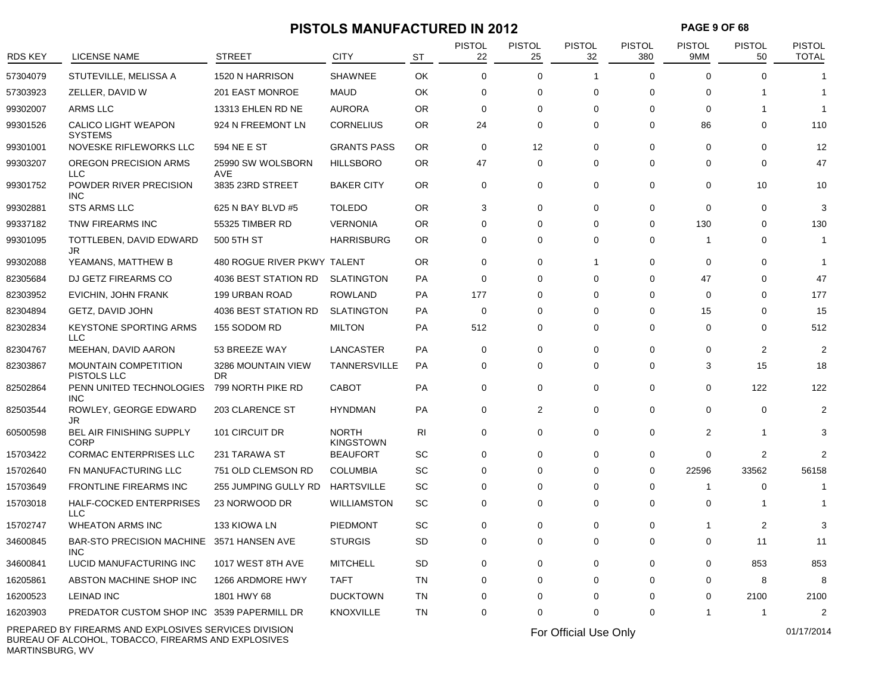# PISTOLS MANUFACTURED IN 2012

| RDS KEY | LICENSE NAME | STREET | CITY | ST | PISTOL 22 | PISTOL 25 | PISTOL 32 | PISTOL 380 | PISTOL 9MM | PISTOL 50 | PISTOL TOTAL |
|---|---|---|---|---|---|---|---|---|---|---|---|
| 57304079 | STUTEVILLE, MELISSA A | 1520 N HARRISON | SHAWNEE | OK | 0 | 0 | 1 | 0 | 0 | 0 | 1 |
| 57303923 | ZELLER, DAVID W | 201 EAST MONROE | MAUD | OK | 0 | 0 | 0 | 0 | 0 | 1 | 1 |
| 99302007 | ARMS LLC | 13313 EHLEN RD NE | AURORA | OR | 0 | 0 | 0 | 0 | 0 | 1 | 1 |
| 99301526 | CALICO LIGHT WEAPON SYSTEMS | 924 N FREEMONT LN | CORNELIUS | OR | 24 | 0 | 0 | 0 | 86 | 0 | 110 |
| 99301001 | NOVESKE RIFLEWORKS LLC | 594 NE E ST | GRANTS PASS | OR | 0 | 12 | 0 | 0 | 0 | 0 | 12 |
| 99303207 | OREGON PRECISION ARMS LLC | 25990 SW WOLSBORN AVE | HILLSBORO | OR | 47 | 0 | 0 | 0 | 0 | 0 | 47 |
| 99301752 | POWDER RIVER PRECISION INC | 3835 23RD STREET | BAKER CITY | OR | 0 | 0 | 0 | 0 | 0 | 10 | 10 |
| 99302881 | STS ARMS LLC | 625 N BAY BLVD #5 | TOLEDO | OR | 3 | 0 | 0 | 0 | 0 | 0 | 3 |
| 99337182 | TNW FIREARMS INC | 55325 TIMBER RD | VERNONIA | OR | 0 | 0 | 0 | 0 | 130 | 0 | 130 |
| 99301095 | TOTTLEBEN, DAVID EDWARD JR | 500 5TH ST | HARRISBURG | OR | 0 | 0 | 0 | 0 | 1 | 0 | 1 |
| 99302088 | YEAMANS, MATTHEW B | 480 ROGUE RIVER PKWY | TALENT | OR | 0 | 0 | 1 | 0 | 0 | 0 | 1 |
| 82305684 | DJ GETZ FIREARMS CO | 4036 BEST STATION RD | SLATINGTON | PA | 0 | 0 | 0 | 0 | 47 | 0 | 47 |
| 82303952 | EVICHIN, JOHN FRANK | 199 URBAN ROAD | ROWLAND | PA | 177 | 0 | 0 | 0 | 0 | 0 | 177 |
| 82304894 | GETZ, DAVID JOHN | 4036 BEST STATION RD | SLATINGTON | PA | 0 | 0 | 0 | 0 | 15 | 0 | 15 |
| 82302834 | KEYSTONE SPORTING ARMS LLC | 155 SODOM RD | MILTON | PA | 512 | 0 | 0 | 0 | 0 | 0 | 512 |
| 82304767 | MEEHAN, DAVID AARON | 53 BREEZE WAY | LANCASTER | PA | 0 | 0 | 0 | 0 | 0 | 2 | 2 |
| 82303867 | MOUNTAIN COMPETITION PISTOLS LLC | 3286 MOUNTAIN VIEW DR | TANNERSVILLE | PA | 0 | 0 | 0 | 0 | 3 | 15 | 18 |
| 82502864 | PENN UNITED TECHNOLOGIES INC | 799 NORTH PIKE RD | CABOT | PA | 0 | 0 | 0 | 0 | 0 | 122 | 122 |
| 82503544 | ROWLEY, GEORGE EDWARD JR | 203 CLARENCE ST | HYNDMAN | PA | 0 | 2 | 0 | 0 | 0 | 0 | 2 |
| 60500598 | BEL AIR FINISHING SUPPLY CORP | 101 CIRCUIT DR | NORTH KINGSTOWN | RI | 0 | 0 | 0 | 0 | 2 | 1 | 3 |
| 15703422 | CORMAC ENTERPRISES LLC | 231 TARAWA ST | BEAUFORT | SC | 0 | 0 | 0 | 0 | 0 | 2 | 2 |
| 15702640 | FN MANUFACTURING LLC | 751 OLD CLEMSON RD | COLUMBIA | SC | 0 | 0 | 0 | 0 | 22596 | 33562 | 56158 |
| 15703649 | FRONTLINE FIREARMS INC | 255 JUMPING GULLY RD | HARTSVILLE | SC | 0 | 0 | 0 | 0 | 1 | 0 | 1 |
| 15703018 | HALF-COCKED ENTERPRISES LLC | 23 NORWOOD DR | WILLIAMSTON | SC | 0 | 0 | 0 | 0 | 0 | 1 | 1 |
| 15702747 | WHEATON ARMS INC | 133 KIOWA LN | PIEDMONT | SC | 0 | 0 | 0 | 0 | 1 | 2 | 3 |
| 34600845 | BAR-STO PRECISION MACHINE INC | 3571 HANSEN AVE | STURGIS | SD | 0 | 0 | 0 | 0 | 0 | 11 | 11 |
| 34600841 | LUCID MANUFACTURING INC | 1017 WEST 8TH AVE | MITCHELL | SD | 0 | 0 | 0 | 0 | 0 | 853 | 853 |
| 16205861 | ABSTON MACHINE SHOP INC | 1266 ARDMORE HWY | TAFT | TN | 0 | 0 | 0 | 0 | 0 | 8 | 8 |
| 16200523 | LEINAD INC | 1801 HWY 68 | DUCKTOWN | TN | 0 | 0 | 0 | 0 | 0 | 2100 | 2100 |
| 16203903 | PREDATOR CUSTOM SHOP INC | 3539 PAPERMILL DR | KNOXVILLE | TN | 0 | 0 | 0 | 0 | 1 | 1 | 2 |

PREPARED BY FIREARMS AND EXPLOSIVES SERVICES DIVISION
BUREAU OF ALCOHOL, TOBACCO, FIREARMS AND EXPLOSIVES
MARTINSBURG, WV

For Official Use Only

01/17/2014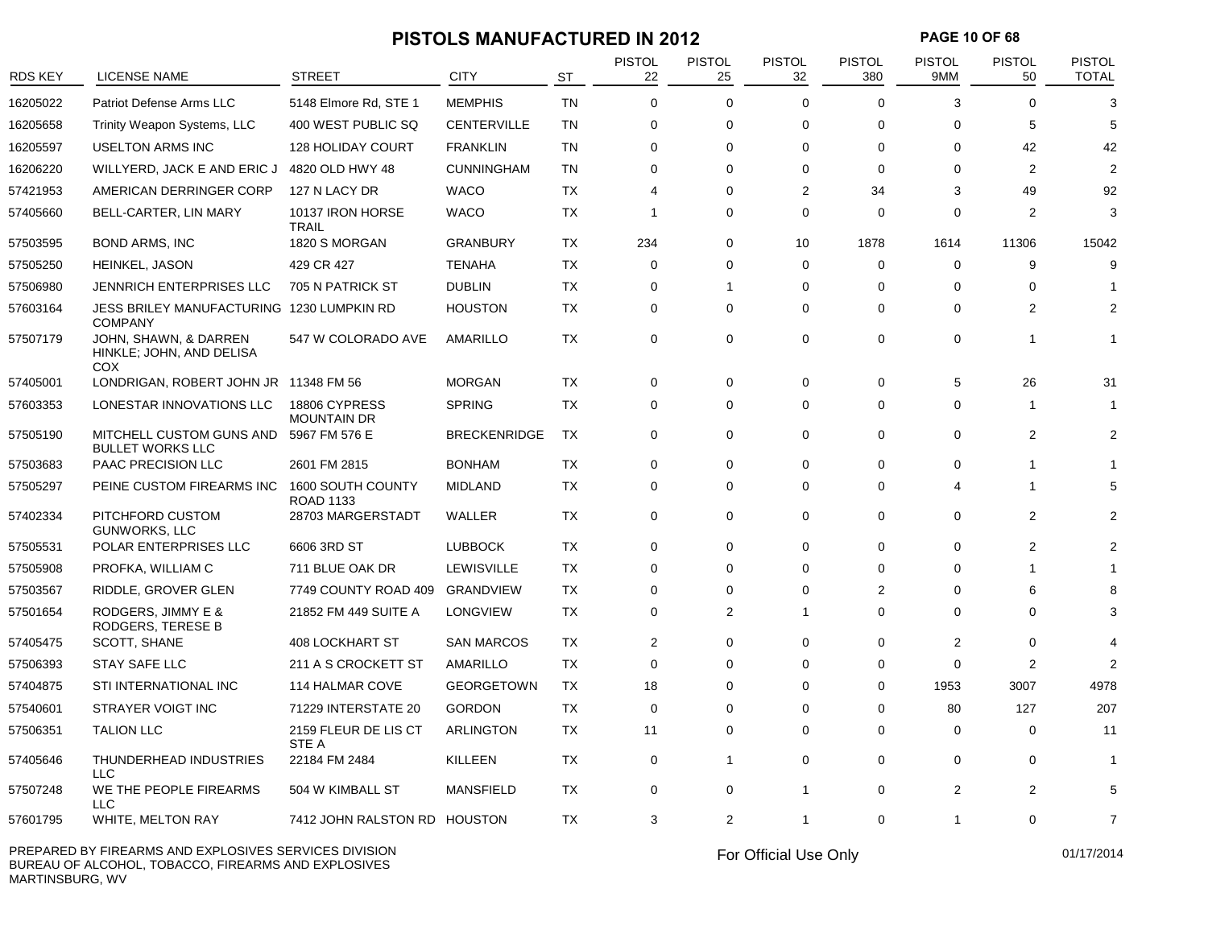# PISTOLS MANUFACTURED IN 2012

| RDS KEY | LICENSE NAME | STREET | CITY | ST | PISTOL 22 | PISTOL 25 | PISTOL 32 | PISTOL 380 | PISTOL 9MM | PISTOL 50 | PISTOL TOTAL |
|---|---|---|---|---|---|---|---|---|---|---|---|
| 16205022 | Patriot Defense Arms LLC | 5148 Elmore Rd, STE 1 | MEMPHIS | TN | 0 | 0 | 0 | 0 | 3 | 0 | 3 |
| 16205658 | Trinity Weapon Systems, LLC | 400 WEST PUBLIC SQ | CENTERVILLE | TN | 0 | 0 | 0 | 0 | 0 | 5 | 5 |
| 16205597 | USELTON ARMS INC | 128 HOLIDAY COURT | FRANKLIN | TN | 0 | 0 | 0 | 0 | 0 | 42 | 42 |
| 16206220 | WILLYERD, JACK E AND ERIC J | 4820 OLD HWY 48 | CUNNINGHAM | TN | 0 | 0 | 0 | 0 | 0 | 2 | 2 |
| 57421953 | AMERICAN DERRINGER CORP | 127 N LACY DR | WACO | TX | 4 | 0 | 2 | 34 | 3 | 49 | 92 |
| 57405660 | BELL-CARTER, LIN MARY | 10137 IRON HORSE TRAIL | WACO | TX | 1 | 0 | 0 | 0 | 0 | 2 | 3 |
| 57503595 | BOND ARMS, INC | 1820 S MORGAN | GRANBURY | TX | 234 | 0 | 10 | 1878 | 1614 | 11306 | 15042 |
| 57505250 | HEINKEL, JASON | 429 CR 427 | TENAHA | TX | 0 | 0 | 0 | 0 | 0 | 9 | 9 |
| 57506980 | JENNRICH ENTERPRISES LLC | 705 N PATRICK ST | DUBLIN | TX | 0 | 1 | 0 | 0 | 0 | 0 | 1 |
| 57603164 | JESS BRILEY MANUFACTURING COMPANY | 1230 LUMPKIN RD | HOUSTON | TX | 0 | 0 | 0 | 0 | 0 | 2 | 2 |
| 57507179 | JOHN, SHAWN, & DARREN HINKLE; JOHN, AND DELISA COX | 547 W COLORADO AVE | AMARILLO | TX | 0 | 0 | 0 | 0 | 0 | 1 | 1 |
| 57405001 | LONDRIGAN, ROBERT JOHN JR | 11348 FM 56 | MORGAN | TX | 0 | 0 | 0 | 0 | 5 | 26 | 31 |
| 57603353 | LONESTAR INNOVATIONS LLC | 18806 CYPRESS MOUNTAIN DR | SPRING | TX | 0 | 0 | 0 | 0 | 0 | 1 | 1 |
| 57505190 | MITCHELL CUSTOM GUNS AND BULLET WORKS LLC | 5967 FM 576 E | BRECKENRIDGE | TX | 0 | 0 | 0 | 0 | 0 | 2 | 2 |
| 57503683 | PAAC PRECISION LLC | 2601 FM 2815 | BONHAM | TX | 0 | 0 | 0 | 0 | 0 | 1 | 1 |
| 57505297 | PEINE CUSTOM FIREARMS INC | 1600 SOUTH COUNTY ROAD 1133 | MIDLAND | TX | 0 | 0 | 0 | 0 | 4 | 1 | 5 |
| 57402334 | PITCHFORD CUSTOM GUNWORKS, LLC | 28703 MARGERSTADT | WALLER | TX | 0 | 0 | 0 | 0 | 0 | 2 | 2 |
| 57505531 | POLAR ENTERPRISES LLC | 6606 3RD ST | LUBBOCK | TX | 0 | 0 | 0 | 0 | 0 | 2 | 2 |
| 57505908 | PROFKA, WILLIAM C | 711 BLUE OAK DR | LEWISVILLE | TX | 0 | 0 | 0 | 0 | 0 | 1 | 1 |
| 57503567 | RIDDLE, GROVER GLEN | 7749 COUNTY ROAD 409 | GRANDVIEW | TX | 0 | 0 | 0 | 2 | 0 | 6 | 8 |
| 57501654 | RODGERS, JIMMY E & RODGERS, TERESE B | 21852 FM 449 SUITE A | LONGVIEW | TX | 0 | 2 | 1 | 0 | 0 | 0 | 3 |
| 57405475 | SCOTT, SHANE | 408 LOCKHART ST | SAN MARCOS | TX | 2 | 0 | 0 | 0 | 2 | 0 | 4 |
| 57506393 | STAY SAFE LLC | 211 A S CROCKETT ST | AMARILLO | TX | 0 | 0 | 0 | 0 | 0 | 2 | 2 |
| 57404875 | STI INTERNATIONAL INC | 114 HALMAR COVE | GEORGETOWN | TX | 18 | 0 | 0 | 0 | 1953 | 3007 | 4978 |
| 57540601 | STRAYER VOIGT INC | 71229 INTERSTATE 20 | GORDON | TX | 0 | 0 | 0 | 0 | 80 | 127 | 207 |
| 57506351 | TALION LLC | 2159 FLEUR DE LIS CT STE A | ARLINGTON | TX | 11 | 0 | 0 | 0 | 0 | 0 | 11 |
| 57405646 | THUNDERHEAD INDUSTRIES LLC | 22184 FM 2484 | KILLEEN | TX | 0 | 1 | 0 | 0 | 0 | 0 | 1 |
| 57507248 | WE THE PEOPLE FIREARMS LLC | 504 W KIMBALL ST | MANSFIELD | TX | 0 | 0 | 1 | 0 | 2 | 2 | 5 |
| 57601795 | WHITE, MELTON RAY | 7412 JOHN RALSTON RD | HOUSTON | TX | 3 | 2 | 1 | 0 | 1 | 0 | 7 |

PREPARED BY FIREARMS AND EXPLOSIVES SERVICES DIVISION
BUREAU OF ALCOHOL, TOBACCO, FIREARMS AND EXPLOSIVES
MARTINSBURG, WV

For Official Use Only

01/17/2014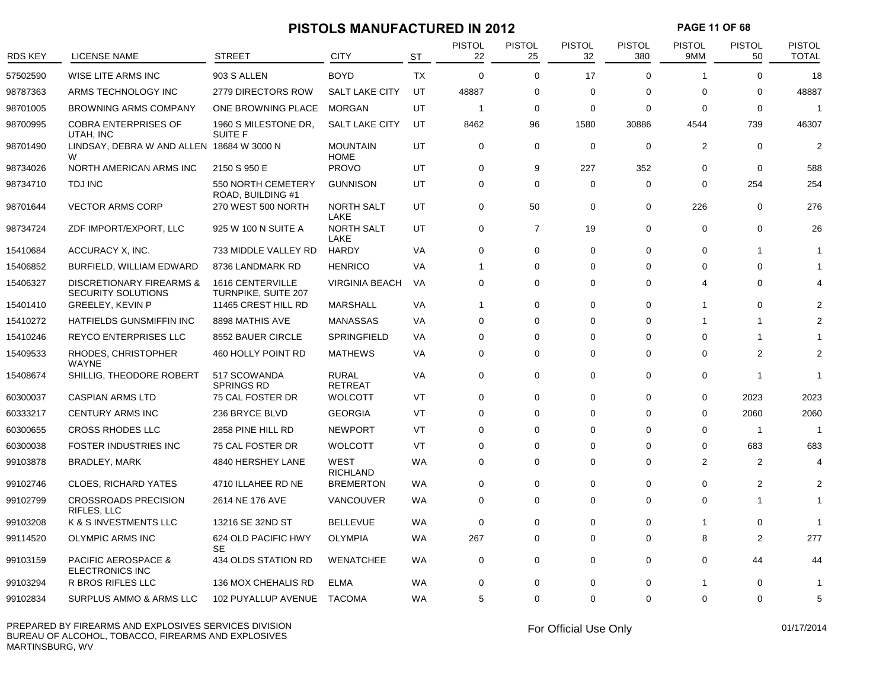# PISTOLS MANUFACTURED IN 2012

| RDS KEY | LICENSE NAME | STREET | CITY | ST | PISTOL 22 | PISTOL 25 | PISTOL 32 | PISTOL 380 | PISTOL 9MM | PISTOL 50 | PISTOL TOTAL |
|---|---|---|---|---|---|---|---|---|---|---|---|
| 57502590 | WISE LITE ARMS INC | 903 S ALLEN | BOYD | TX | 0 | 0 | 17 | 0 | 1 | 0 | 18 |
| 98787363 | ARMS TECHNOLOGY INC | 2779 DIRECTORS ROW | SALT LAKE CITY | UT | 48887 | 0 | 0 | 0 | 0 | 0 | 48887 |
| 98701005 | BROWNING ARMS COMPANY | ONE BROWNING PLACE | MORGAN | UT | 1 | 0 | 0 | 0 | 0 | 0 | 1 |
| 98700995 | COBRA ENTERPRISES OF UTAH, INC | 1960 S MILESTONE DR, SUITE F | SALT LAKE CITY | UT | 8462 | 96 | 1580 | 30886 | 4544 | 739 | 46307 |
| 98701490 | LINDSAY, DEBRA W AND ALLEN W | 18684 W 3000 N | MOUNTAIN HOME | UT | 0 | 0 | 0 | 0 | 2 | 0 | 2 |
| 98734026 | NORTH AMERICAN ARMS INC | 2150 S 950 E | PROVO | UT | 0 | 9 | 227 | 352 | 0 | 0 | 588 |
| 98734710 | TDJ INC | 550 NORTH CEMETERY ROAD, BUILDING #1 | GUNNISON | UT | 0 | 0 | 0 | 0 | 0 | 254 | 254 |
| 98701644 | VECTOR ARMS CORP | 270 WEST 500 NORTH | NORTH SALT LAKE | UT | 0 | 50 | 0 | 0 | 226 | 0 | 276 |
| 98734724 | ZDF IMPORT/EXPORT, LLC | 925 W 100 N SUITE A | NORTH SALT LAKE | UT | 0 | 7 | 19 | 0 | 0 | 0 | 26 |
| 15410684 | ACCURACY X, INC. | 733 MIDDLE VALLEY RD | HARDY | VA | 0 | 0 | 0 | 0 | 0 | 1 | 1 |
| 15406852 | BURFIELD, WILLIAM EDWARD | 8736 LANDMARK RD | HENRICO | VA | 1 | 0 | 0 | 0 | 0 | 0 | 1 |
| 15406327 | DISCRETIONARY FIREARMS & SECURITY SOLUTIONS | 1616 CENTERVILLE TURNPIKE, SUITE 207 | VIRGINIA BEACH | VA | 0 | 0 | 0 | 0 | 4 | 0 | 4 |
| 15401410 | GREELEY, KEVIN P | 11465 CREST HILL RD | MARSHALL | VA | 1 | 0 | 0 | 0 | 1 | 0 | 2 |
| 15410272 | HATFIELDS GUNSMIFFIN INC | 8898 MATHIS AVE | MANASSAS | VA | 0 | 0 | 0 | 0 | 1 | 1 | 2 |
| 15410246 | REYCO ENTERPRISES LLC | 8552 BAUER CIRCLE | SPRINGFIELD | VA | 0 | 0 | 0 | 0 | 0 | 1 | 1 |
| 15409533 | RHODES, CHRISTOPHER WAYNE | 460 HOLLY POINT RD | MATHEWS | VA | 0 | 0 | 0 | 0 | 0 | 2 | 2 |
| 15408674 | SHILLIG, THEODORE ROBERT | 517 SCOWANDA SPRINGS RD | RURAL RETREAT | VA | 0 | 0 | 0 | 0 | 0 | 1 | 1 |
| 60300037 | CASPIAN ARMS LTD | 75 CAL FOSTER DR | WOLCOTT | VT | 0 | 0 | 0 | 0 | 0 | 2023 | 2023 |
| 60333217 | CENTURY ARMS INC | 236 BRYCE BLVD | GEORGIA | VT | 0 | 0 | 0 | 0 | 0 | 2060 | 2060 |
| 60300655 | CROSS RHODES LLC | 2858 PINE HILL RD | NEWPORT | VT | 0 | 0 | 0 | 0 | 0 | 1 | 1 |
| 60300038 | FOSTER INDUSTRIES INC | 75 CAL FOSTER DR | WOLCOTT | VT | 0 | 0 | 0 | 0 | 0 | 683 | 683 |
| 99103878 | BRADLEY, MARK | 4840 HERSHEY LANE | WEST RICHLAND | WA | 0 | 0 | 0 | 0 | 2 | 2 | 4 |
| 99102746 | CLOES, RICHARD YATES | 4710 ILLAHEE RD NE | BREMERTON | WA | 0 | 0 | 0 | 0 | 0 | 2 | 2 |
| 99102799 | CROSSROADS PRECISION RIFLES, LLC | 2614 NE 176 AVE | VANCOUVER | WA | 0 | 0 | 0 | 0 | 0 | 1 | 1 |
| 99103208 | K & S INVESTMENTS LLC | 13216 SE 32ND ST | BELLEVUE | WA | 0 | 0 | 0 | 0 | 1 | 0 | 1 |
| 99114520 | OLYMPIC ARMS INC | 624 OLD PACIFIC HWY SE | OLYMPIA | WA | 267 | 0 | 0 | 0 | 8 | 2 | 277 |
| 99103159 | PACIFIC AEROSPACE & ELECTRONICS INC | 434 OLDS STATION RD | WENATCHEE | WA | 0 | 0 | 0 | 0 | 0 | 44 | 44 |
| 99103294 | R BROS RIFLES LLC | 136 MOX CHEHALIS RD | ELMA | WA | 0 | 0 | 0 | 0 | 1 | 0 | 1 |
| 99102834 | SURPLUS AMMO & ARMS LLC | 102 PUYALLUP AVENUE | TACOMA | WA | 5 | 0 | 0 | 0 | 0 | 0 | 5 |

PREPARED BY FIREARMS AND EXPLOSIVES SERVICES DIVISION
BUREAU OF ALCOHOL, TOBACCO, FIREARMS AND EXPLOSIVES
MARTINSBURG, WV

For Official Use Only

01/17/2014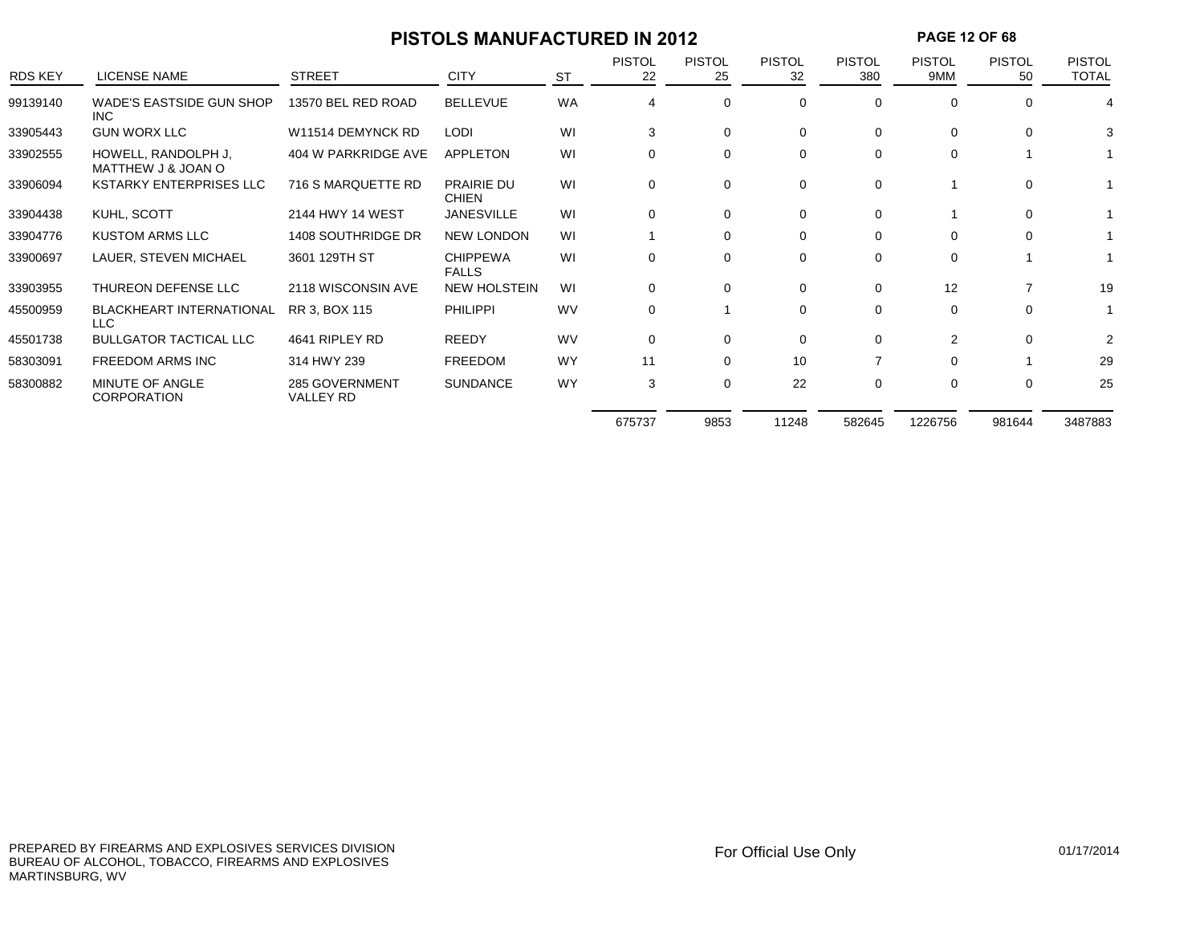# PISTOLS MANUFACTURED IN 2012

| RDS KEY | LICENSE NAME | STREET | CITY | ST | PISTOL 22 | PISTOL 25 | PISTOL 32 | PISTOL 380 | PISTOL 9MM | PISTOL 50 | PISTOL TOTAL |
|---|---|---|---|---|---|---|---|---|---|---|---|
| 99139140 | WADE'S EASTSIDE GUN SHOP INC | 13570 BEL RED ROAD | BELLEVUE | WA | 4 | 0 | 0 | 0 | 0 | 0 | 4 |
| 33905443 | GUN WORX LLC | W11514 DEMYNCK RD | LODI | WI | 3 | 0 | 0 | 0 | 0 | 0 | 3 |
| 33902555 | HOWELL, RANDOLPH J, MATTHEW J & JOAN O | 404 W PARKRIDGE AVE | APPLETON | WI | 0 | 0 | 0 | 0 | 0 | 1 | 1 |
| 33906094 | KSTARKY ENTERPRISES LLC | 716 S MARQUETTE RD | PRAIRIE DU CHIEN | WI | 0 | 0 | 0 | 0 | 1 | 0 | 1 |
| 33904438 | KUHL, SCOTT | 2144 HWY 14 WEST | JANESVILLE | WI | 0 | 0 | 0 | 0 | 1 | 0 | 1 |
| 33904776 | KUSTOM ARMS LLC | 1408 SOUTHRIDGE DR | NEW LONDON | WI | 1 | 0 | 0 | 0 | 0 | 0 | 1 |
| 33900697 | LAUER, STEVEN MICHAEL | 3601 129TH ST | CHIPPEWA FALLS | WI | 0 | 0 | 0 | 0 | 0 | 1 | 1 |
| 33903955 | THUREON DEFENSE LLC | 2118 WISCONSIN AVE | NEW HOLSTEIN | WI | 0 | 0 | 0 | 0 | 12 | 7 | 19 |
| 45500959 | BLACKHEART INTERNATIONAL LLC | RR 3, BOX 115 | PHILIPPI | WV | 0 | 1 | 0 | 0 | 0 | 0 | 1 |
| 45501738 | BULLGATOR TACTICAL LLC | 4641 RIPLEY RD | REEDY | WV | 0 | 0 | 0 | 0 | 2 | 0 | 2 |
| 58303091 | FREEDOM ARMS INC | 314 HWY 239 | FREEDOM | WY | 11 | 0 | 10 | 7 | 0 | 1 | 29 |
| 58300882 | MINUTE OF ANGLE CORPORATION | 285 GOVERNMENT VALLEY RD | SUNDANCE | WY | 3 | 0 | 22 | 0 | 0 | 0 | 25 |
| | | | | | 675737 | 9853 | 11248 | 582645 | 1226756 | 981644 | 3487883 |

PREPARED BY FIREARMS AND EXPLOSIVES SERVICES DIVISION
BUREAU OF ALCOHOL, TOBACCO, FIREARMS AND EXPLOSIVES
MARTINSBURG, WV

For Official Use Only

01/17/2014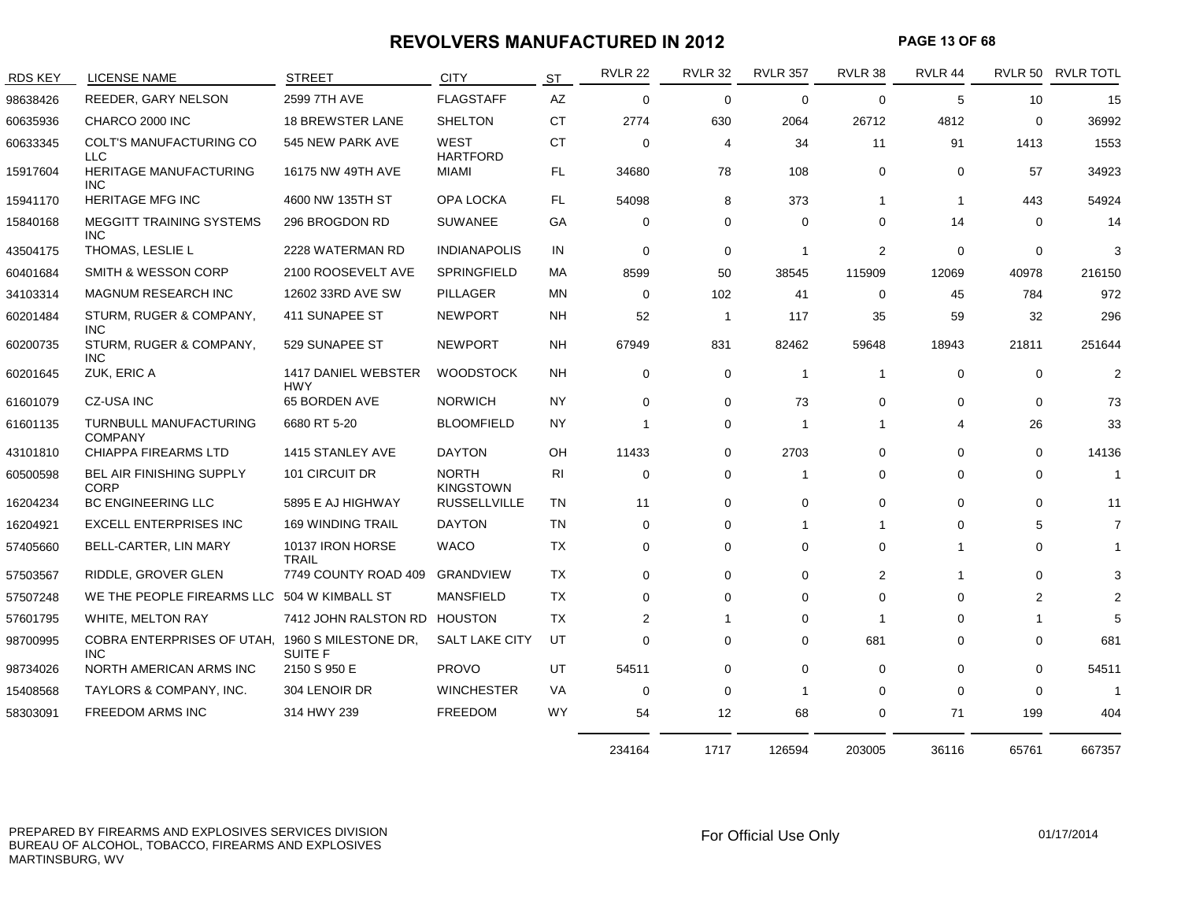# REVOLVERS MANUFACTURED IN 2012

| RDS KEY | LICENSE NAME | STREET | CITY | ST | RVLR 22 | RVLR 32 | RVLR 357 | RVLR 38 | RVLR 44 | RVLR 50 | RVLR TOTL |
|---|---|---|---|---|---|---|---|---|---|---|---|
| 98638426 | REEDER, GARY NELSON | 2599 7TH AVE | FLAGSTAFF | AZ | 0 | 0 | 0 | 0 | 5 | 10 | 15 |
| 60635936 | CHARCO 2000 INC | 18 BREWSTER LANE | SHELTON | CT | 2774 | 630 | 2064 | 26712 | 4812 | 0 | 36992 |
| 60633345 | COLT'S MANUFACTURING CO LLC | 545 NEW PARK AVE | WEST HARTFORD | CT | 0 | 4 | 34 | 11 | 91 | 1413 | 1553 |
| 15917604 | HERITAGE MANUFACTURING INC | 16175 NW 49TH AVE | MIAMI | FL | 34680 | 78 | 108 | 0 | 0 | 57 | 34923 |
| 15941170 | HERITAGE MFG INC | 4600 NW 135TH ST | OPA LOCKA | FL | 54098 | 8 | 373 | 1 | 1 | 443 | 54924 |
| 15840168 | MEGGITT TRAINING SYSTEMS INC | 296 BROGDON RD | SUWANEE | GA | 0 | 0 | 0 | 0 | 14 | 0 | 14 |
| 43504175 | THOMAS, LESLIE L | 2228 WATERMAN RD | INDIANAPOLIS | IN | 0 | 0 | 1 | 2 | 0 | 0 | 3 |
| 60401684 | SMITH & WESSON CORP | 2100 ROOSEVELT AVE | SPRINGFIELD | MA | 8599 | 50 | 38545 | 115909 | 12069 | 40978 | 216150 |
| 34103314 | MAGNUM RESEARCH INC | 12602 33RD AVE SW | PILLAGER | MN | 0 | 102 | 41 | 0 | 45 | 784 | 972 |
| 60201484 | STURM, RUGER & COMPANY, INC | 411 SUNAPEE ST | NEWPORT | NH | 52 | 1 | 117 | 35 | 59 | 32 | 296 |
| 60200735 | STURM, RUGER & COMPANY, INC | 529 SUNAPEE ST | NEWPORT | NH | 67949 | 831 | 82462 | 59648 | 18943 | 21811 | 251644 |
| 60201645 | ZUK, ERIC A | 1417 DANIEL WEBSTER HWY | WOODSTOCK | NH | 0 | 0 | 1 | 1 | 0 | 0 | 2 |
| 61601079 | CZ-USA INC | 65 BORDEN AVE | NORWICH | NY | 0 | 0 | 73 | 0 | 0 | 0 | 73 |
| 61601135 | TURNBULL MANUFACTURING COMPANY | 6680 RT 5-20 | BLOOMFIELD | NY | 1 | 0 | 1 | 1 | 4 | 26 | 33 |
| 43101810 | CHIAPPA FIREARMS LTD | 1415 STANLEY AVE | DAYTON | OH | 11433 | 0 | 2703 | 0 | 0 | 0 | 14136 |
| 60500598 | BEL AIR FINISHING SUPPLY CORP | 101 CIRCUIT DR | NORTH KINGSTOWN | RI | 0 | 0 | 1 | 0 | 0 | 0 | 1 |
| 16204234 | BC ENGINEERING LLC | 5895 E AJ HIGHWAY | RUSSELLVILLE | TN | 11 | 0 | 0 | 0 | 0 | 0 | 11 |
| 16204921 | EXCELL ENTERPRISES INC | 169 WINDING TRAIL | DAYTON | TN | 0 | 0 | 1 | 1 | 0 | 5 | 7 |
| 57405660 | BELL-CARTER, LIN MARY | 10137 IRON HORSE TRAIL | WACO | TX | 0 | 0 | 0 | 0 | 1 | 0 | 1 |
| 57503567 | RIDDLE, GROVER GLEN | 7749 COUNTY ROAD 409 | GRANDVIEW | TX | 0 | 0 | 0 | 2 | 1 | 0 | 3 |
| 57507248 | WE THE PEOPLE FIREARMS LLC | 504 W KIMBALL ST | MANSFIELD | TX | 0 | 0 | 0 | 0 | 0 | 2 | 2 |
| 57601795 | WHITE, MELTON RAY | 7412 JOHN RALSTON RD | HOUSTON | TX | 2 | 1 | 0 | 1 | 0 | 1 | 5 |
| 98700995 | COBRA ENTERPRISES OF UTAH, INC | 1960 S MILESTONE DR, SUITE F | SALT LAKE CITY | UT | 0 | 0 | 0 | 681 | 0 | 0 | 681 |
| 98734026 | NORTH AMERICAN ARMS INC | 2150 S 950 E | PROVO | UT | 54511 | 0 | 0 | 0 | 0 | 0 | 54511 |
| 15408568 | TAYLORS & COMPANY, INC. | 304 LENOIR DR | WINCHESTER | VA | 0 | 0 | 1 | 0 | 0 | 0 | 1 |
| 58303091 | FREEDOM ARMS INC | 314 HWY 239 | FREEDOM | WY | 54 | 12 | 68 | 0 | 71 | 199 | 404 |
| | | | | | 234164 | 1717 | 126594 | 203005 | 36116 | 65761 | 667357 |

PREPARED BY FIREARMS AND EXPLOSIVES SERVICES DIVISION
BUREAU OF ALCOHOL, TOBACCO, FIREARMS AND EXPLOSIVES
MARTINSBURG, WV

For Official Use Only

01/17/2014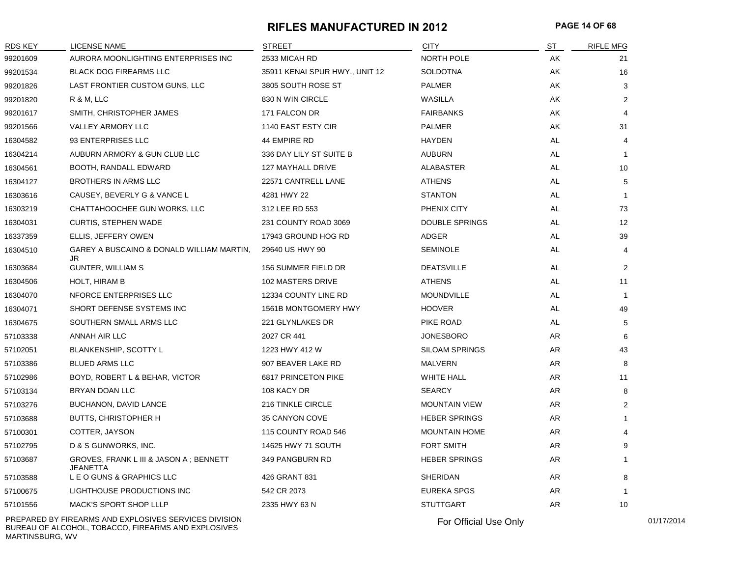# RIFLES MANUFACTURED IN 2012

| RDS KEY | LICENSE NAME | STREET | CITY | ST | RIFLE MFG |
|---|---|---|---|---|---|
| 99201609 | AURORA MOONLIGHTING ENTERPRISES INC | 2533 MICAH RD | NORTH POLE | AK | 21 |
| 99201534 | BLACK DOG FIREARMS LLC | 35911 KENAI SPUR HWY., UNIT 12 | SOLDOTNA | AK | 16 |
| 99201826 | LAST FRONTIER CUSTOM GUNS, LLC | 3805 SOUTH ROSE ST | PALMER | AK | 3 |
| 99201820 | R & M, LLC | 830 N WIN CIRCLE | WASILLA | AK | 2 |
| 99201617 | SMITH, CHRISTOPHER JAMES | 171 FALCON DR | FAIRBANKS | AK | 4 |
| 99201566 | VALLEY ARMORY LLC | 1140 EAST ESTY CIR | PALMER | AK | 31 |
| 16304582 | 93 ENTERPRISES LLC | 44 EMPIRE RD | HAYDEN | AL | 4 |
| 16304214 | AUBURN ARMORY & GUN CLUB LLC | 336 DAY LILY ST SUITE B | AUBURN | AL | 1 |
| 16304561 | BOOTH, RANDALL EDWARD | 127 MAYHALL DRIVE | ALABASTER | AL | 10 |
| 16304127 | BROTHERS IN ARMS LLC | 22571 CANTRELL LANE | ATHENS | AL | 5 |
| 16303616 | CAUSEY, BEVERLY G & VANCE L | 4281 HWY 22 | STANTON | AL | 1 |
| 16303219 | CHATTAHOOCHEE GUN WORKS, LLC | 312 LEE RD 553 | PHENIX CITY | AL | 73 |
| 16304031 | CURTIS, STEPHEN WADE | 231 COUNTY ROAD 3069 | DOUBLE SPRINGS | AL | 12 |
| 16337359 | ELLIS, JEFFERY OWEN | 17943 GROUND HOG RD | ADGER | AL | 39 |
| 16304510 | GAREY A BUSCAINO & DONALD WILLIAM MARTIN, JR | 29640 US HWY 90 | SEMINOLE | AL | 4 |
| 16303684 | GUNTER, WILLIAM S | 156 SUMMER FIELD DR | DEATSVILLE | AL | 2 |
| 16304506 | HOLT, HIRAM B | 102 MASTERS DRIVE | ATHENS | AL | 11 |
| 16304070 | NFORCE ENTERPRISES LLC | 12334 COUNTY LINE RD | MOUNDVILLE | AL | 1 |
| 16304071 | SHORT DEFENSE SYSTEMS INC | 1561B MONTGOMERY HWY | HOOVER | AL | 49 |
| 16304675 | SOUTHERN SMALL ARMS LLC | 221 GLYNLAKES DR | PIKE ROAD | AL | 5 |
| 57103338 | ANNAH AIR LLC | 2027 CR 441 | JONESBORO | AR | 6 |
| 57102051 | BLANKENSHIP, SCOTTY L | 1223 HWY 412 W | SILOAM SPRINGS | AR | 43 |
| 57103386 | BLUED ARMS LLC | 907 BEAVER LAKE RD | MALVERN | AR | 8 |
| 57102986 | BOYD, ROBERT L & BEHAR, VICTOR | 6817 PRINCETON PIKE | WHITE HALL | AR | 11 |
| 57103134 | BRYAN DOAN LLC | 108 KACY DR | SEARCY | AR | 8 |
| 57103276 | BUCHANON, DAVID LANCE | 216 TINKLE CIRCLE | MOUNTAIN VIEW | AR | 2 |
| 57103688 | BUTTS, CHRISTOPHER H | 35 CANYON COVE | HEBER SPRINGS | AR | 1 |
| 57100301 | COTTER, JAYSON | 115 COUNTY ROAD 546 | MOUNTAIN HOME | AR | 4 |
| 57102795 | D & S GUNWORKS, INC. | 14625 HWY 71 SOUTH | FORT SMITH | AR | 9 |
| 57103687 | GROVES, FRANK L III & JASON A ; BENNETT JEANETTA | 349 PANGBURN RD | HEBER SPRINGS | AR | 1 |
| 57103588 | L E O GUNS & GRAPHICS LLC | 426 GRANT 831 | SHERIDAN | AR | 8 |
| 57100675 | LIGHTHOUSE PRODUCTIONS INC | 542 CR 2073 | EUREKA SPGS | AR | 1 |
| 57101556 | MACK'S SPORT SHOP LLLP | 2335 HWY 63 N | STUTTGART | AR | 10 |

PREPARED BY FIREARMS AND EXPLOSIVES SERVICES DIVISION
BUREAU OF ALCOHOL, TOBACCO, FIREARMS AND EXPLOSIVES
MARTINSBURG, WV

For Official Use Only

01/17/2014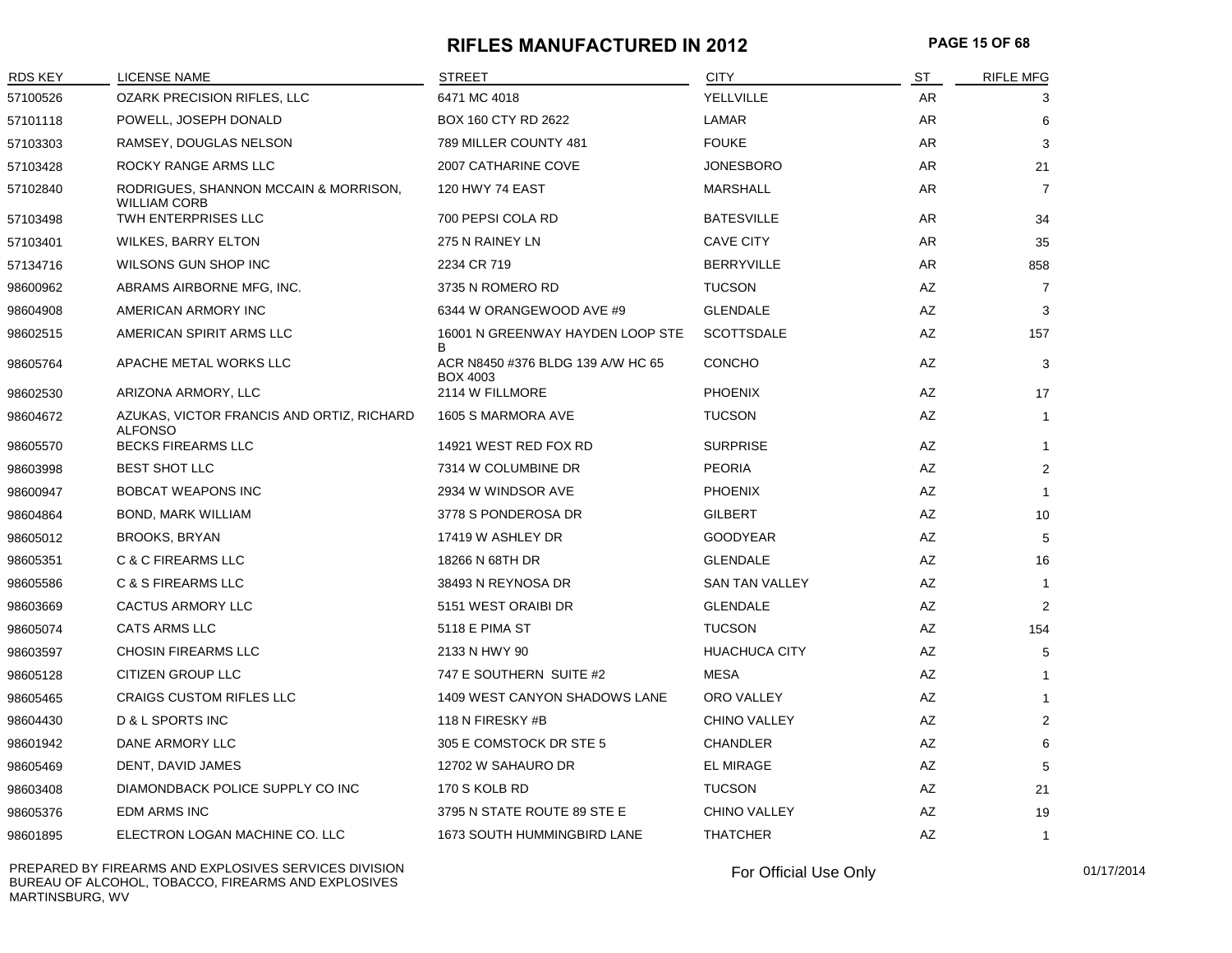# RIFLES MANUFACTURED IN 2012

| RDS KEY | LICENSE NAME | STREET | CITY | ST | RIFLE MFG |
|---|---|---|---|---|---|
| 57100526 | OZARK PRECISION RIFLES, LLC | 6471 MC 4018 | YELLVILLE | AR | 3 |
| 57101118 | POWELL, JOSEPH DONALD | BOX 160 CTY RD 2622 | LAMAR | AR | 6 |
| 57103303 | RAMSEY, DOUGLAS NELSON | 789 MILLER COUNTY 481 | FOUKE | AR | 3 |
| 57103428 | ROCKY RANGE ARMS LLC | 2007 CATHARINE COVE | JONESBORO | AR | 21 |
| 57102840 | RODRIGUES, SHANNON MCCAIN & MORRISON, WILLIAM CORB | 120 HWY 74 EAST | MARSHALL | AR | 7 |
| 57103498 | TWH ENTERPRISES LLC | 700 PEPSI COLA RD | BATESVILLE | AR | 34 |
| 57103401 | WILKES, BARRY ELTON | 275 N RAINEY LN | CAVE CITY | AR | 35 |
| 57134716 | WILSONS GUN SHOP INC | 2234 CR 719 | BERRYVILLE | AR | 858 |
| 98600962 | ABRAMS AIRBORNE MFG, INC. | 3735 N ROMERO RD | TUCSON | AZ | 7 |
| 98604908 | AMERICAN ARMORY INC | 6344 W ORANGEWOOD AVE #9 | GLENDALE | AZ | 3 |
| 98602515 | AMERICAN SPIRIT ARMS LLC | 16001 N GREENWAY HAYDEN LOOP STE B | SCOTTSDALE | AZ | 157 |
| 98605764 | APACHE METAL WORKS LLC | ACR N8450 #376 BLDG 139 A/W HC 65 BOX 4003 | CONCHO | AZ | 3 |
| 98602530 | ARIZONA ARMORY, LLC | 2114 W FILLMORE | PHOENIX | AZ | 17 |
| 98604672 | AZUKAS, VICTOR FRANCIS AND ORTIZ, RICHARD ALFONSO | 1605 S MARMORA AVE | TUCSON | AZ | 1 |
| 98605570 | BECKS FIREARMS LLC | 14921 WEST RED FOX RD | SURPRISE | AZ | 1 |
| 98603998 | BEST SHOT LLC | 7314 W COLUMBINE DR | PEORIA | AZ | 2 |
| 98600947 | BOBCAT WEAPONS INC | 2934 W WINDSOR AVE | PHOENIX | AZ | 1 |
| 98604864 | BOND, MARK WILLIAM | 3778 S PONDEROSA DR | GILBERT | AZ | 10 |
| 98605012 | BROOKS, BRYAN | 17419 W ASHLEY DR | GOODYEAR | AZ | 5 |
| 98605351 | C & C FIREARMS LLC | 18266 N 68TH DR | GLENDALE | AZ | 16 |
| 98605586 | C & S FIREARMS LLC | 38493 N REYNOSA DR | SAN TAN VALLEY | AZ | 1 |
| 98603669 | CACTUS ARMORY LLC | 5151 WEST ORAIBI DR | GLENDALE | AZ | 2 |
| 98605074 | CATS ARMS LLC | 5118 E PIMA ST | TUCSON | AZ | 154 |
| 98603597 | CHOSIN FIREARMS LLC | 2133 N HWY 90 | HUACHUCA CITY | AZ | 5 |
| 98605128 | CITIZEN GROUP LLC | 747 E SOUTHERN SUITE #2 | MESA | AZ | 1 |
| 98605465 | CRAIGS CUSTOM RIFLES LLC | 1409 WEST CANYON SHADOWS LANE | ORO VALLEY | AZ | 1 |
| 98604430 | D & L SPORTS INC | 118 N FIRESKY #B | CHINO VALLEY | AZ | 2 |
| 98601942 | DANE ARMORY LLC | 305 E COMSTOCK DR STE 5 | CHANDLER | AZ | 6 |
| 98605469 | DENT, DAVID JAMES | 12702 W SAHAURO DR | EL MIRAGE | AZ | 5 |
| 98603408 | DIAMONDBACK POLICE SUPPLY CO INC | 170 S KOLB RD | TUCSON | AZ | 21 |
| 98605376 | EDM ARMS INC | 3795 N STATE ROUTE 89 STE E | CHINO VALLEY | AZ | 19 |
| 98601895 | ELECTRON LOGAN MACHINE CO. LLC | 1673 SOUTH HUMMINGBIRD LANE | THATCHER | AZ | 1 |

PREPARED BY FIREARMS AND EXPLOSIVES SERVICES DIVISION
BUREAU OF ALCOHOL, TOBACCO, FIREARMS AND EXPLOSIVES
MARTINSBURG, WV

For Official Use Only

01/17/2014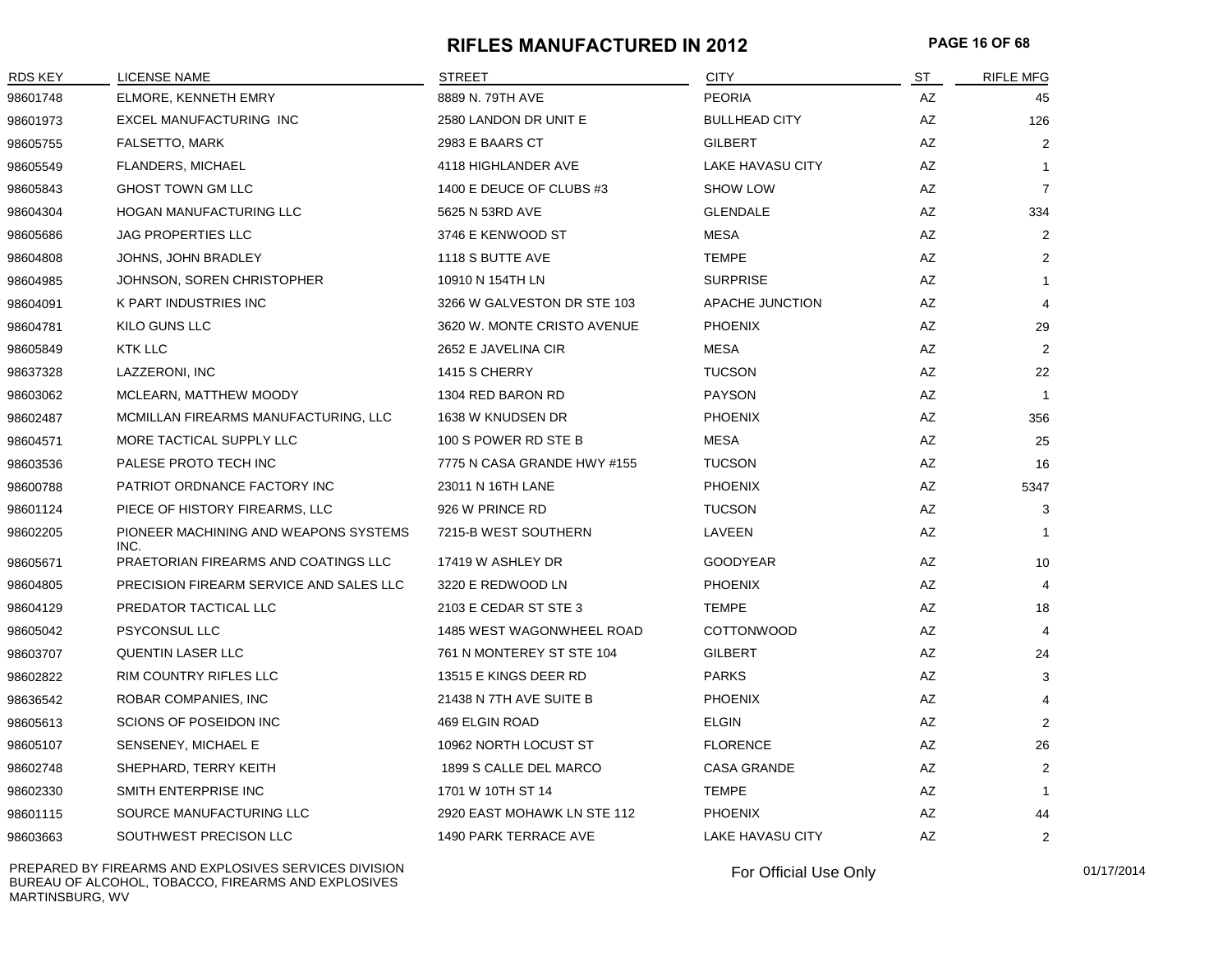# RIFLES MANUFACTURED IN 2012

| RDS KEY | LICENSE NAME | STREET | CITY | ST | RIFLE MFG |
|---|---|---|---|---|---|
| 98601748 | ELMORE, KENNETH EMRY | 8889 N. 79TH AVE | PEORIA | AZ | 45 |
| 98601973 | EXCEL MANUFACTURING INC | 2580 LANDON DR UNIT E | BULLHEAD CITY | AZ | 126 |
| 98605755 | FALSETTO, MARK | 2983 E BAARS CT | GILBERT | AZ | 2 |
| 98605549 | FLANDERS, MICHAEL | 4118 HIGHLANDER AVE | LAKE HAVASU CITY | AZ | 1 |
| 98605843 | GHOST TOWN GM LLC | 1400 E DEUCE OF CLUBS #3 | SHOW LOW | AZ | 7 |
| 98604304 | HOGAN MANUFACTURING LLC | 5625 N 53RD AVE | GLENDALE | AZ | 334 |
| 98605686 | JAG PROPERTIES LLC | 3746 E KENWOOD ST | MESA | AZ | 2 |
| 98604808 | JOHNS, JOHN BRADLEY | 1118 S BUTTE AVE | TEMPE | AZ | 2 |
| 98604985 | JOHNSON, SOREN CHRISTOPHER | 10910 N 154TH LN | SURPRISE | AZ | 1 |
| 98604091 | K PART INDUSTRIES INC | 3266 W GALVESTON DR STE 103 | APACHE JUNCTION | AZ | 4 |
| 98604781 | KILO GUNS LLC | 3620 W. MONTE CRISTO AVENUE | PHOENIX | AZ | 29 |
| 98605849 | KTK LLC | 2652 E JAVELINA CIR | MESA | AZ | 2 |
| 98637328 | LAZZERONI, INC | 1415 S CHERRY | TUCSON | AZ | 22 |
| 98603062 | MCLEARN, MATTHEW MOODY | 1304 RED BARON RD | PAYSON | AZ | 1 |
| 98602487 | MCMILLAN FIREARMS MANUFACTURING, LLC | 1638 W KNUDSEN DR | PHOENIX | AZ | 356 |
| 98604571 | MORE TACTICAL SUPPLY LLC | 100 S POWER RD STE B | MESA | AZ | 25 |
| 98603536 | PALESE PROTO TECH INC | 7775 N CASA GRANDE HWY #155 | TUCSON | AZ | 16 |
| 98600788 | PATRIOT ORDNANCE FACTORY INC | 23011 N 16TH LANE | PHOENIX | AZ | 5347 |
| 98601124 | PIECE OF HISTORY FIREARMS, LLC | 926 W PRINCE RD | TUCSON | AZ | 3 |
| 98602205 | PIONEER MACHINING AND WEAPONS SYSTEMS INC. | 7215-B WEST SOUTHERN | LAVEEN | AZ | 1 |
| 98605671 | PRAETORIAN FIREARMS AND COATINGS LLC | 17419 W ASHLEY DR | GOODYEAR | AZ | 10 |
| 98604805 | PRECISION FIREARM SERVICE AND SALES LLC | 3220 E REDWOOD LN | PHOENIX | AZ | 4 |
| 98604129 | PREDATOR TACTICAL LLC | 2103 E CEDAR ST STE 3 | TEMPE | AZ | 18 |
| 98605042 | PSYCONSUL LLC | 1485 WEST WAGONWHEEL ROAD | COTTONWOOD | AZ | 4 |
| 98603707 | QUENTIN LASER LLC | 761 N MONTEREY ST STE 104 | GILBERT | AZ | 24 |
| 98602822 | RIM COUNTRY RIFLES LLC | 13515 E KINGS DEER RD | PARKS | AZ | 3 |
| 98636542 | ROBAR COMPANIES, INC | 21438 N 7TH AVE SUITE B | PHOENIX | AZ | 4 |
| 98605613 | SCIONS OF POSEIDON INC | 469 ELGIN ROAD | ELGIN | AZ | 2 |
| 98605107 | SENSENEY, MICHAEL E | 10962 NORTH LOCUST ST | FLORENCE | AZ | 26 |
| 98602748 | SHEPHARD, TERRY KEITH | 1899 S CALLE DEL MARCO | CASA GRANDE | AZ | 2 |
| 98602330 | SMITH ENTERPRISE INC | 1701 W 10TH ST 14 | TEMPE | AZ | 1 |
| 98601115 | SOURCE MANUFACTURING LLC | 2920 EAST MOHAWK LN STE 112 | PHOENIX | AZ | 44 |
| 98603663 | SOUTHWEST PRECISON LLC | 1490 PARK TERRACE AVE | LAKE HAVASU CITY | AZ | 2 |

PREPARED BY FIREARMS AND EXPLOSIVES SERVICES DIVISION
BUREAU OF ALCOHOL, TOBACCO, FIREARMS AND EXPLOSIVES
MARTINSBURG, WV

For Official Use Only

01/17/2014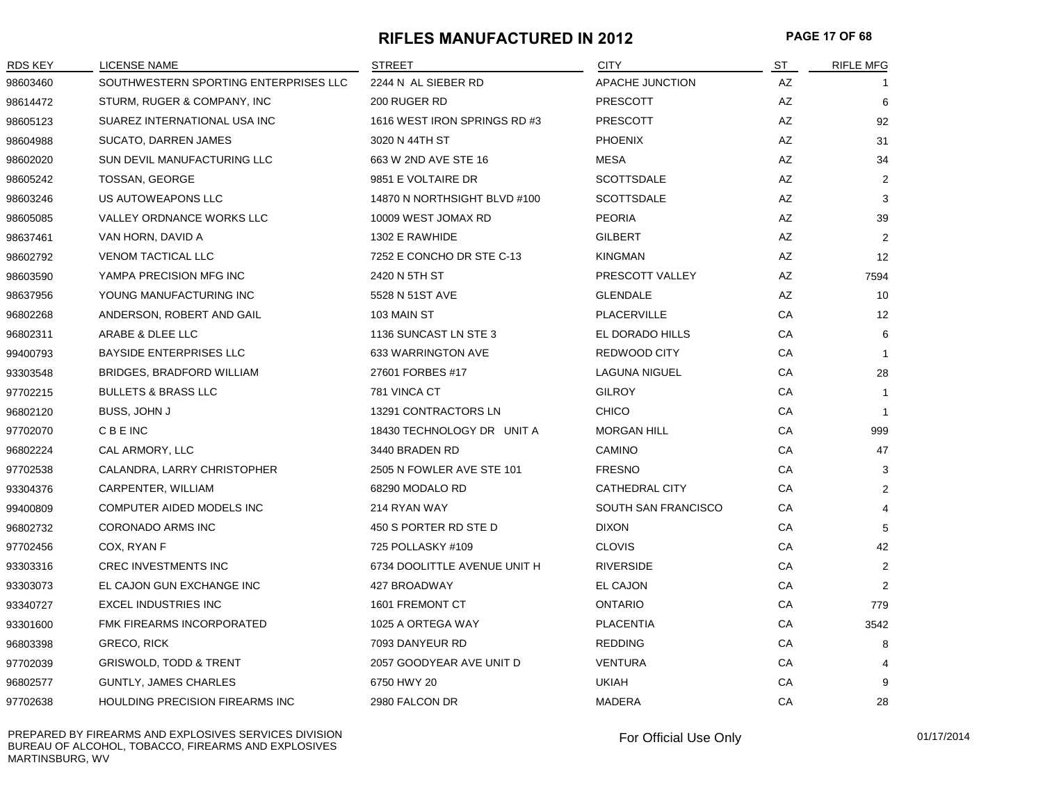# RIFLES MANUFACTURED IN 2012

| RDS KEY | LICENSE NAME | STREET | CITY | ST | RIFLE MFG |
|---|---|---|---|---|---|
| 98603460 | SOUTHWESTERN SPORTING ENTERPRISES LLC | 2244 N AL SIEBER RD | APACHE JUNCTION | AZ | 1 |
| 98614472 | STURM, RUGER & COMPANY, INC | 200 RUGER RD | PRESCOTT | AZ | 6 |
| 98605123 | SUAREZ INTERNATIONAL USA INC | 1616 WEST IRON SPRINGS RD #3 | PRESCOTT | AZ | 92 |
| 98604988 | SUCATO, DARREN JAMES | 3020 N 44TH ST | PHOENIX | AZ | 31 |
| 98602020 | SUN DEVIL MANUFACTURING LLC | 663 W 2ND AVE STE 16 | MESA | AZ | 34 |
| 98605242 | TOSSAN, GEORGE | 9851 E VOLTAIRE DR | SCOTTSDALE | AZ | 2 |
| 98603246 | US AUTOWEAPONS LLC | 14870 N NORTHSIGHT BLVD #100 | SCOTTSDALE | AZ | 3 |
| 98605085 | VALLEY ORDNANCE WORKS LLC | 10009 WEST JOMAX RD | PEORIA | AZ | 39 |
| 98637461 | VAN HORN, DAVID A | 1302 E RAWHIDE | GILBERT | AZ | 2 |
| 98602792 | VENOM TACTICAL LLC | 7252 E CONCHO DR STE C-13 | KINGMAN | AZ | 12 |
| 98603590 | YAMPA PRECISION MFG INC | 2420 N 5TH ST | PRESCOTT VALLEY | AZ | 7594 |
| 98637956 | YOUNG MANUFACTURING INC | 5528 N 51ST AVE | GLENDALE | AZ | 10 |
| 96802268 | ANDERSON, ROBERT AND GAIL | 103 MAIN ST | PLACERVILLE | CA | 12 |
| 96802311 | ARABE & DLEE LLC | 1136 SUNCAST LN STE 3 | EL DORADO HILLS | CA | 6 |
| 99400793 | BAYSIDE ENTERPRISES LLC | 633 WARRINGTON AVE | REDWOOD CITY | CA | 1 |
| 93303548 | BRIDGES, BRADFORD WILLIAM | 27601 FORBES #17 | LAGUNA NIGUEL | CA | 28 |
| 97702215 | BULLETS & BRASS LLC | 781 VINCA CT | GILROY | CA | 1 |
| 96802120 | BUSS, JOHN J | 13291 CONTRACTORS LN | CHICO | CA | 1 |
| 97702070 | C B E INC | 18430 TECHNOLOGY DR UNIT A | MORGAN HILL | CA | 999 |
| 96802224 | CAL ARMORY, LLC | 3440 BRADEN RD | CAMINO | CA | 47 |
| 97702538 | CALANDRA, LARRY CHRISTOPHER | 2505 N FOWLER AVE STE 101 | FRESNO | CA | 3 |
| 93304376 | CARPENTER, WILLIAM | 68290 MODALO RD | CATHEDRAL CITY | CA | 2 |
| 99400809 | COMPUTER AIDED MODELS INC | 214 RYAN WAY | SOUTH SAN FRANCISCO | CA | 4 |
| 96802732 | CORONADO ARMS INC | 450 S PORTER RD STE D | DIXON | CA | 5 |
| 97702456 | COX, RYAN F | 725 POLLASKY #109 | CLOVIS | CA | 42 |
| 93303316 | CREC INVESTMENTS INC | 6734 DOOLITTLE AVENUE UNIT H | RIVERSIDE | CA | 2 |
| 93303073 | EL CAJON GUN EXCHANGE INC | 427 BROADWAY | EL CAJON | CA | 2 |
| 93340727 | EXCEL INDUSTRIES INC | 1601 FREMONT CT | ONTARIO | CA | 779 |
| 93301600 | FMK FIREARMS INCORPORATED | 1025 A ORTEGA WAY | PLACENTIA | CA | 3542 |
| 96803398 | GRECO, RICK | 7093 DANYEUR RD | REDDING | CA | 8 |
| 97702039 | GRISWOLD, TODD & TRENT | 2057 GOODYEAR AVE UNIT D | VENTURA | CA | 4 |
| 96802577 | GUNTLY, JAMES CHARLES | 6750 HWY 20 | UKIAH | CA | 9 |
| 97702638 | HOULDING PRECISION FIREARMS INC | 2980 FALCON DR | MADERA | CA | 28 |

PREPARED BY FIREARMS AND EXPLOSIVES SERVICES DIVISION
BUREAU OF ALCOHOL, TOBACCO, FIREARMS AND EXPLOSIVES
MARTINSBURG, WV

For Official Use Only

01/17/2014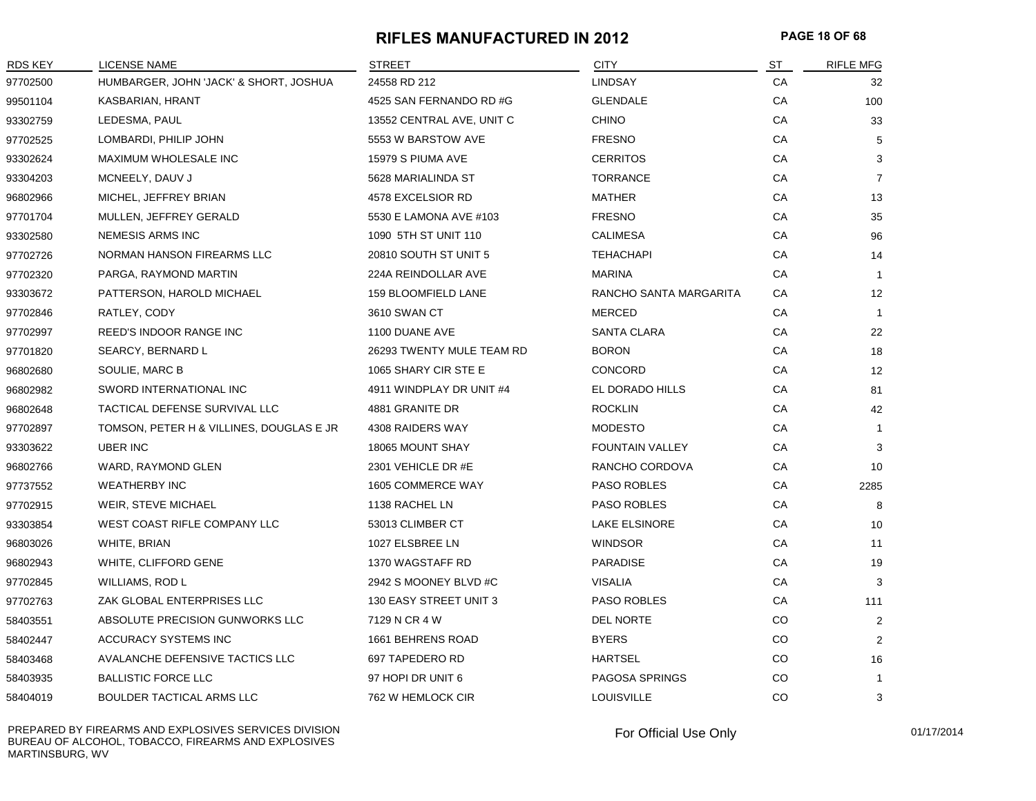# RIFLES MANUFACTURED IN 2012

| RDS KEY | LICENSE NAME | STREET | CITY | ST | RIFLE MFG |
|---|---|---|---|---|---|
| 97702500 | HUMBARGER, JOHN 'JACK' & SHORT, JOSHUA | 24558 RD 212 | LINDSAY | CA | 32 |
| 99501104 | KASBARIAN, HRANT | 4525 SAN FERNANDO RD #G | GLENDALE | CA | 100 |
| 93302759 | LEDESMA, PAUL | 13552 CENTRAL AVE, UNIT C | CHINO | CA | 33 |
| 97702525 | LOMBARDI, PHILIP JOHN | 5553 W BARSTOW AVE | FRESNO | CA | 5 |
| 93302624 | MAXIMUM WHOLESALE INC | 15979 S PIUMA AVE | CERRITOS | CA | 3 |
| 93304203 | MCNEELY, DAUV J | 5628 MARIALINDA ST | TORRANCE | CA | 7 |
| 96802966 | MICHEL, JEFFREY BRIAN | 4578 EXCELSIOR RD | MATHER | CA | 13 |
| 97701704 | MULLEN, JEFFREY GERALD | 5530 E LAMONA AVE #103 | FRESNO | CA | 35 |
| 93302580 | NEMESIS ARMS INC | 1090 5TH ST UNIT 110 | CALIMESA | CA | 96 |
| 97702726 | NORMAN HANSON FIREARMS LLC | 20810 SOUTH ST UNIT 5 | TEHACHAPI | CA | 14 |
| 97702320 | PARGA, RAYMOND MARTIN | 224A REINDOLLAR AVE | MARINA | CA | 1 |
| 93303672 | PATTERSON, HAROLD MICHAEL | 159 BLOOMFIELD LANE | RANCHO SANTA MARGARITA | CA | 12 |
| 97702846 | RATLEY, CODY | 3610 SWAN CT | MERCED | CA | 1 |
| 97702997 | REED'S INDOOR RANGE INC | 1100 DUANE AVE | SANTA CLARA | CA | 22 |
| 97701820 | SEARCY, BERNARD L | 26293 TWENTY MULE TEAM RD | BORON | CA | 18 |
| 96802680 | SOULIE, MARC B | 1065 SHARY CIR STE E | CONCORD | CA | 12 |
| 96802982 | SWORD INTERNATIONAL INC | 4911 WINDPLAY DR UNIT #4 | EL DORADO HILLS | CA | 81 |
| 96802648 | TACTICAL DEFENSE SURVIVAL LLC | 4881 GRANITE DR | ROCKLIN | CA | 42 |
| 97702897 | TOMSON, PETER H & VILLINES, DOUGLAS E JR | 4308 RAIDERS WAY | MODESTO | CA | 1 |
| 93303622 | UBER INC | 18065 MOUNT SHAY | FOUNTAIN VALLEY | CA | 3 |
| 96802766 | WARD, RAYMOND GLEN | 2301 VEHICLE DR #E | RANCHO CORDOVA | CA | 10 |
| 97737552 | WEATHERBY INC | 1605 COMMERCE WAY | PASO ROBLES | CA | 2285 |
| 97702915 | WEIR, STEVE MICHAEL | 1138 RACHEL LN | PASO ROBLES | CA | 8 |
| 93303854 | WEST COAST RIFLE COMPANY LLC | 53013 CLIMBER CT | LAKE ELSINORE | CA | 10 |
| 96803026 | WHITE, BRIAN | 1027 ELSBREE LN | WINDSOR | CA | 11 |
| 96802943 | WHITE, CLIFFORD GENE | 1370 WAGSTAFF RD | PARADISE | CA | 19 |
| 97702845 | WILLIAMS, ROD L | 2942 S MOONEY BLVD #C | VISALIA | CA | 3 |
| 97702763 | ZAK GLOBAL ENTERPRISES LLC | 130 EASY STREET UNIT 3 | PASO ROBLES | CA | 111 |
| 58403551 | ABSOLUTE PRECISION GUNWORKS LLC | 7129 N CR 4 W | DEL NORTE | CO | 2 |
| 58402447 | ACCURACY SYSTEMS INC | 1661 BEHRENS ROAD | BYERS | CO | 2 |
| 58403468 | AVALANCHE DEFENSIVE TACTICS LLC | 697 TAPEDERO RD | HARTSEL | CO | 16 |
| 58403935 | BALLISTIC FORCE LLC | 97 HOPI DR UNIT 6 | PAGOSA SPRINGS | CO | 1 |
| 58404019 | BOULDER TACTICAL ARMS LLC | 762 W HEMLOCK CIR | LOUISVILLE | CO | 3 |

PREPARED BY FIREARMS AND EXPLOSIVES SERVICES DIVISION
BUREAU OF ALCOHOL, TOBACCO, FIREARMS AND EXPLOSIVES
MARTINSBURG, WV

For Official Use Only

01/17/2014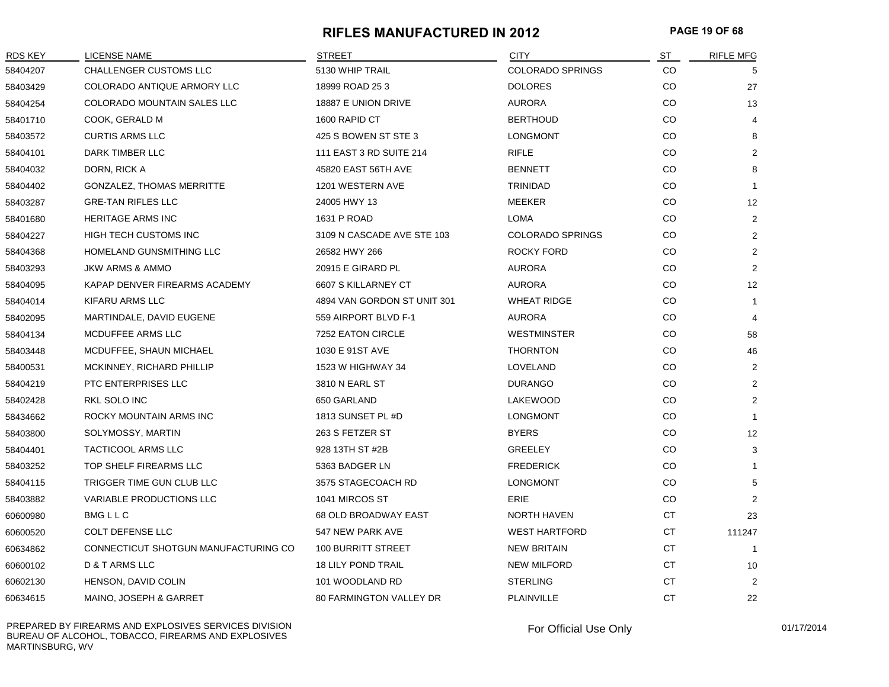# RIFLES MANUFACTURED IN 2012

| RDS KEY | LICENSE NAME | STREET | CITY | ST | RIFLE MFG |
|---|---|---|---|---|---|
| 58404207 | CHALLENGER CUSTOMS LLC | 5130 WHIP TRAIL | COLORADO SPRINGS | CO | 5 |
| 58403429 | COLORADO ANTIQUE ARMORY LLC | 18999 ROAD 25 3 | DOLORES | CO | 27 |
| 58404254 | COLORADO MOUNTAIN SALES LLC | 18887 E UNION DRIVE | AURORA | CO | 13 |
| 58401710 | COOK, GERALD M | 1600 RAPID CT | BERTHOUD | CO | 4 |
| 58403572 | CURTIS ARMS LLC | 425 S BOWEN ST STE 3 | LONGMONT | CO | 8 |
| 58404101 | DARK TIMBER LLC | 111 EAST 3 RD SUITE 214 | RIFLE | CO | 2 |
| 58404032 | DORN, RICK A | 45820 EAST 56TH AVE | BENNETT | CO | 8 |
| 58404402 | GONZALEZ, THOMAS MERRITTE | 1201 WESTERN AVE | TRINIDAD | CO | 1 |
| 58403287 | GRE-TAN RIFLES LLC | 24005 HWY 13 | MEEKER | CO | 12 |
| 58401680 | HERITAGE ARMS INC | 1631 P ROAD | LOMA | CO | 2 |
| 58404227 | HIGH TECH CUSTOMS INC | 3109 N CASCADE AVE STE 103 | COLORADO SPRINGS | CO | 2 |
| 58404368 | HOMELAND GUNSMITHING LLC | 26582 HWY 266 | ROCKY FORD | CO | 2 |
| 58403293 | JKW ARMS & AMMO | 20915 E GIRARD PL | AURORA | CO | 2 |
| 58404095 | KAPAP DENVER FIREARMS ACADEMY | 6607 S KILLARNEY CT | AURORA | CO | 12 |
| 58404014 | KIFARU ARMS LLC | 4894 VAN GORDON ST UNIT 301 | WHEAT RIDGE | CO | 1 |
| 58402095 | MARTINDALE, DAVID EUGENE | 559 AIRPORT BLVD F-1 | AURORA | CO | 4 |
| 58404134 | MCDUFFEE ARMS LLC | 7252 EATON CIRCLE | WESTMINSTER | CO | 58 |
| 58403448 | MCDUFFEE, SHAUN MICHAEL | 1030 E 91ST AVE | THORNTON | CO | 46 |
| 58400531 | MCKINNEY, RICHARD PHILLIP | 1523 W HIGHWAY 34 | LOVELAND | CO | 2 |
| 58404219 | PTC ENTERPRISES LLC | 3810 N EARL ST | DURANGO | CO | 2 |
| 58402428 | RKL SOLO INC | 650 GARLAND | LAKEWOOD | CO | 2 |
| 58434662 | ROCKY MOUNTAIN ARMS INC | 1813 SUNSET PL #D | LONGMONT | CO | 1 |
| 58403800 | SOLYMOSSY, MARTIN | 263 S FETZER ST | BYERS | CO | 12 |
| 58404401 | TACTICOOL ARMS LLC | 928 13TH ST #2B | GREELEY | CO | 3 |
| 58403252 | TOP SHELF FIREARMS LLC | 5363 BADGER LN | FREDERICK | CO | 1 |
| 58404115 | TRIGGER TIME GUN CLUB LLC | 3575 STAGECOACH RD | LONGMONT | CO | 5 |
| 58403882 | VARIABLE PRODUCTIONS LLC | 1041 MIRCOS ST | ERIE | CO | 2 |
| 60600980 | BMG L L C | 68 OLD BROADWAY EAST | NORTH HAVEN | CT | 23 |
| 60600520 | COLT DEFENSE LLC | 547 NEW PARK AVE | WEST HARTFORD | CT | 111247 |
| 60634862 | CONNECTICUT SHOTGUN MANUFACTURING CO | 100 BURRITT STREET | NEW BRITAIN | CT | 1 |
| 60600102 | D & T ARMS LLC | 18 LILY POND TRAIL | NEW MILFORD | CT | 10 |
| 60602130 | HENSON, DAVID COLIN | 101 WOODLAND RD | STERLING | CT | 2 |
| 60634615 | MAINO, JOSEPH & GARRET | 80 FARMINGTON VALLEY DR | PLAINVILLE | CT | 22 |

PREPARED BY FIREARMS AND EXPLOSIVES SERVICES DIVISION
BUREAU OF ALCOHOL, TOBACCO, FIREARMS AND EXPLOSIVES
MARTINSBURG, WV

For Official Use Only

01/17/2014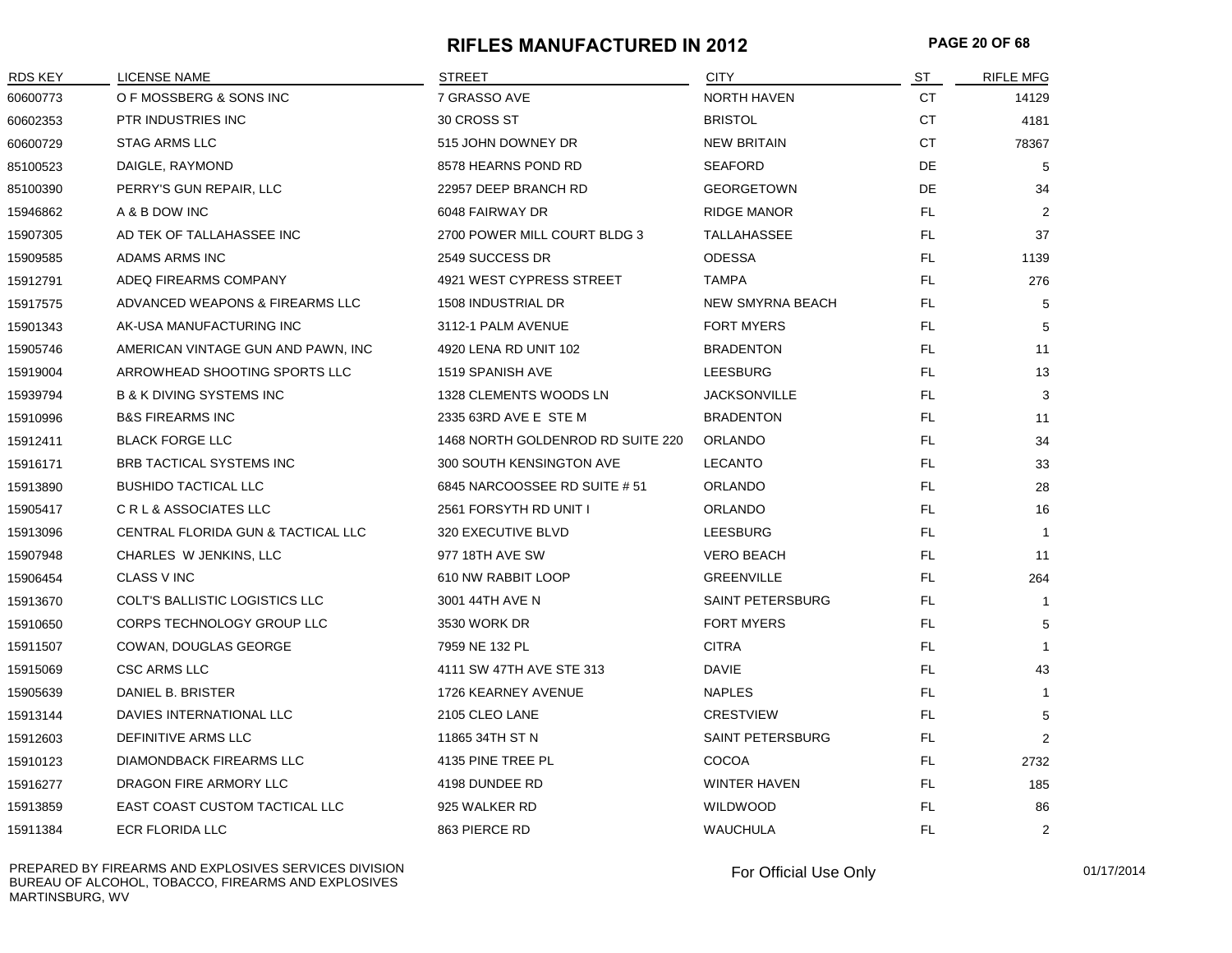# RIFLES MANUFACTURED IN 2012

| RDS KEY | LICENSE NAME | STREET | CITY | ST | RIFLE MFG |
|---|---|---|---|---|---|
| 60600773 | O F MOSSBERG & SONS INC | 7 GRASSO AVE | NORTH HAVEN | CT | 14129 |
| 60602353 | PTR INDUSTRIES INC | 30 CROSS ST | BRISTOL | CT | 4181 |
| 60600729 | STAG ARMS LLC | 515 JOHN DOWNEY DR | NEW BRITAIN | CT | 78367 |
| 85100523 | DAIGLE, RAYMOND | 8578 HEARNS POND RD | SEAFORD | DE | 5 |
| 85100390 | PERRY'S GUN REPAIR, LLC | 22957 DEEP BRANCH RD | GEORGETOWN | DE | 34 |
| 15946862 | A & B DOW INC | 6048 FAIRWAY DR | RIDGE MANOR | FL | 2 |
| 15907305 | AD TEK OF TALLAHASSEE INC | 2700 POWER MILL COURT BLDG 3 | TALLAHASSEE | FL | 37 |
| 15909585 | ADAMS ARMS INC | 2549 SUCCESS DR | ODESSA | FL | 1139 |
| 15912791 | ADEQ FIREARMS COMPANY | 4921 WEST CYPRESS STREET | TAMPA | FL | 276 |
| 15917575 | ADVANCED WEAPONS & FIREARMS LLC | 1508 INDUSTRIAL DR | NEW SMYRNA BEACH | FL | 5 |
| 15901343 | AK-USA MANUFACTURING INC | 3112-1 PALM AVENUE | FORT MYERS | FL | 5 |
| 15905746 | AMERICAN VINTAGE GUN AND PAWN, INC | 4920 LENA RD UNIT 102 | BRADENTON | FL | 11 |
| 15919004 | ARROWHEAD SHOOTING SPORTS LLC | 1519 SPANISH AVE | LEESBURG | FL | 13 |
| 15939794 | B & K DIVING SYSTEMS INC | 1328 CLEMENTS WOODS LN | JACKSONVILLE | FL | 3 |
| 15910996 | B&S FIREARMS INC | 2335 63RD AVE E STE M | BRADENTON | FL | 11 |
| 15912411 | BLACK FORGE LLC | 1468 NORTH GOLDENROD RD SUITE 220 | ORLANDO | FL | 34 |
| 15916171 | BRB TACTICAL SYSTEMS INC | 300 SOUTH KENSINGTON AVE | LECANTO | FL | 33 |
| 15913890 | BUSHIDO TACTICAL LLC | 6845 NARCOOSSEE RD SUITE # 51 | ORLANDO | FL | 28 |
| 15905417 | C R L & ASSOCIATES LLC | 2561 FORSYTH RD UNIT I | ORLANDO | FL | 16 |
| 15913096 | CENTRAL FLORIDA GUN & TACTICAL LLC | 320 EXECUTIVE BLVD | LEESBURG | FL | 1 |
| 15907948 | CHARLES W JENKINS, LLC | 977 18TH AVE SW | VERO BEACH | FL | 11 |
| 15906454 | CLASS V INC | 610 NW RABBIT LOOP | GREENVILLE | FL | 264 |
| 15913670 | COLT'S BALLISTIC LOGISTICS LLC | 3001 44TH AVE N | SAINT PETERSBURG | FL | 1 |
| 15910650 | CORPS TECHNOLOGY GROUP LLC | 3530 WORK DR | FORT MYERS | FL | 5 |
| 15911507 | COWAN, DOUGLAS GEORGE | 7959 NE 132 PL | CITRA | FL | 1 |
| 15915069 | CSC ARMS LLC | 4111 SW 47TH AVE STE 313 | DAVIE | FL | 43 |
| 15905639 | DANIEL B. BRISTER | 1726 KEARNEY AVENUE | NAPLES | FL | 1 |
| 15913144 | DAVIES INTERNATIONAL LLC | 2105 CLEO LANE | CRESTVIEW | FL | 5 |
| 15912603 | DEFINITIVE ARMS LLC | 11865 34TH ST N | SAINT PETERSBURG | FL | 2 |
| 15910123 | DIAMONDBACK FIREARMS LLC | 4135 PINE TREE PL | COCOA | FL | 2732 |
| 15916277 | DRAGON FIRE ARMORY LLC | 4198 DUNDEE RD | WINTER HAVEN | FL | 185 |
| 15913859 | EAST COAST CUSTOM TACTICAL LLC | 925 WALKER RD | WILDWOOD | FL | 86 |
| 15911384 | ECR FLORIDA LLC | 863 PIERCE RD | WAUCHULA | FL | 2 |

PREPARED BY FIREARMS AND EXPLOSIVES SERVICES DIVISION
BUREAU OF ALCOHOL, TOBACCO, FIREARMS AND EXPLOSIVES
MARTINSBURG, WV

For Official Use Only

01/17/2014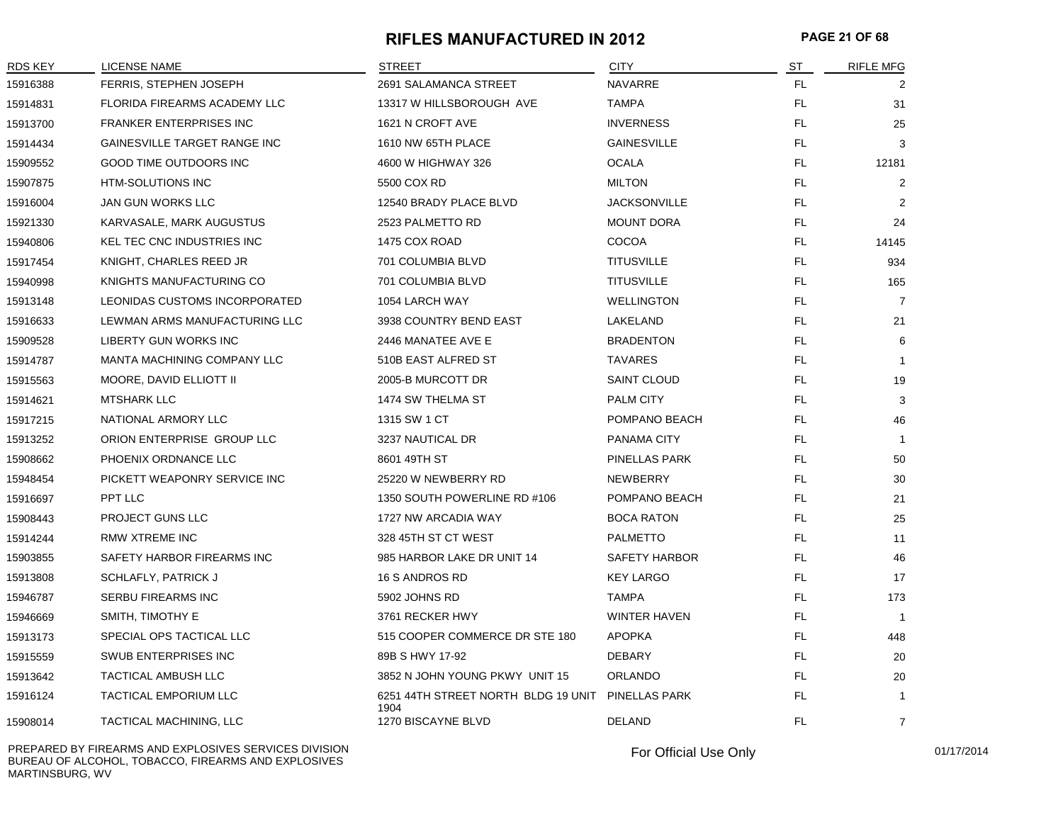# RIFLES MANUFACTURED IN 2012

| RDS KEY | LICENSE NAME | STREET | CITY | ST | RIFLE MFG |
|---|---|---|---|---|---|
| 15916388 | FERRIS, STEPHEN JOSEPH | 2691 SALAMANCA STREET | NAVARRE | FL | 2 |
| 15914831 | FLORIDA FIREARMS ACADEMY LLC | 13317 W HILLSBOROUGH AVE | TAMPA | FL | 31 |
| 15913700 | FRANKER ENTERPRISES INC | 1621 N CROFT AVE | INVERNESS | FL | 25 |
| 15914434 | GAINESVILLE TARGET RANGE INC | 1610 NW 65TH PLACE | GAINESVILLE | FL | 3 |
| 15909552 | GOOD TIME OUTDOORS INC | 4600 W HIGHWAY 326 | OCALA | FL | 12181 |
| 15907875 | HTM-SOLUTIONS INC | 5500 COX RD | MILTON | FL | 2 |
| 15916004 | JAN GUN WORKS LLC | 12540 BRADY PLACE BLVD | JACKSONVILLE | FL | 2 |
| 15921330 | KARVASALE, MARK AUGUSTUS | 2523 PALMETTO RD | MOUNT DORA | FL | 24 |
| 15940806 | KEL TEC CNC INDUSTRIES INC | 1475 COX ROAD | COCOA | FL | 14145 |
| 15917454 | KNIGHT, CHARLES REED JR | 701 COLUMBIA BLVD | TITUSVILLE | FL | 934 |
| 15940998 | KNIGHTS MANUFACTURING CO | 701 COLUMBIA BLVD | TITUSVILLE | FL | 165 |
| 15913148 | LEONIDAS CUSTOMS INCORPORATED | 1054 LARCH WAY | WELLINGTON | FL | 7 |
| 15916633 | LEWMAN ARMS MANUFACTURING LLC | 3938 COUNTRY BEND EAST | LAKELAND | FL | 21 |
| 15909528 | LIBERTY GUN WORKS INC | 2446 MANATEE AVE E | BRADENTON | FL | 6 |
| 15914787 | MANTA MACHINING COMPANY LLC | 510B EAST ALFRED ST | TAVARES | FL | 1 |
| 15915563 | MOORE, DAVID ELLIOTT II | 2005-B MURCOTT DR | SAINT CLOUD | FL | 19 |
| 15914621 | MTSHARK LLC | 1474 SW THELMA ST | PALM CITY | FL | 3 |
| 15917215 | NATIONAL ARMORY LLC | 1315 SW 1 CT | POMPANO BEACH | FL | 46 |
| 15913252 | ORION ENTERPRISE GROUP LLC | 3237 NAUTICAL DR | PANAMA CITY | FL | 1 |
| 15908662 | PHOENIX ORDNANCE LLC | 8601 49TH ST | PINELLAS PARK | FL | 50 |
| 15948454 | PICKETT WEAPONRY SERVICE INC | 25220 W NEWBERRY RD | NEWBERRY | FL | 30 |
| 15916697 | PPT LLC | 1350 SOUTH POWERLINE RD #106 | POMPANO BEACH | FL | 21 |
| 15908443 | PROJECT GUNS LLC | 1727 NW ARCADIA WAY | BOCA RATON | FL | 25 |
| 15914244 | RMW XTREME INC | 328 45TH ST CT WEST | PALMETTO | FL | 11 |
| 15903855 | SAFETY HARBOR FIREARMS INC | 985 HARBOR LAKE DR UNIT 14 | SAFETY HARBOR | FL | 46 |
| 15913808 | SCHLAFLY, PATRICK J | 16 S ANDROS RD | KEY LARGO | FL | 17 |
| 15946787 | SERBU FIREARMS INC | 5902 JOHNS RD | TAMPA | FL | 173 |
| 15946669 | SMITH, TIMOTHY E | 3761 RECKER HWY | WINTER HAVEN | FL | 1 |
| 15913173 | SPECIAL OPS TACTICAL LLC | 515 COOPER COMMERCE DR STE 180 | APOPKA | FL | 448 |
| 15915559 | SWUB ENTERPRISES INC | 89B S HWY 17-92 | DEBARY | FL | 20 |
| 15913642 | TACTICAL AMBUSH LLC | 3852 N JOHN YOUNG PKWY UNIT 15 | ORLANDO | FL | 20 |
| 15916124 | TACTICAL EMPORIUM LLC | 6251 44TH STREET NORTH BLDG 19 UNIT 1904 | PINELLAS PARK | FL | 1 |
| 15908014 | TACTICAL MACHINING, LLC | 1270 BISCAYNE BLVD | DELAND | FL | 7 |

PREPARED BY FIREARMS AND EXPLOSIVES SERVICES DIVISION
BUREAU OF ALCOHOL, TOBACCO, FIREARMS AND EXPLOSIVES
MARTINSBURG, WV

For Official Use Only

01/17/2014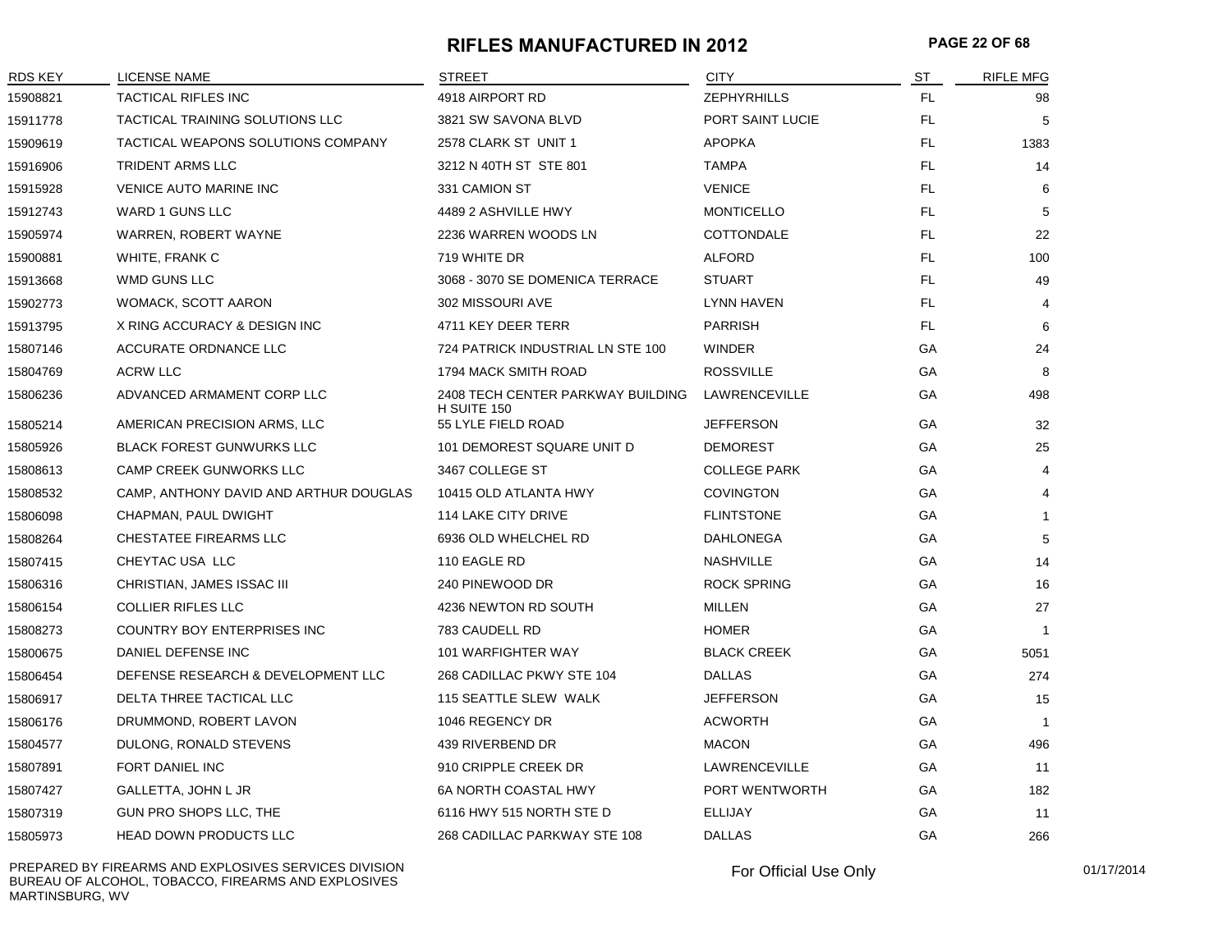# RIFLES MANUFACTURED IN 2012

| RDS KEY | LICENSE NAME | STREET | CITY | ST | RIFLE MFG |
|---|---|---|---|---|---|
| 15908821 | TACTICAL RIFLES INC | 4918 AIRPORT RD | ZEPHYRHILLS | FL | 98 |
| 15911778 | TACTICAL TRAINING SOLUTIONS LLC | 3821 SW SAVONA BLVD | PORT SAINT LUCIE | FL | 5 |
| 15909619 | TACTICAL WEAPONS SOLUTIONS COMPANY | 2578 CLARK ST UNIT 1 | APOPKA | FL | 1383 |
| 15916906 | TRIDENT ARMS LLC | 3212 N 40TH ST STE 801 | TAMPA | FL | 14 |
| 15915928 | VENICE AUTO MARINE INC | 331 CAMION ST | VENICE | FL | 6 |
| 15912743 | WARD 1 GUNS LLC | 4489 2 ASHVILLE HWY | MONTICELLO | FL | 5 |
| 15905974 | WARREN, ROBERT WAYNE | 2236 WARREN WOODS LN | COTTONDALE | FL | 22 |
| 15900881 | WHITE, FRANK C | 719 WHITE DR | ALFORD | FL | 100 |
| 15913668 | WMD GUNS LLC | 3068 - 3070 SE DOMENICA TERRACE | STUART | FL | 49 |
| 15902773 | WOMACK, SCOTT AARON | 302 MISSOURI AVE | LYNN HAVEN | FL | 4 |
| 15913795 | X RING ACCURACY & DESIGN INC | 4711 KEY DEER TERR | PARRISH | FL | 6 |
| 15807146 | ACCURATE ORDNANCE LLC | 724 PATRICK INDUSTRIAL LN STE 100 | WINDER | GA | 24 |
| 15804769 | ACRW LLC | 1794 MACK SMITH ROAD | ROSSVILLE | GA | 8 |
| 15806236 | ADVANCED ARMAMENT CORP LLC | 2408 TECH CENTER PARKWAY BUILDING H SUITE 150 | LAWRENCEVILLE | GA | 498 |
| 15805214 | AMERICAN PRECISION ARMS, LLC | 55 LYLE FIELD ROAD | JEFFERSON | GA | 32 |
| 15805926 | BLACK FOREST GUNWURKS LLC | 101 DEMOREST SQUARE UNIT D | DEMOREST | GA | 25 |
| 15808613 | CAMP CREEK GUNWORKS LLC | 3467 COLLEGE ST | COLLEGE PARK | GA | 4 |
| 15808532 | CAMP, ANTHONY DAVID AND ARTHUR DOUGLAS | 10415 OLD ATLANTA HWY | COVINGTON | GA | 4 |
| 15806098 | CHAPMAN, PAUL DWIGHT | 114 LAKE CITY DRIVE | FLINTSTONE | GA | 1 |
| 15808264 | CHESTATEE FIREARMS LLC | 6936 OLD WHELCHEL RD | DAHLONEGA | GA | 5 |
| 15807415 | CHEYTAC USA LLC | 110 EAGLE RD | NASHVILLE | GA | 14 |
| 15806316 | CHRISTIAN, JAMES ISSAC III | 240 PINEWOOD DR | ROCK SPRING | GA | 16 |
| 15806154 | COLLIER RIFLES LLC | 4236 NEWTON RD SOUTH | MILLEN | GA | 27 |
| 15808273 | COUNTRY BOY ENTERPRISES INC | 783 CAUDELL RD | HOMER | GA | 1 |
| 15800675 | DANIEL DEFENSE INC | 101 WARFIGHTER WAY | BLACK CREEK | GA | 5051 |
| 15806454 | DEFENSE RESEARCH & DEVELOPMENT LLC | 268 CADILLAC PKWY STE 104 | DALLAS | GA | 274 |
| 15806917 | DELTA THREE TACTICAL LLC | 115 SEATTLE SLEW WALK | JEFFERSON | GA | 15 |
| 15806176 | DRUMMOND, ROBERT LAVON | 1046 REGENCY DR | ACWORTH | GA | 1 |
| 15804577 | DULONG, RONALD STEVENS | 439 RIVERBEND DR | MACON | GA | 496 |
| 15807891 | FORT DANIEL INC | 910 CRIPPLE CREEK DR | LAWRENCEVILLE | GA | 11 |
| 15807427 | GALLETTA, JOHN L JR | 6A NORTH COASTAL HWY | PORT WENTWORTH | GA | 182 |
| 15807319 | GUN PRO SHOPS LLC, THE | 6116 HWY 515 NORTH STE D | ELLIJAY | GA | 11 |
| 15805973 | HEAD DOWN PRODUCTS LLC | 268 CADILLAC PARKWAY STE 108 | DALLAS | GA | 266 |

PREPARED BY FIREARMS AND EXPLOSIVES SERVICES DIVISION
BUREAU OF ALCOHOL, TOBACCO, FIREARMS AND EXPLOSIVES
MARTINSBURG, WV

For Official Use Only

01/17/2014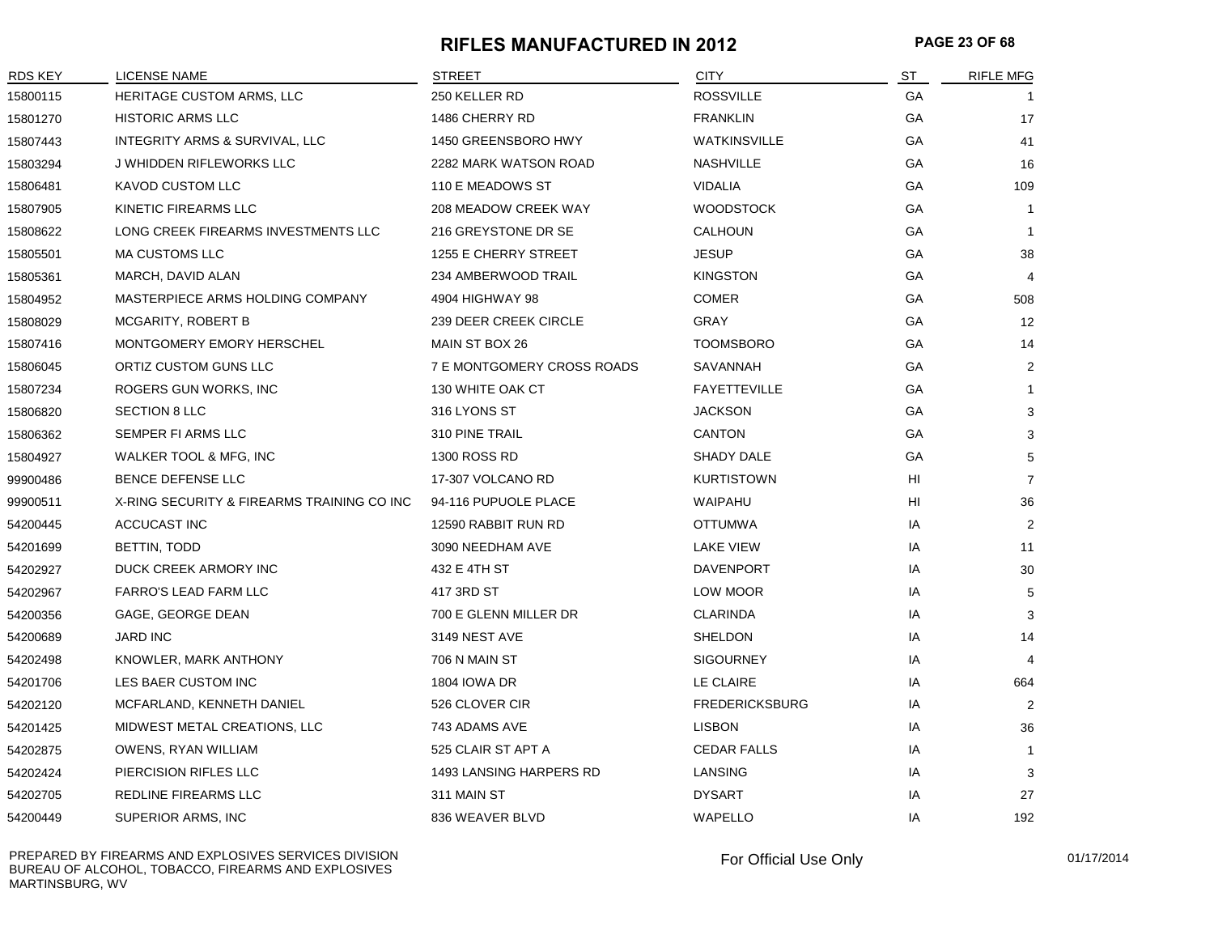# RIFLES MANUFACTURED IN 2012

| RDS KEY | LICENSE NAME | STREET | CITY | ST | RIFLE MFG |
|---|---|---|---|---|---|
| 15800115 | HERITAGE CUSTOM ARMS, LLC | 250 KELLER RD | ROSSVILLE | GA | 1 |
| 15801270 | HISTORIC ARMS LLC | 1486 CHERRY RD | FRANKLIN | GA | 17 |
| 15807443 | INTEGRITY ARMS & SURVIVAL, LLC | 1450 GREENSBORO HWY | WATKINSVILLE | GA | 41 |
| 15803294 | J WHIDDEN RIFLEWORKS LLC | 2282 MARK WATSON ROAD | NASHVILLE | GA | 16 |
| 15806481 | KAVOD CUSTOM LLC | 110 E MEADOWS ST | VIDALIA | GA | 109 |
| 15807905 | KINETIC FIREARMS LLC | 208 MEADOW CREEK WAY | WOODSTOCK | GA | 1 |
| 15808622 | LONG CREEK FIREARMS INVESTMENTS LLC | 216 GREYSTONE DR SE | CALHOUN | GA | 1 |
| 15805501 | MA CUSTOMS LLC | 1255 E CHERRY STREET | JESUP | GA | 38 |
| 15805361 | MARCH, DAVID ALAN | 234 AMBERWOOD TRAIL | KINGSTON | GA | 4 |
| 15804952 | MASTERPIECE ARMS HOLDING COMPANY | 4904 HIGHWAY 98 | COMER | GA | 508 |
| 15808029 | MCGARITY, ROBERT B | 239 DEER CREEK CIRCLE | GRAY | GA | 12 |
| 15807416 | MONTGOMERY EMORY HERSCHEL | MAIN ST BOX 26 | TOOMSBORO | GA | 14 |
| 15806045 | ORTIZ CUSTOM GUNS LLC | 7 E MONTGOMERY CROSS ROADS | SAVANNAH | GA | 2 |
| 15807234 | ROGERS GUN WORKS, INC | 130 WHITE OAK CT | FAYETTEVILLE | GA | 1 |
| 15806820 | SECTION 8 LLC | 316 LYONS ST | JACKSON | GA | 3 |
| 15806362 | SEMPER FI ARMS LLC | 310 PINE TRAIL | CANTON | GA | 3 |
| 15804927 | WALKER TOOL & MFG, INC | 1300 ROSS RD | SHADY DALE | GA | 5 |
| 99900486 | BENCE DEFENSE LLC | 17-307 VOLCANO RD | KURTISTOWN | HI | 7 |
| 99900511 | X-RING SECURITY & FIREARMS TRAINING CO INC | 94-116 PUPUOLE PLACE | WAIPAHU | HI | 36 |
| 54200445 | ACCUCAST INC | 12590 RABBIT RUN RD | OTTUMWA | IA | 2 |
| 54201699 | BETTIN, TODD | 3090 NEEDHAM AVE | LAKE VIEW | IA | 11 |
| 54202927 | DUCK CREEK ARMORY INC | 432 E 4TH ST | DAVENPORT | IA | 30 |
| 54202967 | FARRO'S LEAD FARM LLC | 417 3RD ST | LOW MOOR | IA | 5 |
| 54200356 | GAGE, GEORGE DEAN | 700 E GLENN MILLER DR | CLARINDA | IA | 3 |
| 54200689 | JARD INC | 3149 NEST AVE | SHELDON | IA | 14 |
| 54202498 | KNOWLER, MARK ANTHONY | 706 N MAIN ST | SIGOURNEY | IA | 4 |
| 54201706 | LES BAER CUSTOM INC | 1804 IOWA DR | LE CLAIRE | IA | 664 |
| 54202120 | MCFARLAND, KENNETH DANIEL | 526 CLOVER CIR | FREDERICKSBURG | IA | 2 |
| 54201425 | MIDWEST METAL CREATIONS, LLC | 743 ADAMS AVE | LISBON | IA | 36 |
| 54202875 | OWENS, RYAN WILLIAM | 525 CLAIR ST APT A | CEDAR FALLS | IA | 1 |
| 54202424 | PIERCISION RIFLES LLC | 1493 LANSING HARPERS RD | LANSING | IA | 3 |
| 54202705 | REDLINE FIREARMS LLC | 311 MAIN ST | DYSART | IA | 27 |
| 54200449 | SUPERIOR ARMS, INC | 836 WEAVER BLVD | WAPELLO | IA | 192 |

PREPARED BY FIREARMS AND EXPLOSIVES SERVICES DIVISION
BUREAU OF ALCOHOL, TOBACCO, FIREARMS AND EXPLOSIVES
MARTINSBURG, WV

For Official Use Only

01/17/2014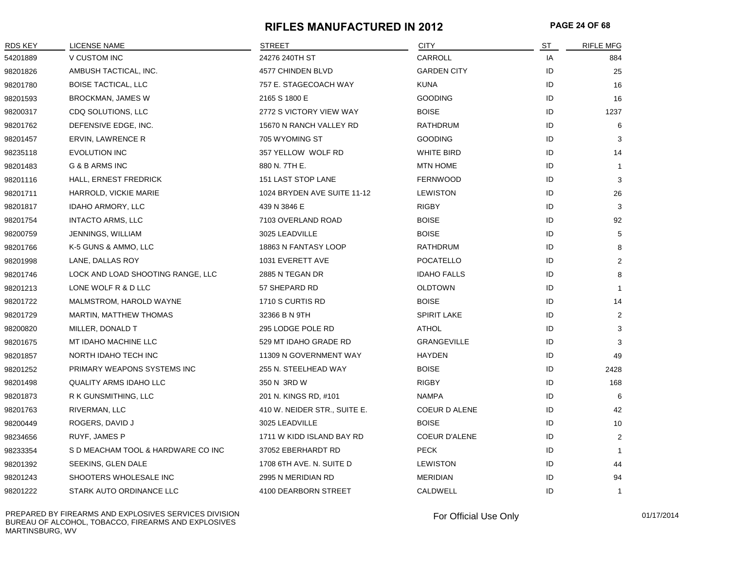# RIFLES MANUFACTURED IN 2012

| RDS KEY | LICENSE NAME | STREET | CITY | ST | RIFLE MFG |
|---|---|---|---|---|---|
| 54201889 | V CUSTOM INC | 24276 240TH ST | CARROLL | IA | 884 |
| 98201826 | AMBUSH TACTICAL, INC. | 4577 CHINDEN BLVD | GARDEN CITY | ID | 25 |
| 98201780 | BOISE TACTICAL, LLC | 757 E. STAGECOACH WAY | KUNA | ID | 16 |
| 98201593 | BROCKMAN, JAMES W | 2165 S 1800 E | GOODING | ID | 16 |
| 98200317 | CDQ SOLUTIONS, LLC | 2772 S VICTORY VIEW WAY | BOISE | ID | 1237 |
| 98201762 | DEFENSIVE EDGE, INC. | 15670 N RANCH VALLEY RD | RATHDRUM | ID | 6 |
| 98201457 | ERVIN, LAWRENCE R | 705 WYOMING ST | GOODING | ID | 3 |
| 98235118 | EVOLUTION INC | 357 YELLOW WOLF RD | WHITE BIRD | ID | 14 |
| 98201483 | G & B ARMS INC | 880 N. 7TH E. | MTN HOME | ID | 1 |
| 98201116 | HALL, ERNEST FREDRICK | 151 LAST STOP LANE | FERNWOOD | ID | 3 |
| 98201711 | HARROLD, VICKIE MARIE | 1024 BRYDEN AVE SUITE 11-12 | LEWISTON | ID | 26 |
| 98201817 | IDAHO ARMORY, LLC | 439 N 3846 E | RIGBY | ID | 3 |
| 98201754 | INTACTO ARMS, LLC | 7103 OVERLAND ROAD | BOISE | ID | 92 |
| 98200759 | JENNINGS, WILLIAM | 3025 LEADVILLE | BOISE | ID | 5 |
| 98201766 | K-5 GUNS & AMMO, LLC | 18863 N FANTASY LOOP | RATHDRUM | ID | 8 |
| 98201998 | LANE, DALLAS ROY | 1031 EVERETT AVE | POCATELLO | ID | 2 |
| 98201746 | LOCK AND LOAD SHOOTING RANGE, LLC | 2885 N TEGAN DR | IDAHO FALLS | ID | 8 |
| 98201213 | LONE WOLF R & D LLC | 57 SHEPARD RD | OLDTOWN | ID | 1 |
| 98201722 | MALMSTROM, HAROLD WAYNE | 1710 S CURTIS RD | BOISE | ID | 14 |
| 98201729 | MARTIN, MATTHEW THOMAS | 32366 B N 9TH | SPIRIT LAKE | ID | 2 |
| 98200820 | MILLER, DONALD T | 295 LODGE POLE RD | ATHOL | ID | 3 |
| 98201675 | MT IDAHO MACHINE LLC | 529 MT IDAHO GRADE RD | GRANGEVILLE | ID | 3 |
| 98201857 | NORTH IDAHO TECH INC | 11309 N GOVERNMENT WAY | HAYDEN | ID | 49 |
| 98201252 | PRIMARY WEAPONS SYSTEMS INC | 255 N. STEELHEAD WAY | BOISE | ID | 2428 |
| 98201498 | QUALITY ARMS IDAHO LLC | 350 N 3RD W | RIGBY | ID | 168 |
| 98201873 | R K GUNSMITHING, LLC | 201 N. KINGS RD, #101 | NAMPA | ID | 6 |
| 98201763 | RIVERMAN, LLC | 410 W. NEIDER STR., SUITE E. | COEUR D ALENE | ID | 42 |
| 98200449 | ROGERS, DAVID J | 3025 LEADVILLE | BOISE | ID | 10 |
| 98234656 | RUYF, JAMES P | 1711 W KIDD ISLAND BAY RD | COEUR D'ALENE | ID | 2 |
| 98233354 | S D MEACHAM TOOL & HARDWARE CO INC | 37052 EBERHARDT RD | PECK | ID | 1 |
| 98201392 | SEEKINS, GLEN DALE | 1708 6TH AVE. N. SUITE D | LEWISTON | ID | 44 |
| 98201243 | SHOOTERS WHOLESALE INC | 2995 N MERIDIAN RD | MERIDIAN | ID | 94 |
| 98201222 | STARK AUTO ORDINANCE LLC | 4100 DEARBORN STREET | CALDWELL | ID | 1 |

PREPARED BY FIREARMS AND EXPLOSIVES SERVICES DIVISION
BUREAU OF ALCOHOL, TOBACCO, FIREARMS AND EXPLOSIVES
MARTINSBURG, WV

For Official Use Only

01/17/2014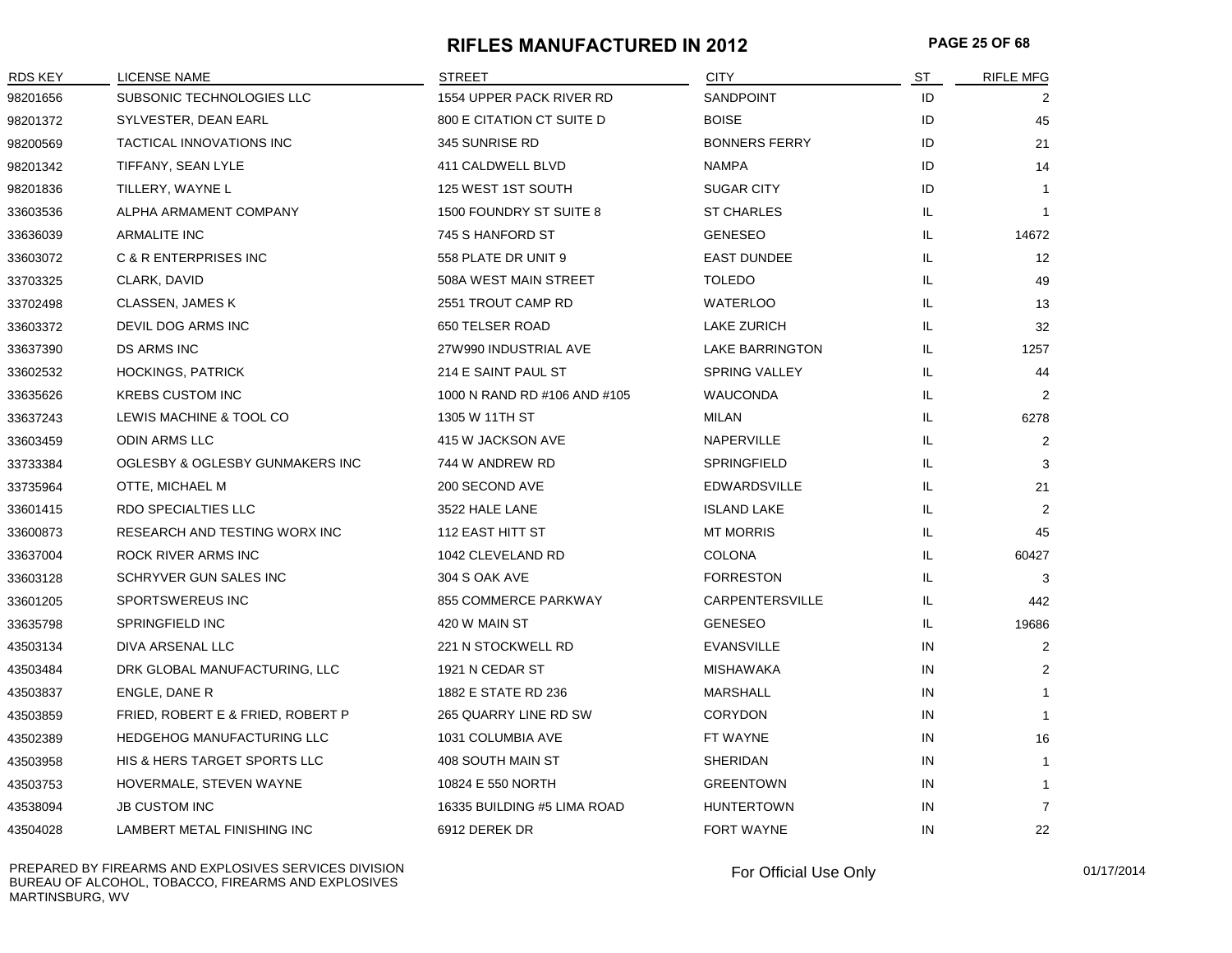# RIFLES MANUFACTURED IN 2012

| RDS KEY | LICENSE NAME | STREET | CITY | ST | RIFLE MFG |
|---|---|---|---|---|---|
| 98201656 | SUBSONIC TECHNOLOGIES LLC | 1554 UPPER PACK RIVER RD | SANDPOINT | ID | 2 |
| 98201372 | SYLVESTER, DEAN EARL | 800 E CITATION CT SUITE D | BOISE | ID | 45 |
| 98200569 | TACTICAL INNOVATIONS INC | 345 SUNRISE RD | BONNERS FERRY | ID | 21 |
| 98201342 | TIFFANY, SEAN LYLE | 411 CALDWELL BLVD | NAMPA | ID | 14 |
| 98201836 | TILLERY, WAYNE L | 125 WEST 1ST SOUTH | SUGAR CITY | ID | 1 |
| 33603536 | ALPHA ARMAMENT COMPANY | 1500 FOUNDRY ST SUITE 8 | ST CHARLES | IL | 1 |
| 33636039 | ARMALITE INC | 745 S HANFORD ST | GENESEO | IL | 14672 |
| 33603072 | C & R ENTERPRISES INC | 558 PLATE DR UNIT 9 | EAST DUNDEE | IL | 12 |
| 33703325 | CLARK, DAVID | 508A WEST MAIN STREET | TOLEDO | IL | 49 |
| 33702498 | CLASSEN, JAMES K | 2551 TROUT CAMP RD | WATERLOO | IL | 13 |
| 33603372 | DEVIL DOG ARMS INC | 650 TELSER ROAD | LAKE ZURICH | IL | 32 |
| 33637390 | DS ARMS INC | 27W990 INDUSTRIAL AVE | LAKE BARRINGTON | IL | 1257 |
| 33602532 | HOCKINGS, PATRICK | 214 E SAINT PAUL ST | SPRING VALLEY | IL | 44 |
| 33635626 | KREBS CUSTOM INC | 1000 N RAND RD #106 AND #105 | WAUCONDA | IL | 2 |
| 33637243 | LEWIS MACHINE & TOOL CO | 1305 W 11TH ST | MILAN | IL | 6278 |
| 33603459 | ODIN ARMS LLC | 415 W JACKSON AVE | NAPERVILLE | IL | 2 |
| 33733384 | OGLESBY & OGLESBY GUNMAKERS INC | 744 W ANDREW RD | SPRINGFIELD | IL | 3 |
| 33735964 | OTTE, MICHAEL M | 200 SECOND AVE | EDWARDSVILLE | IL | 21 |
| 33601415 | RDO SPECIALTIES LLC | 3522 HALE LANE | ISLAND LAKE | IL | 2 |
| 33600873 | RESEARCH AND TESTING WORX INC | 112 EAST HITT ST | MT MORRIS | IL | 45 |
| 33637004 | ROCK RIVER ARMS INC | 1042 CLEVELAND RD | COLONA | IL | 60427 |
| 33603128 | SCHRYVER GUN SALES INC | 304 S OAK AVE | FORRESTON | IL | 3 |
| 33601205 | SPORTSWEREUS INC | 855 COMMERCE PARKWAY | CARPENTERSVILLE | IL | 442 |
| 33635798 | SPRINGFIELD INC | 420 W MAIN ST | GENESEO | IL | 19686 |
| 43503134 | DIVA ARSENAL LLC | 221 N STOCKWELL RD | EVANSVILLE | IN | 2 |
| 43503484 | DRK GLOBAL MANUFACTURING, LLC | 1921 N CEDAR ST | MISHAWAKA | IN | 2 |
| 43503837 | ENGLE, DANE R | 1882 E STATE RD 236 | MARSHALL | IN | 1 |
| 43503859 | FRIED, ROBERT E & FRIED, ROBERT P | 265 QUARRY LINE RD SW | CORYDON | IN | 1 |
| 43502389 | HEDGEHOG MANUFACTURING LLC | 1031 COLUMBIA AVE | FT WAYNE | IN | 16 |
| 43503958 | HIS & HERS TARGET SPORTS LLC | 408 SOUTH MAIN ST | SHERIDAN | IN | 1 |
| 43503753 | HOVERMALE, STEVEN WAYNE | 10824 E 550 NORTH | GREENTOWN | IN | 1 |
| 43538094 | JB CUSTOM INC | 16335 BUILDING #5 LIMA ROAD | HUNTERTOWN | IN | 7 |
| 43504028 | LAMBERT METAL FINISHING INC | 6912 DEREK DR | FORT WAYNE | IN | 22 |

PREPARED BY FIREARMS AND EXPLOSIVES SERVICES DIVISION
BUREAU OF ALCOHOL, TOBACCO, FIREARMS AND EXPLOSIVES
MARTINSBURG, WV

For Official Use Only

01/17/2014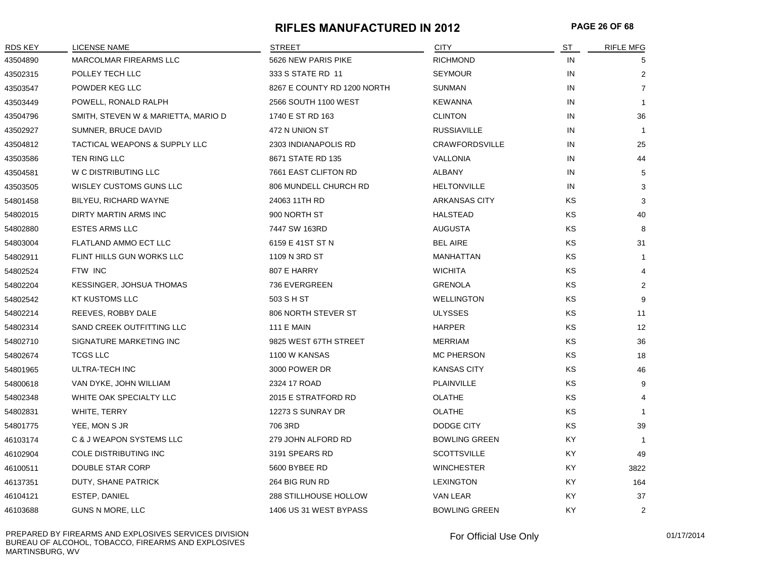# RIFLES MANUFACTURED IN 2012

| RDS KEY | LICENSE NAME | STREET | CITY | ST | RIFLE MFG |
|---|---|---|---|---|---|
| 43504890 | MARCOLMAR FIREARMS LLC | 5626 NEW PARIS PIKE | RICHMOND | IN | 5 |
| 43502315 | POLLEY TECH LLC | 333 S STATE RD 11 | SEYMOUR | IN | 2 |
| 43503547 | POWDER KEG LLC | 8267 E COUNTY RD 1200 NORTH | SUNMAN | IN | 7 |
| 43503449 | POWELL, RONALD RALPH | 2566 SOUTH 1100 WEST | KEWANNA | IN | 1 |
| 43504796 | SMITH, STEVEN W & MARIETTA, MARIO D | 1740 E ST RD 163 | CLINTON | IN | 36 |
| 43502927 | SUMNER, BRUCE DAVID | 472 N UNION ST | RUSSIAVILLE | IN | 1 |
| 43504812 | TACTICAL WEAPONS & SUPPLY LLC | 2303 INDIANAPOLIS RD | CRAWFORDSVILLE | IN | 25 |
| 43503586 | TEN RING LLC | 8671 STATE RD 135 | VALLONIA | IN | 44 |
| 43504581 | W C DISTRIBUTING LLC | 7661 EAST CLIFTON RD | ALBANY | IN | 5 |
| 43503505 | WISLEY CUSTOMS GUNS LLC | 806 MUNDELL CHURCH RD | HELTONVILLE | IN | 3 |
| 54801458 | BILYEU, RICHARD WAYNE | 24063 11TH RD | ARKANSAS CITY | KS | 3 |
| 54802015 | DIRTY MARTIN ARMS INC | 900 NORTH ST | HALSTEAD | KS | 40 |
| 54802880 | ESTES ARMS LLC | 7447 SW 163RD | AUGUSTA | KS | 8 |
| 54803004 | FLATLAND AMMO ECT LLC | 6159 E 41ST ST N | BEL AIRE | KS | 31 |
| 54802911 | FLINT HILLS GUN WORKS LLC | 1109 N 3RD ST | MANHATTAN | KS | 1 |
| 54802524 | FTW INC | 807 E HARRY | WICHITA | KS | 4 |
| 54802204 | KESSINGER, JOHSUA THOMAS | 736 EVERGREEN | GRENOLA | KS | 2 |
| 54802542 | KT KUSTOMS LLC | 503 S H ST | WELLINGTON | KS | 9 |
| 54802214 | REEVES, ROBBY DALE | 806 NORTH STEVER ST | ULYSSES | KS | 11 |
| 54802314 | SAND CREEK OUTFITTING LLC | 111 E MAIN | HARPER | KS | 12 |
| 54802710 | SIGNATURE MARKETING INC | 9825 WEST 67TH STREET | MERRIAM | KS | 36 |
| 54802674 | TCGS LLC | 1100 W KANSAS | MC PHERSON | KS | 18 |
| 54801965 | ULTRA-TECH INC | 3000 POWER DR | KANSAS CITY | KS | 46 |
| 54800618 | VAN DYKE, JOHN WILLIAM | 2324 17 ROAD | PLAINVILLE | KS | 9 |
| 54802348 | WHITE OAK SPECIALTY LLC | 2015 E STRATFORD RD | OLATHE | KS | 4 |
| 54802831 | WHITE, TERRY | 12273 S SUNRAY DR | OLATHE | KS | 1 |
| 54801775 | YEE, MON S JR | 706 3RD | DODGE CITY | KS | 39 |
| 46103174 | C & J WEAPON SYSTEMS LLC | 279 JOHN ALFORD RD | BOWLING GREEN | KY | 1 |
| 46102904 | COLE DISTRIBUTING INC | 3191 SPEARS RD | SCOTTSVILLE | KY | 49 |
| 46100511 | DOUBLE STAR CORP | 5600 BYBEE RD | WINCHESTER | KY | 3822 |
| 46137351 | DUTY, SHANE PATRICK | 264 BIG RUN RD | LEXINGTON | KY | 164 |
| 46104121 | ESTEP, DANIEL | 288 STILLHOUSE HOLLOW | VAN LEAR | KY | 37 |
| 46103688 | GUNS N MORE, LLC | 1406 US 31 WEST BYPASS | BOWLING GREEN | KY | 2 |

PREPARED BY FIREARMS AND EXPLOSIVES SERVICES DIVISION
BUREAU OF ALCOHOL, TOBACCO, FIREARMS AND EXPLOSIVES
MARTINSBURG, WV

For Official Use Only

01/17/2014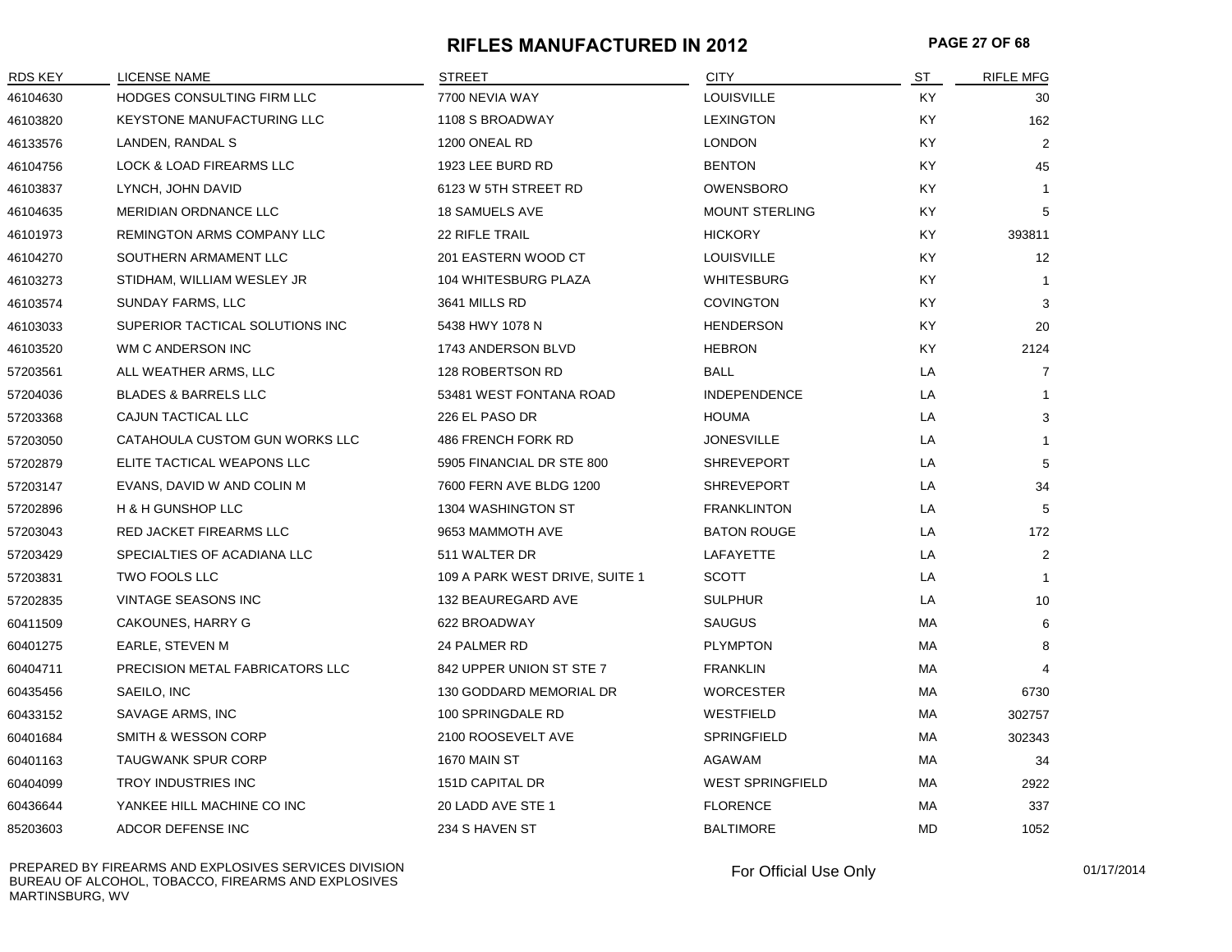# RIFLES MANUFACTURED IN 2012

| RDS KEY | LICENSE NAME | STREET | CITY | ST | RIFLE MFG |
|---|---|---|---|---|---|
| 46104630 | HODGES CONSULTING FIRM LLC | 7700 NEVIA WAY | LOUISVILLE | KY | 30 |
| 46103820 | KEYSTONE MANUFACTURING LLC | 1108 S BROADWAY | LEXINGTON | KY | 162 |
| 46133576 | LANDEN, RANDAL S | 1200 ONEAL RD | LONDON | KY | 2 |
| 46104756 | LOCK & LOAD FIREARMS LLC | 1923 LEE BURD RD | BENTON | KY | 45 |
| 46103837 | LYNCH, JOHN DAVID | 6123 W 5TH STREET RD | OWENSBORO | KY | 1 |
| 46104635 | MERIDIAN ORDNANCE LLC | 18 SAMUELS AVE | MOUNT STERLING | KY | 5 |
| 46101973 | REMINGTON ARMS COMPANY LLC | 22 RIFLE TRAIL | HICKORY | KY | 393811 |
| 46104270 | SOUTHERN ARMAMENT LLC | 201 EASTERN WOOD CT | LOUISVILLE | KY | 12 |
| 46103273 | STIDHAM, WILLIAM WESLEY JR | 104 WHITESBURG PLAZA | WHITESBURG | KY | 1 |
| 46103574 | SUNDAY FARMS, LLC | 3641 MILLS RD | COVINGTON | KY | 3 |
| 46103033 | SUPERIOR TACTICAL SOLUTIONS INC | 5438 HWY 1078 N | HENDERSON | KY | 20 |
| 46103520 | WM C ANDERSON INC | 1743 ANDERSON BLVD | HEBRON | KY | 2124 |
| 57203561 | ALL WEATHER ARMS, LLC | 128 ROBERTSON RD | BALL | LA | 7 |
| 57204036 | BLADES & BARRELS LLC | 53481 WEST FONTANA ROAD | INDEPENDENCE | LA | 1 |
| 57203368 | CAJUN TACTICAL LLC | 226 EL PASO DR | HOUMA | LA | 3 |
| 57203050 | CATAHOULA CUSTOM GUN WORKS LLC | 486 FRENCH FORK RD | JONESVILLE | LA | 1 |
| 57202879 | ELITE TACTICAL WEAPONS LLC | 5905 FINANCIAL DR STE 800 | SHREVEPORT | LA | 5 |
| 57203147 | EVANS, DAVID W AND COLIN M | 7600 FERN AVE BLDG 1200 | SHREVEPORT | LA | 34 |
| 57202896 | H & H GUNSHOP LLC | 1304 WASHINGTON ST | FRANKLINTON | LA | 5 |
| 57203043 | RED JACKET FIREARMS LLC | 9653 MAMMOTH AVE | BATON ROUGE | LA | 172 |
| 57203429 | SPECIALTIES OF ACADIANA LLC | 511 WALTER DR | LAFAYETTE | LA | 2 |
| 57203831 | TWO FOOLS LLC | 109 A PARK WEST DRIVE, SUITE 1 | SCOTT | LA | 1 |
| 57202835 | VINTAGE SEASONS INC | 132 BEAUREGARD AVE | SULPHUR | LA | 10 |
| 60411509 | CAKOUNES, HARRY G | 622 BROADWAY | SAUGUS | MA | 6 |
| 60401275 | EARLE, STEVEN M | 24 PALMER RD | PLYMPTON | MA | 8 |
| 60404711 | PRECISION METAL FABRICATORS LLC | 842 UPPER UNION ST STE 7 | FRANKLIN | MA | 4 |
| 60435456 | SAEILO, INC | 130 GODDARD MEMORIAL DR | WORCESTER | MA | 6730 |
| 60433152 | SAVAGE ARMS, INC | 100 SPRINGDALE RD | WESTFIELD | MA | 302757 |
| 60401684 | SMITH & WESSON CORP | 2100 ROOSEVELT AVE | SPRINGFIELD | MA | 302343 |
| 60401163 | TAUGWANK SPUR CORP | 1670 MAIN ST | AGAWAM | MA | 34 |
| 60404099 | TROY INDUSTRIES INC | 151D CAPITAL DR | WEST SPRINGFIELD | MA | 2922 |
| 60436644 | YANKEE HILL MACHINE CO INC | 20 LADD AVE STE 1 | FLORENCE | MA | 337 |
| 85203603 | ADCOR DEFENSE INC | 234 S HAVEN ST | BALTIMORE | MD | 1052 |

PREPARED BY FIREARMS AND EXPLOSIVES SERVICES DIVISION
BUREAU OF ALCOHOL, TOBACCO, FIREARMS AND EXPLOSIVES
MARTINSBURG, WV

For Official Use Only

01/17/2014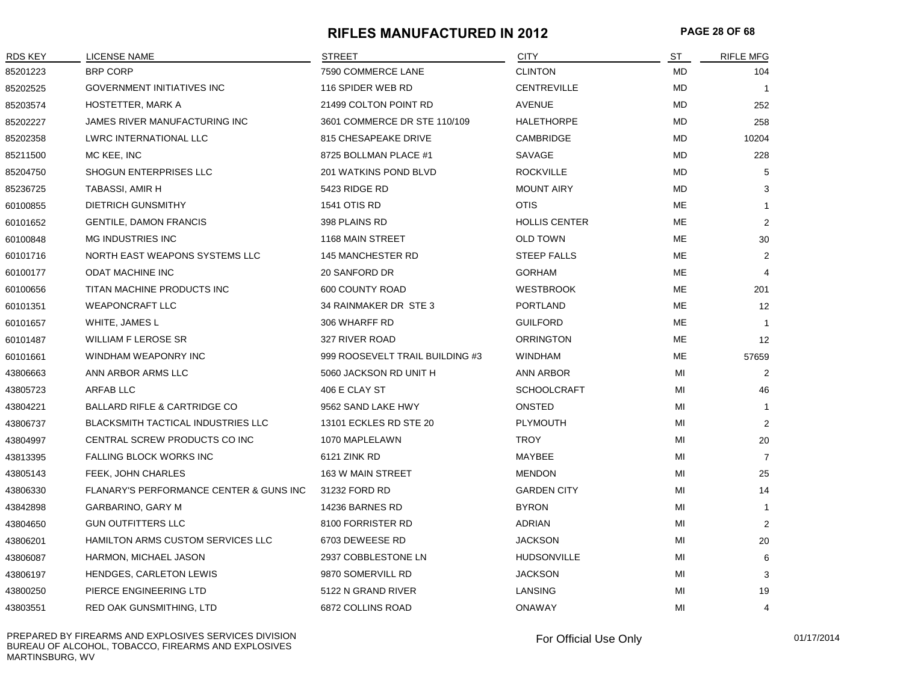# RIFLES MANUFACTURED IN 2012

| RDS KEY | LICENSE NAME | STREET | CITY | ST | RIFLE MFG |
|---|---|---|---|---|---|
| 85201223 | BRP CORP | 7590 COMMERCE LANE | CLINTON | MD | 104 |
| 85202525 | GOVERNMENT INITIATIVES INC | 116 SPIDER WEB RD | CENTREVILLE | MD | 1 |
| 85203574 | HOSTETTER, MARK A | 21499 COLTON POINT RD | AVENUE | MD | 252 |
| 85202227 | JAMES RIVER MANUFACTURING INC | 3601 COMMERCE DR STE 110/109 | HALETHORPE | MD | 258 |
| 85202358 | LWRC INTERNATIONAL LLC | 815 CHESAPEAKE DRIVE | CAMBRIDGE | MD | 10204 |
| 85211500 | MC KEE, INC | 8725 BOLLMAN PLACE #1 | SAVAGE | MD | 228 |
| 85204750 | SHOGUN ENTERPRISES LLC | 201 WATKINS POND BLVD | ROCKVILLE | MD | 5 |
| 85236725 | TABASSI, AMIR H | 5423 RIDGE RD | MOUNT AIRY | MD | 3 |
| 60100855 | DIETRICH GUNSMITHY | 1541 OTIS RD | OTIS | ME | 1 |
| 60101652 | GENTILE, DAMON FRANCIS | 398 PLAINS RD | HOLLIS CENTER | ME | 2 |
| 60100848 | MG INDUSTRIES INC | 1168 MAIN STREET | OLD TOWN | ME | 30 |
| 60101716 | NORTH EAST WEAPONS SYSTEMS LLC | 145 MANCHESTER RD | STEEP FALLS | ME | 2 |
| 60100177 | ODAT MACHINE INC | 20 SANFORD DR | GORHAM | ME | 4 |
| 60100656 | TITAN MACHINE PRODUCTS INC | 600 COUNTY ROAD | WESTBROOK | ME | 201 |
| 60101351 | WEAPONCRAFT LLC | 34 RAINMAKER DR STE 3 | PORTLAND | ME | 12 |
| 60101657 | WHITE, JAMES L | 306 WHARFF RD | GUILFORD | ME | 1 |
| 60101487 | WILLIAM F LEROSE SR | 327 RIVER ROAD | ORRINGTON | ME | 12 |
| 60101661 | WINDHAM WEAPONRY INC | 999 ROOSEVELT TRAIL BUILDING #3 | WINDHAM | ME | 57659 |
| 43806663 | ANN ARBOR ARMS LLC | 5060 JACKSON RD UNIT H | ANN ARBOR | MI | 2 |
| 43805723 | ARFAB LLC | 406 E CLAY ST | SCHOOLCRAFT | MI | 46 |
| 43804221 | BALLARD RIFLE & CARTRIDGE CO | 9562 SAND LAKE HWY | ONSTED | MI | 1 |
| 43806737 | BLACKSMITH TACTICAL INDUSTRIES LLC | 13101 ECKLES RD STE 20 | PLYMOUTH | MI | 2 |
| 43804997 | CENTRAL SCREW PRODUCTS CO INC | 1070 MAPLELAWN | TROY | MI | 20 |
| 43813395 | FALLING BLOCK WORKS INC | 6121 ZINK RD | MAYBEE | MI | 7 |
| 43805143 | FEEK, JOHN CHARLES | 163 W MAIN STREET | MENDON | MI | 25 |
| 43806330 | FLANARY'S PERFORMANCE CENTER & GUNS INC | 31232 FORD RD | GARDEN CITY | MI | 14 |
| 43842898 | GARBARINO, GARY M | 14236 BARNES RD | BYRON | MI | 1 |
| 43804650 | GUN OUTFITTERS LLC | 8100 FORRISTER RD | ADRIAN | MI | 2 |
| 43806201 | HAMILTON ARMS CUSTOM SERVICES LLC | 6703 DEWEESE RD | JACKSON | MI | 20 |
| 43806087 | HARMON, MICHAEL JASON | 2937 COBBLESTONE LN | HUDSONVILLE | MI | 6 |
| 43806197 | HENDGES, CARLETON LEWIS | 9870 SOMERVILL RD | JACKSON | MI | 3 |
| 43800250 | PIERCE ENGINEERING LTD | 5122 N GRAND RIVER | LANSING | MI | 19 |
| 43803551 | RED OAK GUNSMITHING, LTD | 6872 COLLINS ROAD | ONAWAY | MI | 4 |

PREPARED BY FIREARMS AND EXPLOSIVES SERVICES DIVISION
BUREAU OF ALCOHOL, TOBACCO, FIREARMS AND EXPLOSIVES
MARTINSBURG, WV

For Official Use Only

01/17/2014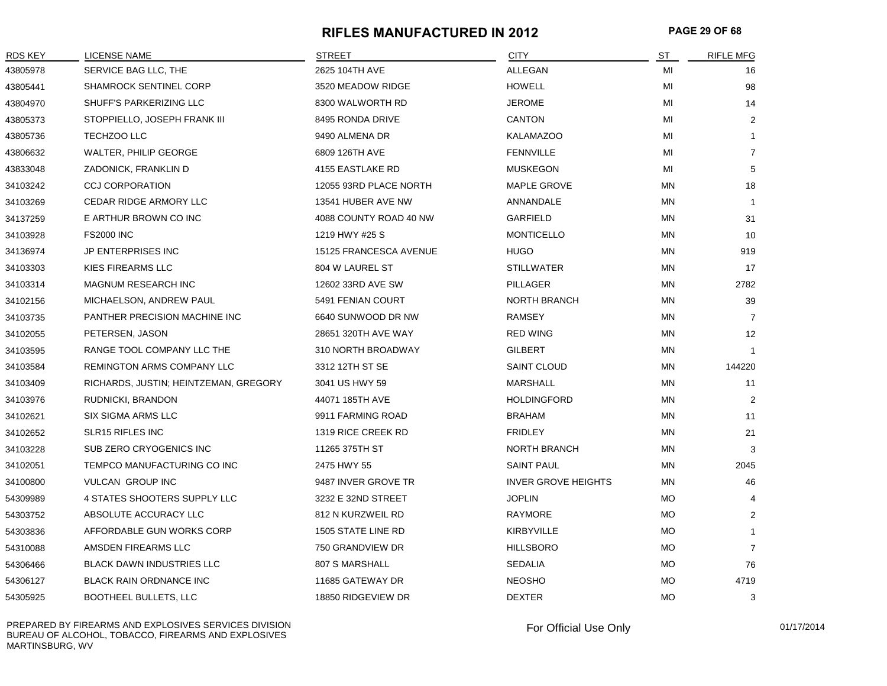# RIFLES MANUFACTURED IN 2012

| RDS KEY | LICENSE NAME | STREET | CITY | ST | RIFLE MFG |
|---|---|---|---|---|---|
| 43805978 | SERVICE BAG LLC, THE | 2625 104TH AVE | ALLEGAN | MI | 16 |
| 43805441 | SHAMROCK SENTINEL CORP | 3520 MEADOW RIDGE | HOWELL | MI | 98 |
| 43804970 | SHUFF'S PARKERIZING LLC | 8300 WALWORTH RD | JEROME | MI | 14 |
| 43805373 | STOPPIELLO, JOSEPH FRANK III | 8495 RONDA DRIVE | CANTON | MI | 2 |
| 43805736 | TECHZOO LLC | 9490 ALMENA DR | KALAMAZOO | MI | 1 |
| 43806632 | WALTER, PHILIP GEORGE | 6809 126TH AVE | FENNVILLE | MI | 7 |
| 43833048 | ZADONICK, FRANKLIN D | 4155 EASTLAKE RD | MUSKEGON | MI | 5 |
| 34103242 | CCJ CORPORATION | 12055 93RD PLACE NORTH | MAPLE GROVE | MN | 18 |
| 34103269 | CEDAR RIDGE ARMORY LLC | 13541 HUBER AVE NW | ANNANDALE | MN | 1 |
| 34137259 | E ARTHUR BROWN CO INC | 4088 COUNTY ROAD 40 NW | GARFIELD | MN | 31 |
| 34103928 | FS2000 INC | 1219 HWY #25 S | MONTICELLO | MN | 10 |
| 34136974 | JP ENTERPRISES INC | 15125 FRANCESCA AVENUE | HUGO | MN | 919 |
| 34103303 | KIES FIREARMS LLC | 804 W LAUREL ST | STILLWATER | MN | 17 |
| 34103314 | MAGNUM RESEARCH INC | 12602 33RD AVE SW | PILLAGER | MN | 2782 |
| 34102156 | MICHAELSON, ANDREW PAUL | 5491 FENIAN COURT | NORTH BRANCH | MN | 39 |
| 34103735 | PANTHER PRECISION MACHINE INC | 6640 SUNWOOD DR NW | RAMSEY | MN | 7 |
| 34102055 | PETERSEN, JASON | 28651 320TH AVE WAY | RED WING | MN | 12 |
| 34103595 | RANGE TOOL COMPANY LLC THE | 310 NORTH BROADWAY | GILBERT | MN | 1 |
| 34103584 | REMINGTON ARMS COMPANY LLC | 3312 12TH ST SE | SAINT CLOUD | MN | 144220 |
| 34103409 | RICHARDS, JUSTIN; HEINTZEMAN, GREGORY | 3041 US HWY 59 | MARSHALL | MN | 11 |
| 34103976 | RUDNICKI, BRANDON | 44071 185TH AVE | HOLDINGFORD | MN | 2 |
| 34102621 | SIX SIGMA ARMS LLC | 9911 FARMING ROAD | BRAHAM | MN | 11 |
| 34102652 | SLR15 RIFLES INC | 1319 RICE CREEK RD | FRIDLEY | MN | 21 |
| 34103228 | SUB ZERO CRYOGENICS INC | 11265 375TH ST | NORTH BRANCH | MN | 3 |
| 34102051 | TEMPCO MANUFACTURING CO INC | 2475 HWY 55 | SAINT PAUL | MN | 2045 |
| 34100800 | VULCAN GROUP INC | 9487 INVER GROVE TR | INVER GROVE HEIGHTS | MN | 46 |
| 54309989 | 4 STATES SHOOTERS SUPPLY LLC | 3232 E 32ND STREET | JOPLIN | MO | 4 |
| 54303752 | ABSOLUTE ACCURACY LLC | 812 N KURZWEIL RD | RAYMORE | MO | 2 |
| 54303836 | AFFORDABLE GUN WORKS CORP | 1505 STATE LINE RD | KIRBYVILLE | MO | 1 |
| 54310088 | AMSDEN FIREARMS LLC | 750 GRANDVIEW DR | HILLSBORO | MO | 7 |
| 54306466 | BLACK DAWN INDUSTRIES LLC | 807 S MARSHALL | SEDALIA | MO | 76 |
| 54306127 | BLACK RAIN ORDNANCE INC | 11685 GATEWAY DR | NEOSHO | MO | 4719 |
| 54305925 | BOOTHEEL BULLETS, LLC | 18850 RIDGEVIEW DR | DEXTER | MO | 3 |

PREPARED BY FIREARMS AND EXPLOSIVES SERVICES DIVISION
BUREAU OF ALCOHOL, TOBACCO, FIREARMS AND EXPLOSIVES
MARTINSBURG, WV

For Official Use Only

01/17/2014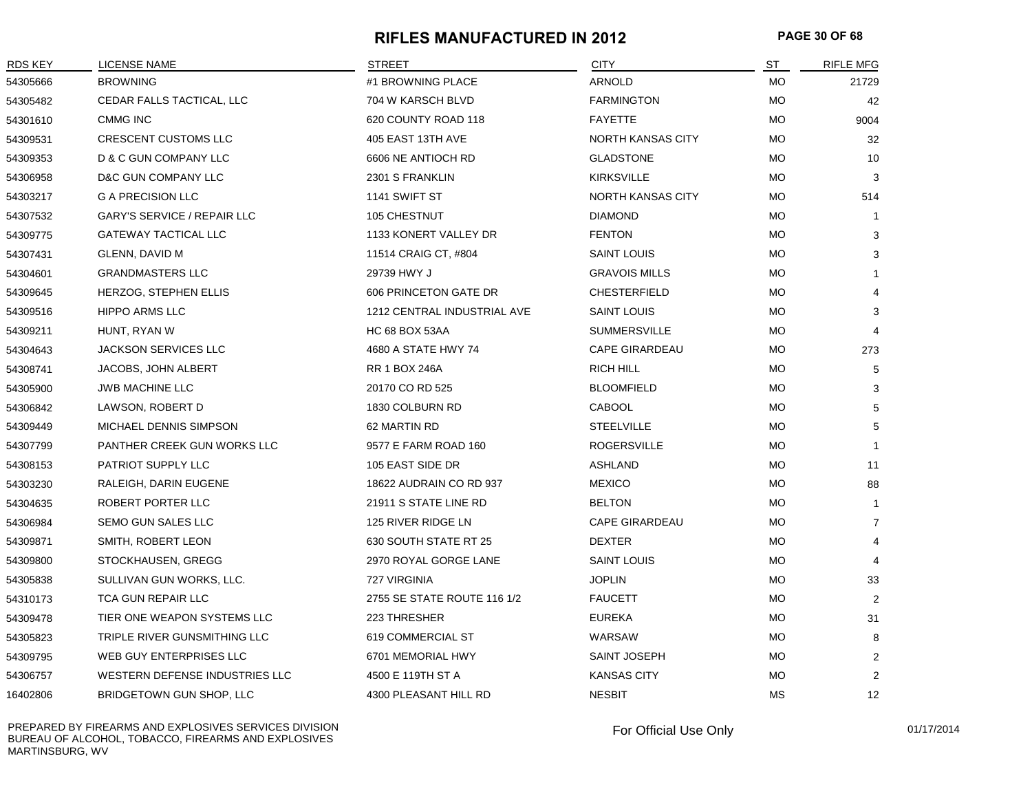# RIFLES MANUFACTURED IN 2012

| RDS KEY | LICENSE NAME | STREET | CITY | ST | RIFLE MFG |
|---|---|---|---|---|---|
| 54305666 | BROWNING | #1 BROWNING PLACE | ARNOLD | MO | 21729 |
| 54305482 | CEDAR FALLS TACTICAL, LLC | 704 W KARSCH BLVD | FARMINGTON | MO | 42 |
| 54301610 | CMMG INC | 620 COUNTY ROAD 118 | FAYETTE | MO | 9004 |
| 54309531 | CRESCENT CUSTOMS LLC | 405 EAST 13TH AVE | NORTH KANSAS CITY | MO | 32 |
| 54309353 | D & C GUN COMPANY LLC | 6606 NE ANTIOCH RD | GLADSTONE | MO | 10 |
| 54306958 | D&C GUN COMPANY LLC | 2301 S FRANKLIN | KIRKSVILLE | MO | 3 |
| 54303217 | G A PRECISION LLC | 1141 SWIFT ST | NORTH KANSAS CITY | MO | 514 |
| 54307532 | GARY'S SERVICE / REPAIR LLC | 105 CHESTNUT | DIAMOND | MO | 1 |
| 54309775 | GATEWAY TACTICAL LLC | 1133 KONERT VALLEY DR | FENTON | MO | 3 |
| 54307431 | GLENN, DAVID M | 11514 CRAIG CT, #804 | SAINT LOUIS | MO | 3 |
| 54304601 | GRANDMASTERS LLC | 29739 HWY J | GRAVOIS MILLS | MO | 1 |
| 54309645 | HERZOG, STEPHEN ELLIS | 606 PRINCETON GATE DR | CHESTERFIELD | MO | 4 |
| 54309516 | HIPPO ARMS LLC | 1212 CENTRAL INDUSTRIAL AVE | SAINT LOUIS | MO | 3 |
| 54309211 | HUNT, RYAN W | HC 68 BOX 53AA | SUMMERSVILLE | MO | 4 |
| 54304643 | JACKSON SERVICES LLC | 4680 A STATE HWY 74 | CAPE GIRARDEAU | MO | 273 |
| 54308741 | JACOBS, JOHN ALBERT | RR 1 BOX 246A | RICH HILL | MO | 5 |
| 54305900 | JWB MACHINE LLC | 20170 CO RD 525 | BLOOMFIELD | MO | 3 |
| 54306842 | LAWSON, ROBERT D | 1830 COLBURN RD | CABOOL | MO | 5 |
| 54309449 | MICHAEL DENNIS SIMPSON | 62 MARTIN RD | STEELVILLE | MO | 5 |
| 54307799 | PANTHER CREEK GUN WORKS LLC | 9577 E FARM ROAD 160 | ROGERSVILLE | MO | 1 |
| 54308153 | PATRIOT SUPPLY LLC | 105 EAST SIDE DR | ASHLAND | MO | 11 |
| 54303230 | RALEIGH, DARIN EUGENE | 18622 AUDRAIN CO RD 937 | MEXICO | MO | 88 |
| 54304635 | ROBERT PORTER LLC | 21911 S STATE LINE RD | BELTON | MO | 1 |
| 54306984 | SEMO GUN SALES LLC | 125 RIVER RIDGE LN | CAPE GIRARDEAU | MO | 7 |
| 54309871 | SMITH, ROBERT LEON | 630 SOUTH STATE RT 25 | DEXTER | MO | 4 |
| 54309800 | STOCKHAUSEN, GREGG | 2970 ROYAL GORGE LANE | SAINT LOUIS | MO | 4 |
| 54305838 | SULLIVAN GUN WORKS, LLC. | 727 VIRGINIA | JOPLIN | MO | 33 |
| 54310173 | TCA GUN REPAIR LLC | 2755 SE STATE ROUTE 116 1/2 | FAUCETT | MO | 2 |
| 54309478 | TIER ONE WEAPON SYSTEMS LLC | 223 THRESHER | EUREKA | MO | 31 |
| 54305823 | TRIPLE RIVER GUNSMITHING LLC | 619 COMMERCIAL ST | WARSAW | MO | 8 |
| 54309795 | WEB GUY ENTERPRISES LLC | 6701 MEMORIAL HWY | SAINT JOSEPH | MO | 2 |
| 54306757 | WESTERN DEFENSE INDUSTRIES LLC | 4500 E 119TH ST A | KANSAS CITY | MO | 2 |
| 16402806 | BRIDGETOWN GUN SHOP, LLC | 4300 PLEASANT HILL RD | NESBIT | MS | 12 |

PREPARED BY FIREARMS AND EXPLOSIVES SERVICES DIVISION
BUREAU OF ALCOHOL, TOBACCO, FIREARMS AND EXPLOSIVES
MARTINSBURG, WV

For Official Use Only

01/17/2014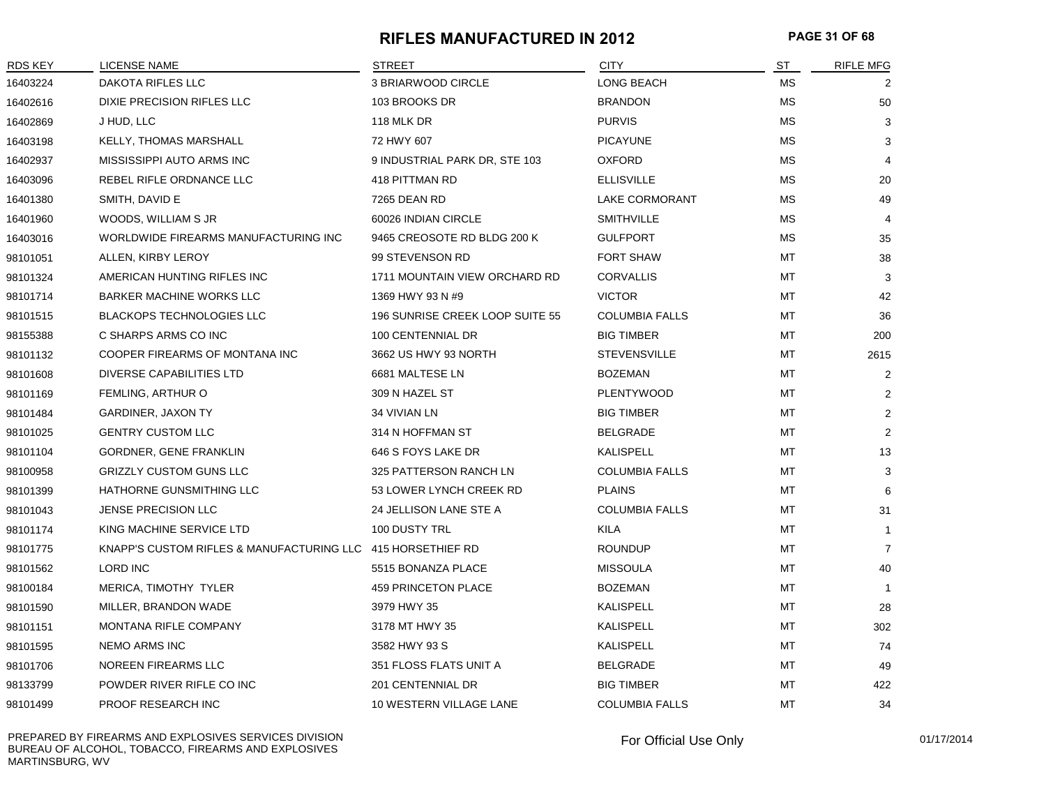# RIFLES MANUFACTURED IN 2012

| RDS KEY | LICENSE NAME | STREET | CITY | ST | RIFLE MFG |
|---|---|---|---|---|---|
| 16403224 | DAKOTA RIFLES LLC | 3 BRIARWOOD CIRCLE | LONG BEACH | MS | 2 |
| 16402616 | DIXIE PRECISION RIFLES LLC | 103 BROOKS DR | BRANDON | MS | 50 |
| 16402869 | J HUD, LLC | 118 MLK DR | PURVIS | MS | 3 |
| 16403198 | KELLY, THOMAS MARSHALL | 72 HWY 607 | PICAYUNE | MS | 3 |
| 16402937 | MISSISSIPPI AUTO ARMS INC | 9 INDUSTRIAL PARK DR, STE 103 | OXFORD | MS | 4 |
| 16403096 | REBEL RIFLE ORDNANCE LLC | 418 PITTMAN RD | ELLISVILLE | MS | 20 |
| 16401380 | SMITH, DAVID E | 7265 DEAN RD | LAKE CORMORANT | MS | 49 |
| 16401960 | WOODS, WILLIAM S JR | 60026 INDIAN CIRCLE | SMITHVILLE | MS | 4 |
| 16403016 | WORLDWIDE FIREARMS MANUFACTURING INC | 9465 CREOSOTE RD BLDG 200 K | GULFPORT | MS | 35 |
| 98101051 | ALLEN, KIRBY LEROY | 99 STEVENSON RD | FORT SHAW | MT | 38 |
| 98101324 | AMERICAN HUNTING RIFLES INC | 1711 MOUNTAIN VIEW ORCHARD RD | CORVALLIS | MT | 3 |
| 98101714 | BARKER MACHINE WORKS LLC | 1369 HWY 93 N #9 | VICTOR | MT | 42 |
| 98101515 | BLACKOPS TECHNOLOGIES LLC | 196 SUNRISE CREEK LOOP SUITE 55 | COLUMBIA FALLS | MT | 36 |
| 98155388 | C SHARPS ARMS CO INC | 100 CENTENNIAL DR | BIG TIMBER | MT | 200 |
| 98101132 | COOPER FIREARMS OF MONTANA INC | 3662 US HWY 93 NORTH | STEVENSVILLE | MT | 2615 |
| 98101608 | DIVERSE CAPABILITIES LTD | 6681 MALTESE LN | BOZEMAN | MT | 2 |
| 98101169 | FEMLING, ARTHUR O | 309 N HAZEL ST | PLENTYWOOD | MT | 2 |
| 98101484 | GARDINER, JAXON TY | 34 VIVIAN LN | BIG TIMBER | MT | 2 |
| 98101025 | GENTRY CUSTOM LLC | 314 N HOFFMAN ST | BELGRADE | MT | 2 |
| 98101104 | GORDNER, GENE FRANKLIN | 646 S FOYS LAKE DR | KALISPELL | MT | 13 |
| 98100958 | GRIZZLY CUSTOM GUNS LLC | 325 PATTERSON RANCH LN | COLUMBIA FALLS | MT | 3 |
| 98101399 | HATHORNE GUNSMITHING LLC | 53 LOWER LYNCH CREEK RD | PLAINS | MT | 6 |
| 98101043 | JENSE PRECISION LLC | 24 JELLISON LANE STE A | COLUMBIA FALLS | MT | 31 |
| 98101174 | KING MACHINE SERVICE LTD | 100 DUSTY TRL | KILA | MT | 1 |
| 98101775 | KNAPP'S CUSTOM RIFLES & MANUFACTURING LLC | 415 HORSETHIEF RD | ROUNDUP | MT | 7 |
| 98101562 | LORD INC | 5515 BONANZA PLACE | MISSOULA | MT | 40 |
| 98100184 | MERICA, TIMOTHY TYLER | 459 PRINCETON PLACE | BOZEMAN | MT | 1 |
| 98101590 | MILLER, BRANDON WADE | 3979 HWY 35 | KALISPELL | MT | 28 |
| 98101151 | MONTANA RIFLE COMPANY | 3178 MT HWY 35 | KALISPELL | MT | 302 |
| 98101595 | NEMO ARMS INC | 3582 HWY 93 S | KALISPELL | MT | 74 |
| 98101706 | NOREEN FIREARMS LLC | 351 FLOSS FLATS UNIT A | BELGRADE | MT | 49 |
| 98133799 | POWDER RIVER RIFLE CO INC | 201 CENTENNIAL DR | BIG TIMBER | MT | 422 |
| 98101499 | PROOF RESEARCH INC | 10 WESTERN VILLAGE LANE | COLUMBIA FALLS | MT | 34 |

PREPARED BY FIREARMS AND EXPLOSIVES SERVICES DIVISION
BUREAU OF ALCOHOL, TOBACCO, FIREARMS AND EXPLOSIVES
MARTINSBURG, WV

For Official Use Only

01/17/2014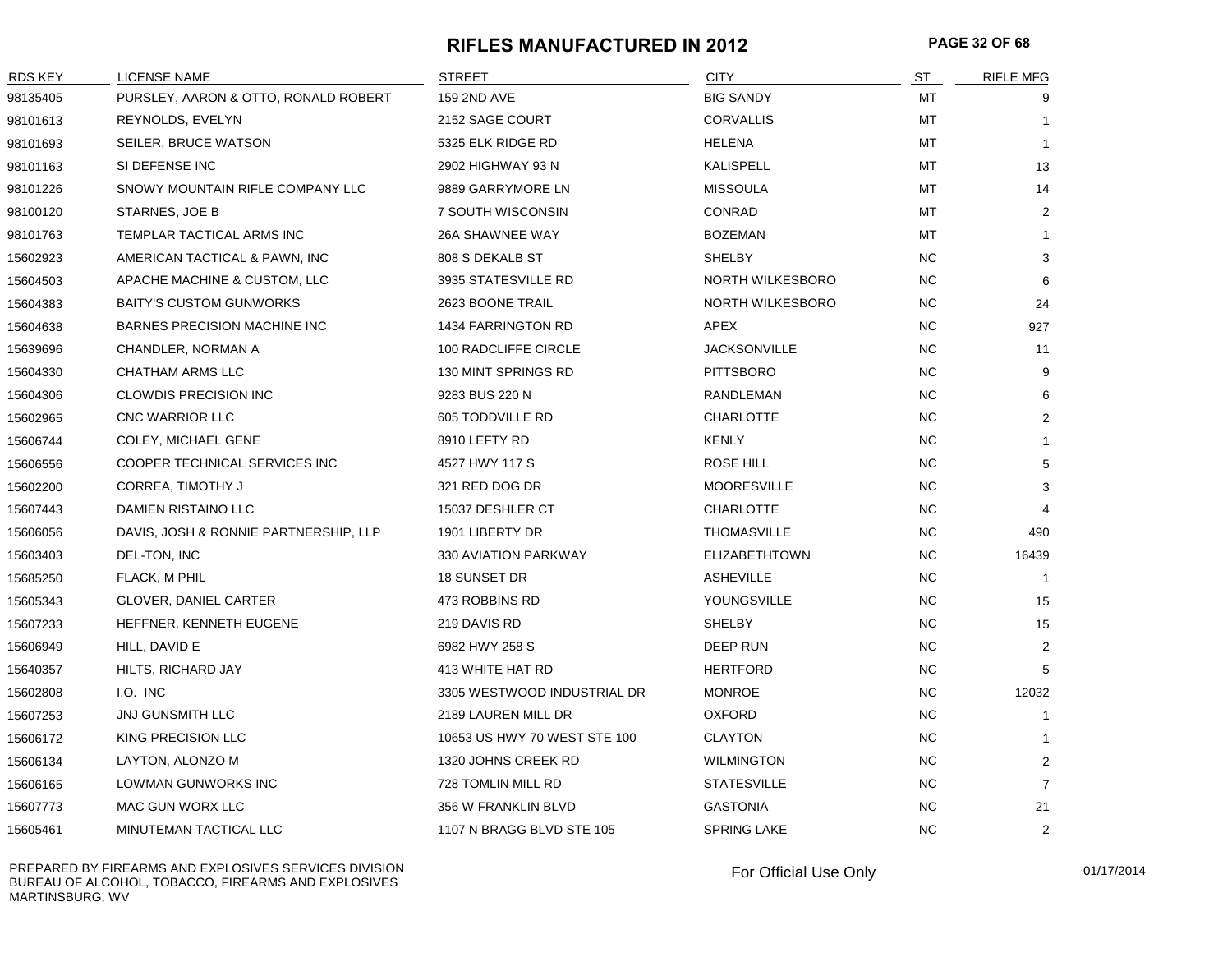# RIFLES MANUFACTURED IN 2012

| RDS KEY | LICENSE NAME | STREET | CITY | ST | RIFLE MFG |
|---|---|---|---|---|---|
| 98135405 | PURSLEY, AARON & OTTO, RONALD ROBERT | 159 2ND AVE | BIG SANDY | MT | 9 |
| 98101613 | REYNOLDS, EVELYN | 2152 SAGE COURT | CORVALLIS | MT | 1 |
| 98101693 | SEILER, BRUCE WATSON | 5325 ELK RIDGE RD | HELENA | MT | 1 |
| 98101163 | SI DEFENSE INC | 2902 HIGHWAY 93 N | KALISPELL | MT | 13 |
| 98101226 | SNOWY MOUNTAIN RIFLE COMPANY LLC | 9889 GARRYMORE LN | MISSOULA | MT | 14 |
| 98100120 | STARNES, JOE B | 7 SOUTH WISCONSIN | CONRAD | MT | 2 |
| 98101763 | TEMPLAR TACTICAL ARMS INC | 26A SHAWNEE WAY | BOZEMAN | MT | 1 |
| 15602923 | AMERICAN TACTICAL & PAWN, INC | 808 S DEKALB ST | SHELBY | NC | 3 |
| 15604503 | APACHE MACHINE & CUSTOM, LLC | 3935 STATESVILLE RD | NORTH WILKESBORO | NC | 6 |
| 15604383 | BAITY'S CUSTOM GUNWORKS | 2623 BOONE TRAIL | NORTH WILKESBORO | NC | 24 |
| 15604638 | BARNES PRECISION MACHINE INC | 1434 FARRINGTON RD | APEX | NC | 927 |
| 15639696 | CHANDLER, NORMAN A | 100 RADCLIFFE CIRCLE | JACKSONVILLE | NC | 11 |
| 15604330 | CHATHAM ARMS LLC | 130 MINT SPRINGS RD | PITTSBORO | NC | 9 |
| 15604306 | CLOWDIS PRECISION INC | 9283 BUS 220 N | RANDLEMAN | NC | 6 |
| 15602965 | CNC WARRIOR LLC | 605 TODDVILLE RD | CHARLOTTE | NC | 2 |
| 15606744 | COLEY, MICHAEL GENE | 8910 LEFTY RD | KENLY | NC | 1 |
| 15606556 | COOPER TECHNICAL SERVICES INC | 4527 HWY 117 S | ROSE HILL | NC | 5 |
| 15602200 | CORREA, TIMOTHY J | 321 RED DOG DR | MOORESVILLE | NC | 3 |
| 15607443 | DAMIEN RISTAINO LLC | 15037 DESHLER CT | CHARLOTTE | NC | 4 |
| 15606056 | DAVIS, JOSH & RONNIE PARTNERSHIP, LLP | 1901 LIBERTY DR | THOMASVILLE | NC | 490 |
| 15603403 | DEL-TON, INC | 330 AVIATION PARKWAY | ELIZABETHTOWN | NC | 16439 |
| 15685250 | FLACK, M PHIL | 18 SUNSET DR | ASHEVILLE | NC | 1 |
| 15605343 | GLOVER, DANIEL CARTER | 473 ROBBINS RD | YOUNGSVILLE | NC | 15 |
| 15607233 | HEFFNER, KENNETH EUGENE | 219 DAVIS RD | SHELBY | NC | 15 |
| 15606949 | HILL, DAVID E | 6982 HWY 258 S | DEEP RUN | NC | 2 |
| 15640357 | HILTS, RICHARD JAY | 413 WHITE HAT RD | HERTFORD | NC | 5 |
| 15602808 | I.O. INC | 3305 WESTWOOD INDUSTRIAL DR | MONROE | NC | 12032 |
| 15607253 | JNJ GUNSMITH LLC | 2189 LAUREN MILL DR | OXFORD | NC | 1 |
| 15606172 | KING PRECISION LLC | 10653 US HWY 70 WEST STE 100 | CLAYTON | NC | 1 |
| 15606134 | LAYTON, ALONZO M | 1320 JOHNS CREEK RD | WILMINGTON | NC | 2 |
| 15606165 | LOWMAN GUNWORKS INC | 728 TOMLIN MILL RD | STATESVILLE | NC | 7 |
| 15607773 | MAC GUN WORX LLC | 356 W FRANKLIN BLVD | GASTONIA | NC | 21 |
| 15605461 | MINUTEMAN TACTICAL LLC | 1107 N BRAGG BLVD STE 105 | SPRING LAKE | NC | 2 |

PREPARED BY FIREARMS AND EXPLOSIVES SERVICES DIVISION
BUREAU OF ALCOHOL, TOBACCO, FIREARMS AND EXPLOSIVES
MARTINSBURG, WV

For Official Use Only

01/17/2014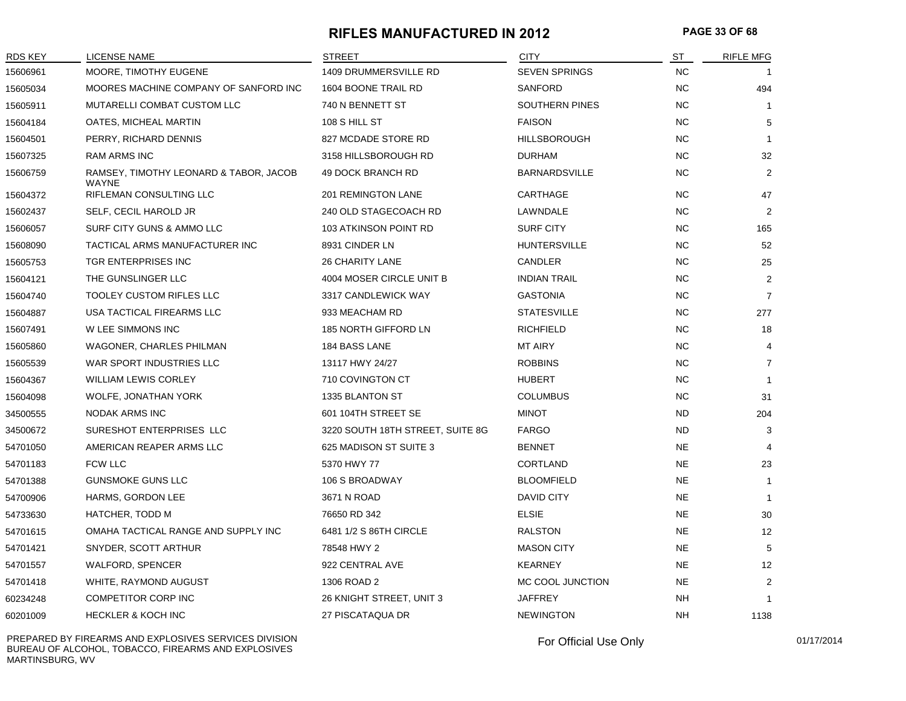# RIFLES MANUFACTURED IN 2012

| RDS KEY | LICENSE NAME | STREET | CITY | ST | RIFLE MFG |
|---|---|---|---|---|---|
| 15606961 | MOORE, TIMOTHY EUGENE | 1409 DRUMMERSVILLE RD | SEVEN SPRINGS | NC | 1 |
| 15605034 | MOORES MACHINE COMPANY OF SANFORD INC | 1604 BOONE TRAIL RD | SANFORD | NC | 494 |
| 15605911 | MUTARELLI COMBAT CUSTOM LLC | 740 N BENNETT ST | SOUTHERN PINES | NC | 1 |
| 15604184 | OATES, MICHEAL MARTIN | 108 S HILL ST | FAISON | NC | 5 |
| 15604501 | PERRY, RICHARD DENNIS | 827 MCDADE STORE RD | HILLSBOROUGH | NC | 1 |
| 15607325 | RAM ARMS INC | 3158 HILLSBOROUGH RD | DURHAM | NC | 32 |
| 15606759 | RAMSEY, TIMOTHY LEONARD & TABOR, JACOB WAYNE | 49 DOCK BRANCH RD | BARNARDSVILLE | NC | 2 |
| 15604372 | RIFLEMAN CONSULTING LLC | 201 REMINGTON LANE | CARTHAGE | NC | 47 |
| 15602437 | SELF, CECIL HAROLD JR | 240 OLD STAGECOACH RD | LAWNDALE | NC | 2 |
| 15606057 | SURF CITY GUNS & AMMO LLC | 103 ATKINSON POINT RD | SURF CITY | NC | 165 |
| 15608090 | TACTICAL ARMS MANUFACTURER INC | 8931 CINDER LN | HUNTERSVILLE | NC | 52 |
| 15605753 | TGR ENTERPRISES INC | 26 CHARITY LANE | CANDLER | NC | 25 |
| 15604121 | THE GUNSLINGER LLC | 4004 MOSER CIRCLE UNIT B | INDIAN TRAIL | NC | 2 |
| 15604740 | TOOLEY CUSTOM RIFLES LLC | 3317 CANDLEWICK WAY | GASTONIA | NC | 7 |
| 15604887 | USA TACTICAL FIREARMS LLC | 933 MEACHAM RD | STATESVILLE | NC | 277 |
| 15607491 | W LEE SIMMONS INC | 185 NORTH GIFFORD LN | RICHFIELD | NC | 18 |
| 15605860 | WAGONER, CHARLES PHILMAN | 184 BASS LANE | MT AIRY | NC | 4 |
| 15605539 | WAR SPORT INDUSTRIES LLC | 13117 HWY 24/27 | ROBBINS | NC | 7 |
| 15604367 | WILLIAM LEWIS CORLEY | 710 COVINGTON CT | HUBERT | NC | 1 |
| 15604098 | WOLFE, JONATHAN YORK | 1335 BLANTON ST | COLUMBUS | NC | 31 |
| 34500555 | NODAK ARMS INC | 601 104TH STREET SE | MINOT | ND | 204 |
| 34500672 | SURESHOT ENTERPRISES LLC | 3220 SOUTH 18TH STREET, SUITE 8G | FARGO | ND | 3 |
| 54701050 | AMERICAN REAPER ARMS LLC | 625 MADISON ST SUITE 3 | BENNET | NE | 4 |
| 54701183 | FCW LLC | 5370 HWY 77 | CORTLAND | NE | 23 |
| 54701388 | GUNSMOKE GUNS LLC | 106 S BROADWAY | BLOOMFIELD | NE | 1 |
| 54700906 | HARMS, GORDON LEE | 3671 N ROAD | DAVID CITY | NE | 1 |
| 54733630 | HATCHER, TODD M | 76650 RD 342 | ELSIE | NE | 30 |
| 54701615 | OMAHA TACTICAL RANGE AND SUPPLY INC | 6481 1/2 S 86TH CIRCLE | RALSTON | NE | 12 |
| 54701421 | SNYDER, SCOTT ARTHUR | 78548 HWY 2 | MASON CITY | NE | 5 |
| 54701557 | WALFORD, SPENCER | 922 CENTRAL AVE | KEARNEY | NE | 12 |
| 54701418 | WHITE, RAYMOND AUGUST | 1306 ROAD 2 | MC COOL JUNCTION | NE | 2 |
| 60234248 | COMPETITOR CORP INC | 26 KNIGHT STREET, UNIT 3 | JAFFREY | NH | 1 |
| 60201009 | HECKLER & KOCH INC | 27 PISCATAQUA DR | NEWINGTON | NH | 1138 |

PREPARED BY FIREARMS AND EXPLOSIVES SERVICES DIVISION
BUREAU OF ALCOHOL, TOBACCO, FIREARMS AND EXPLOSIVES
MARTINSBURG, WV

For Official Use Only

01/17/2014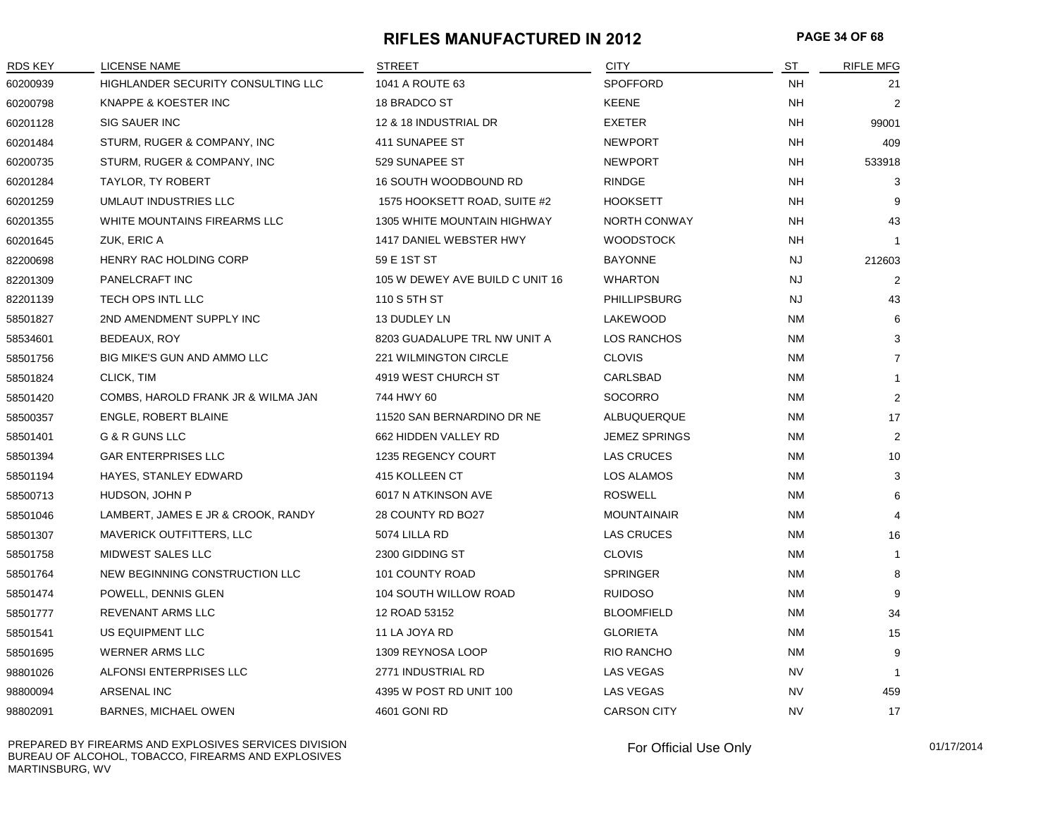# RIFLES MANUFACTURED IN 2012

| RDS KEY | LICENSE NAME | STREET | CITY | ST | RIFLE MFG |
|---|---|---|---|---|---|
| 60200939 | HIGHLANDER SECURITY CONSULTING LLC | 1041 A ROUTE 63 | SPOFFORD | NH | 21 |
| 60200798 | KNAPPE & KOESTER INC | 18 BRADCO ST | KEENE | NH | 2 |
| 60201128 | SIG SAUER INC | 12 & 18 INDUSTRIAL DR | EXETER | NH | 99001 |
| 60201484 | STURM, RUGER & COMPANY, INC | 411 SUNAPEE ST | NEWPORT | NH | 409 |
| 60200735 | STURM, RUGER & COMPANY, INC | 529 SUNAPEE ST | NEWPORT | NH | 533918 |
| 60201284 | TAYLOR, TY ROBERT | 16 SOUTH WOODBOUND RD | RINDGE | NH | 3 |
| 60201259 | UMLAUT INDUSTRIES LLC | 1575 HOOKSETT ROAD, SUITE #2 | HOOKSETT | NH | 9 |
| 60201355 | WHITE MOUNTAINS FIREARMS LLC | 1305 WHITE MOUNTAIN HIGHWAY | NORTH CONWAY | NH | 43 |
| 60201645 | ZUK, ERIC A | 1417 DANIEL WEBSTER HWY | WOODSTOCK | NH | 1 |
| 82200698 | HENRY RAC HOLDING CORP | 59 E 1ST ST | BAYONNE | NJ | 212603 |
| 82201309 | PANELCRAFT INC | 105 W DEWEY AVE BUILD C UNIT 16 | WHARTON | NJ | 2 |
| 82201139 | TECH OPS INTL LLC | 110 S 5TH ST | PHILLIPSBURG | NJ | 43 |
| 58501827 | 2ND AMENDMENT SUPPLY INC | 13 DUDLEY LN | LAKEWOOD | NM | 6 |
| 58534601 | BEDEAUX, ROY | 8203 GUADALUPE TRL NW UNIT A | LOS RANCHOS | NM | 3 |
| 58501756 | BIG MIKE'S GUN AND AMMO LLC | 221 WILMINGTON CIRCLE | CLOVIS | NM | 7 |
| 58501824 | CLICK, TIM | 4919 WEST CHURCH ST | CARLSBAD | NM | 1 |
| 58501420 | COMBS, HAROLD FRANK JR & WILMA JAN | 744 HWY 60 | SOCORRO | NM | 2 |
| 58500357 | ENGLE, ROBERT BLAINE | 11520 SAN BERNARDINO DR NE | ALBUQUERQUE | NM | 17 |
| 58501401 | G & R GUNS LLC | 662 HIDDEN VALLEY RD | JEMEZ SPRINGS | NM | 2 |
| 58501394 | GAR ENTERPRISES LLC | 1235 REGENCY COURT | LAS CRUCES | NM | 10 |
| 58501194 | HAYES, STANLEY EDWARD | 415 KOLLEEN CT | LOS ALAMOS | NM | 3 |
| 58500713 | HUDSON, JOHN P | 6017 N ATKINSON AVE | ROSWELL | NM | 6 |
| 58501046 | LAMBERT, JAMES E JR & CROOK, RANDY | 28 COUNTY RD BO27 | MOUNTAINAIR | NM | 4 |
| 58501307 | MAVERICK OUTFITTERS, LLC | 5074 LILLA RD | LAS CRUCES | NM | 16 |
| 58501758 | MIDWEST SALES LLC | 2300 GIDDING ST | CLOVIS | NM | 1 |
| 58501764 | NEW BEGINNING CONSTRUCTION LLC | 101 COUNTY ROAD | SPRINGER | NM | 8 |
| 58501474 | POWELL, DENNIS GLEN | 104 SOUTH WILLOW ROAD | RUIDOSO | NM | 9 |
| 58501777 | REVENANT ARMS LLC | 12 ROAD 53152 | BLOOMFIELD | NM | 34 |
| 58501541 | US EQUIPMENT LLC | 11 LA JOYA RD | GLORIETA | NM | 15 |
| 58501695 | WERNER ARMS LLC | 1309 REYNOSA LOOP | RIO RANCHO | NM | 9 |
| 98801026 | ALFONSI ENTERPRISES LLC | 2771 INDUSTRIAL RD | LAS VEGAS | NV | 1 |
| 98800094 | ARSENAL INC | 4395 W POST RD UNIT 100 | LAS VEGAS | NV | 459 |
| 98802091 | BARNES, MICHAEL OWEN | 4601 GONI RD | CARSON CITY | NV | 17 |

PREPARED BY FIREARMS AND EXPLOSIVES SERVICES DIVISION
BUREAU OF ALCOHOL, TOBACCO, FIREARMS AND EXPLOSIVES
MARTINSBURG, WV

For Official Use Only

01/17/2014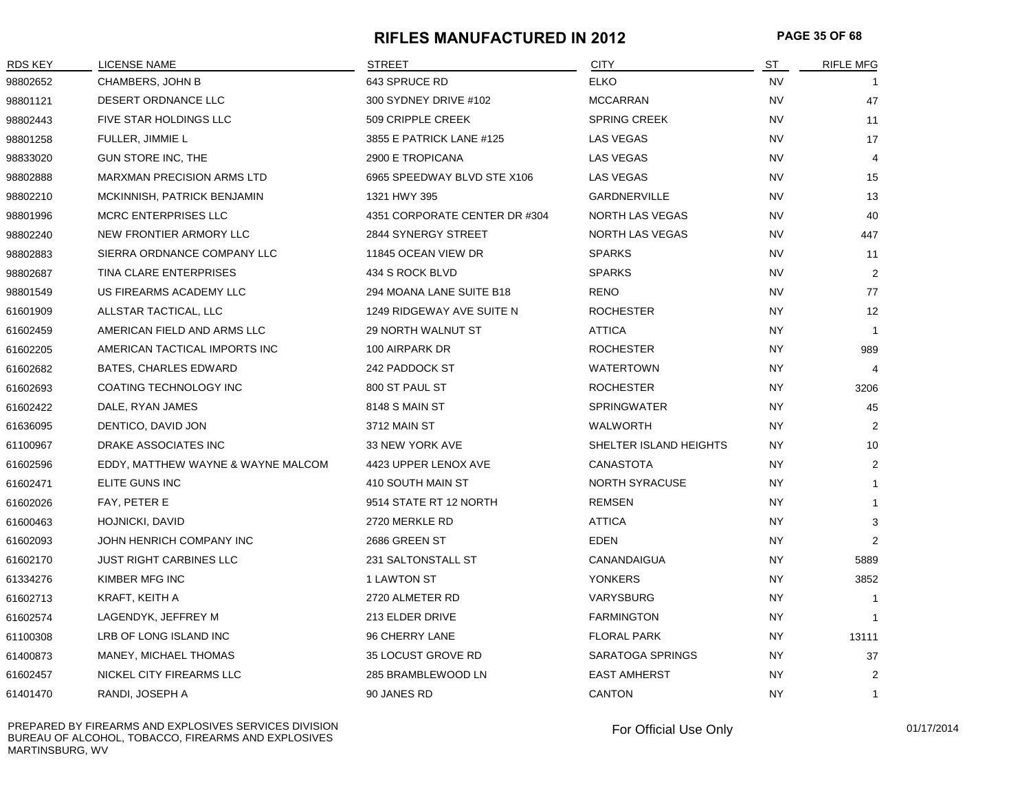# RIFLES MANUFACTURED IN 2012

| RDS KEY | LICENSE NAME | STREET | CITY | ST | RIFLE MFG |
|---|---|---|---|---|---|
| 98802652 | CHAMBERS, JOHN B | 643 SPRUCE RD | ELKO | NV | 1 |
| 98801121 | DESERT ORDNANCE LLC | 300 SYDNEY DRIVE #102 | MCCARRAN | NV | 47 |
| 98802443 | FIVE STAR HOLDINGS LLC | 509 CRIPPLE CREEK | SPRING CREEK | NV | 11 |
| 98801258 | FULLER, JIMMIE L | 3855 E PATRICK LANE #125 | LAS VEGAS | NV | 17 |
| 98833020 | GUN STORE INC, THE | 2900 E TROPICANA | LAS VEGAS | NV | 4 |
| 98802888 | MARXMAN PRECISION ARMS LTD | 6965 SPEEDWAY BLVD STE X106 | LAS VEGAS | NV | 15 |
| 98802210 | MCKINNISH, PATRICK BENJAMIN | 1321 HWY 395 | GARDNERVILLE | NV | 13 |
| 98801996 | MCRC ENTERPRISES LLC | 4351 CORPORATE CENTER DR #304 | NORTH LAS VEGAS | NV | 40 |
| 98802240 | NEW FRONTIER ARMORY LLC | 2844 SYNERGY STREET | NORTH LAS VEGAS | NV | 447 |
| 98802883 | SIERRA ORDNANCE COMPANY LLC | 11845 OCEAN VIEW DR | SPARKS | NV | 11 |
| 98802687 | TINA CLARE ENTERPRISES | 434 S ROCK BLVD | SPARKS | NV | 2 |
| 98801549 | US FIREARMS ACADEMY LLC | 294 MOANA LANE SUITE B18 | RENO | NV | 77 |
| 61601909 | ALLSTAR TACTICAL, LLC | 1249 RIDGEWAY AVE SUITE N | ROCHESTER | NY | 12 |
| 61602459 | AMERICAN FIELD AND ARMS LLC | 29 NORTH WALNUT ST | ATTICA | NY | 1 |
| 61602205 | AMERICAN TACTICAL IMPORTS INC | 100 AIRPARK DR | ROCHESTER | NY | 989 |
| 61602682 | BATES, CHARLES EDWARD | 242 PADDOCK ST | WATERTOWN | NY | 4 |
| 61602693 | COATING TECHNOLOGY INC | 800 ST PAUL ST | ROCHESTER | NY | 3206 |
| 61602422 | DALE, RYAN JAMES | 8148 S MAIN ST | SPRINGWATER | NY | 45 |
| 61636095 | DENTICO, DAVID JON | 3712 MAIN ST | WALWORTH | NY | 2 |
| 61100967 | DRAKE ASSOCIATES INC | 33 NEW YORK AVE | SHELTER ISLAND HEIGHTS | NY | 10 |
| 61602596 | EDDY, MATTHEW WAYNE & WAYNE MALCOM | 4423 UPPER LENOX AVE | CANASTOTA | NY | 2 |
| 61602471 | ELITE GUNS INC | 410 SOUTH MAIN ST | NORTH SYRACUSE | NY | 1 |
| 61602026 | FAY, PETER E | 9514 STATE RT 12 NORTH | REMSEN | NY | 1 |
| 61600463 | HOJNICKI, DAVID | 2720 MERKLE RD | ATTICA | NY | 3 |
| 61602093 | JOHN HENRICH COMPANY INC | 2686 GREEN ST | EDEN | NY | 2 |
| 61602170 | JUST RIGHT CARBINES LLC | 231 SALTONSTALL ST | CANANDAIGUA | NY | 5889 |
| 61334276 | KIMBER MFG INC | 1 LAWTON ST | YONKERS | NY | 3852 |
| 61602713 | KRAFT, KEITH A | 2720 ALMETER RD | VARYSBURG | NY | 1 |
| 61602574 | LAGENDYK, JEFFREY M | 213 ELDER DRIVE | FARMINGTON | NY | 1 |
| 61100308 | LRB OF LONG ISLAND INC | 96 CHERRY LANE | FLORAL PARK | NY | 13111 |
| 61400873 | MANEY, MICHAEL THOMAS | 35 LOCUST GROVE RD | SARATOGA SPRINGS | NY | 37 |
| 61602457 | NICKEL CITY FIREARMS LLC | 285 BRAMBLEWOOD LN | EAST AMHERST | NY | 2 |
| 61401470 | RANDI, JOSEPH A | 90 JANES RD | CANTON | NY | 1 |

PREPARED BY FIREARMS AND EXPLOSIVES SERVICES DIVISION
BUREAU OF ALCOHOL, TOBACCO, FIREARMS AND EXPLOSIVES
MARTINSBURG, WV

For Official Use Only

01/17/2014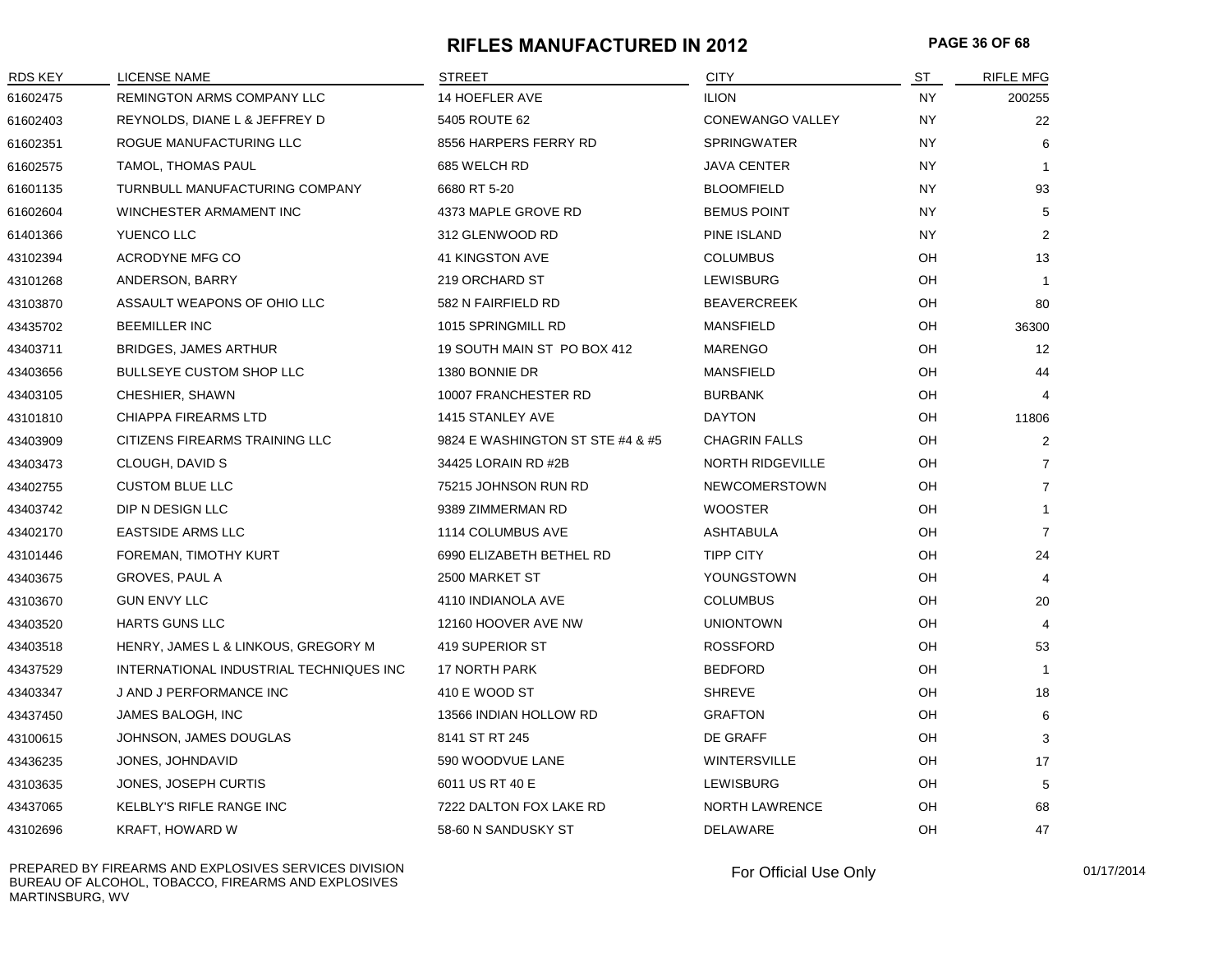# RIFLES MANUFACTURED IN 2012

| RDS KEY | LICENSE NAME | STREET | CITY | ST | RIFLE MFG |
|---|---|---|---|---|---|
| 61602475 | REMINGTON ARMS COMPANY LLC | 14 HOEFLER AVE | ILION | NY | 200255 |
| 61602403 | REYNOLDS, DIANE L & JEFFREY D | 5405 ROUTE 62 | CONEWANGO VALLEY | NY | 22 |
| 61602351 | ROGUE MANUFACTURING LLC | 8556 HARPERS FERRY RD | SPRINGWATER | NY | 6 |
| 61602575 | TAMOL, THOMAS PAUL | 685 WELCH RD | JAVA CENTER | NY | 1 |
| 61601135 | TURNBULL MANUFACTURING COMPANY | 6680 RT 5-20 | BLOOMFIELD | NY | 93 |
| 61602604 | WINCHESTER ARMAMENT INC | 4373 MAPLE GROVE RD | BEMUS POINT | NY | 5 |
| 61401366 | YUENCO LLC | 312 GLENWOOD RD | PINE ISLAND | NY | 2 |
| 43102394 | ACRODYNE MFG CO | 41 KINGSTON AVE | COLUMBUS | OH | 13 |
| 43101268 | ANDERSON, BARRY | 219 ORCHARD ST | LEWISBURG | OH | 1 |
| 43103870 | ASSAULT WEAPONS OF OHIO LLC | 582 N FAIRFIELD RD | BEAVERCREEK | OH | 80 |
| 43435702 | BEEMILLER INC | 1015 SPRINGMILL RD | MANSFIELD | OH | 36300 |
| 43403711 | BRIDGES, JAMES ARTHUR | 19 SOUTH MAIN ST PO BOX 412 | MARENGO | OH | 12 |
| 43403656 | BULLSEYE CUSTOM SHOP LLC | 1380 BONNIE DR | MANSFIELD | OH | 44 |
| 43403105 | CHESHIER, SHAWN | 10007 FRANCHESTER RD | BURBANK | OH | 4 |
| 43101810 | CHIAPPA FIREARMS LTD | 1415 STANLEY AVE | DAYTON | OH | 11806 |
| 43403909 | CITIZENS FIREARMS TRAINING LLC | 9824 E WASHINGTON ST STE #4 & #5 | CHAGRIN FALLS | OH | 2 |
| 43403473 | CLOUGH, DAVID S | 34425 LORAIN RD #2B | NORTH RIDGEVILLE | OH | 7 |
| 43402755 | CUSTOM BLUE LLC | 75215 JOHNSON RUN RD | NEWCOMERSTOWN | OH | 7 |
| 43403742 | DIP N DESIGN LLC | 9389 ZIMMERMAN RD | WOOSTER | OH | 1 |
| 43402170 | EASTSIDE ARMS LLC | 1114 COLUMBUS AVE | ASHTABULA | OH | 7 |
| 43101446 | FOREMAN, TIMOTHY KURT | 6990 ELIZABETH BETHEL RD | TIPP CITY | OH | 24 |
| 43403675 | GROVES, PAUL A | 2500 MARKET ST | YOUNGSTOWN | OH | 4 |
| 43103670 | GUN ENVY LLC | 4110 INDIANOLA AVE | COLUMBUS | OH | 20 |
| 43403520 | HARTS GUNS LLC | 12160 HOOVER AVE NW | UNIONTOWN | OH | 4 |
| 43403518 | HENRY, JAMES L & LINKOUS, GREGORY M | 419 SUPERIOR ST | ROSSFORD | OH | 53 |
| 43437529 | INTERNATIONAL INDUSTRIAL TECHNIQUES INC | 17 NORTH PARK | BEDFORD | OH | 1 |
| 43403347 | J AND J PERFORMANCE INC | 410 E WOOD ST | SHREVE | OH | 18 |
| 43437450 | JAMES BALOGH, INC | 13566 INDIAN HOLLOW RD | GRAFTON | OH | 6 |
| 43100615 | JOHNSON, JAMES DOUGLAS | 8141 ST RT 245 | DE GRAFF | OH | 3 |
| 43436235 | JONES, JOHNDAVID | 590 WOODVUE LANE | WINTERSVILLE | OH | 17 |
| 43103635 | JONES, JOSEPH CURTIS | 6011 US RT 40 E | LEWISBURG | OH | 5 |
| 43437065 | KELBLY'S RIFLE RANGE INC | 7222 DALTON FOX LAKE RD | NORTH LAWRENCE | OH | 68 |
| 43102696 | KRAFT, HOWARD W | 58-60 N SANDUSKY ST | DELAWARE | OH | 47 |

PREPARED BY FIREARMS AND EXPLOSIVES SERVICES DIVISION
BUREAU OF ALCOHOL, TOBACCO, FIREARMS AND EXPLOSIVES
MARTINSBURG, WV

For Official Use Only

01/17/2014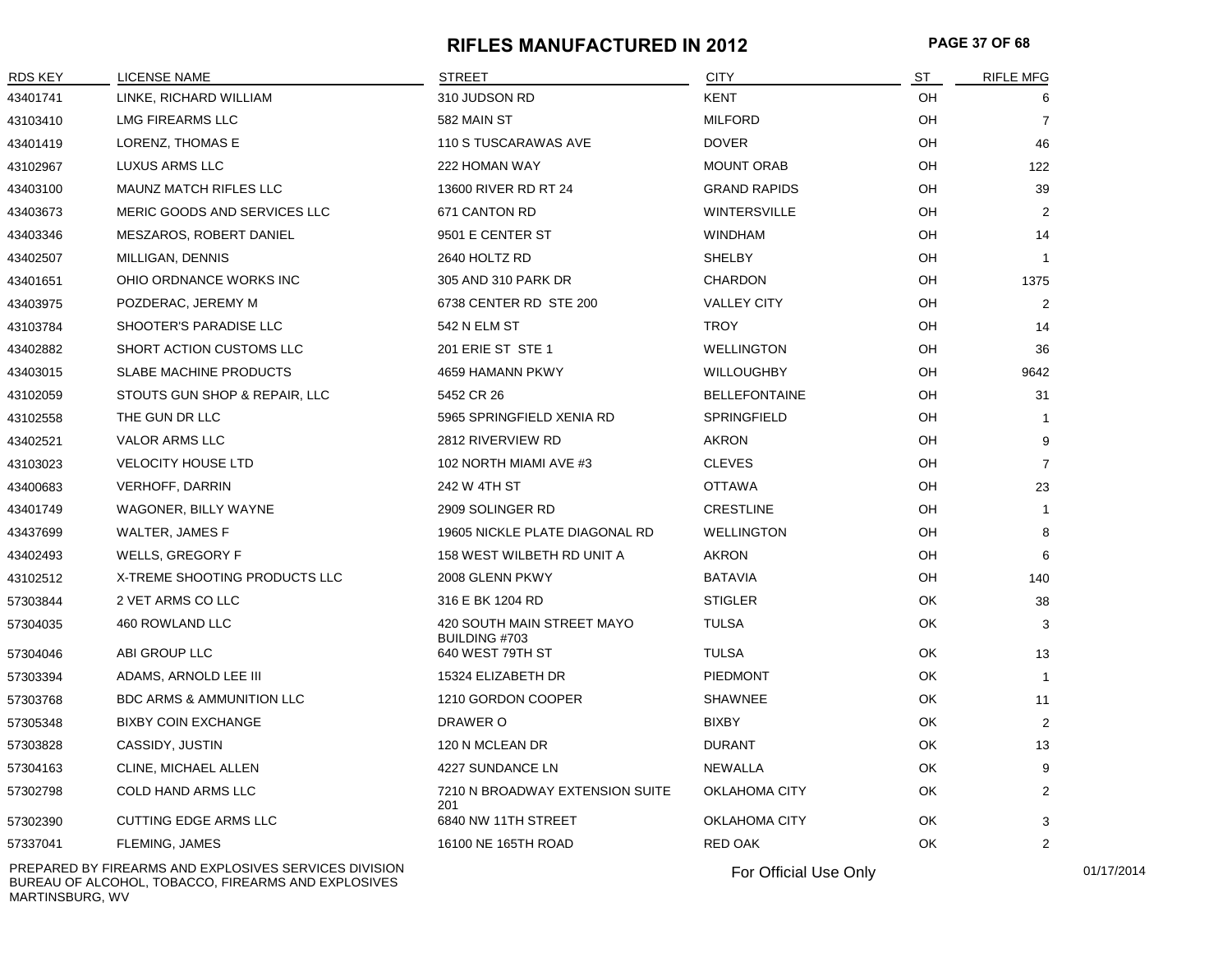# RIFLES MANUFACTURED IN 2012

| RDS KEY | LICENSE NAME | STREET | CITY | ST | RIFLE MFG |
|---|---|---|---|---|---|
| 43401741 | LINKE, RICHARD WILLIAM | 310 JUDSON RD | KENT | OH | 6 |
| 43103410 | LMG FIREARMS LLC | 582 MAIN ST | MILFORD | OH | 7 |
| 43401419 | LORENZ, THOMAS E | 110 S TUSCARAWAS AVE | DOVER | OH | 46 |
| 43102967 | LUXUS ARMS LLC | 222 HOMAN WAY | MOUNT ORAB | OH | 122 |
| 43403100 | MAUNZ MATCH RIFLES LLC | 13600 RIVER RD RT 24 | GRAND RAPIDS | OH | 39 |
| 43403673 | MERIC GOODS AND SERVICES LLC | 671 CANTON RD | WINTERSVILLE | OH | 2 |
| 43403346 | MESZAROS, ROBERT DANIEL | 9501 E CENTER ST | WINDHAM | OH | 14 |
| 43402507 | MILLIGAN, DENNIS | 2640 HOLTZ RD | SHELBY | OH | 1 |
| 43401651 | OHIO ORDNANCE WORKS INC | 305 AND 310 PARK DR | CHARDON | OH | 1375 |
| 43403975 | POZDERAC, JEREMY M | 6738 CENTER RD STE 200 | VALLEY CITY | OH | 2 |
| 43103784 | SHOOTER'S PARADISE LLC | 542 N ELM ST | TROY | OH | 14 |
| 43402882 | SHORT ACTION CUSTOMS LLC | 201 ERIE ST STE 1 | WELLINGTON | OH | 36 |
| 43403015 | SLABE MACHINE PRODUCTS | 4659 HAMANN PKWY | WILLOUGHBY | OH | 9642 |
| 43102059 | STOUTS GUN SHOP & REPAIR, LLC | 5452 CR 26 | BELLEFONTAINE | OH | 31 |
| 43102558 | THE GUN DR LLC | 5965 SPRINGFIELD XENIA RD | SPRINGFIELD | OH | 1 |
| 43402521 | VALOR ARMS LLC | 2812 RIVERVIEW RD | AKRON | OH | 9 |
| 43103023 | VELOCITY HOUSE LTD | 102 NORTH MIAMI AVE #3 | CLEVES | OH | 7 |
| 43400683 | VERHOFF, DARRIN | 242 W 4TH ST | OTTAWA | OH | 23 |
| 43401749 | WAGONER, BILLY WAYNE | 2909 SOLINGER RD | CRESTLINE | OH | 1 |
| 43437699 | WALTER, JAMES F | 19605 NICKLE PLATE DIAGONAL RD | WELLINGTON | OH | 8 |
| 43402493 | WELLS, GREGORY F | 158 WEST WILBETH RD UNIT A | AKRON | OH | 6 |
| 43102512 | X-TREME SHOOTING PRODUCTS LLC | 2008 GLENN PKWY | BATAVIA | OH | 140 |
| 57303844 | 2 VET ARMS CO LLC | 316 E BK 1204 RD | STIGLER | OK | 38 |
| 57304035 | 460 ROWLAND LLC | 420 SOUTH MAIN STREET MAYO BUILDING #703 | TULSA | OK | 3 |
| 57304046 | ABI GROUP LLC | 640 WEST 79TH ST | TULSA | OK | 13 |
| 57303394 | ADAMS, ARNOLD LEE III | 15324 ELIZABETH DR | PIEDMONT | OK | 1 |
| 57303768 | BDC ARMS & AMMUNITION LLC | 1210 GORDON COOPER | SHAWNEE | OK | 11 |
| 57305348 | BIXBY COIN EXCHANGE | DRAWER O | BIXBY | OK | 2 |
| 57303828 | CASSIDY, JUSTIN | 120 N MCLEAN DR | DURANT | OK | 13 |
| 57304163 | CLINE, MICHAEL ALLEN | 4227 SUNDANCE LN | NEWALLA | OK | 9 |
| 57302798 | COLD HAND ARMS LLC | 7210 N BROADWAY EXTENSION SUITE 201 | OKLAHOMA CITY | OK | 2 |
| 57302390 | CUTTING EDGE ARMS LLC | 6840 NW 11TH STREET | OKLAHOMA CITY | OK | 3 |
| 57337041 | FLEMING, JAMES | 16100 NE 165TH ROAD | RED OAK | OK | 2 |

PREPARED BY FIREARMS AND EXPLOSIVES SERVICES DIVISION
BUREAU OF ALCOHOL, TOBACCO, FIREARMS AND EXPLOSIVES
MARTINSBURG, WV

For Official Use Only

01/17/2014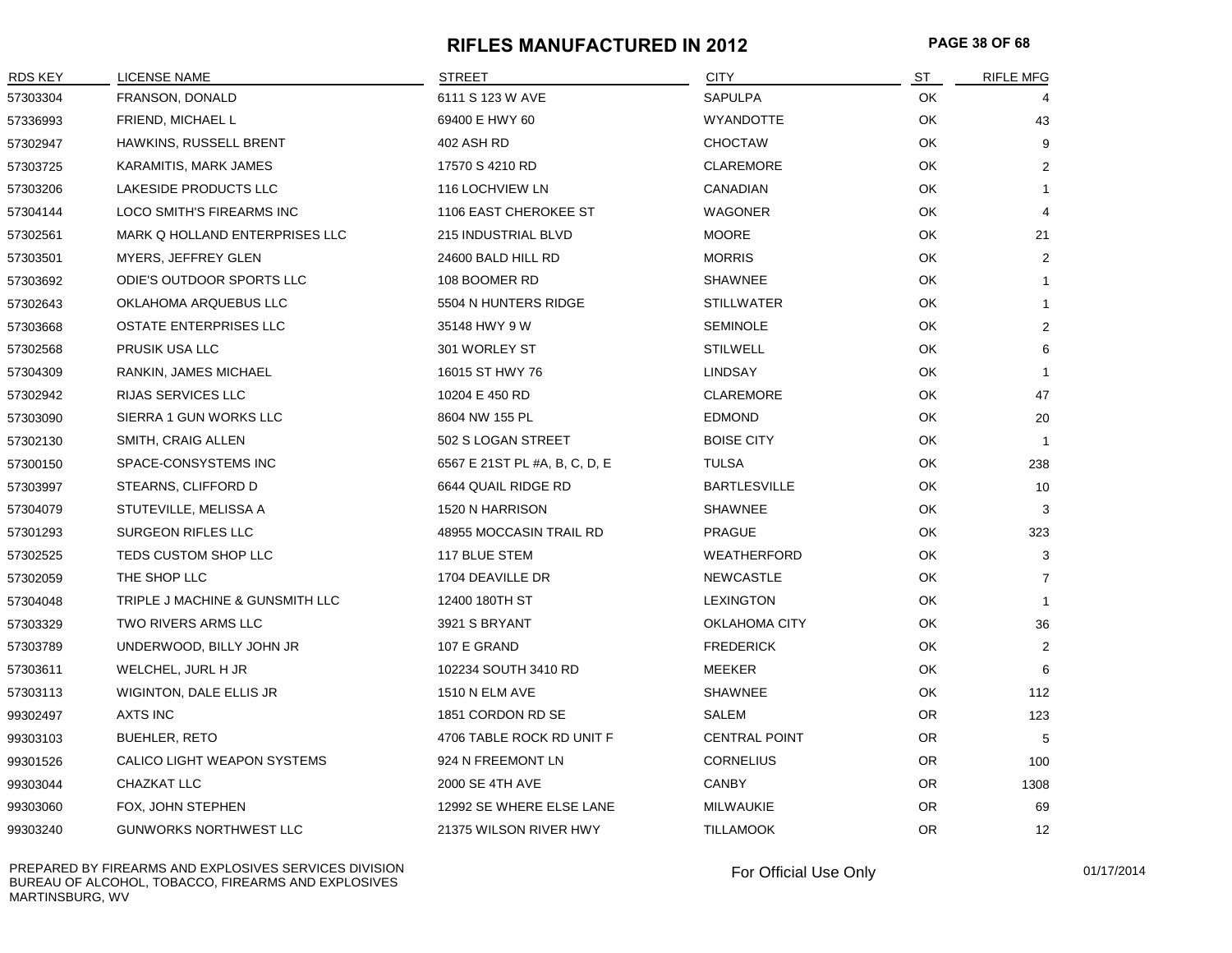# RIFLES MANUFACTURED IN 2012

| RDS KEY | LICENSE NAME | STREET | CITY | ST | RIFLE MFG |
|---|---|---|---|---|---|
| 57303304 | FRANSON, DONALD | 6111 S 123 W AVE | SAPULPA | OK | 4 |
| 57336993 | FRIEND, MICHAEL L | 69400 E HWY 60 | WYANDOTTE | OK | 43 |
| 57302947 | HAWKINS, RUSSELL BRENT | 402 ASH RD | CHOCTAW | OK | 9 |
| 57303725 | KARAMITIS, MARK JAMES | 17570 S 4210 RD | CLAREMORE | OK | 2 |
| 57303206 | LAKESIDE PRODUCTS LLC | 116 LOCHVIEW LN | CANADIAN | OK | 1 |
| 57304144 | LOCO SMITH'S FIREARMS INC | 1106 EAST CHEROKEE ST | WAGONER | OK | 4 |
| 57302561 | MARK Q HOLLAND ENTERPRISES LLC | 215 INDUSTRIAL BLVD | MOORE | OK | 21 |
| 57303501 | MYERS, JEFFREY GLEN | 24600 BALD HILL RD | MORRIS | OK | 2 |
| 57303692 | ODIE'S OUTDOOR SPORTS LLC | 108 BOOMER RD | SHAWNEE | OK | 1 |
| 57302643 | OKLAHOMA ARQUEBUS LLC | 5504 N HUNTERS RIDGE | STILLWATER | OK | 1 |
| 57303668 | OSTATE ENTERPRISES LLC | 35148 HWY 9 W | SEMINOLE | OK | 2 |
| 57302568 | PRUSIK USA LLC | 301 WORLEY ST | STILWELL | OK | 6 |
| 57304309 | RANKIN, JAMES MICHAEL | 16015 ST HWY 76 | LINDSAY | OK | 1 |
| 57302942 | RIJAS SERVICES LLC | 10204 E 450 RD | CLAREMORE | OK | 47 |
| 57303090 | SIERRA 1 GUN WORKS LLC | 8604 NW 155 PL | EDMOND | OK | 20 |
| 57302130 | SMITH, CRAIG ALLEN | 502 S LOGAN STREET | BOISE CITY | OK | 1 |
| 57300150 | SPACE-CONSYSTEMS INC | 6567 E 21ST PL #A, B, C, D, E | TULSA | OK | 238 |
| 57303997 | STEARNS, CLIFFORD D | 6644 QUAIL RIDGE RD | BARTLESVILLE | OK | 10 |
| 57304079 | STUTEVILLE, MELISSA A | 1520 N HARRISON | SHAWNEE | OK | 3 |
| 57301293 | SURGEON RIFLES LLC | 48955 MOCCASIN TRAIL RD | PRAGUE | OK | 323 |
| 57302525 | TEDS CUSTOM SHOP LLC | 117 BLUE STEM | WEATHERFORD | OK | 3 |
| 57302059 | THE SHOP LLC | 1704 DEAVILLE DR | NEWCASTLE | OK | 7 |
| 57304048 | TRIPLE J MACHINE & GUNSMITH LLC | 12400 180TH ST | LEXINGTON | OK | 1 |
| 57303329 | TWO RIVERS ARMS LLC | 3921 S BRYANT | OKLAHOMA CITY | OK | 36 |
| 57303789 | UNDERWOOD, BILLY JOHN JR | 107 E GRAND | FREDERICK | OK | 2 |
| 57303611 | WELCHEL, JURL H JR | 102234 SOUTH 3410 RD | MEEKER | OK | 6 |
| 57303113 | WIGINTON, DALE ELLIS JR | 1510 N ELM AVE | SHAWNEE | OK | 112 |
| 99302497 | AXTS INC | 1851 CORDON RD SE | SALEM | OR | 123 |
| 99303103 | BUEHLER, RETO | 4706 TABLE ROCK RD UNIT F | CENTRAL POINT | OR | 5 |
| 99301526 | CALICO LIGHT WEAPON SYSTEMS | 924 N FREEMONT LN | CORNELIUS | OR | 100 |
| 99303044 | CHAZKAT LLC | 2000 SE 4TH AVE | CANBY | OR | 1308 |
| 99303060 | FOX, JOHN STEPHEN | 12992 SE WHERE ELSE LANE | MILWAUKIE | OR | 69 |
| 99303240 | GUNWORKS NORTHWEST LLC | 21375 WILSON RIVER HWY | TILLAMOOK | OR | 12 |

PREPARED BY FIREARMS AND EXPLOSIVES SERVICES DIVISION
BUREAU OF ALCOHOL, TOBACCO, FIREARMS AND EXPLOSIVES
MARTINSBURG, WV

For Official Use Only

01/17/2014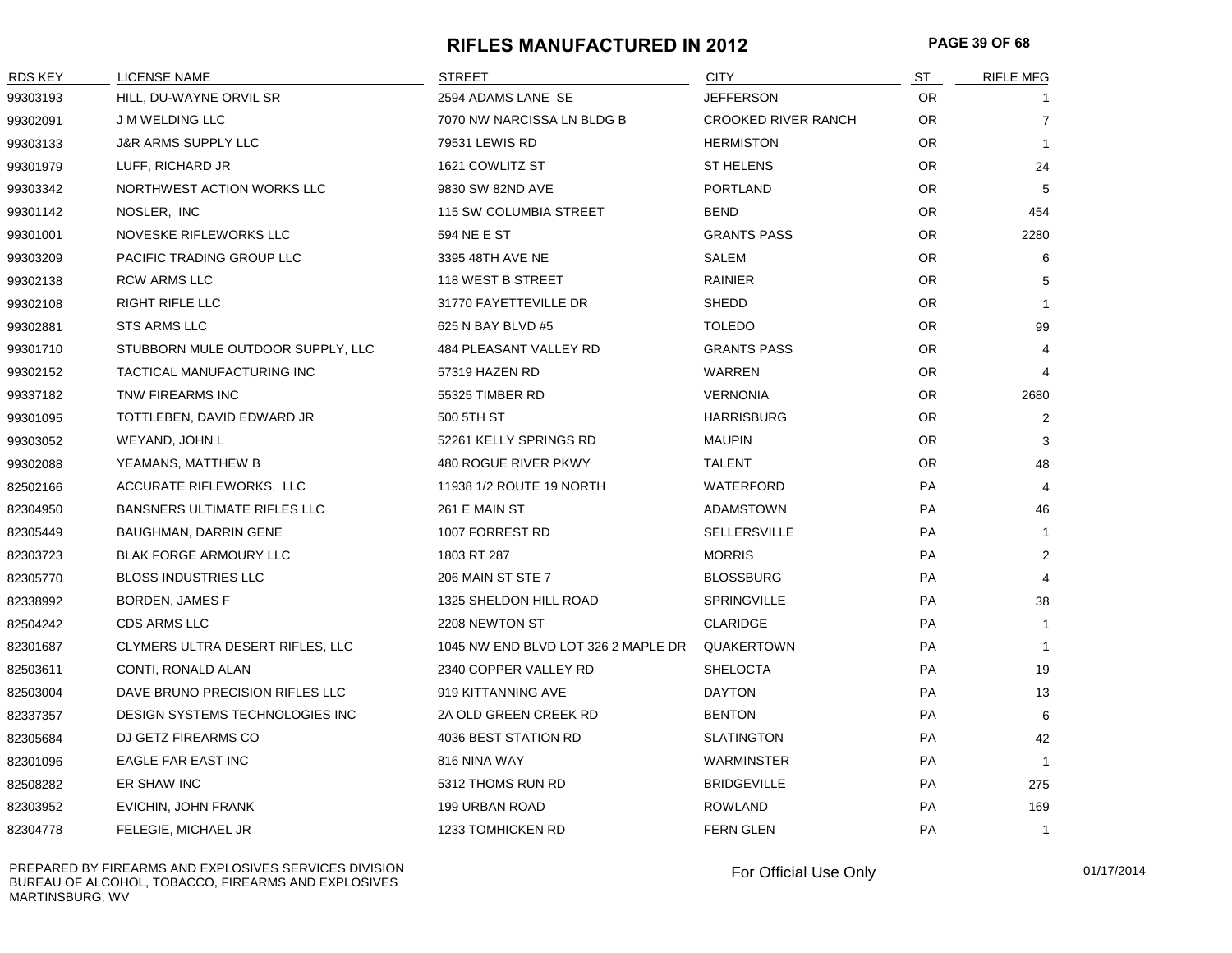# RIFLES MANUFACTURED IN 2012

| RDS KEY | LICENSE NAME | STREET | CITY | ST | RIFLE MFG |
|---|---|---|---|---|---|
| 99303193 | HILL, DU-WAYNE ORVIL SR | 2594 ADAMS LANE SE | JEFFERSON | OR | 1 |
| 99302091 | J M WELDING LLC | 7070 NW NARCISSA LN BLDG B | CROOKED RIVER RANCH | OR | 7 |
| 99303133 | J&R ARMS SUPPLY LLC | 79531 LEWIS RD | HERMISTON | OR | 1 |
| 99301979 | LUFF, RICHARD JR | 1621 COWLITZ ST | ST HELENS | OR | 24 |
| 99303342 | NORTHWEST ACTION WORKS LLC | 9830 SW 82ND AVE | PORTLAND | OR | 5 |
| 99301142 | NOSLER, INC | 115 SW COLUMBIA STREET | BEND | OR | 454 |
| 99301001 | NOVESKE RIFLEWORKS LLC | 594 NE E ST | GRANTS PASS | OR | 2280 |
| 99303209 | PACIFIC TRADING GROUP LLC | 3395 48TH AVE NE | SALEM | OR | 6 |
| 99302138 | RCW ARMS LLC | 118 WEST B STREET | RAINIER | OR | 5 |
| 99302108 | RIGHT RIFLE LLC | 31770 FAYETTEVILLE DR | SHEDD | OR | 1 |
| 99302881 | STS ARMS LLC | 625 N BAY BLVD #5 | TOLEDO | OR | 99 |
| 99301710 | STUBBORN MULE OUTDOOR SUPPLY, LLC | 484 PLEASANT VALLEY RD | GRANTS PASS | OR | 4 |
| 99302152 | TACTICAL MANUFACTURING INC | 57319 HAZEN RD | WARREN | OR | 4 |
| 99337182 | TNW FIREARMS INC | 55325 TIMBER RD | VERNONIA | OR | 2680 |
| 99301095 | TOTTLEBEN, DAVID EDWARD JR | 500 5TH ST | HARRISBURG | OR | 2 |
| 99303052 | WEYAND, JOHN L | 52261 KELLY SPRINGS RD | MAUPIN | OR | 3 |
| 99302088 | YEAMANS, MATTHEW B | 480 ROGUE RIVER PKWY | TALENT | OR | 48 |
| 82502166 | ACCURATE RIFLEWORKS, LLC | 11938 1/2 ROUTE 19 NORTH | WATERFORD | PA | 4 |
| 82304950 | BANSNERS ULTIMATE RIFLES LLC | 261 E MAIN ST | ADAMSTOWN | PA | 46 |
| 82305449 | BAUGHMAN, DARRIN GENE | 1007 FORREST RD | SELLERSVILLE | PA | 1 |
| 82303723 | BLAK FORGE ARMOURY LLC | 1803 RT 287 | MORRIS | PA | 2 |
| 82305770 | BLOSS INDUSTRIES LLC | 206 MAIN ST STE 7 | BLOSSBURG | PA | 4 |
| 82338992 | BORDEN, JAMES F | 1325 SHELDON HILL ROAD | SPRINGVILLE | PA | 38 |
| 82504242 | CDS ARMS LLC | 2208 NEWTON ST | CLARIDGE | PA | 1 |
| 82301687 | CLYMERS ULTRA DESERT RIFLES, LLC | 1045 NW END BLVD LOT 326 2 MAPLE DR | QUAKERTOWN | PA | 1 |
| 82503611 | CONTI, RONALD ALAN | 2340 COPPER VALLEY RD | SHELOCTA | PA | 19 |
| 82503004 | DAVE BRUNO PRECISION RIFLES LLC | 919 KITTANNING AVE | DAYTON | PA | 13 |
| 82337357 | DESIGN SYSTEMS TECHNOLOGIES INC | 2A OLD GREEN CREEK RD | BENTON | PA | 6 |
| 82305684 | DJ GETZ FIREARMS CO | 4036 BEST STATION RD | SLATINGTON | PA | 42 |
| 82301096 | EAGLE FAR EAST INC | 816 NINA WAY | WARMINSTER | PA | 1 |
| 82508282 | ER SHAW INC | 5312 THOMS RUN RD | BRIDGEVILLE | PA | 275 |
| 82303952 | EVICHIN, JOHN FRANK | 199 URBAN ROAD | ROWLAND | PA | 169 |
| 82304778 | FELEGIE, MICHAEL JR | 1233 TOMHICKEN RD | FERN GLEN | PA | 1 |

PREPARED BY FIREARMS AND EXPLOSIVES SERVICES DIVISION
BUREAU OF ALCOHOL, TOBACCO, FIREARMS AND EXPLOSIVES
MARTINSBURG, WV

For Official Use Only

01/17/2014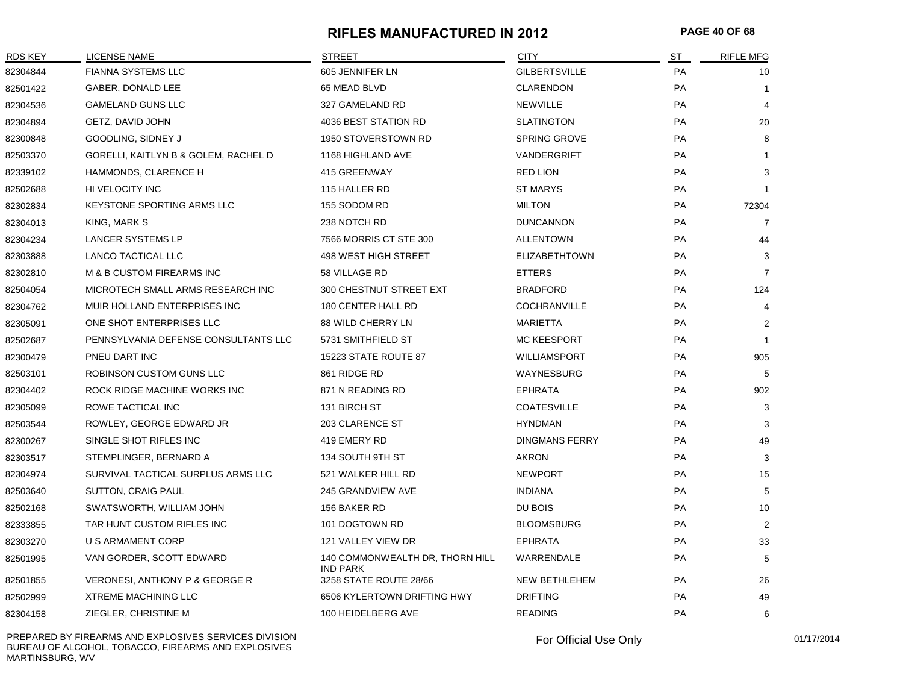# RIFLES MANUFACTURED IN 2012

| RDS KEY | LICENSE NAME | STREET | CITY | ST | RIFLE MFG |
|---|---|---|---|---|---|
| 82304844 | FIANNA SYSTEMS LLC | 605 JENNIFER LN | GILBERTSVILLE | PA | 10 |
| 82501422 | GABER, DONALD LEE | 65 MEAD BLVD | CLARENDON | PA | 1 |
| 82304536 | GAMELAND GUNS LLC | 327 GAMELAND RD | NEWVILLE | PA | 4 |
| 82304894 | GETZ, DAVID JOHN | 4036 BEST STATION RD | SLATINGTON | PA | 20 |
| 82300848 | GOODLING, SIDNEY J | 1950 STOVERSTOWN RD | SPRING GROVE | PA | 8 |
| 82503370 | GORELLI, KAITLYN B & GOLEM, RACHEL D | 1168 HIGHLAND AVE | VANDERGRIFT | PA | 1 |
| 82339102 | HAMMONDS, CLARENCE H | 415 GREENWAY | RED LION | PA | 3 |
| 82502688 | HI VELOCITY INC | 115 HALLER RD | ST MARYS | PA | 1 |
| 82302834 | KEYSTONE SPORTING ARMS LLC | 155 SODOM RD | MILTON | PA | 72304 |
| 82304013 | KING, MARK S | 238 NOTCH RD | DUNCANNON | PA | 7 |
| 82304234 | LANCER SYSTEMS LP | 7566 MORRIS CT STE 300 | ALLENTOWN | PA | 44 |
| 82303888 | LANCO TACTICAL LLC | 498 WEST HIGH STREET | ELIZABETHTOWN | PA | 3 |
| 82302810 | M & B CUSTOM FIREARMS INC | 58 VILLAGE RD | ETTERS | PA | 7 |
| 82504054 | MICROTECH SMALL ARMS RESEARCH INC | 300 CHESTNUT STREET EXT | BRADFORD | PA | 124 |
| 82304762 | MUIR HOLLAND ENTERPRISES INC | 180 CENTER HALL RD | COCHRANVILLE | PA | 4 |
| 82305091 | ONE SHOT ENTERPRISES LLC | 88 WILD CHERRY LN | MARIETTA | PA | 2 |
| 82502687 | PENNSYLVANIA DEFENSE CONSULTANTS LLC | 5731 SMITHFIELD ST | MC KEESPORT | PA | 1 |
| 82300479 | PNEU DART INC | 15223 STATE ROUTE 87 | WILLIAMSPORT | PA | 905 |
| 82503101 | ROBINSON CUSTOM GUNS LLC | 861 RIDGE RD | WAYNESBURG | PA | 5 |
| 82304402 | ROCK RIDGE MACHINE WORKS INC | 871 N READING RD | EPHRATA | PA | 902 |
| 82305099 | ROWE TACTICAL INC | 131 BIRCH ST | COATESVILLE | PA | 3 |
| 82503544 | ROWLEY, GEORGE EDWARD JR | 203 CLARENCE ST | HYNDMAN | PA | 3 |
| 82300267 | SINGLE SHOT RIFLES INC | 419 EMERY RD | DINGMANS FERRY | PA | 49 |
| 82303517 | STEMPLINGER, BERNARD A | 134 SOUTH 9TH ST | AKRON | PA | 3 |
| 82304974 | SURVIVAL TACTICAL SURPLUS ARMS LLC | 521 WALKER HILL RD | NEWPORT | PA | 15 |
| 82503640 | SUTTON, CRAIG PAUL | 245 GRANDVIEW AVE | INDIANA | PA | 5 |
| 82502168 | SWATSWORTH, WILLIAM JOHN | 156 BAKER RD | DU BOIS | PA | 10 |
| 82333855 | TAR HUNT CUSTOM RIFLES INC | 101 DOGTOWN RD | BLOOMSBURG | PA | 2 |
| 82303270 | U S ARMAMENT CORP | 121 VALLEY VIEW DR | EPHRATA | PA | 33 |
| 82501995 | VAN GORDER, SCOTT EDWARD | 140 COMMONWEALTH DR, THORN HILL IND PARK | WARRENDALE | PA | 5 |
| 82501855 | VERONESI, ANTHONY P & GEORGE R | 3258 STATE ROUTE 28/66 | NEW BETHLEHEM | PA | 26 |
| 82502999 | XTREME MACHINING LLC | 6506 KYLERTOWN DRIFTING HWY | DRIFTING | PA | 49 |
| 82304158 | ZIEGLER, CHRISTINE M | 100 HEIDELBERG AVE | READING | PA | 6 |

PREPARED BY FIREARMS AND EXPLOSIVES SERVICES DIVISION
BUREAU OF ALCOHOL, TOBACCO, FIREARMS AND EXPLOSIVES
MARTINSBURG, WV

For Official Use Only

01/17/2014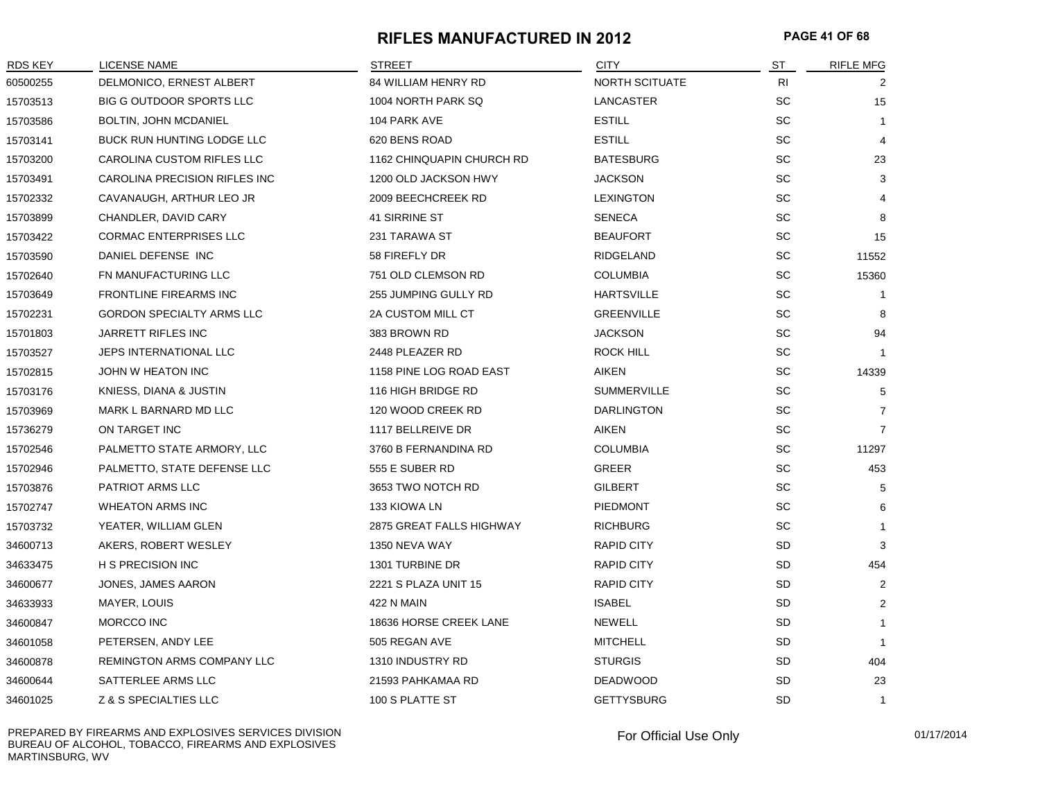# RIFLES MANUFACTURED IN 2012

| RDS KEY | LICENSE NAME | STREET | CITY | ST | RIFLE MFG |
|---|---|---|---|---|---|
| 60500255 | DELMONICO, ERNEST ALBERT | 84 WILLIAM HENRY RD | NORTH SCITUATE | RI | 2 |
| 15703513 | BIG G OUTDOOR SPORTS LLC | 1004 NORTH PARK SQ | LANCASTER | SC | 15 |
| 15703586 | BOLTIN, JOHN MCDANIEL | 104 PARK AVE | ESTILL | SC | 1 |
| 15703141 | BUCK RUN HUNTING LODGE LLC | 620 BENS ROAD | ESTILL | SC | 4 |
| 15703200 | CAROLINA CUSTOM RIFLES LLC | 1162 CHINQUAPIN CHURCH RD | BATESBURG | SC | 23 |
| 15703491 | CAROLINA PRECISION RIFLES INC | 1200 OLD JACKSON HWY | JACKSON | SC | 3 |
| 15702332 | CAVANAUGH, ARTHUR LEO JR | 2009 BEECHCREEK RD | LEXINGTON | SC | 4 |
| 15703899 | CHANDLER, DAVID CARY | 41 SIRRINE ST | SENECA | SC | 8 |
| 15703422 | CORMAC ENTERPRISES LLC | 231 TARAWA ST | BEAUFORT | SC | 15 |
| 15703590 | DANIEL DEFENSE INC | 58 FIREFLY DR | RIDGELAND | SC | 11552 |
| 15702640 | FN MANUFACTURING LLC | 751 OLD CLEMSON RD | COLUMBIA | SC | 15360 |
| 15703649 | FRONTLINE FIREARMS INC | 255 JUMPING GULLY RD | HARTSVILLE | SC | 1 |
| 15702231 | GORDON SPECIALTY ARMS LLC | 2A CUSTOM MILL CT | GREENVILLE | SC | 8 |
| 15701803 | JARRETT RIFLES INC | 383 BROWN RD | JACKSON | SC | 94 |
| 15703527 | JEPS INTERNATIONAL LLC | 2448 PLEAZER RD | ROCK HILL | SC | 1 |
| 15702815 | JOHN W HEATON INC | 1158 PINE LOG ROAD EAST | AIKEN | SC | 14339 |
| 15703176 | KNIESS, DIANA & JUSTIN | 116 HIGH BRIDGE RD | SUMMERVILLE | SC | 5 |
| 15703969 | MARK L BARNARD MD LLC | 120 WOOD CREEK RD | DARLINGTON | SC | 7 |
| 15736279 | ON TARGET INC | 1117 BELLREIVE DR | AIKEN | SC | 7 |
| 15702546 | PALMETTO STATE ARMORY, LLC | 3760 B FERNANDINA RD | COLUMBIA | SC | 11297 |
| 15702946 | PALMETTO, STATE DEFENSE LLC | 555 E SUBER RD | GREER | SC | 453 |
| 15703876 | PATRIOT ARMS LLC | 3653 TWO NOTCH RD | GILBERT | SC | 5 |
| 15702747 | WHEATON ARMS INC | 133 KIOWA LN | PIEDMONT | SC | 6 |
| 15703732 | YEATER, WILLIAM GLEN | 2875 GREAT FALLS HIGHWAY | RICHBURG | SC | 1 |
| 34600713 | AKERS, ROBERT WESLEY | 1350 NEVA WAY | RAPID CITY | SD | 3 |
| 34633475 | H S PRECISION INC | 1301 TURBINE DR | RAPID CITY | SD | 454 |
| 34600677 | JONES, JAMES AARON | 2221 S PLAZA UNIT 15 | RAPID CITY | SD | 2 |
| 34633933 | MAYER, LOUIS | 422 N MAIN | ISABEL | SD | 2 |
| 34600847 | MORCCO INC | 18636 HORSE CREEK LANE | NEWELL | SD | 1 |
| 34601058 | PETERSEN, ANDY LEE | 505 REGAN AVE | MITCHELL | SD | 1 |
| 34600878 | REMINGTON ARMS COMPANY LLC | 1310 INDUSTRY RD | STURGIS | SD | 404 |
| 34600644 | SATTERLEE ARMS LLC | 21593 PAHKAMAA RD | DEADWOOD | SD | 23 |
| 34601025 | Z & S SPECIALTIES LLC | 100 S PLATTE ST | GETTYSBURG | SD | 1 |

PREPARED BY FIREARMS AND EXPLOSIVES SERVICES DIVISION
BUREAU OF ALCOHOL, TOBACCO, FIREARMS AND EXPLOSIVES
MARTINSBURG, WV

For Official Use Only

01/17/2014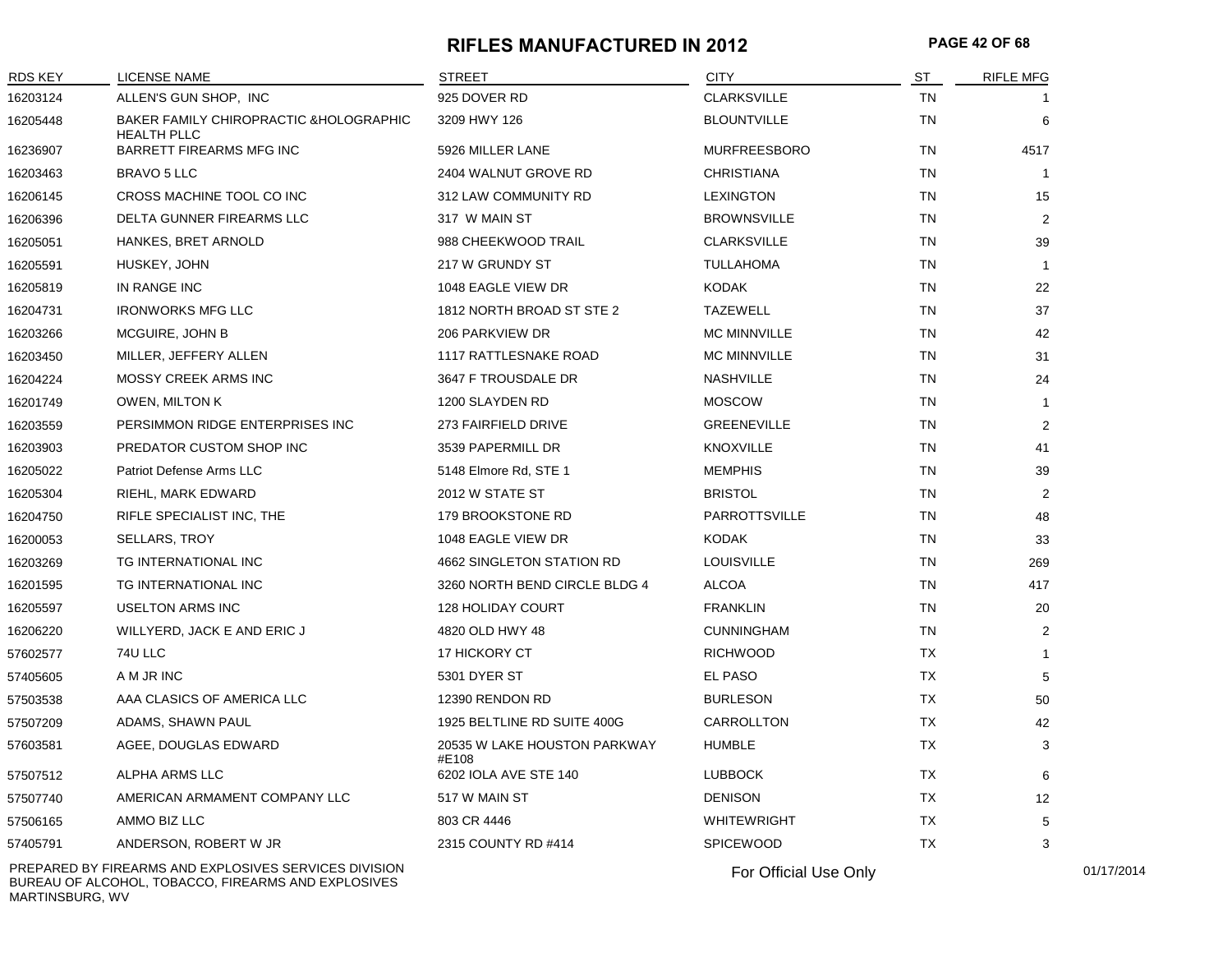# RIFLES MANUFACTURED IN 2012

| RDS KEY | LICENSE NAME | STREET | CITY | ST | RIFLE MFG |
|---|---|---|---|---|---|
| 16203124 | ALLEN'S GUN SHOP, INC | 925 DOVER RD | CLARKSVILLE | TN | 1 |
| 16205448 | BAKER FAMILY CHIROPRACTIC &HOLOGRAPHIC HEALTH PLLC | 3209 HWY 126 | BLOUNTVILLE | TN | 6 |
| 16236907 | BARRETT FIREARMS MFG INC | 5926 MILLER LANE | MURFREESBORO | TN | 4517 |
| 16203463 | BRAVO 5 LLC | 2404 WALNUT GROVE RD | CHRISTIANA | TN | 1 |
| 16206145 | CROSS MACHINE TOOL CO INC | 312 LAW COMMUNITY RD | LEXINGTON | TN | 15 |
| 16206396 | DELTA GUNNER FIREARMS LLC | 317 W MAIN ST | BROWNSVILLE | TN | 2 |
| 16205051 | HANKES, BRET ARNOLD | 988 CHEEKWOOD TRAIL | CLARKSVILLE | TN | 39 |
| 16205591 | HUSKEY, JOHN | 217 W GRUNDY ST | TULLAHOMA | TN | 1 |
| 16205819 | IN RANGE INC | 1048 EAGLE VIEW DR | KODAK | TN | 22 |
| 16204731 | IRONWORKS MFG LLC | 1812 NORTH BROAD ST STE 2 | TAZEWELL | TN | 37 |
| 16203266 | MCGUIRE, JOHN B | 206 PARKVIEW DR | MC MINNVILLE | TN | 42 |
| 16203450 | MILLER, JEFFERY ALLEN | 1117 RATTLESNAKE ROAD | MC MINNVILLE | TN | 31 |
| 16204224 | MOSSY CREEK ARMS INC | 3647 F TROUSDALE DR | NASHVILLE | TN | 24 |
| 16201749 | OWEN, MILTON K | 1200 SLAYDEN RD | MOSCOW | TN | 1 |
| 16203559 | PERSIMMON RIDGE ENTERPRISES INC | 273 FAIRFIELD DRIVE | GREENEVILLE | TN | 2 |
| 16203903 | PREDATOR CUSTOM SHOP INC | 3539 PAPERMILL DR | KNOXVILLE | TN | 41 |
| 16205022 | Patriot Defense Arms LLC | 5148 Elmore Rd, STE 1 | MEMPHIS | TN | 39 |
| 16205304 | RIEHL, MARK EDWARD | 2012 W STATE ST | BRISTOL | TN | 2 |
| 16204750 | RIFLE SPECIALIST INC, THE | 179 BROOKSTONE RD | PARROTTSVILLE | TN | 48 |
| 16200053 | SELLARS, TROY | 1048 EAGLE VIEW DR | KODAK | TN | 33 |
| 16203269 | TG INTERNATIONAL INC | 4662 SINGLETON STATION RD | LOUISVILLE | TN | 269 |
| 16201595 | TG INTERNATIONAL INC | 3260 NORTH BEND CIRCLE BLDG 4 | ALCOA | TN | 417 |
| 16205597 | USELTON ARMS INC | 128 HOLIDAY COURT | FRANKLIN | TN | 20 |
| 16206220 | WILLYERD, JACK E AND ERIC J | 4820 OLD HWY 48 | CUNNINGHAM | TN | 2 |
| 57602577 | 74U LLC | 17 HICKORY CT | RICHWOOD | TX | 1 |
| 57405605 | A M JR INC | 5301 DYER ST | EL PASO | TX | 5 |
| 57503538 | AAA CLASICS OF AMERICA LLC | 12390 RENDON RD | BURLESON | TX | 50 |
| 57507209 | ADAMS, SHAWN PAUL | 1925 BELTLINE RD SUITE 400G | CARROLLTON | TX | 42 |
| 57603581 | AGEE, DOUGLAS EDWARD | 20535 W LAKE HOUSTON PARKWAY #E108 | HUMBLE | TX | 3 |
| 57507512 | ALPHA ARMS LLC | 6202 IOLA AVE STE 140 | LUBBOCK | TX | 6 |
| 57507740 | AMERICAN ARMAMENT COMPANY LLC | 517 W MAIN ST | DENISON | TX | 12 |
| 57506165 | AMMO BIZ LLC | 803 CR 4446 | WHITEWRIGHT | TX | 5 |
| 57405791 | ANDERSON, ROBERT W JR | 2315 COUNTY RD #414 | SPICEWOOD | TX | 3 |

PREPARED BY FIREARMS AND EXPLOSIVES SERVICES DIVISION
BUREAU OF ALCOHOL, TOBACCO, FIREARMS AND EXPLOSIVES
MARTINSBURG, WV

For Official Use Only

01/17/2014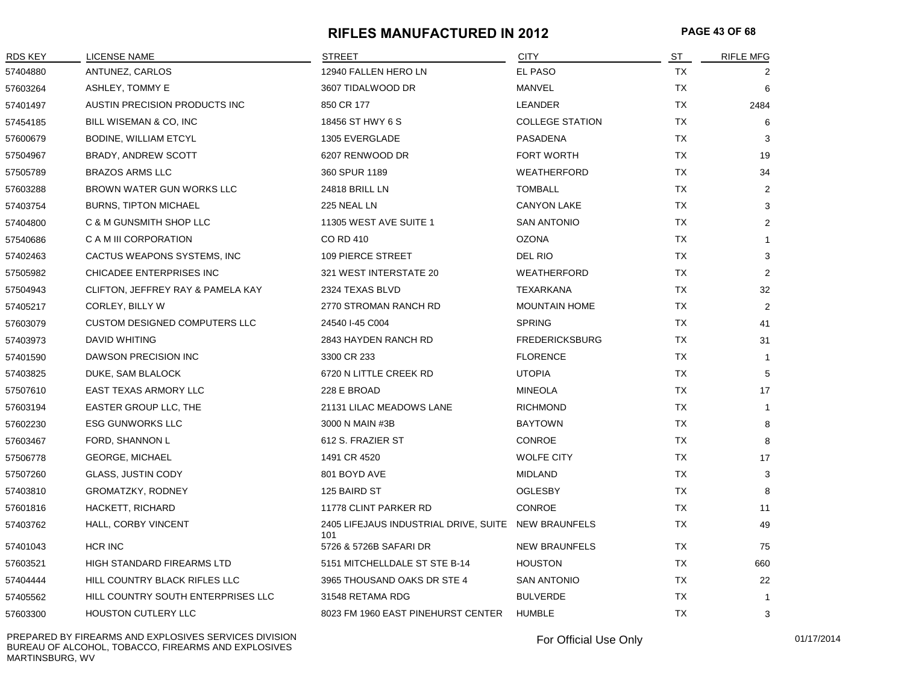# RIFLES MANUFACTURED IN 2012

| RDS KEY | LICENSE NAME | STREET | CITY | ST | RIFLE MFG |
|---|---|---|---|---|---|
| 57404880 | ANTUNEZ, CARLOS | 12940 FALLEN HERO LN | EL PASO | TX | 2 |
| 57603264 | ASHLEY, TOMMY E | 3607 TIDALWOOD DR | MANVEL | TX | 6 |
| 57401497 | AUSTIN PRECISION PRODUCTS INC | 850 CR 177 | LEANDER | TX | 2484 |
| 57454185 | BILL WISEMAN & CO, INC | 18456 ST HWY 6 S | COLLEGE STATION | TX | 6 |
| 57600679 | BODINE, WILLIAM ETCYL | 1305 EVERGLADE | PASADENA | TX | 3 |
| 57504967 | BRADY, ANDREW SCOTT | 6207 RENWOOD DR | FORT WORTH | TX | 19 |
| 57505789 | BRAZOS ARMS LLC | 360 SPUR 1189 | WEATHERFORD | TX | 34 |
| 57603288 | BROWN WATER GUN WORKS LLC | 24818 BRILL LN | TOMBALL | TX | 2 |
| 57403754 | BURNS, TIPTON MICHAEL | 225 NEAL LN | CANYON LAKE | TX | 3 |
| 57404800 | C & M GUNSMITH SHOP LLC | 11305 WEST AVE SUITE 1 | SAN ANTONIO | TX | 2 |
| 57540686 | C A M III CORPORATION | CO RD 410 | OZONA | TX | 1 |
| 57402463 | CACTUS WEAPONS SYSTEMS, INC | 109 PIERCE STREET | DEL RIO | TX | 3 |
| 57505982 | CHICADEE ENTERPRISES INC | 321 WEST INTERSTATE 20 | WEATHERFORD | TX | 2 |
| 57504943 | CLIFTON, JEFFREY RAY & PAMELA KAY | 2324 TEXAS BLVD | TEXARKANA | TX | 32 |
| 57405217 | CORLEY, BILLY W | 2770 STROMAN RANCH RD | MOUNTAIN HOME | TX | 2 |
| 57603079 | CUSTOM DESIGNED COMPUTERS LLC | 24540 I-45 C004 | SPRING | TX | 41 |
| 57403973 | DAVID WHITING | 2843 HAYDEN RANCH RD | FREDERICKSBURG | TX | 31 |
| 57401590 | DAWSON PRECISION INC | 3300 CR 233 | FLORENCE | TX | 1 |
| 57403825 | DUKE, SAM BLALOCK | 6720 N LITTLE CREEK RD | UTOPIA | TX | 5 |
| 57507610 | EAST TEXAS ARMORY LLC | 228 E BROAD | MINEOLA | TX | 17 |
| 57603194 | EASTER GROUP LLC, THE | 21131 LILAC MEADOWS LANE | RICHMOND | TX | 1 |
| 57602230 | ESG GUNWORKS LLC | 3000 N MAIN #3B | BAYTOWN | TX | 8 |
| 57603467 | FORD, SHANNON L | 612 S. FRAZIER ST | CONROE | TX | 8 |
| 57506778 | GEORGE, MICHAEL | 1491 CR 4520 | WOLFE CITY | TX | 17 |
| 57507260 | GLASS, JUSTIN CODY | 801 BOYD AVE | MIDLAND | TX | 3 |
| 57403810 | GROMATZKY, RODNEY | 125 BAIRD ST | OGLESBY | TX | 8 |
| 57601816 | HACKETT, RICHARD | 11778 CLINT PARKER RD | CONROE | TX | 11 |
| 57403762 | HALL, CORBY VINCENT | 2405 LIFEJAUS INDUSTRIAL DRIVE, SUITE 101 | NEW BRAUNFELS | TX | 49 |
| 57401043 | HCR INC | 5726 & 5726B SAFARI DR | NEW BRAUNFELS | TX | 75 |
| 57603521 | HIGH STANDARD FIREARMS LTD | 5151 MITCHELLDALE ST STE B-14 | HOUSTON | TX | 660 |
| 57404444 | HILL COUNTRY BLACK RIFLES LLC | 3965 THOUSAND OAKS DR STE 4 | SAN ANTONIO | TX | 22 |
| 57405562 | HILL COUNTRY SOUTH ENTERPRISES LLC | 31548 RETAMA RDG | BULVERDE | TX | 1 |
| 57603300 | HOUSTON CUTLERY LLC | 8023 FM 1960 EAST PINEHURST CENTER | HUMBLE | TX | 3 |

PREPARED BY FIREARMS AND EXPLOSIVES SERVICES DIVISION
BUREAU OF ALCOHOL, TOBACCO, FIREARMS AND EXPLOSIVES
MARTINSBURG, WV

For Official Use Only

01/17/2014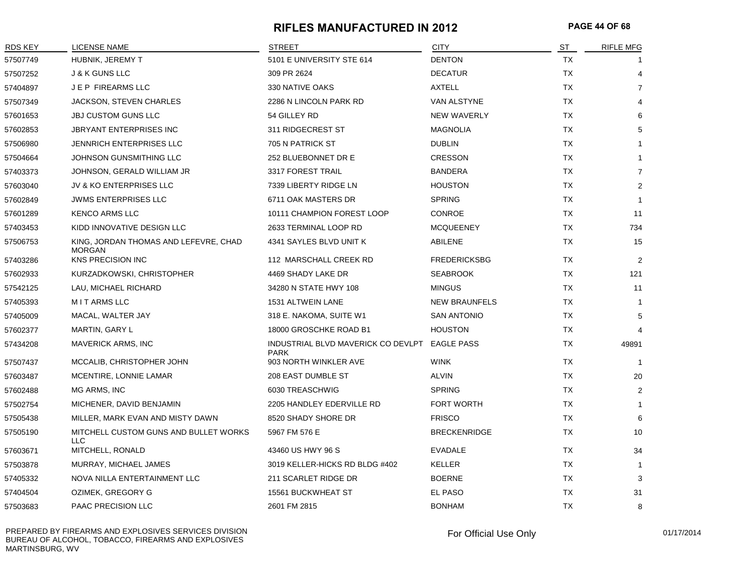# RIFLES MANUFACTURED IN 2012

| RDS KEY | LICENSE NAME | STREET | CITY | ST | RIFLE MFG |
|---|---|---|---|---|---|
| 57507749 | HUBNIK, JEREMY T | 5101 E UNIVERSITY STE 614 | DENTON | TX | 1 |
| 57507252 | J & K GUNS LLC | 309 PR 2624 | DECATUR | TX | 4 |
| 57404897 | J E P FIREARMS LLC | 330 NATIVE OAKS | AXTELL | TX | 7 |
| 57507349 | JACKSON, STEVEN CHARLES | 2286 N LINCOLN PARK RD | VAN ALSTYNE | TX | 4 |
| 57601653 | JBJ CUSTOM GUNS LLC | 54 GILLEY RD | NEW WAVERLY | TX | 6 |
| 57602853 | JBRYANT ENTERPRISES INC | 311 RIDGECREST ST | MAGNOLIA | TX | 5 |
| 57506980 | JENNRICH ENTERPRISES LLC | 705 N PATRICK ST | DUBLIN | TX | 1 |
| 57504664 | JOHNSON GUNSMITHING LLC | 252 BLUEBONNET DR E | CRESSON | TX | 1 |
| 57403373 | JOHNSON, GERALD WILLIAM JR | 3317 FOREST TRAIL | BANDERA | TX | 7 |
| 57603040 | JV & KO ENTERPRISES LLC | 7339 LIBERTY RIDGE LN | HOUSTON | TX | 2 |
| 57602849 | JWMS ENTERPRISES LLC | 6711 OAK MASTERS DR | SPRING | TX | 1 |
| 57601289 | KENCO ARMS LLC | 10111 CHAMPION FOREST LOOP | CONROE | TX | 11 |
| 57403453 | KIDD INNOVATIVE DESIGN LLC | 2633 TERMINAL LOOP RD | MCQUEENEY | TX | 734 |
| 57506753 | KING, JORDAN THOMAS AND LEFEVRE, CHAD MORGAN | 4341 SAYLES BLVD UNIT K | ABILENE | TX | 15 |
| 57403286 | KNS PRECISION INC | 112 MARSCHALL CREEK RD | FREDERICKSBG | TX | 2 |
| 57602933 | KURZADKOWSKI, CHRISTOPHER | 4469 SHADY LAKE DR | SEABROOK | TX | 121 |
| 57542125 | LAU, MICHAEL RICHARD | 34280 N STATE HWY 108 | MINGUS | TX | 11 |
| 57405393 | M I T ARMS LLC | 1531 ALTWEIN LANE | NEW BRAUNFELS | TX | 1 |
| 57405009 | MACAL, WALTER JAY | 318 E. NAKOMA, SUITE W1 | SAN ANTONIO | TX | 5 |
| 57602377 | MARTIN, GARY L | 18000 GROSCHKE ROAD B1 | HOUSTON | TX | 4 |
| 57434208 | MAVERICK ARMS, INC | INDUSTRIAL BLVD MAVERICK CO DEVLPT PARK | EAGLE PASS | TX | 49891 |
| 57507437 | MCCALIB, CHRISTOPHER JOHN | 903 NORTH WINKLER AVE | WINK | TX | 1 |
| 57603487 | MCENTIRE, LONNIE LAMAR | 208 EAST DUMBLE ST | ALVIN | TX | 20 |
| 57602488 | MG ARMS, INC | 6030 TREASCHWIG | SPRING | TX | 2 |
| 57502754 | MICHENER, DAVID BENJAMIN | 2205 HANDLEY EDERVILLE RD | FORT WORTH | TX | 1 |
| 57505438 | MILLER, MARK EVAN AND MISTY DAWN | 8520 SHADY SHORE DR | FRISCO | TX | 6 |
| 57505190 | MITCHELL CUSTOM GUNS AND BULLET WORKS LLC | 5967 FM 576 E | BRECKENRIDGE | TX | 10 |
| 57603671 | MITCHELL, RONALD | 43460 US HWY 96 S | EVADALE | TX | 34 |
| 57503878 | MURRAY, MICHAEL JAMES | 3019 KELLER-HICKS RD BLDG #402 | KELLER | TX | 1 |
| 57405332 | NOVA NILLA ENTERTAINMENT LLC | 211 SCARLET RIDGE DR | BOERNE | TX | 3 |
| 57404504 | OZIMEK, GREGORY G | 15561 BUCKWHEAT ST | EL PASO | TX | 31 |
| 57503683 | PAAC PRECISION LLC | 2601 FM 2815 | BONHAM | TX | 8 |

PREPARED BY FIREARMS AND EXPLOSIVES SERVICES DIVISION
BUREAU OF ALCOHOL, TOBACCO, FIREARMS AND EXPLOSIVES
MARTINSBURG, WV

For Official Use Only

01/17/2014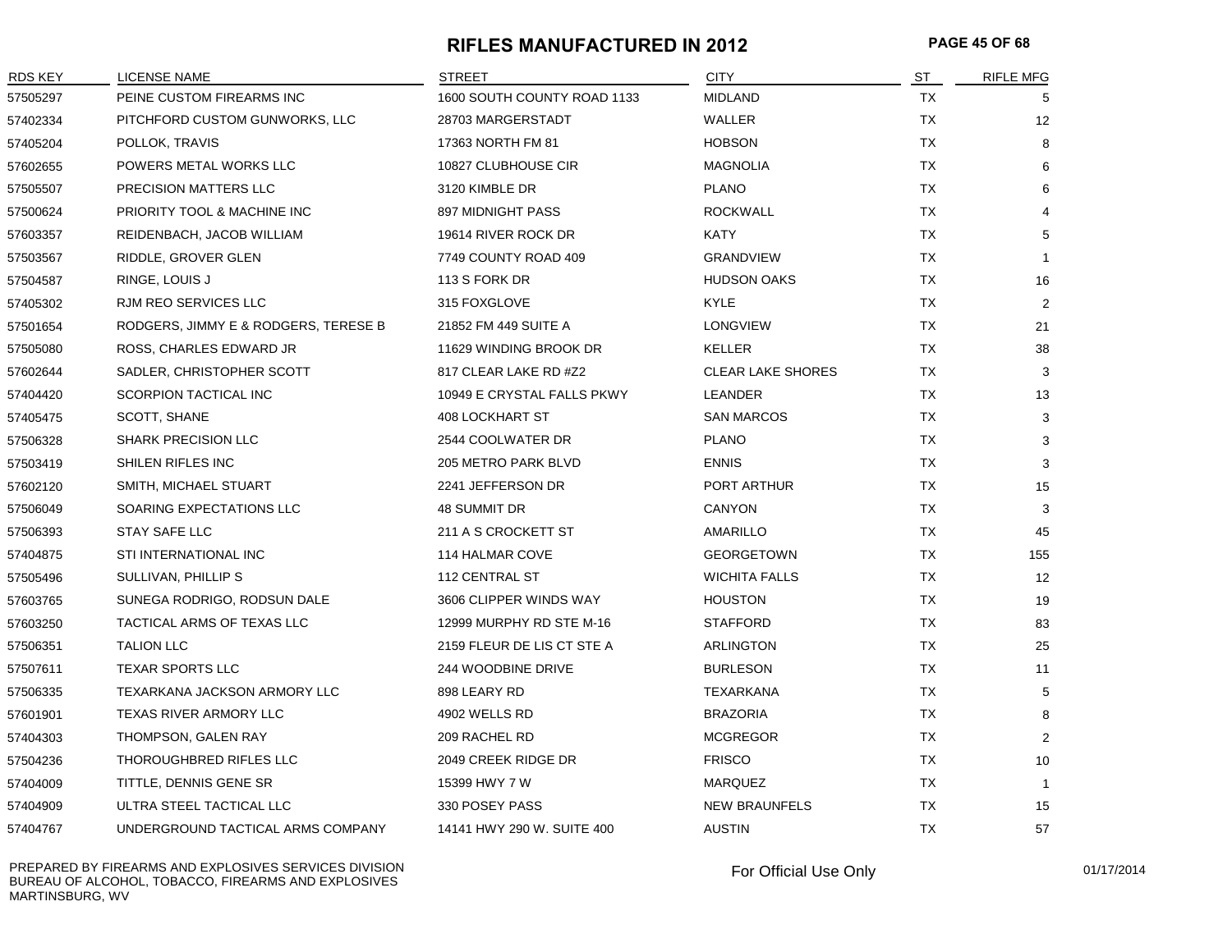# RIFLES MANUFACTURED IN 2012

| RDS KEY | LICENSE NAME | STREET | CITY | ST | RIFLE MFG |
|---|---|---|---|---|---|
| 57505297 | PEINE CUSTOM FIREARMS INC | 1600 SOUTH COUNTY ROAD 1133 | MIDLAND | TX | 5 |
| 57402334 | PITCHFORD CUSTOM GUNWORKS, LLC | 28703 MARGERSTADT | WALLER | TX | 12 |
| 57405204 | POLLOK, TRAVIS | 17363 NORTH FM 81 | HOBSON | TX | 8 |
| 57602655 | POWERS METAL WORKS LLC | 10827 CLUBHOUSE CIR | MAGNOLIA | TX | 6 |
| 57505507 | PRECISION MATTERS LLC | 3120 KIMBLE DR | PLANO | TX | 6 |
| 57500624 | PRIORITY TOOL & MACHINE INC | 897 MIDNIGHT PASS | ROCKWALL | TX | 4 |
| 57603357 | REIDENBACH, JACOB WILLIAM | 19614 RIVER ROCK DR | KATY | TX | 5 |
| 57503567 | RIDDLE, GROVER GLEN | 7749 COUNTY ROAD 409 | GRANDVIEW | TX | 1 |
| 57504587 | RINGE, LOUIS J | 113 S FORK DR | HUDSON OAKS | TX | 16 |
| 57405302 | RJM REO SERVICES LLC | 315 FOXGLOVE | KYLE | TX | 2 |
| 57501654 | RODGERS, JIMMY E & RODGERS, TERESE B | 21852 FM 449 SUITE A | LONGVIEW | TX | 21 |
| 57505080 | ROSS, CHARLES EDWARD JR | 11629 WINDING BROOK DR | KELLER | TX | 38 |
| 57602644 | SADLER, CHRISTOPHER SCOTT | 817 CLEAR LAKE RD #Z2 | CLEAR LAKE SHORES | TX | 3 |
| 57404420 | SCORPION TACTICAL INC | 10949 E CRYSTAL FALLS PKWY | LEANDER | TX | 13 |
| 57405475 | SCOTT, SHANE | 408 LOCKHART ST | SAN MARCOS | TX | 3 |
| 57506328 | SHARK PRECISION LLC | 2544 COOLWATER DR | PLANO | TX | 3 |
| 57503419 | SHILEN RIFLES INC | 205 METRO PARK BLVD | ENNIS | TX | 3 |
| 57602120 | SMITH, MICHAEL STUART | 2241 JEFFERSON DR | PORT ARTHUR | TX | 15 |
| 57506049 | SOARING EXPECTATIONS LLC | 48 SUMMIT DR | CANYON | TX | 3 |
| 57506393 | STAY SAFE LLC | 211 A S CROCKETT ST | AMARILLO | TX | 45 |
| 57404875 | STI INTERNATIONAL INC | 114 HALMAR COVE | GEORGETOWN | TX | 155 |
| 57505496 | SULLIVAN, PHILLIP S | 112 CENTRAL ST | WICHITA FALLS | TX | 12 |
| 57603765 | SUNEGA RODRIGO, RODSUN DALE | 3606 CLIPPER WINDS WAY | HOUSTON | TX | 19 |
| 57603250 | TACTICAL ARMS OF TEXAS LLC | 12999 MURPHY RD STE M-16 | STAFFORD | TX | 83 |
| 57506351 | TALION LLC | 2159 FLEUR DE LIS CT STE A | ARLINGTON | TX | 25 |
| 57507611 | TEXAR SPORTS LLC | 244 WOODBINE DRIVE | BURLESON | TX | 11 |
| 57506335 | TEXARKANA JACKSON ARMORY LLC | 898 LEARY RD | TEXARKANA | TX | 5 |
| 57601901 | TEXAS RIVER ARMORY LLC | 4902 WELLS RD | BRAZORIA | TX | 8 |
| 57404303 | THOMPSON, GALEN RAY | 209 RACHEL RD | MCGREGOR | TX | 2 |
| 57504236 | THOROUGHBRED RIFLES LLC | 2049 CREEK RIDGE DR | FRISCO | TX | 10 |
| 57404009 | TITTLE, DENNIS GENE SR | 15399 HWY 7 W | MARQUEZ | TX | 1 |
| 57404909 | ULTRA STEEL TACTICAL LLC | 330 POSEY PASS | NEW BRAUNFELS | TX | 15 |
| 57404767 | UNDERGROUND TACTICAL ARMS COMPANY | 14141 HWY 290 W. SUITE 400 | AUSTIN | TX | 57 |

PREPARED BY FIREARMS AND EXPLOSIVES SERVICES DIVISION
BUREAU OF ALCOHOL, TOBACCO, FIREARMS AND EXPLOSIVES
MARTINSBURG, WV

For Official Use Only

01/17/2014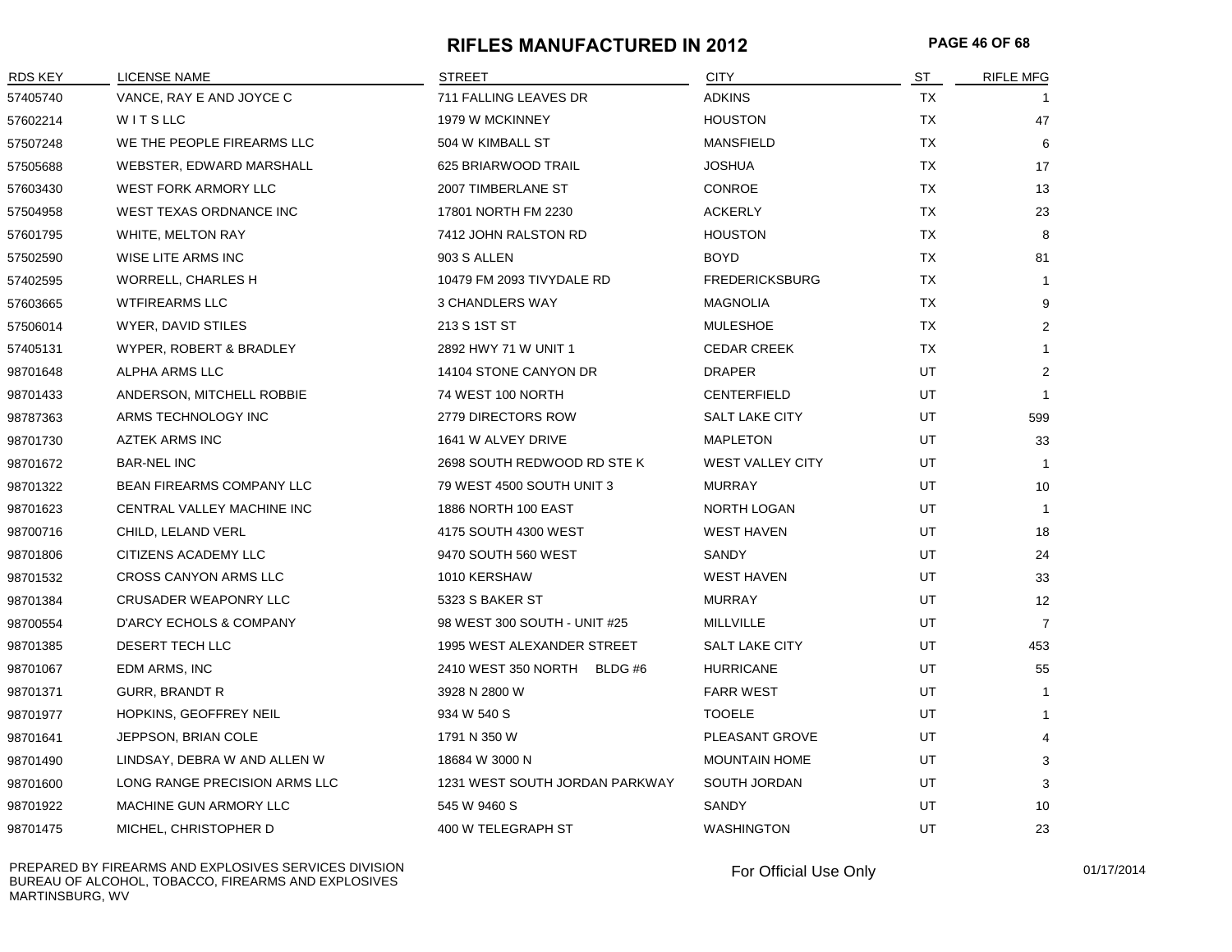# RIFLES MANUFACTURED IN 2012

| RDS KEY | LICENSE NAME | STREET | CITY | ST | RIFLE MFG |
|---|---|---|---|---|---|
| 57405740 | VANCE, RAY E AND JOYCE C | 711 FALLING LEAVES DR | ADKINS | TX | 1 |
| 57602214 | W I T S LLC | 1979 W MCKINNEY | HOUSTON | TX | 47 |
| 57507248 | WE THE PEOPLE FIREARMS LLC | 504 W KIMBALL ST | MANSFIELD | TX | 6 |
| 57505688 | WEBSTER, EDWARD MARSHALL | 625 BRIARWOOD TRAIL | JOSHUA | TX | 17 |
| 57603430 | WEST FORK ARMORY LLC | 2007 TIMBERLANE ST | CONROE | TX | 13 |
| 57504958 | WEST TEXAS ORDNANCE INC | 17801 NORTH FM 2230 | ACKERLY | TX | 23 |
| 57601795 | WHITE, MELTON RAY | 7412 JOHN RALSTON RD | HOUSTON | TX | 8 |
| 57502590 | WISE LITE ARMS INC | 903 S ALLEN | BOYD | TX | 81 |
| 57402595 | WORRELL, CHARLES H | 10479 FM 2093 TIVYDALE RD | FREDERICKSBURG | TX | 1 |
| 57603665 | WTFIREARMS LLC | 3 CHANDLERS WAY | MAGNOLIA | TX | 9 |
| 57506014 | WYER, DAVID STILES | 213 S 1ST ST | MULESHOE | TX | 2 |
| 57405131 | WYPER, ROBERT & BRADLEY | 2892 HWY 71 W UNIT 1 | CEDAR CREEK | TX | 1 |
| 98701648 | ALPHA ARMS LLC | 14104 STONE CANYON DR | DRAPER | UT | 2 |
| 98701433 | ANDERSON, MITCHELL ROBBIE | 74 WEST 100 NORTH | CENTERFIELD | UT | 1 |
| 98787363 | ARMS TECHNOLOGY INC | 2779 DIRECTORS ROW | SALT LAKE CITY | UT | 599 |
| 98701730 | AZTEK ARMS INC | 1641 W ALVEY DRIVE | MAPLETON | UT | 33 |
| 98701672 | BAR-NEL INC | 2698 SOUTH REDWOOD RD STE K | WEST VALLEY CITY | UT | 1 |
| 98701322 | BEAN FIREARMS COMPANY LLC | 79 WEST 4500 SOUTH UNIT 3 | MURRAY | UT | 10 |
| 98701623 | CENTRAL VALLEY MACHINE INC | 1886 NORTH 100 EAST | NORTH LOGAN | UT | 1 |
| 98700716 | CHILD, LELAND VERL | 4175 SOUTH 4300 WEST | WEST HAVEN | UT | 18 |
| 98701806 | CITIZENS ACADEMY LLC | 9470 SOUTH 560 WEST | SANDY | UT | 24 |
| 98701532 | CROSS CANYON ARMS LLC | 1010 KERSHAW | WEST HAVEN | UT | 33 |
| 98701384 | CRUSADER WEAPONRY LLC | 5323 S BAKER ST | MURRAY | UT | 12 |
| 98700554 | D'ARCY ECHOLS & COMPANY | 98 WEST 300 SOUTH - UNIT #25 | MILLVILLE | UT | 7 |
| 98701385 | DESERT TECH LLC | 1995 WEST ALEXANDER STREET | SALT LAKE CITY | UT | 453 |
| 98701067 | EDM ARMS, INC | 2410 WEST 350 NORTH BLDG #6 | HURRICANE | UT | 55 |
| 98701371 | GURR, BRANDT R | 3928 N 2800 W | FARR WEST | UT | 1 |
| 98701977 | HOPKINS, GEOFFREY NEIL | 934 W 540 S | TOOELE | UT | 1 |
| 98701641 | JEPPSON, BRIAN COLE | 1791 N 350 W | PLEASANT GROVE | UT | 4 |
| 98701490 | LINDSAY, DEBRA W AND ALLEN W | 18684 W 3000 N | MOUNTAIN HOME | UT | 3 |
| 98701600 | LONG RANGE PRECISION ARMS LLC | 1231 WEST SOUTH JORDAN PARKWAY | SOUTH JORDAN | UT | 3 |
| 98701922 | MACHINE GUN ARMORY LLC | 545 W 9460 S | SANDY | UT | 10 |
| 98701475 | MICHEL, CHRISTOPHER D | 400 W TELEGRAPH ST | WASHINGTON | UT | 23 |

PREPARED BY FIREARMS AND EXPLOSIVES SERVICES DIVISION
BUREAU OF ALCOHOL, TOBACCO, FIREARMS AND EXPLOSIVES
MARTINSBURG, WV

For Official Use Only

01/17/2014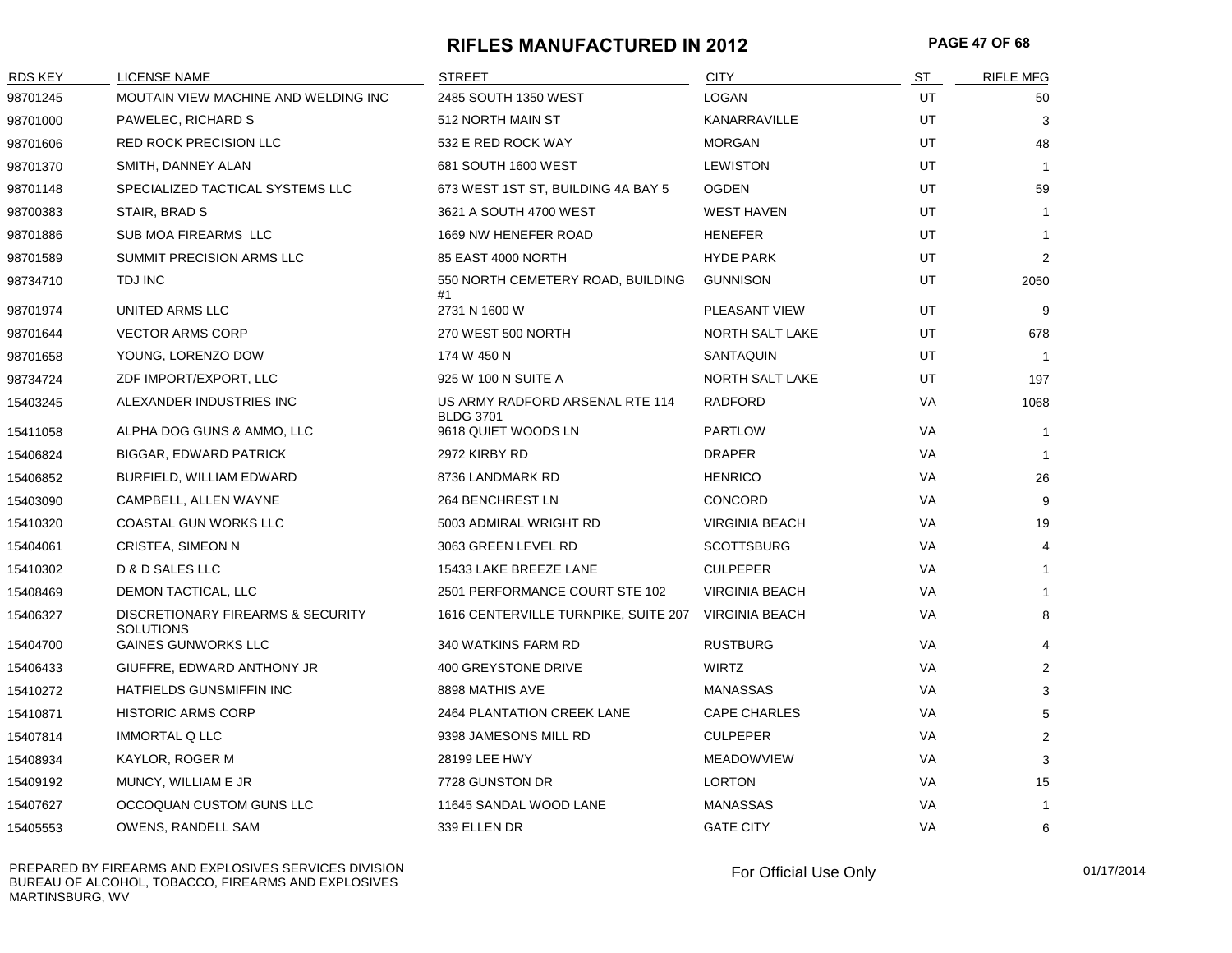# RIFLES MANUFACTURED IN 2012

| RDS KEY | LICENSE NAME | STREET | CITY | ST | RIFLE MFG |
|---|---|---|---|---|---|
| 98701245 | MOUTAIN VIEW MACHINE AND WELDING INC | 2485 SOUTH 1350 WEST | LOGAN | UT | 50 |
| 98701000 | PAWELEC, RICHARD S | 512 NORTH MAIN ST | KANARRAVILLE | UT | 3 |
| 98701606 | RED ROCK PRECISION LLC | 532 E RED ROCK WAY | MORGAN | UT | 48 |
| 98701370 | SMITH, DANNEY ALAN | 681 SOUTH 1600 WEST | LEWISTON | UT | 1 |
| 98701148 | SPECIALIZED TACTICAL SYSTEMS LLC | 673 WEST 1ST ST, BUILDING 4A BAY 5 | OGDEN | UT | 59 |
| 98700383 | STAIR, BRAD S | 3621 A SOUTH 4700 WEST | WEST HAVEN | UT | 1 |
| 98701886 | SUB MOA FIREARMS LLC | 1669 NW HENEFER ROAD | HENEFER | UT | 1 |
| 98701589 | SUMMIT PRECISION ARMS LLC | 85 EAST 4000 NORTH | HYDE PARK | UT | 2 |
| 98734710 | TDJ INC | 550 NORTH CEMETERY ROAD, BUILDING #1 | GUNNISON | UT | 2050 |
| 98701974 | UNITED ARMS LLC | 2731 N 1600 W | PLEASANT VIEW | UT | 9 |
| 98701644 | VECTOR ARMS CORP | 270 WEST 500 NORTH | NORTH SALT LAKE | UT | 678 |
| 98701658 | YOUNG, LORENZO DOW | 174 W 450 N | SANTAQUIN | UT | 1 |
| 98734724 | ZDF IMPORT/EXPORT, LLC | 925 W 100 N SUITE A | NORTH SALT LAKE | UT | 197 |
| 15403245 | ALEXANDER INDUSTRIES INC | US ARMY RADFORD ARSENAL RTE 114 BLDG 3701 | RADFORD | VA | 1068 |
| 15411058 | ALPHA DOG GUNS & AMMO, LLC | 9618 QUIET WOODS LN | PARTLOW | VA | 1 |
| 15406824 | BIGGAR, EDWARD PATRICK | 2972 KIRBY RD | DRAPER | VA | 1 |
| 15406852 | BURFIELD, WILLIAM EDWARD | 8736 LANDMARK RD | HENRICO | VA | 26 |
| 15403090 | CAMPBELL, ALLEN WAYNE | 264 BENCHREST LN | CONCORD | VA | 9 |
| 15410320 | COASTAL GUN WORKS LLC | 5003 ADMIRAL WRIGHT RD | VIRGINIA BEACH | VA | 19 |
| 15404061 | CRISTEA, SIMEON N | 3063 GREEN LEVEL RD | SCOTTSBURG | VA | 4 |
| 15410302 | D & D SALES LLC | 15433 LAKE BREEZE LANE | CULPEPER | VA | 1 |
| 15408469 | DEMON TACTICAL, LLC | 2501 PERFORMANCE COURT STE 102 | VIRGINIA BEACH | VA | 1 |
| 15406327 | DISCRETIONARY FIREARMS & SECURITY SOLUTIONS | 1616 CENTERVILLE TURNPIKE, SUITE 207 | VIRGINIA BEACH | VA | 8 |
| 15404700 | GAINES GUNWORKS LLC | 340 WATKINS FARM RD | RUSTBURG | VA | 4 |
| 15406433 | GIUFFRE, EDWARD ANTHONY JR | 400 GREYSTONE DRIVE | WIRTZ | VA | 2 |
| 15410272 | HATFIELDS GUNSMIFFIN INC | 8898 MATHIS AVE | MANASSAS | VA | 3 |
| 15410871 | HISTORIC ARMS CORP | 2464 PLANTATION CREEK LANE | CAPE CHARLES | VA | 5 |
| 15407814 | IMMORTAL Q LLC | 9398 JAMESONS MILL RD | CULPEPER | VA | 2 |
| 15408934 | KAYLOR, ROGER M | 28199 LEE HWY | MEADOWVIEW | VA | 3 |
| 15409192 | MUNCY, WILLIAM E JR | 7728 GUNSTON DR | LORTON | VA | 15 |
| 15407627 | OCCOQUAN CUSTOM GUNS LLC | 11645 SANDAL WOOD LANE | MANASSAS | VA | 1 |
| 15405553 | OWENS, RANDELL SAM | 339 ELLEN DR | GATE CITY | VA | 6 |

PREPARED BY FIREARMS AND EXPLOSIVES SERVICES DIVISION
BUREAU OF ALCOHOL, TOBACCO, FIREARMS AND EXPLOSIVES
MARTINSBURG, WV

For Official Use Only

01/17/2014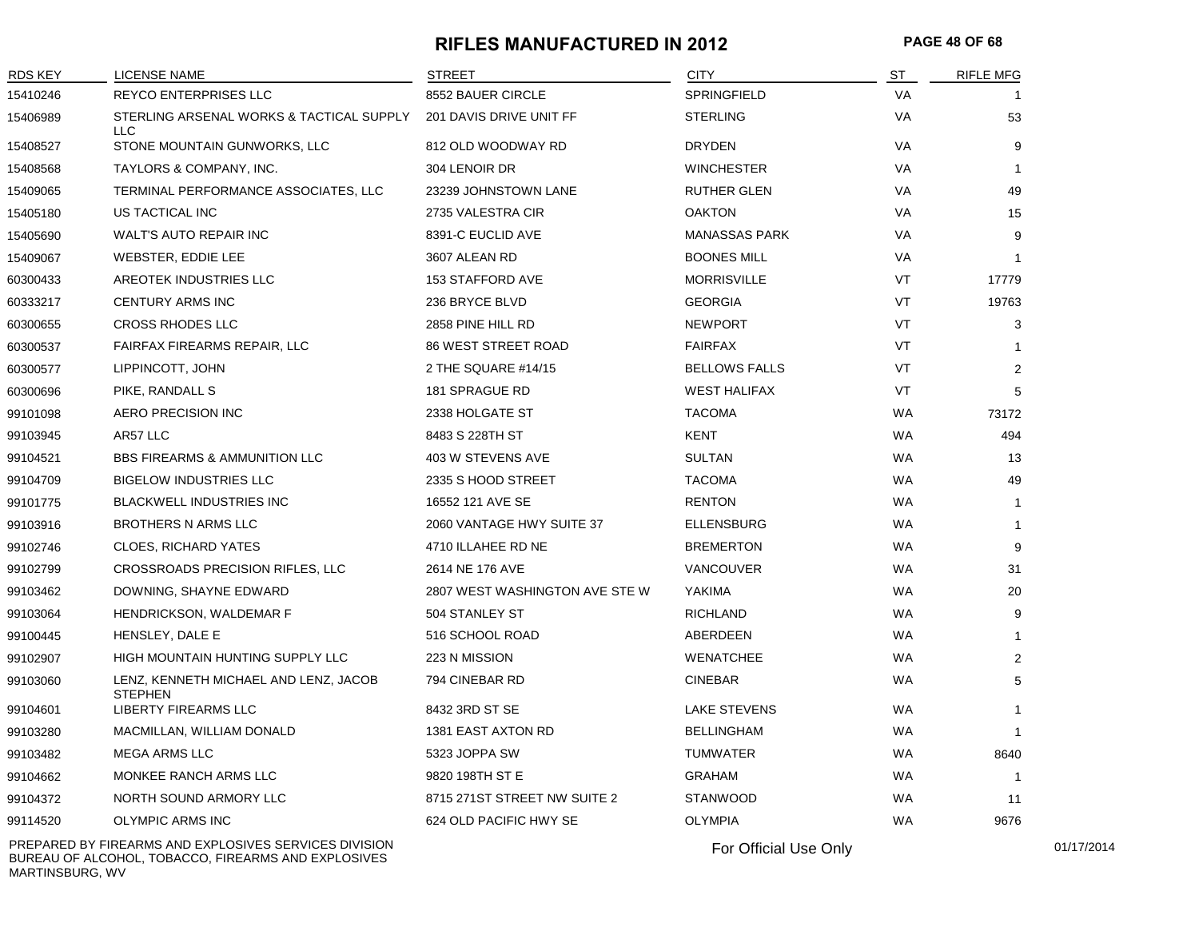# RIFLES MANUFACTURED IN 2012

| RDS KEY | LICENSE NAME | STREET | CITY | ST | RIFLE MFG |
|---|---|---|---|---|---|
| 15410246 | REYCO ENTERPRISES LLC | 8552 BAUER CIRCLE | SPRINGFIELD | VA | 1 |
| 15406989 | STERLING ARSENAL WORKS & TACTICAL SUPPLY LLC | 201 DAVIS DRIVE UNIT FF | STERLING | VA | 53 |
| 15408527 | STONE MOUNTAIN GUNWORKS, LLC | 812 OLD WOODWAY RD | DRYDEN | VA | 9 |
| 15408568 | TAYLORS & COMPANY, INC. | 304 LENOIR DR | WINCHESTER | VA | 1 |
| 15409065 | TERMINAL PERFORMANCE ASSOCIATES, LLC | 23239 JOHNSTOWN LANE | RUTHER GLEN | VA | 49 |
| 15405180 | US TACTICAL INC | 2735 VALESTRA CIR | OAKTON | VA | 15 |
| 15405690 | WALT'S AUTO REPAIR INC | 8391-C EUCLID AVE | MANASSAS PARK | VA | 9 |
| 15409067 | WEBSTER, EDDIE LEE | 3607 ALEAN RD | BOONES MILL | VA | 1 |
| 60300433 | AREOTEK INDUSTRIES LLC | 153 STAFFORD AVE | MORRISVILLE | VT | 17779 |
| 60333217 | CENTURY ARMS INC | 236 BRYCE BLVD | GEORGIA | VT | 19763 |
| 60300655 | CROSS RHODES LLC | 2858 PINE HILL RD | NEWPORT | VT | 3 |
| 60300537 | FAIRFAX FIREARMS REPAIR, LLC | 86 WEST STREET ROAD | FAIRFAX | VT | 1 |
| 60300577 | LIPPINCOTT, JOHN | 2 THE SQUARE #14/15 | BELLOWS FALLS | VT | 2 |
| 60300696 | PIKE, RANDALL S | 181 SPRAGUE RD | WEST HALIFAX | VT | 5 |
| 99101098 | AERO PRECISION INC | 2338 HOLGATE ST | TACOMA | WA | 73172 |
| 99103945 | AR57 LLC | 8483 S 228TH ST | KENT | WA | 494 |
| 99104521 | BBS FIREARMS & AMMUNITION LLC | 403 W STEVENS AVE | SULTAN | WA | 13 |
| 99104709 | BIGELOW INDUSTRIES LLC | 2335 S HOOD STREET | TACOMA | WA | 49 |
| 99101775 | BLACKWELL INDUSTRIES INC | 16552 121 AVE SE | RENTON | WA | 1 |
| 99103916 | BROTHERS N ARMS LLC | 2060 VANTAGE HWY SUITE 37 | ELLENSBURG | WA | 1 |
| 99102746 | CLOES, RICHARD YATES | 4710 ILLAHEE RD NE | BREMERTON | WA | 9 |
| 99102799 | CROSSROADS PRECISION RIFLES, LLC | 2614 NE 176 AVE | VANCOUVER | WA | 31 |
| 99103462 | DOWNING, SHAYNE EDWARD | 2807 WEST WASHINGTON AVE STE W | YAKIMA | WA | 20 |
| 99103064 | HENDRICKSON, WALDEMAR F | 504 STANLEY ST | RICHLAND | WA | 9 |
| 99100445 | HENSLEY, DALE E | 516 SCHOOL ROAD | ABERDEEN | WA | 1 |
| 99102907 | HIGH MOUNTAIN HUNTING SUPPLY LLC | 223 N MISSION | WENATCHEE | WA | 2 |
| 99103060 | LENZ, KENNETH MICHAEL AND LENZ, JACOB STEPHEN | 794 CINEBAR RD | CINEBAR | WA | 5 |
| 99104601 | LIBERTY FIREARMS LLC | 8432 3RD ST SE | LAKE STEVENS | WA | 1 |
| 99103280 | MACMILLAN, WILLIAM DONALD | 1381 EAST AXTON RD | BELLINGHAM | WA | 1 |
| 99103482 | MEGA ARMS LLC | 5323 JOPPA SW | TUMWATER | WA | 8640 |
| 99104662 | MONKEE RANCH ARMS LLC | 9820 198TH ST E | GRAHAM | WA | 1 |
| 99104372 | NORTH SOUND ARMORY LLC | 8715 271ST STREET NW SUITE 2 | STANWOOD | WA | 11 |
| 99114520 | OLYMPIC ARMS INC | 624 OLD PACIFIC HWY SE | OLYMPIA | WA | 9676 |

PREPARED BY FIREARMS AND EXPLOSIVES SERVICES DIVISION
BUREAU OF ALCOHOL, TOBACCO, FIREARMS AND EXPLOSIVES
MARTINSBURG, WV

For Official Use Only

01/17/2014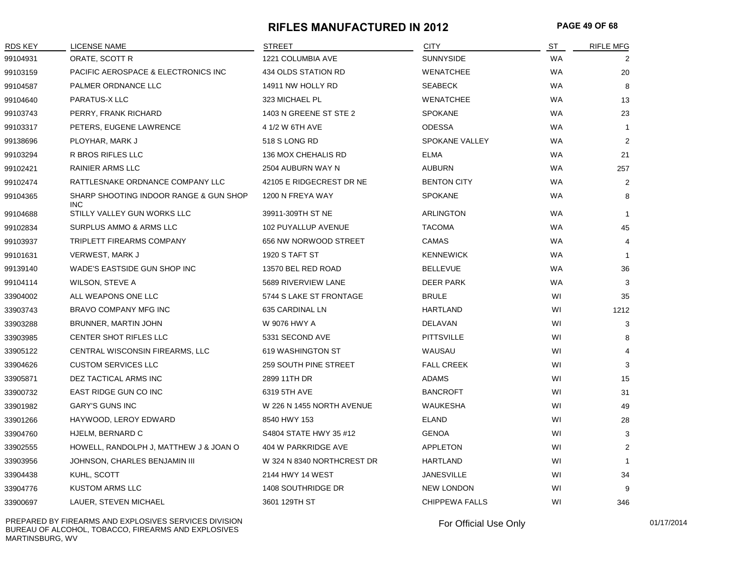# RIFLES MANUFACTURED IN 2012

| RDS KEY | LICENSE NAME | STREET | CITY | ST | RIFLE MFG |
|---|---|---|---|---|---|
| 99104931 | ORATE, SCOTT R | 1221 COLUMBIA AVE | SUNNYSIDE | WA | 2 |
| 99103159 | PACIFIC AEROSPACE & ELECTRONICS INC | 434 OLDS STATION RD | WENATCHEE | WA | 20 |
| 99104587 | PALMER ORDNANCE LLC | 14911 NW HOLLY RD | SEABECK | WA | 8 |
| 99104640 | PARATUS-X LLC | 323 MICHAEL PL | WENATCHEE | WA | 13 |
| 99103743 | PERRY, FRANK RICHARD | 1403 N GREENE ST STE 2 | SPOKANE | WA | 23 |
| 99103317 | PETERS, EUGENE LAWRENCE | 4 1/2 W 6TH AVE | ODESSA | WA | 1 |
| 99138696 | PLOYHAR, MARK J | 518 S LONG RD | SPOKANE VALLEY | WA | 2 |
| 99103294 | R BROS RIFLES LLC | 136 MOX CHEHALIS RD | ELMA | WA | 21 |
| 99102421 | RAINIER ARMS LLC | 2504 AUBURN WAY N | AUBURN | WA | 257 |
| 99102474 | RATTLESNAKE ORDNANCE COMPANY LLC | 42105 E RIDGECREST DR NE | BENTON CITY | WA | 2 |
| 99104365 | SHARP SHOOTING INDOOR RANGE & GUN SHOP INC | 1200 N FREYA WAY | SPOKANE | WA | 8 |
| 99104688 | STILLY VALLEY GUN WORKS LLC | 39911-309TH ST NE | ARLINGTON | WA | 1 |
| 99102834 | SURPLUS AMMO & ARMS LLC | 102 PUYALLUP AVENUE | TACOMA | WA | 45 |
| 99103937 | TRIPLETT FIREARMS COMPANY | 656 NW NORWOOD STREET | CAMAS | WA | 4 |
| 99101631 | VERWEST, MARK J | 1920 S TAFT ST | KENNEWICK | WA | 1 |
| 99139140 | WADE'S EASTSIDE GUN SHOP INC | 13570 BEL RED ROAD | BELLEVUE | WA | 36 |
| 99104114 | WILSON, STEVE A | 5689 RIVERVIEW LANE | DEER PARK | WA | 3 |
| 33904002 | ALL WEAPONS ONE LLC | 5744 S LAKE ST FRONTAGE | BRULE | WI | 35 |
| 33903743 | BRAVO COMPANY MFG INC | 635 CARDINAL LN | HARTLAND | WI | 1212 |
| 33903288 | BRUNNER, MARTIN JOHN | W 9076 HWY A | DELAVAN | WI | 3 |
| 33903985 | CENTER SHOT RIFLES LLC | 5331 SECOND AVE | PITTSVILLE | WI | 8 |
| 33905122 | CENTRAL WISCONSIN FIREARMS, LLC | 619 WASHINGTON ST | WAUSAU | WI | 4 |
| 33904626 | CUSTOM SERVICES LLC | 259 SOUTH PINE STREET | FALL CREEK | WI | 3 |
| 33905871 | DEZ TACTICAL ARMS INC | 2899 11TH DR | ADAMS | WI | 15 |
| 33900732 | EAST RIDGE GUN CO INC | 6319 5TH AVE | BANCROFT | WI | 31 |
| 33901982 | GARY'S GUNS INC | W 226 N 1455 NORTH AVENUE | WAUKESHA | WI | 49 |
| 33901266 | HAYWOOD, LEROY EDWARD | 8540 HWY 153 | ELAND | WI | 28 |
| 33904760 | HJELM, BERNARD C | S4804 STATE HWY 35 #12 | GENOA | WI | 3 |
| 33902555 | HOWELL, RANDOLPH J, MATTHEW J & JOAN O | 404 W PARKRIDGE AVE | APPLETON | WI | 2 |
| 33903956 | JOHNSON, CHARLES BENJAMIN III | W 324 N 8340 NORTHCREST DR | HARTLAND | WI | 1 |
| 33904438 | KUHL, SCOTT | 2144 HWY 14 WEST | JANESVILLE | WI | 34 |
| 33904776 | KUSTOM ARMS LLC | 1408 SOUTHRIDGE DR | NEW LONDON | WI | 9 |
| 33900697 | LAUER, STEVEN MICHAEL | 3601 129TH ST | CHIPPEWA FALLS | WI | 346 |

PREPARED BY FIREARMS AND EXPLOSIVES SERVICES DIVISION
BUREAU OF ALCOHOL, TOBACCO, FIREARMS AND EXPLOSIVES
MARTINSBURG, WV

For Official Use Only

01/17/2014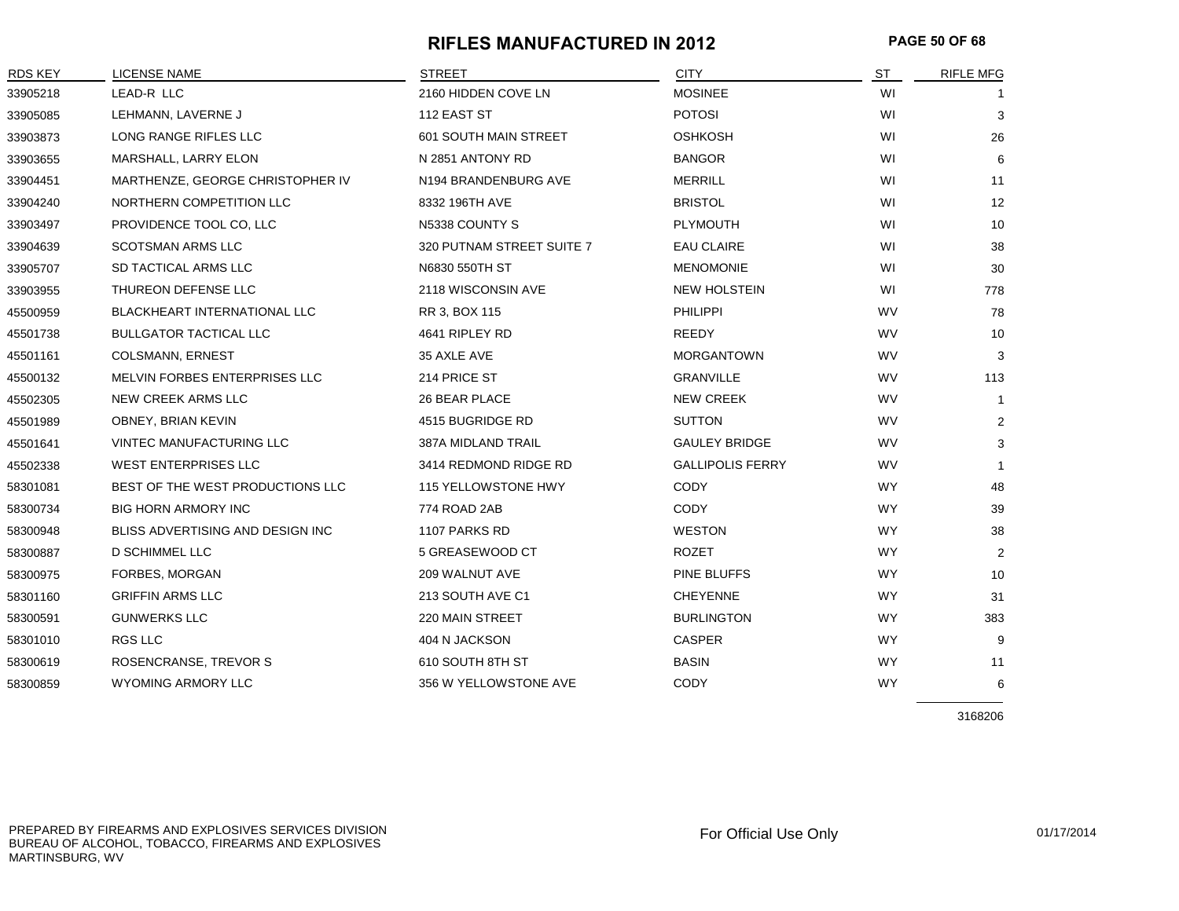# RIFLES MANUFACTURED IN 2012

| RDS KEY | LICENSE NAME | STREET | CITY | ST | RIFLE MFG |
|---|---|---|---|---|---|
| 33905218 | LEAD-R LLC | 2160 HIDDEN COVE LN | MOSINEE | WI | 1 |
| 33905085 | LEHMANN, LAVERNE J | 112 EAST ST | POTOSI | WI | 3 |
| 33903873 | LONG RANGE RIFLES LLC | 601 SOUTH MAIN STREET | OSHKOSH | WI | 26 |
| 33903655 | MARSHALL, LARRY ELON | N 2851 ANTONY RD | BANGOR | WI | 6 |
| 33904451 | MARTHENZE, GEORGE CHRISTOPHER IV | N194 BRANDENBURG AVE | MERRILL | WI | 11 |
| 33904240 | NORTHERN COMPETITION LLC | 8332 196TH AVE | BRISTOL | WI | 12 |
| 33903497 | PROVIDENCE TOOL CO, LLC | N5338 COUNTY S | PLYMOUTH | WI | 10 |
| 33904639 | SCOTSMAN ARMS LLC | 320 PUTNAM STREET SUITE 7 | EAU CLAIRE | WI | 38 |
| 33905707 | SD TACTICAL ARMS LLC | N6830 550TH ST | MENOMONIE | WI | 30 |
| 33903955 | THUREON DEFENSE LLC | 2118 WISCONSIN AVE | NEW HOLSTEIN | WI | 778 |
| 45500959 | BLACKHEART INTERNATIONAL LLC | RR 3, BOX 115 | PHILIPPI | WV | 78 |
| 45501738 | BULLGATOR TACTICAL LLC | 4641 RIPLEY RD | REEDY | WV | 10 |
| 45501161 | COLSMANN, ERNEST | 35 AXLE AVE | MORGANTOWN | WV | 3 |
| 45500132 | MELVIN FORBES ENTERPRISES LLC | 214 PRICE ST | GRANVILLE | WV | 113 |
| 45502305 | NEW CREEK ARMS LLC | 26 BEAR PLACE | NEW CREEK | WV | 1 |
| 45501989 | OBNEY, BRIAN KEVIN | 4515 BUGRIDGE RD | SUTTON | WV | 2 |
| 45501641 | VINTEC MANUFACTURING LLC | 387A MIDLAND TRAIL | GAULEY BRIDGE | WV | 3 |
| 45502338 | WEST ENTERPRISES LLC | 3414 REDMOND RIDGE RD | GALLIPOLIS FERRY | WV | 1 |
| 58301081 | BEST OF THE WEST PRODUCTIONS LLC | 115 YELLOWSTONE HWY | CODY | WY | 48 |
| 58300734 | BIG HORN ARMORY INC | 774 ROAD 2AB | CODY | WY | 39 |
| 58300948 | BLISS ADVERTISING AND DESIGN INC | 1107 PARKS RD | WESTON | WY | 38 |
| 58300887 | D SCHIMMEL LLC | 5 GREASEWOOD CT | ROZET | WY | 2 |
| 58300975 | FORBES, MORGAN | 209 WALNUT AVE | PINE BLUFFS | WY | 10 |
| 58301160 | GRIFFIN ARMS LLC | 213 SOUTH AVE C1 | CHEYENNE | WY | 31 |
| 58300591 | GUNWERKS LLC | 220 MAIN STREET | BURLINGTON | WY | 383 |
| 58301010 | RGS LLC | 404 N JACKSON | CASPER | WY | 9 |
| 58300619 | ROSENCRANSE, TREVOR S | 610 SOUTH 8TH ST | BASIN | WY | 11 |
| 58300859 | WYOMING ARMORY LLC | 356 W YELLOWSTONE AVE | CODY | WY | 6 |
| | | | | | 3168206 |

PREPARED BY FIREARMS AND EXPLOSIVES SERVICES DIVISION
BUREAU OF ALCOHOL, TOBACCO, FIREARMS AND EXPLOSIVES
MARTINSBURG, WV

For Official Use Only

01/17/2014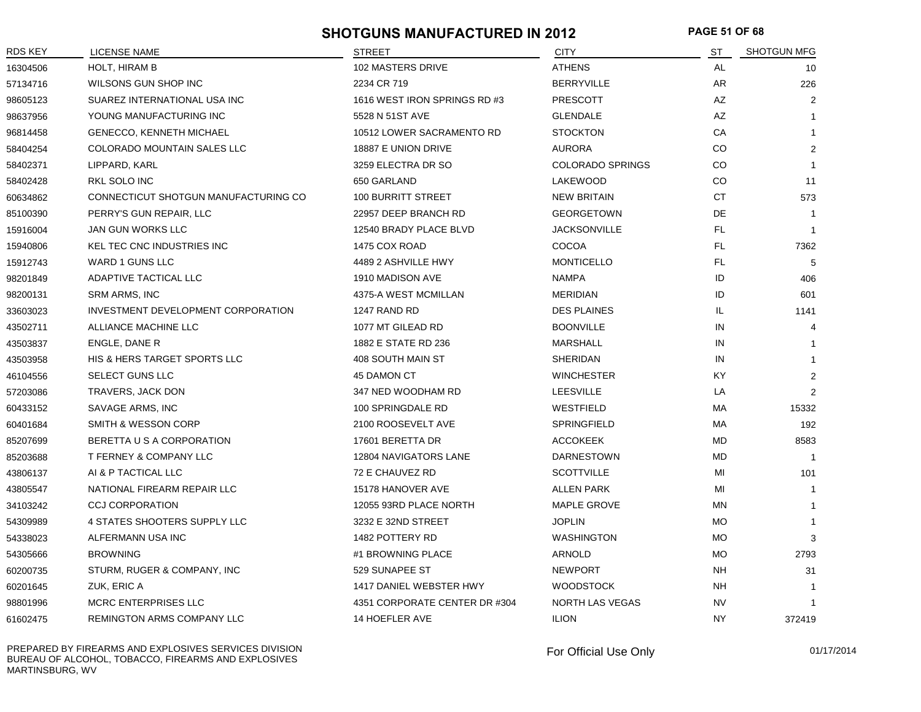# SHOTGUNS MANUFACTURED IN 2012

| RDS KEY | LICENSE NAME | STREET | CITY | ST | SHOTGUN MFG |
|---|---|---|---|---|---|
| 16304506 | HOLT, HIRAM B | 102 MASTERS DRIVE | ATHENS | AL | 10 |
| 57134716 | WILSONS GUN SHOP INC | 2234 CR 719 | BERRYVILLE | AR | 226 |
| 98605123 | SUAREZ INTERNATIONAL USA INC | 1616 WEST IRON SPRINGS RD #3 | PRESCOTT | AZ | 2 |
| 98637956 | YOUNG MANUFACTURING INC | 5528 N 51ST AVE | GLENDALE | AZ | 1 |
| 96814458 | GENECCO, KENNETH MICHAEL | 10512 LOWER SACRAMENTO RD | STOCKTON | CA | 1 |
| 58404254 | COLORADO MOUNTAIN SALES LLC | 18887 E UNION DRIVE | AURORA | CO | 2 |
| 58402371 | LIPPARD, KARL | 3259 ELECTRA DR SO | COLORADO SPRINGS | CO | 1 |
| 58402428 | RKL SOLO INC | 650 GARLAND | LAKEWOOD | CO | 11 |
| 60634862 | CONNECTICUT SHOTGUN MANUFACTURING CO | 100 BURRITT STREET | NEW BRITAIN | CT | 573 |
| 85100390 | PERRY'S GUN REPAIR, LLC | 22957 DEEP BRANCH RD | GEORGETOWN | DE | 1 |
| 15916004 | JAN GUN WORKS LLC | 12540 BRADY PLACE BLVD | JACKSONVILLE | FL | 1 |
| 15940806 | KEL TEC CNC INDUSTRIES INC | 1475 COX ROAD | COCOA | FL | 7362 |
| 15912743 | WARD 1 GUNS LLC | 4489 2 ASHVILLE HWY | MONTICELLO | FL | 5 |
| 98201849 | ADAPTIVE TACTICAL LLC | 1910 MADISON AVE | NAMPA | ID | 406 |
| 98200131 | SRM ARMS, INC | 4375-A WEST MCMILLAN | MERIDIAN | ID | 601 |
| 33603023 | INVESTMENT DEVELOPMENT CORPORATION | 1247 RAND RD | DES PLAINES | IL | 1141 |
| 43502711 | ALLIANCE MACHINE LLC | 1077 MT GILEAD RD | BOONVILLE | IN | 4 |
| 43503837 | ENGLE, DANE R | 1882 E STATE RD 236 | MARSHALL | IN | 1 |
| 43503958 | HIS & HERS TARGET SPORTS LLC | 408 SOUTH MAIN ST | SHERIDAN | IN | 1 |
| 46104556 | SELECT GUNS LLC | 45 DAMON CT | WINCHESTER | KY | 2 |
| 57203086 | TRAVERS, JACK DON | 347 NED WOODHAM RD | LEESVILLE | LA | 2 |
| 60433152 | SAVAGE ARMS, INC | 100 SPRINGDALE RD | WESTFIELD | MA | 15332 |
| 60401684 | SMITH & WESSON CORP | 2100 ROOSEVELT AVE | SPRINGFIELD | MA | 192 |
| 85207699 | BERETTA U S A CORPORATION | 17601 BERETTA DR | ACCOKEEK | MD | 8583 |
| 85203688 | T FERNEY & COMPANY LLC | 12804 NAVIGATORS LANE | DARNESTOWN | MD | 1 |
| 43806137 | AI & P TACTICAL LLC | 72 E CHAUVEZ RD | SCOTTVILLE | MI | 101 |
| 43805547 | NATIONAL FIREARM REPAIR LLC | 15178 HANOVER AVE | ALLEN PARK | MI | 1 |
| 34103242 | CCJ CORPORATION | 12055 93RD PLACE NORTH | MAPLE GROVE | MN | 1 |
| 54309989 | 4 STATES SHOOTERS SUPPLY LLC | 3232 E 32ND STREET | JOPLIN | MO | 1 |
| 54338023 | ALFERMANN USA INC | 1482 POTTERY RD | WASHINGTON | MO | 3 |
| 54305666 | BROWNING | #1 BROWNING PLACE | ARNOLD | MO | 2793 |
| 60200735 | STURM, RUGER & COMPANY, INC | 529 SUNAPEE ST | NEWPORT | NH | 31 |
| 60201645 | ZUK, ERIC A | 1417 DANIEL WEBSTER HWY | WOODSTOCK | NH | 1 |
| 98801996 | MCRC ENTERPRISES LLC | 4351 CORPORATE CENTER DR #304 | NORTH LAS VEGAS | NV | 1 |
| 61602475 | REMINGTON ARMS COMPANY LLC | 14 HOEFLER AVE | ILION | NY | 372419 |

PREPARED BY FIREARMS AND EXPLOSIVES SERVICES DIVISION
BUREAU OF ALCOHOL, TOBACCO, FIREARMS AND EXPLOSIVES
MARTINSBURG, WV

For Official Use Only

01/17/2014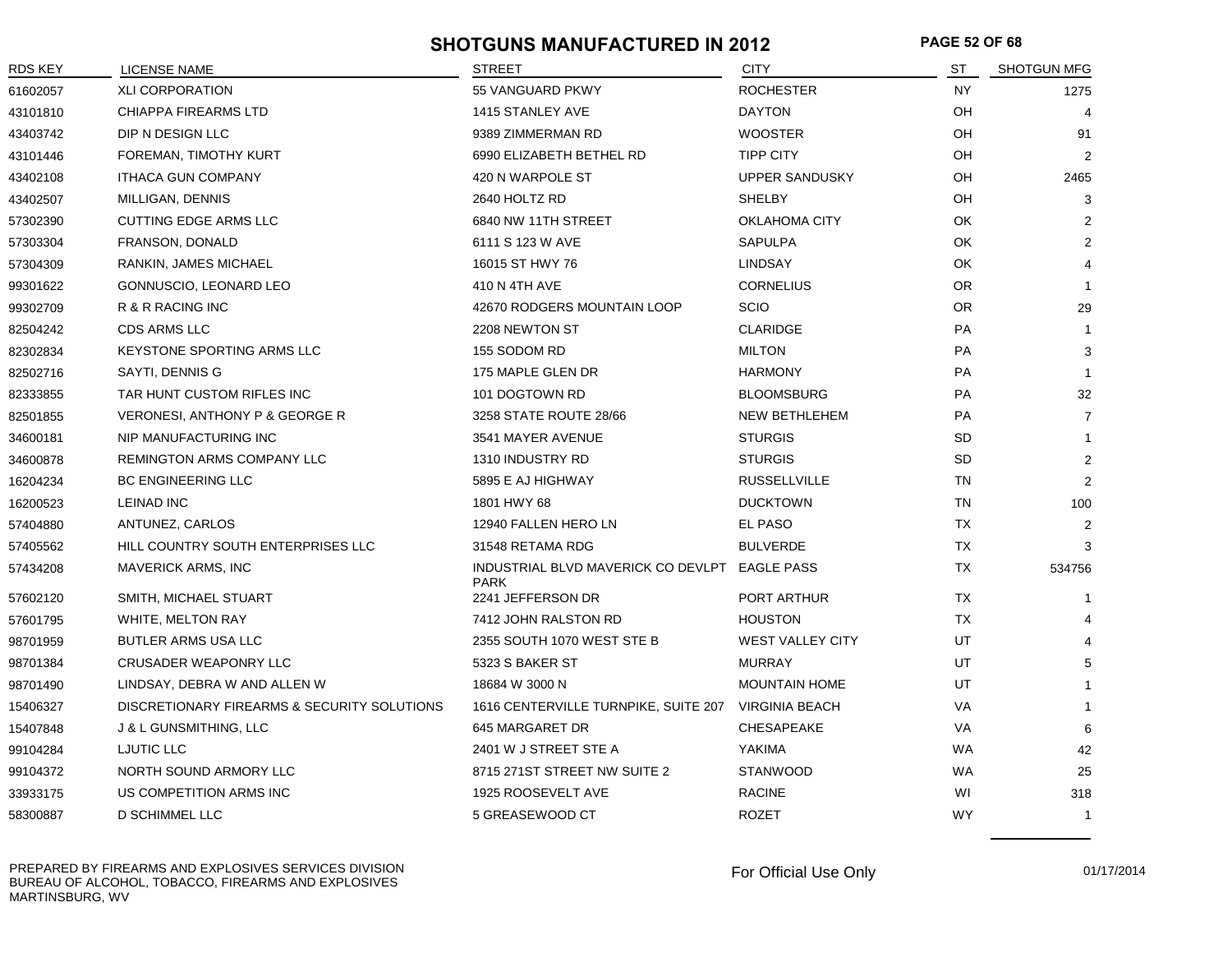# SHOTGUNS MANUFACTURED IN 2012

| RDS KEY | LICENSE NAME | STREET | CITY | ST | SHOTGUN MFG |
|---|---|---|---|---|---|
| 61602057 | XLI CORPORATION | 55 VANGUARD PKWY | ROCHESTER | NY | 1275 |
| 43101810 | CHIAPPA FIREARMS LTD | 1415 STANLEY AVE | DAYTON | OH | 4 |
| 43403742 | DIP N DESIGN LLC | 9389 ZIMMERMAN RD | WOOSTER | OH | 91 |
| 43101446 | FOREMAN, TIMOTHY KURT | 6990 ELIZABETH BETHEL RD | TIPP CITY | OH | 2 |
| 43402108 | ITHACA GUN COMPANY | 420 N WARPOLE ST | UPPER SANDUSKY | OH | 2465 |
| 43402507 | MILLIGAN, DENNIS | 2640 HOLTZ RD | SHELBY | OH | 3 |
| 57302390 | CUTTING EDGE ARMS LLC | 6840 NW 11TH STREET | OKLAHOMA CITY | OK | 2 |
| 57303304 | FRANSON, DONALD | 6111 S 123 W AVE | SAPULPA | OK | 2 |
| 57304309 | RANKIN, JAMES MICHAEL | 16015 ST HWY 76 | LINDSAY | OK | 4 |
| 99301622 | GONNUSCIO, LEONARD LEO | 410 N 4TH AVE | CORNELIUS | OR | 1 |
| 99302709 | R & R RACING INC | 42670 RODGERS MOUNTAIN LOOP | SCIO | OR | 29 |
| 82504242 | CDS ARMS LLC | 2208 NEWTON ST | CLARIDGE | PA | 1 |
| 82302834 | KEYSTONE SPORTING ARMS LLC | 155 SODOM RD | MILTON | PA | 3 |
| 82502716 | SAYTI, DENNIS G | 175 MAPLE GLEN DR | HARMONY | PA | 1 |
| 82333855 | TAR HUNT CUSTOM RIFLES INC | 101 DOGTOWN RD | BLOOMSBURG | PA | 32 |
| 82501855 | VERONESI, ANTHONY P & GEORGE R | 3258 STATE ROUTE 28/66 | NEW BETHLEHEM | PA | 7 |
| 34600181 | NIP MANUFACTURING INC | 3541 MAYER AVENUE | STURGIS | SD | 1 |
| 34600878 | REMINGTON ARMS COMPANY LLC | 1310 INDUSTRY RD | STURGIS | SD | 2 |
| 16204234 | BC ENGINEERING LLC | 5895 E AJ HIGHWAY | RUSSELLVILLE | TN | 2 |
| 16200523 | LEINAD INC | 1801 HWY 68 | DUCKTOWN | TN | 100 |
| 57404880 | ANTUNEZ, CARLOS | 12940 FALLEN HERO LN | EL PASO | TX | 2 |
| 57405562 | HILL COUNTRY SOUTH ENTERPRISES LLC | 31548 RETAMA RDG | BULVERDE | TX | 3 |
| 57434208 | MAVERICK ARMS, INC | INDUSTRIAL BLVD MAVERICK CO DEVLPT PARK | EAGLE PASS | TX | 534756 |
| 57602120 | SMITH, MICHAEL STUART | 2241 JEFFERSON DR | PORT ARTHUR | TX | 1 |
| 57601795 | WHITE, MELTON RAY | 7412 JOHN RALSTON RD | HOUSTON | TX | 4 |
| 98701959 | BUTLER ARMS USA LLC | 2355 SOUTH 1070 WEST STE B | WEST VALLEY CITY | UT | 4 |
| 98701384 | CRUSADER WEAPONRY LLC | 5323 S BAKER ST | MURRAY | UT | 5 |
| 98701490 | LINDSAY, DEBRA W AND ALLEN W | 18684 W 3000 N | MOUNTAIN HOME | UT | 1 |
| 15406327 | DISCRETIONARY FIREARMS & SECURITY SOLUTIONS | 1616 CENTERVILLE TURNPIKE, SUITE 207 | VIRGINIA BEACH | VA | 1 |
| 15407848 | J & L GUNSMITHING, LLC | 645 MARGARET DR | CHESAPEAKE | VA | 6 |
| 99104284 | LJUTIC LLC | 2401 W J STREET STE A | YAKIMA | WA | 42 |
| 99104372 | NORTH SOUND ARMORY LLC | 8715 271ST STREET NW SUITE 2 | STANWOOD | WA | 25 |
| 33933175 | US COMPETITION ARMS INC | 1925 ROOSEVELT AVE | RACINE | WI | 318 |
| 58300887 | D SCHIMMEL LLC | 5 GREASEWOOD CT | ROZET | WY | 1 |

PREPARED BY FIREARMS AND EXPLOSIVES SERVICES DIVISION
BUREAU OF ALCOHOL, TOBACCO, FIREARMS AND EXPLOSIVES
MARTINSBURG, WV

For Official Use Only

01/17/2014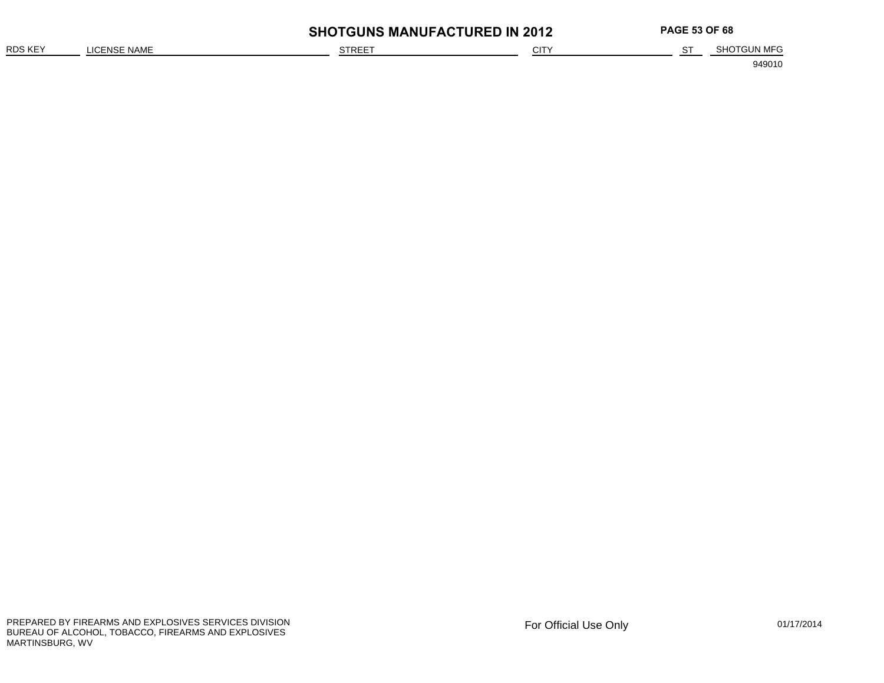# SHOTGUNS MANUFACTURED IN 2012

| RDS KEY | LICENSE NAME | STREET | CITY | ST | SHOTGUN MFG |
|---|---|---|---|---|---|
| | | | | | 949010 |

PREPARED BY FIREARMS AND EXPLOSIVES SERVICES DIVISION
BUREAU OF ALCOHOL, TOBACCO, FIREARMS AND EXPLOSIVES
MARTINSBURG, WV

For Official Use Only

01/17/2014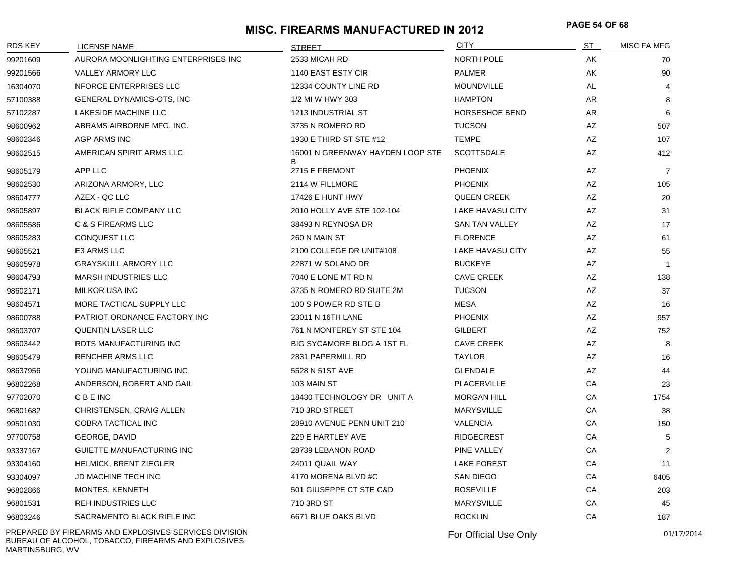# MISC. FIREARMS MANUFACTURED IN 2012

| RDS KEY | LICENSE NAME | STREET | CITY | ST | MISC FA MFG |
|---|---|---|---|---|---|
| 99201609 | AURORA MOONLIGHTING ENTERPRISES INC | 2533 MICAH RD | NORTH POLE | AK | 70 |
| 99201566 | VALLEY ARMORY LLC | 1140 EAST ESTY CIR | PALMER | AK | 90 |
| 16304070 | NFORCE ENTERPRISES LLC | 12334 COUNTY LINE RD | MOUNDVILLE | AL | 4 |
| 57100388 | GENERAL DYNAMICS-OTS, INC | 1/2 MI W HWY 303 | HAMPTON | AR | 8 |
| 57102287 | LAKESIDE MACHINE LLC | 1213 INDUSTRIAL ST | HORSESHOE BEND | AR | 6 |
| 98600962 | ABRAMS AIRBORNE MFG, INC. | 3735 N ROMERO RD | TUCSON | AZ | 507 |
| 98602346 | AGP ARMS INC | 1930 E THIRD ST STE #12 | TEMPE | AZ | 107 |
| 98602515 | AMERICAN SPIRIT ARMS LLC | 16001 N GREENWAY HAYDEN LOOP STE B | SCOTTSDALE | AZ | 412 |
| 98605179 | APP LLC | 2715 E FREMONT | PHOENIX | AZ | 7 |
| 98602530 | ARIZONA ARMORY, LLC | 2114 W FILLMORE | PHOENIX | AZ | 105 |
| 98604777 | AZEX - QC LLC | 17426 E HUNT HWY | QUEEN CREEK | AZ | 20 |
| 98605897 | BLACK RIFLE COMPANY LLC | 2010 HOLLY AVE STE 102-104 | LAKE HAVASU CITY | AZ | 31 |
| 98605586 | C & S FIREARMS LLC | 38493 N REYNOSA DR | SAN TAN VALLEY | AZ | 17 |
| 98605283 | CONQUEST LLC | 260 N MAIN ST | FLORENCE | AZ | 61 |
| 98605521 | E3 ARMS LLC | 2100 COLLEGE DR UNIT#108 | LAKE HAVASU CITY | AZ | 55 |
| 98605978 | GRAYSKULL ARMORY LLC | 22871 W SOLANO DR | BUCKEYE | AZ | 1 |
| 98604793 | MARSH INDUSTRIES LLC | 7040 E LONE MT RD N | CAVE CREEK | AZ | 138 |
| 98602171 | MILKOR USA INC | 3735 N ROMERO RD SUITE 2M | TUCSON | AZ | 37 |
| 98604571 | MORE TACTICAL SUPPLY LLC | 100 S POWER RD STE B | MESA | AZ | 16 |
| 98600788 | PATRIOT ORDNANCE FACTORY INC | 23011 N 16TH LANE | PHOENIX | AZ | 957 |
| 98603707 | QUENTIN LASER LLC | 761 N MONTEREY ST STE 104 | GILBERT | AZ | 752 |
| 98603442 | RDTS MANUFACTURING INC | BIG SYCAMORE BLDG A 1ST FL | CAVE CREEK | AZ | 8 |
| 98605479 | RENCHER ARMS LLC | 2831 PAPERMILL RD | TAYLOR | AZ | 16 |
| 98637956 | YOUNG MANUFACTURING INC | 5528 N 51ST AVE | GLENDALE | AZ | 44 |
| 96802268 | ANDERSON, ROBERT AND GAIL | 103 MAIN ST | PLACERVILLE | CA | 23 |
| 97702070 | C B E INC | 18430 TECHNOLOGY DR UNIT A | MORGAN HILL | CA | 1754 |
| 96801682 | CHRISTENSEN, CRAIG ALLEN | 710 3RD STREET | MARYSVILLE | CA | 38 |
| 99501030 | COBRA TACTICAL INC | 28910 AVENUE PENN UNIT 210 | VALENCIA | CA | 150 |
| 97700758 | GEORGE, DAVID | 229 E HARTLEY AVE | RIDGECREST | CA | 5 |
| 93337167 | GUIETTE MANUFACTURING INC | 28739 LEBANON ROAD | PINE VALLEY | CA | 2 |
| 93304160 | HELMICK, BRENT ZIEGLER | 24011 QUAIL WAY | LAKE FOREST | CA | 11 |
| 93304097 | JD MACHINE TECH INC | 4170 MORENA BLVD #C | SAN DIEGO | CA | 6405 |
| 96802866 | MONTES, KENNETH | 501 GIUSEPPE CT STE C&D | ROSEVILLE | CA | 203 |
| 96801531 | REH INDUSTRIES LLC | 710 3RD ST | MARYSVILLE | CA | 45 |
| 96803246 | SACRAMENTO BLACK RIFLE INC | 6671 BLUE OAKS BLVD | ROCKLIN | CA | 187 |

PREPARED BY FIREARMS AND EXPLOSIVES SERVICES DIVISION
BUREAU OF ALCOHOL, TOBACCO, FIREARMS AND EXPLOSIVES
MARTINSBURG, WV

For Official Use Only

01/17/2014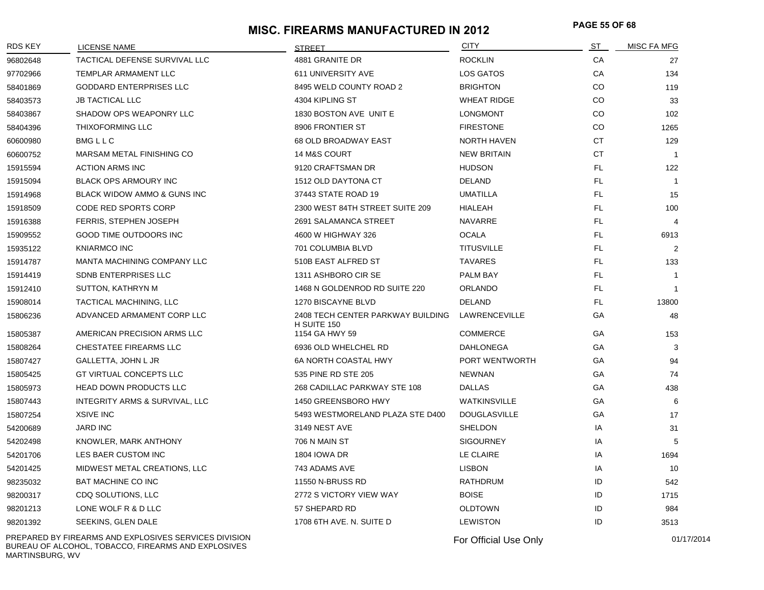# MISC. FIREARMS MANUFACTURED IN 2012

| RDS KEY | LICENSE NAME | STREET | CITY | ST | MISC FA MFG |
|---|---|---|---|---|---|
| 96802648 | TACTICAL DEFENSE SURVIVAL LLC | 4881 GRANITE DR | ROCKLIN | CA | 27 |
| 97702966 | TEMPLAR ARMAMENT LLC | 611 UNIVERSITY AVE | LOS GATOS | CA | 134 |
| 58401869 | GODDARD ENTERPRISES LLC | 8495 WELD COUNTY ROAD 2 | BRIGHTON | CO | 119 |
| 58403573 | JB TACTICAL LLC | 4304 KIPLING ST | WHEAT RIDGE | CO | 33 |
| 58403867 | SHADOW OPS WEAPONRY LLC | 1830 BOSTON AVE UNIT E | LONGMONT | CO | 102 |
| 58404396 | THIXOFORMING LLC | 8906 FRONTIER ST | FIRESTONE | CO | 1265 |
| 60600980 | BMG L L C | 68 OLD BROADWAY EAST | NORTH HAVEN | CT | 129 |
| 60600752 | MARSAM METAL FINISHING CO | 14 M&S COURT | NEW BRITAIN | CT | 1 |
| 15915594 | ACTION ARMS INC | 9120 CRAFTSMAN DR | HUDSON | FL | 122 |
| 15915094 | BLACK OPS ARMOURY INC | 1512 OLD DAYTONA CT | DELAND | FL | 1 |
| 15914968 | BLACK WIDOW AMMO & GUNS INC | 37443 STATE ROAD 19 | UMATILLA | FL | 15 |
| 15918509 | CODE RED SPORTS CORP | 2300 WEST 84TH STREET SUITE 209 | HIALEAH | FL | 100 |
| 15916388 | FERRIS, STEPHEN JOSEPH | 2691 SALAMANCA STREET | NAVARRE | FL | 4 |
| 15909552 | GOOD TIME OUTDOORS INC | 4600 W HIGHWAY 326 | OCALA | FL | 6913 |
| 15935122 | KNIARMCO INC | 701 COLUMBIA BLVD | TITUSVILLE | FL | 2 |
| 15914787 | MANTA MACHINING COMPANY LLC | 510B EAST ALFRED ST | TAVARES | FL | 133 |
| 15914419 | SDNB ENTERPRISES LLC | 1311 ASHBORO CIR SE | PALM BAY | FL | 1 |
| 15912410 | SUTTON, KATHRYN M | 1468 N GOLDENROD RD SUITE 220 | ORLANDO | FL | 1 |
| 15908014 | TACTICAL MACHINING, LLC | 1270 BISCAYNE BLVD | DELAND | FL | 13800 |
| 15806236 | ADVANCED ARMAMENT CORP LLC | 2408 TECH CENTER PARKWAY BUILDING H SUITE 150 | LAWRENCEVILLE | GA | 48 |
| 15805387 | AMERICAN PRECISION ARMS LLC | 1154 GA HWY 59 | COMMERCE | GA | 153 |
| 15808264 | CHESTATEE FIREARMS LLC | 6936 OLD WHELCHEL RD | DAHLONEGA | GA | 3 |
| 15807427 | GALLETTA, JOHN L JR | 6A NORTH COASTAL HWY | PORT WENTWORTH | GA | 94 |
| 15805425 | GT VIRTUAL CONCEPTS LLC | 535 PINE RD STE 205 | NEWNAN | GA | 74 |
| 15805973 | HEAD DOWN PRODUCTS LLC | 268 CADILLAC PARKWAY STE 108 | DALLAS | GA | 438 |
| 15807443 | INTEGRITY ARMS & SURVIVAL, LLC | 1450 GREENSBORO HWY | WATKINSVILLE | GA | 6 |
| 15807254 | XSIVE INC | 5493 WESTMORELAND PLAZA STE D400 | DOUGLASVILLE | GA | 17 |
| 54200689 | JARD INC | 3149 NEST AVE | SHELDON | IA | 31 |
| 54202498 | KNOWLER, MARK ANTHONY | 706 N MAIN ST | SIGOURNEY | IA | 5 |
| 54201706 | LES BAER CUSTOM INC | 1804 IOWA DR | LE CLAIRE | IA | 1694 |
| 54201425 | MIDWEST METAL CREATIONS, LLC | 743 ADAMS AVE | LISBON | IA | 10 |
| 98235032 | BAT MACHINE CO INC | 11550 N-BRUSS RD | RATHDRUM | ID | 542 |
| 98200317 | CDQ SOLUTIONS, LLC | 2772 S VICTORY VIEW WAY | BOISE | ID | 1715 |
| 98201213 | LONE WOLF R & D LLC | 57 SHEPARD RD | OLDTOWN | ID | 984 |
| 98201392 | SEEKINS, GLEN DALE | 1708 6TH AVE. N. SUITE D | LEWISTON | ID | 3513 |

PREPARED BY FIREARMS AND EXPLOSIVES SERVICES DIVISION
BUREAU OF ALCOHOL, TOBACCO, FIREARMS AND EXPLOSIVES
MARTINSBURG, WV

For Official Use Only

01/17/2014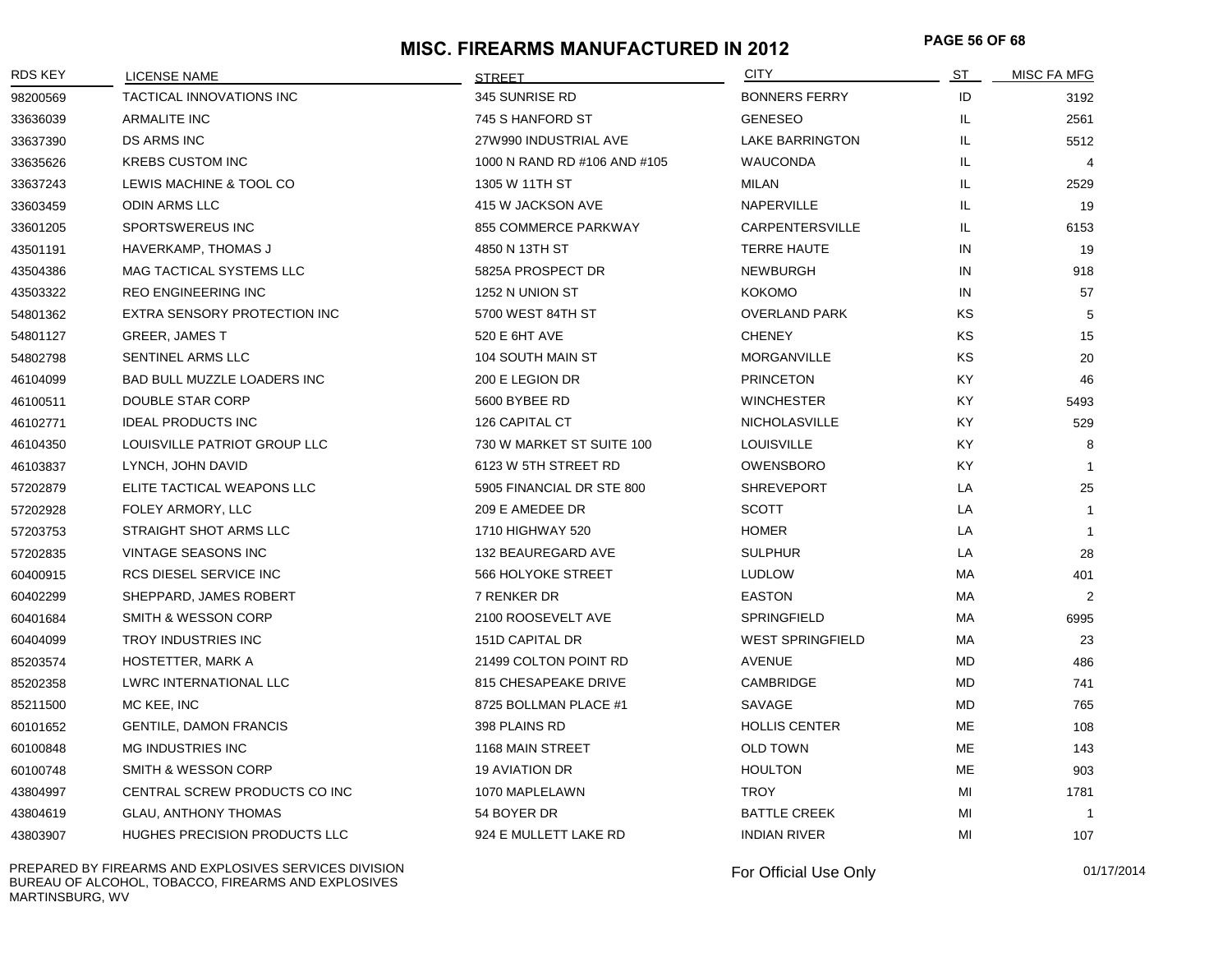# MISC. FIREARMS MANUFACTURED IN 2012

| RDS KEY | LICENSE NAME | STREET | CITY | ST | MISC FA MFG |
|---|---|---|---|---|---|
| 98200569 | TACTICAL INNOVATIONS INC | 345 SUNRISE RD | BONNERS FERRY | ID | 3192 |
| 33636039 | ARMALITE INC | 745 S HANFORD ST | GENESEO | IL | 2561 |
| 33637390 | DS ARMS INC | 27W990 INDUSTRIAL AVE | LAKE BARRINGTON | IL | 5512 |
| 33635626 | KREBS CUSTOM INC | 1000 N RAND RD #106 AND #105 | WAUCONDA | IL | 4 |
| 33637243 | LEWIS MACHINE & TOOL CO | 1305 W 11TH ST | MILAN | IL | 2529 |
| 33603459 | ODIN ARMS LLC | 415 W JACKSON AVE | NAPERVILLE | IL | 19 |
| 33601205 | SPORTSWEREUS INC | 855 COMMERCE PARKWAY | CARPENTERSVILLE | IL | 6153 |
| 43501191 | HAVERKAMP, THOMAS J | 4850 N 13TH ST | TERRE HAUTE | IN | 19 |
| 43504386 | MAG TACTICAL SYSTEMS LLC | 5825A PROSPECT DR | NEWBURGH | IN | 918 |
| 43503322 | REO ENGINEERING INC | 1252 N UNION ST | KOKOMO | IN | 57 |
| 54801362 | EXTRA SENSORY PROTECTION INC | 5700 WEST 84TH ST | OVERLAND PARK | KS | 5 |
| 54801127 | GREER, JAMES T | 520 E 6HT AVE | CHENEY | KS | 15 |
| 54802798 | SENTINEL ARMS LLC | 104 SOUTH MAIN ST | MORGANVILLE | KS | 20 |
| 46104099 | BAD BULL MUZZLE LOADERS INC | 200 E LEGION DR | PRINCETON | KY | 46 |
| 46100511 | DOUBLE STAR CORP | 5600 BYBEE RD | WINCHESTER | KY | 5493 |
| 46102771 | IDEAL PRODUCTS INC | 126 CAPITAL CT | NICHOLASVILLE | KY | 529 |
| 46104350 | LOUISVILLE PATRIOT GROUP LLC | 730 W MARKET ST SUITE 100 | LOUISVILLE | KY | 8 |
| 46103837 | LYNCH, JOHN DAVID | 6123 W 5TH STREET RD | OWENSBORO | KY | 1 |
| 57202879 | ELITE TACTICAL WEAPONS LLC | 5905 FINANCIAL DR STE 800 | SHREVEPORT | LA | 25 |
| 57202928 | FOLEY ARMORY, LLC | 209 E AMEDEE DR | SCOTT | LA | 1 |
| 57203753 | STRAIGHT SHOT ARMS LLC | 1710 HIGHWAY 520 | HOMER | LA | 1 |
| 57202835 | VINTAGE SEASONS INC | 132 BEAUREGARD AVE | SULPHUR | LA | 28 |
| 60400915 | RCS DIESEL SERVICE INC | 566 HOLYOKE STREET | LUDLOW | MA | 401 |
| 60402299 | SHEPPARD, JAMES ROBERT | 7 RENKER DR | EASTON | MA | 2 |
| 60401684 | SMITH & WESSON CORP | 2100 ROOSEVELT AVE | SPRINGFIELD | MA | 6995 |
| 60404099 | TROY INDUSTRIES INC | 151D CAPITAL DR | WEST SPRINGFIELD | MA | 23 |
| 85203574 | HOSTETTER, MARK A | 21499 COLTON POINT RD | AVENUE | MD | 486 |
| 85202358 | LWRC INTERNATIONAL LLC | 815 CHESAPEAKE DRIVE | CAMBRIDGE | MD | 741 |
| 85211500 | MC KEE, INC | 8725 BOLLMAN PLACE #1 | SAVAGE | MD | 765 |
| 60101652 | GENTILE, DAMON FRANCIS | 398 PLAINS RD | HOLLIS CENTER | ME | 108 |
| 60100848 | MG INDUSTRIES INC | 1168 MAIN STREET | OLD TOWN | ME | 143 |
| 60100748 | SMITH & WESSON CORP | 19 AVIATION DR | HOULTON | ME | 903 |
| 43804997 | CENTRAL SCREW PRODUCTS CO INC | 1070 MAPLELAWN | TROY | MI | 1781 |
| 43804619 | GLAU, ANTHONY THOMAS | 54 BOYER DR | BATTLE CREEK | MI | 1 |
| 43803907 | HUGHES PRECISION PRODUCTS LLC | 924 E MULLETT LAKE RD | INDIAN RIVER | MI | 107 |

PREPARED BY FIREARMS AND EXPLOSIVES SERVICES DIVISION
BUREAU OF ALCOHOL, TOBACCO, FIREARMS AND EXPLOSIVES
MARTINSBURG, WV

For Official Use Only

01/17/2014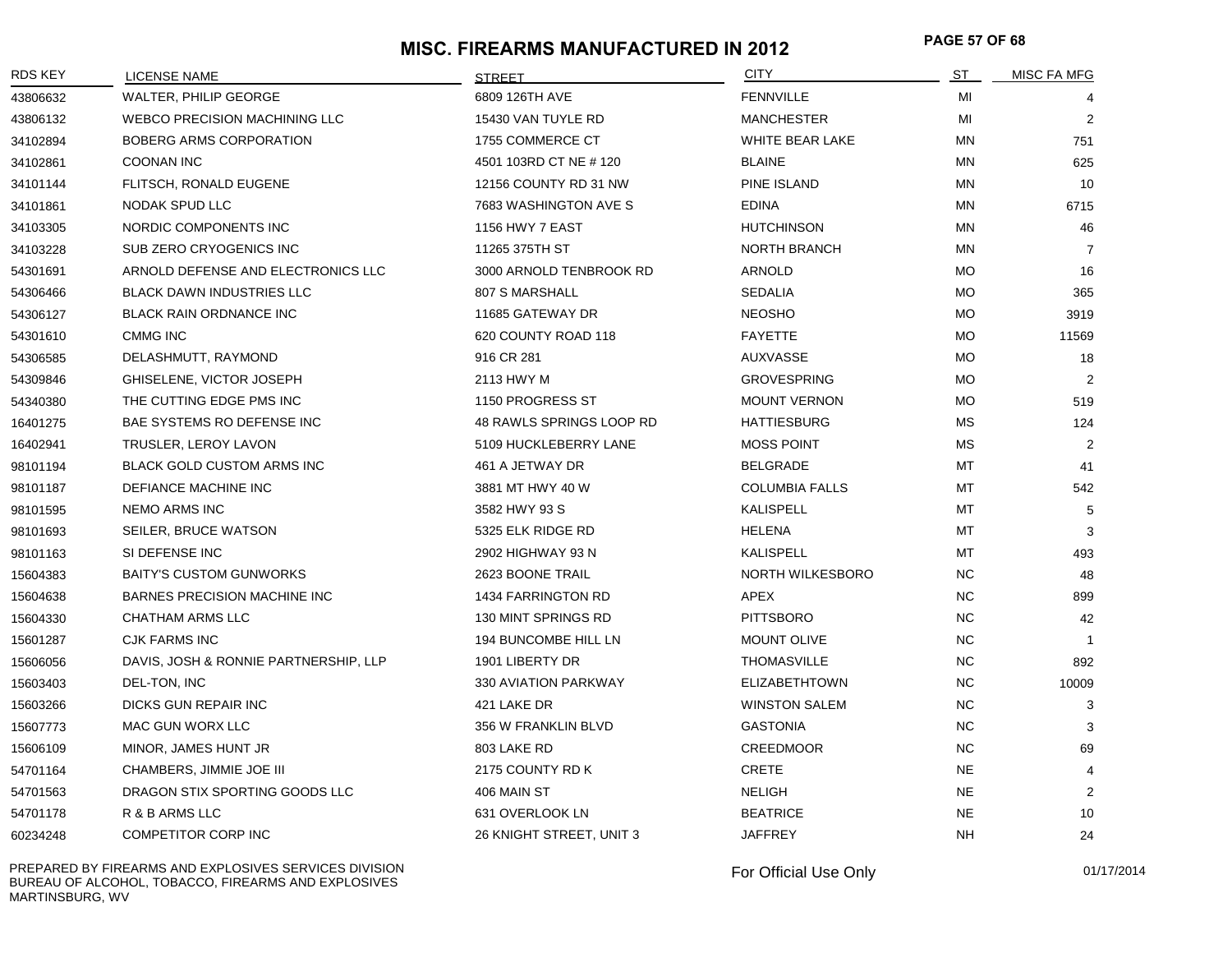# MISC. FIREARMS MANUFACTURED IN 2012

| RDS KEY | LICENSE NAME | STREET | CITY | ST | MISC FA MFG |
|---|---|---|---|---|---|
| 43806632 | WALTER, PHILIP GEORGE | 6809 126TH AVE | FENNVILLE | MI | 4 |
| 43806132 | WEBCO PRECISION MACHINING LLC | 15430 VAN TUYLE RD | MANCHESTER | MI | 2 |
| 34102894 | BOBERG ARMS CORPORATION | 1755 COMMERCE CT | WHITE BEAR LAKE | MN | 751 |
| 34102861 | COONAN INC | 4501 103RD CT NE # 120 | BLAINE | MN | 625 |
| 34101144 | FLITSCH, RONALD EUGENE | 12156 COUNTY RD 31 NW | PINE ISLAND | MN | 10 |
| 34101861 | NODAK SPUD LLC | 7683 WASHINGTON AVE S | EDINA | MN | 6715 |
| 34103305 | NORDIC COMPONENTS INC | 1156 HWY 7 EAST | HUTCHINSON | MN | 46 |
| 34103228 | SUB ZERO CRYOGENICS INC | 11265 375TH ST | NORTH BRANCH | MN | 7 |
| 54301691 | ARNOLD DEFENSE AND ELECTRONICS LLC | 3000 ARNOLD TENBROOK RD | ARNOLD | MO | 16 |
| 54306466 | BLACK DAWN INDUSTRIES LLC | 807 S MARSHALL | SEDALIA | MO | 365 |
| 54306127 | BLACK RAIN ORDNANCE INC | 11685 GATEWAY DR | NEOSHO | MO | 3919 |
| 54301610 | CMMG INC | 620 COUNTY ROAD 118 | FAYETTE | MO | 11569 |
| 54306585 | DELASHMUTT, RAYMOND | 916 CR 281 | AUXVASSE | MO | 18 |
| 54309846 | GHISELENE, VICTOR JOSEPH | 2113 HWY M | GROVESPRING | MO | 2 |
| 54340380 | THE CUTTING EDGE PMS INC | 1150 PROGRESS ST | MOUNT VERNON | MO | 519 |
| 16401275 | BAE SYSTEMS RO DEFENSE INC | 48 RAWLS SPRINGS LOOP RD | HATTIESBURG | MS | 124 |
| 16402941 | TRUSLER, LEROY LAVON | 5109 HUCKLEBERRY LANE | MOSS POINT | MS | 2 |
| 98101194 | BLACK GOLD CUSTOM ARMS INC | 461 A JETWAY DR | BELGRADE | MT | 41 |
| 98101187 | DEFIANCE MACHINE INC | 3881 MT HWY 40 W | COLUMBIA FALLS | MT | 542 |
| 98101595 | NEMO ARMS INC | 3582 HWY 93 S | KALISPELL | MT | 5 |
| 98101693 | SEILER, BRUCE WATSON | 5325 ELK RIDGE RD | HELENA | MT | 3 |
| 98101163 | SI DEFENSE INC | 2902 HIGHWAY 93 N | KALISPELL | MT | 493 |
| 15604383 | BAITY'S CUSTOM GUNWORKS | 2623 BOONE TRAIL | NORTH WILKESBORO | NC | 48 |
| 15604638 | BARNES PRECISION MACHINE INC | 1434 FARRINGTON RD | APEX | NC | 899 |
| 15604330 | CHATHAM ARMS LLC | 130 MINT SPRINGS RD | PITTSBORO | NC | 42 |
| 15601287 | CJK FARMS INC | 194 BUNCOMBE HILL LN | MOUNT OLIVE | NC | 1 |
| 15606056 | DAVIS, JOSH & RONNIE PARTNERSHIP, LLP | 1901 LIBERTY DR | THOMASVILLE | NC | 892 |
| 15603403 | DEL-TON, INC | 330 AVIATION PARKWAY | ELIZABETHTOWN | NC | 10009 |
| 15603266 | DICKS GUN REPAIR INC | 421 LAKE DR | WINSTON SALEM | NC | 3 |
| 15607773 | MAC GUN WORX LLC | 356 W FRANKLIN BLVD | GASTONIA | NC | 3 |
| 15606109 | MINOR, JAMES HUNT JR | 803 LAKE RD | CREEDMOOR | NC | 69 |
| 54701164 | CHAMBERS, JIMMIE JOE III | 2175 COUNTY RD K | CRETE | NE | 4 |
| 54701563 | DRAGON STIX SPORTING GOODS LLC | 406 MAIN ST | NELIGH | NE | 2 |
| 54701178 | R & B ARMS LLC | 631 OVERLOOK LN | BEATRICE | NE | 10 |
| 60234248 | COMPETITOR CORP INC | 26 KNIGHT STREET, UNIT 3 | JAFFREY | NH | 24 |

PREPARED BY FIREARMS AND EXPLOSIVES SERVICES DIVISION
BUREAU OF ALCOHOL, TOBACCO, FIREARMS AND EXPLOSIVES
MARTINSBURG, WV

For Official Use Only

01/17/2014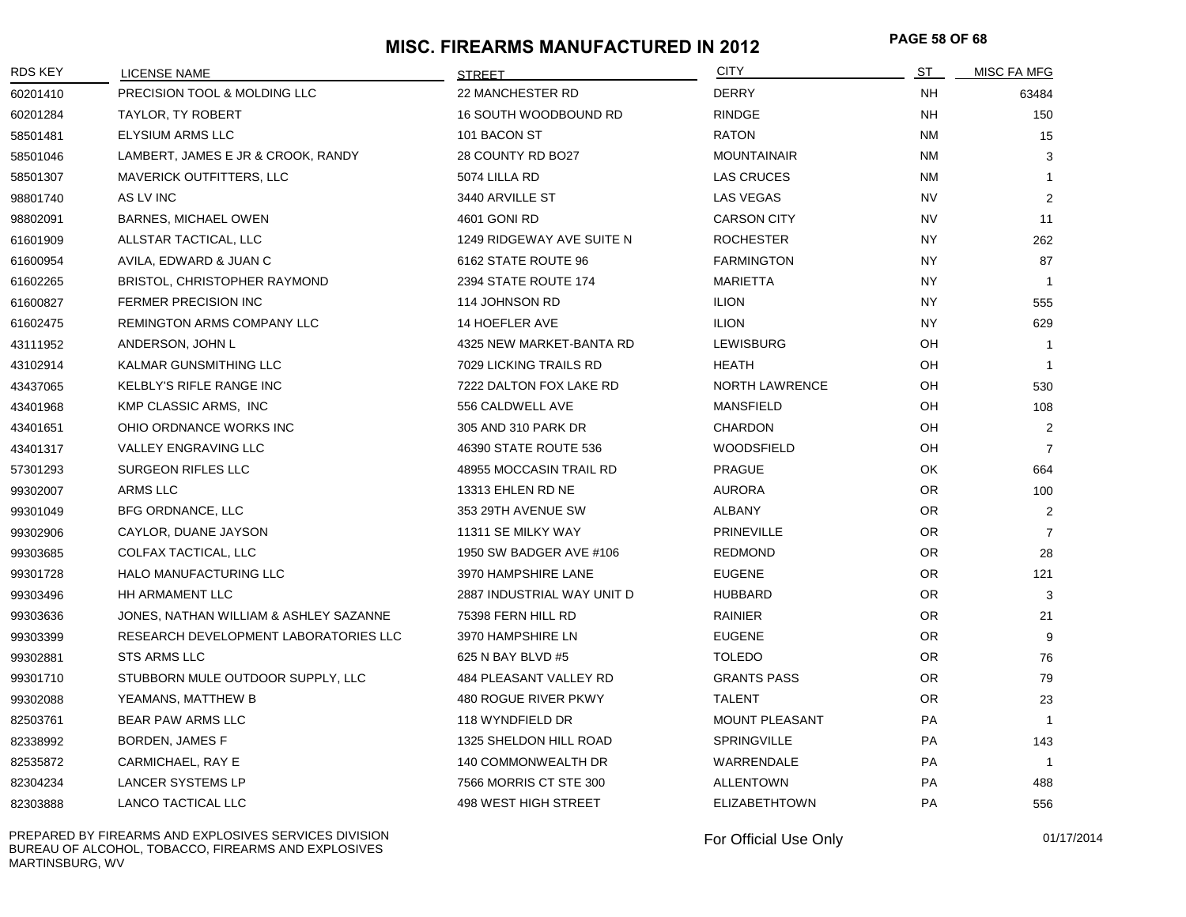# MISC. FIREARMS MANUFACTURED IN 2012

| RDS KEY | LICENSE NAME | STREET | CITY | ST | MISC FA MFG |
|---|---|---|---|---|---|
| 60201410 | PRECISION TOOL & MOLDING LLC | 22 MANCHESTER RD | DERRY | NH | 63484 |
| 60201284 | TAYLOR, TY ROBERT | 16 SOUTH WOODBOUND RD | RINDGE | NH | 150 |
| 58501481 | ELYSIUM ARMS LLC | 101 BACON ST | RATON | NM | 15 |
| 58501046 | LAMBERT, JAMES E JR & CROOK, RANDY | 28 COUNTY RD BO27 | MOUNTAINAIR | NM | 3 |
| 58501307 | MAVERICK OUTFITTERS, LLC | 5074 LILLA RD | LAS CRUCES | NM | 1 |
| 98801740 | AS LV INC | 3440 ARVILLE ST | LAS VEGAS | NV | 2 |
| 98802091 | BARNES, MICHAEL OWEN | 4601 GONI RD | CARSON CITY | NV | 11 |
| 61601909 | ALLSTAR TACTICAL, LLC | 1249 RIDGEWAY AVE SUITE N | ROCHESTER | NY | 262 |
| 61600954 | AVILA, EDWARD & JUAN C | 6162 STATE ROUTE 96 | FARMINGTON | NY | 87 |
| 61602265 | BRISTOL, CHRISTOPHER RAYMOND | 2394 STATE ROUTE 174 | MARIETTA | NY | 1 |
| 61600827 | FERMER PRECISION INC | 114 JOHNSON RD | ILION | NY | 555 |
| 61602475 | REMINGTON ARMS COMPANY LLC | 14 HOEFLER AVE | ILION | NY | 629 |
| 43111952 | ANDERSON, JOHN L | 4325 NEW MARKET-BANTA RD | LEWISBURG | OH | 1 |
| 43102914 | KALMAR GUNSMITHING LLC | 7029 LICKING TRAILS RD | HEATH | OH | 1 |
| 43437065 | KELBLY'S RIFLE RANGE INC | 7222 DALTON FOX LAKE RD | NORTH LAWRENCE | OH | 530 |
| 43401968 | KMP CLASSIC ARMS, INC | 556 CALDWELL AVE | MANSFIELD | OH | 108 |
| 43401651 | OHIO ORDNANCE WORKS INC | 305 AND 310 PARK DR | CHARDON | OH | 2 |
| 43401317 | VALLEY ENGRAVING LLC | 46390 STATE ROUTE 536 | WOODSFIELD | OH | 7 |
| 57301293 | SURGEON RIFLES LLC | 48955 MOCCASIN TRAIL RD | PRAGUE | OK | 664 |
| 99302007 | ARMS LLC | 13313 EHLEN RD NE | AURORA | OR | 100 |
| 99301049 | BFG ORDNANCE, LLC | 353 29TH AVENUE SW | ALBANY | OR | 2 |
| 99302906 | CAYLOR, DUANE JAYSON | 11311 SE MILKY WAY | PRINEVILLE | OR | 7 |
| 99303685 | COLFAX TACTICAL, LLC | 1950 SW BADGER AVE #106 | REDMOND | OR | 28 |
| 99301728 | HALO MANUFACTURING LLC | 3970 HAMPSHIRE LANE | EUGENE | OR | 121 |
| 99303496 | HH ARMAMENT LLC | 2887 INDUSTRIAL WAY UNIT D | HUBBARD | OR | 3 |
| 99303636 | JONES, NATHAN WILLIAM & ASHLEY SAZANNE | 75398 FERN HILL RD | RAINIER | OR | 21 |
| 99303399 | RESEARCH DEVELOPMENT LABORATORIES LLC | 3970 HAMPSHIRE LN | EUGENE | OR | 9 |
| 99302881 | STS ARMS LLC | 625 N BAY BLVD #5 | TOLEDO | OR | 76 |
| 99301710 | STUBBORN MULE OUTDOOR SUPPLY, LLC | 484 PLEASANT VALLEY RD | GRANTS PASS | OR | 79 |
| 99302088 | YEAMANS, MATTHEW B | 480 ROGUE RIVER PKWY | TALENT | OR | 23 |
| 82503761 | BEAR PAW ARMS LLC | 118 WYNDFIELD DR | MOUNT PLEASANT | PA | 1 |
| 82338992 | BORDEN, JAMES F | 1325 SHELDON HILL ROAD | SPRINGVILLE | PA | 143 |
| 82535872 | CARMICHAEL, RAY E | 140 COMMONWEALTH DR | WARRENDALE | PA | 1 |
| 82304234 | LANCER SYSTEMS LP | 7566 MORRIS CT STE 300 | ALLENTOWN | PA | 488 |
| 82303888 | LANCO TACTICAL LLC | 498 WEST HIGH STREET | ELIZABETHTOWN | PA | 556 |

PREPARED BY FIREARMS AND EXPLOSIVES SERVICES DIVISION
BUREAU OF ALCOHOL, TOBACCO, FIREARMS AND EXPLOSIVES
MARTINSBURG, WV

For Official Use Only

01/17/2014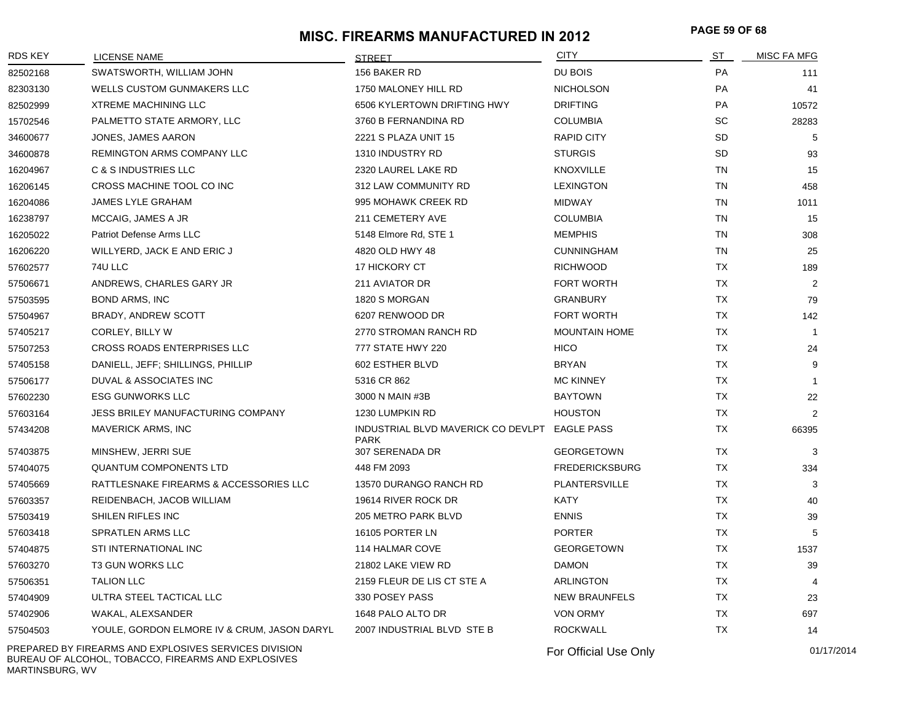# MISC. FIREARMS MANUFACTURED IN 2012

| RDS KEY | LICENSE NAME | STREET | CITY | ST | MISC FA MFG |
|---|---|---|---|---|---|
| 82502168 | SWATSWORTH, WILLIAM JOHN | 156 BAKER RD | DU BOIS | PA | 111 |
| 82303130 | WELLS CUSTOM GUNMAKERS LLC | 1750 MALONEY HILL RD | NICHOLSON | PA | 41 |
| 82502999 | XTREME MACHINING LLC | 6506 KYLERTOWN DRIFTING HWY | DRIFTING | PA | 10572 |
| 15702546 | PALMETTO STATE ARMORY, LLC | 3760 B FERNANDINA RD | COLUMBIA | SC | 28283 |
| 34600677 | JONES, JAMES AARON | 2221 S PLAZA UNIT 15 | RAPID CITY | SD | 5 |
| 34600878 | REMINGTON ARMS COMPANY LLC | 1310 INDUSTRY RD | STURGIS | SD | 93 |
| 16204967 | C & S INDUSTRIES LLC | 2320 LAUREL LAKE RD | KNOXVILLE | TN | 15 |
| 16206145 | CROSS MACHINE TOOL CO INC | 312 LAW COMMUNITY RD | LEXINGTON | TN | 458 |
| 16204086 | JAMES LYLE GRAHAM | 995 MOHAWK CREEK RD | MIDWAY | TN | 1011 |
| 16238797 | MCCAIG, JAMES A JR | 211 CEMETERY AVE | COLUMBIA | TN | 15 |
| 16205022 | Patriot Defense Arms LLC | 5148 Elmore Rd, STE 1 | MEMPHIS | TN | 308 |
| 16206220 | WILLYERD, JACK E AND ERIC J | 4820 OLD HWY 48 | CUNNINGHAM | TN | 25 |
| 57602577 | 74U LLC | 17 HICKORY CT | RICHWOOD | TX | 189 |
| 57506671 | ANDREWS, CHARLES GARY JR | 211 AVIATOR DR | FORT WORTH | TX | 2 |
| 57503595 | BOND ARMS, INC | 1820 S MORGAN | GRANBURY | TX | 79 |
| 57504967 | BRADY, ANDREW SCOTT | 6207 RENWOOD DR | FORT WORTH | TX | 142 |
| 57405217 | CORLEY, BILLY W | 2770 STROMAN RANCH RD | MOUNTAIN HOME | TX | 1 |
| 57507253 | CROSS ROADS ENTERPRISES LLC | 777 STATE HWY 220 | HICO | TX | 24 |
| 57405158 | DANIELL, JEFF; SHILLINGS, PHILLIP | 602 ESTHER BLVD | BRYAN | TX | 9 |
| 57506177 | DUVAL & ASSOCIATES INC | 5316 CR 862 | MC KINNEY | TX | 1 |
| 57602230 | ESG GUNWORKS LLC | 3000 N MAIN #3B | BAYTOWN | TX | 22 |
| 57603164 | JESS BRILEY MANUFACTURING COMPANY | 1230 LUMPKIN RD | HOUSTON | TX | 2 |
| 57434208 | MAVERICK ARMS, INC | INDUSTRIAL BLVD MAVERICK CO DEVLPT PARK | EAGLE PASS | TX | 66395 |
| 57403875 | MINSHEW, JERRI SUE | 307 SERENADA DR | GEORGETOWN | TX | 3 |
| 57404075 | QUANTUM COMPONENTS LTD | 448 FM 2093 | FREDERICKSBURG | TX | 334 |
| 57405669 | RATTLESNAKE FIREARMS & ACCESSORIES LLC | 13570 DURANGO RANCH RD | PLANTERSVILLE | TX | 3 |
| 57603357 | REIDENBACH, JACOB WILLIAM | 19614 RIVER ROCK DR | KATY | TX | 40 |
| 57503419 | SHILEN RIFLES INC | 205 METRO PARK BLVD | ENNIS | TX | 39 |
| 57603418 | SPRATLEN ARMS LLC | 16105 PORTER LN | PORTER | TX | 5 |
| 57404875 | STI INTERNATIONAL INC | 114 HALMAR COVE | GEORGETOWN | TX | 1537 |
| 57603270 | T3 GUN WORKS LLC | 21802 LAKE VIEW RD | DAMON | TX | 39 |
| 57506351 | TALION LLC | 2159 FLEUR DE LIS CT STE A | ARLINGTON | TX | 4 |
| 57404909 | ULTRA STEEL TACTICAL LLC | 330 POSEY PASS | NEW BRAUNFELS | TX | 23 |
| 57402906 | WAKAL, ALEXSANDER | 1648 PALO ALTO DR | VON ORMY | TX | 697 |
| 57504503 | YOULE, GORDON ELMORE IV & CRUM, JASON DARYL | 2007 INDUSTRIAL BLVD STE B | ROCKWALL | TX | 14 |

PREPARED BY FIREARMS AND EXPLOSIVES SERVICES DIVISION
BUREAU OF ALCOHOL, TOBACCO, FIREARMS AND EXPLOSIVES
MARTINSBURG, WV

For Official Use Only

01/17/2014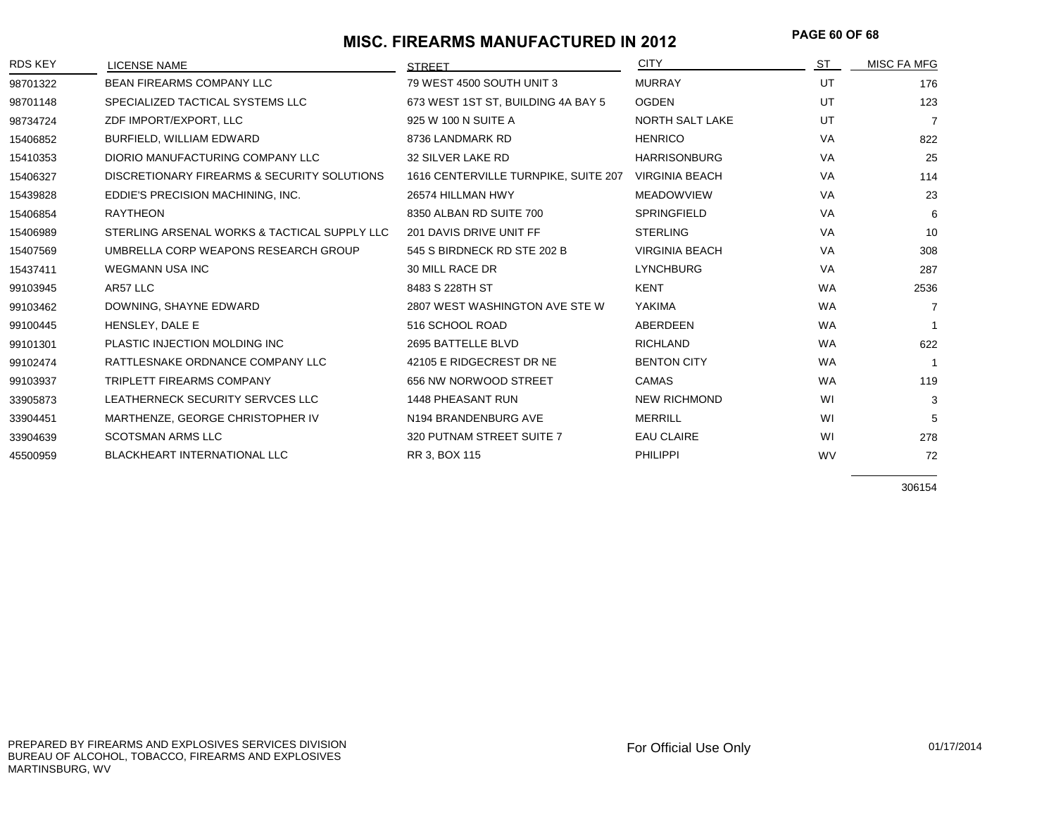# MISC. FIREARMS MANUFACTURED IN 2012

| RDS KEY | LICENSE NAME | STREET | CITY | ST | MISC FA MFG |
|---|---|---|---|---|---|
| 98701322 | BEAN FIREARMS COMPANY LLC | 79 WEST 4500 SOUTH UNIT 3 | MURRAY | UT | 176 |
| 98701148 | SPECIALIZED TACTICAL SYSTEMS LLC | 673 WEST 1ST ST, BUILDING 4A BAY 5 | OGDEN | UT | 123 |
| 98734724 | ZDF IMPORT/EXPORT, LLC | 925 W 100 N SUITE A | NORTH SALT LAKE | UT | 7 |
| 15406852 | BURFIELD, WILLIAM EDWARD | 8736 LANDMARK RD | HENRICO | VA | 822 |
| 15410353 | DIORIO MANUFACTURING COMPANY LLC | 32 SILVER LAKE RD | HARRISONBURG | VA | 25 |
| 15406327 | DISCRETIONARY FIREARMS & SECURITY SOLUTIONS | 1616 CENTERVILLE TURNPIKE, SUITE 207 | VIRGINIA BEACH | VA | 114 |
| 15439828 | EDDIE'S PRECISION MACHINING, INC. | 26574 HILLMAN HWY | MEADOWVIEW | VA | 23 |
| 15406854 | RAYTHEON | 8350 ALBAN RD SUITE 700 | SPRINGFIELD | VA | 6 |
| 15406989 | STERLING ARSENAL WORKS & TACTICAL SUPPLY LLC | 201 DAVIS DRIVE UNIT FF | STERLING | VA | 10 |
| 15407569 | UMBRELLA CORP WEAPONS RESEARCH GROUP | 545 S BIRDNECK RD STE 202 B | VIRGINIA BEACH | VA | 308 |
| 15437411 | WEGMANN USA INC | 30 MILL RACE DR | LYNCHBURG | VA | 287 |
| 99103945 | AR57 LLC | 8483 S 228TH ST | KENT | WA | 2536 |
| 99103462 | DOWNING, SHAYNE EDWARD | 2807 WEST WASHINGTON AVE STE W | YAKIMA | WA | 7 |
| 99100445 | HENSLEY, DALE E | 516 SCHOOL ROAD | ABERDEEN | WA | 1 |
| 99101301 | PLASTIC INJECTION MOLDING INC | 2695 BATTELLE BLVD | RICHLAND | WA | 622 |
| 99102474 | RATTLESNAKE ORDNANCE COMPANY LLC | 42105 E RIDGECREST DR NE | BENTON CITY | WA | 1 |
| 99103937 | TRIPLETT FIREARMS COMPANY | 656 NW NORWOOD STREET | CAMAS | WA | 119 |
| 33905873 | LEATHERNECK SECURITY SERVCES LLC | 1448 PHEASANT RUN | NEW RICHMOND | WI | 3 |
| 33904451 | MARTHENZE, GEORGE CHRISTOPHER IV | N194 BRANDENBURG AVE | MERRILL | WI | 5 |
| 33904639 | SCOTSMAN ARMS LLC | 320 PUTNAM STREET SUITE 7 | EAU CLAIRE | WI | 278 |
| 45500959 | BLACKHEART INTERNATIONAL LLC | RR 3, BOX 115 | PHILIPPI | WV | 72 |
| | | | | | 306154 |

PREPARED BY FIREARMS AND EXPLOSIVES SERVICES DIVISION
BUREAU OF ALCOHOL, TOBACCO, FIREARMS AND EXPLOSIVES
MARTINSBURG, WV

For Official Use Only

01/17/2014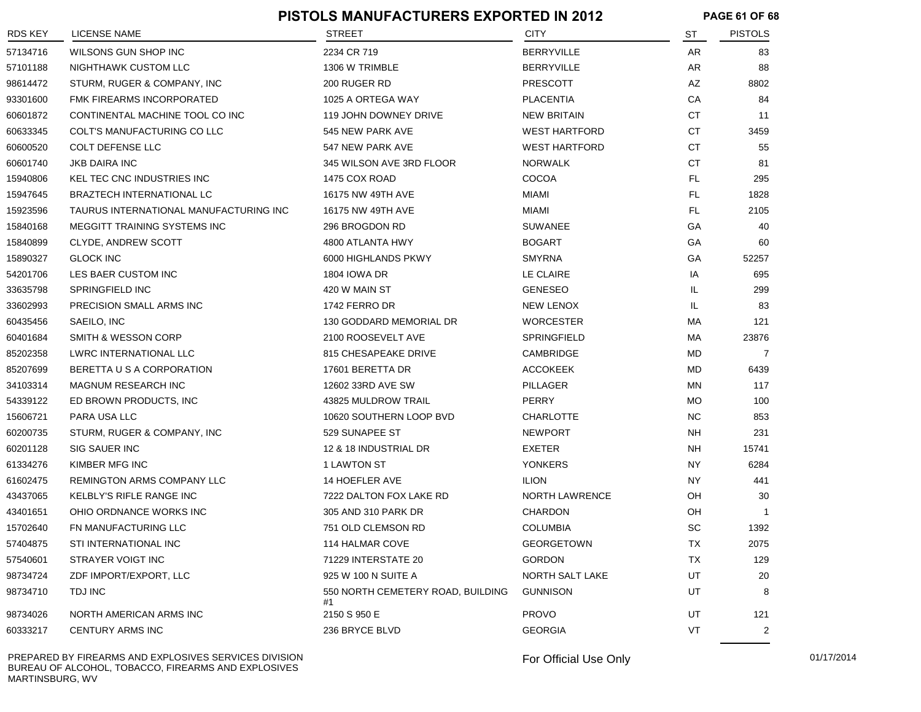# PISTOLS MANUFACTURERS EXPORTED IN 2012

| RDS KEY | LICENSE NAME | STREET | CITY | ST | PISTOLS |
|---|---|---|---|---|---|
| 57134716 | WILSONS GUN SHOP INC | 2234 CR 719 | BERRYVILLE | AR | 83 |
| 57101188 | NIGHTHAWK CUSTOM LLC | 1306 W TRIMBLE | BERRYVILLE | AR | 88 |
| 98614472 | STURM, RUGER & COMPANY, INC | 200 RUGER RD | PRESCOTT | AZ | 8802 |
| 93301600 | FMK FIREARMS INCORPORATED | 1025 A ORTEGA WAY | PLACENTIA | CA | 84 |
| 60601872 | CONTINENTAL MACHINE TOOL CO INC | 119 JOHN DOWNEY DRIVE | NEW BRITAIN | CT | 11 |
| 60633345 | COLT'S MANUFACTURING CO LLC | 545 NEW PARK AVE | WEST HARTFORD | CT | 3459 |
| 60600520 | COLT DEFENSE LLC | 547 NEW PARK AVE | WEST HARTFORD | CT | 55 |
| 60601740 | JKB DAIRA INC | 345 WILSON AVE 3RD FLOOR | NORWALK | CT | 81 |
| 15940806 | KEL TEC CNC INDUSTRIES INC | 1475 COX ROAD | COCOA | FL | 295 |
| 15947645 | BRAZTECH INTERNATIONAL LC | 16175 NW 49TH AVE | MIAMI | FL | 1828 |
| 15923596 | TAURUS INTERNATIONAL MANUFACTURING INC | 16175 NW 49TH AVE | MIAMI | FL | 2105 |
| 15840168 | MEGGITT TRAINING SYSTEMS INC | 296 BROGDON RD | SUWANEE | GA | 40 |
| 15840899 | CLYDE, ANDREW SCOTT | 4800 ATLANTA HWY | BOGART | GA | 60 |
| 15890327 | GLOCK INC | 6000 HIGHLANDS PKWY | SMYRNA | GA | 52257 |
| 54201706 | LES BAER CUSTOM INC | 1804 IOWA DR | LE CLAIRE | IA | 695 |
| 33635798 | SPRINGFIELD INC | 420 W MAIN ST | GENESEO | IL | 299 |
| 33602993 | PRECISION SMALL ARMS INC | 1742 FERRO DR | NEW LENOX | IL | 83 |
| 60435456 | SAEILO, INC | 130 GODDARD MEMORIAL DR | WORCESTER | MA | 121 |
| 60401684 | SMITH & WESSON CORP | 2100 ROOSEVELT AVE | SPRINGFIELD | MA | 23876 |
| 85202358 | LWRC INTERNATIONAL LLC | 815 CHESAPEAKE DRIVE | CAMBRIDGE | MD | 7 |
| 85207699 | BERETTA U S A CORPORATION | 17601 BERETTA DR | ACCOKEEK | MD | 6439 |
| 34103314 | MAGNUM RESEARCH INC | 12602 33RD AVE SW | PILLAGER | MN | 117 |
| 54339122 | ED BROWN PRODUCTS, INC | 43825 MULDROW TRAIL | PERRY | MO | 100 |
| 15606721 | PARA USA LLC | 10620 SOUTHERN LOOP BVD | CHARLOTTE | NC | 853 |
| 60200735 | STURM, RUGER & COMPANY, INC | 529 SUNAPEE ST | NEWPORT | NH | 231 |
| 60201128 | SIG SAUER INC | 12 & 18 INDUSTRIAL DR | EXETER | NH | 15741 |
| 61334276 | KIMBER MFG INC | 1 LAWTON ST | YONKERS | NY | 6284 |
| 61602475 | REMINGTON ARMS COMPANY LLC | 14 HOEFLER AVE | ILION | NY | 441 |
| 43437065 | KELBLY'S RIFLE RANGE INC | 7222 DALTON FOX LAKE RD | NORTH LAWRENCE | OH | 30 |
| 43401651 | OHIO ORDNANCE WORKS INC | 305 AND 310 PARK DR | CHARDON | OH | 1 |
| 15702640 | FN MANUFACTURING LLC | 751 OLD CLEMSON RD | COLUMBIA | SC | 1392 |
| 57404875 | STI INTERNATIONAL INC | 114 HALMAR COVE | GEORGETOWN | TX | 2075 |
| 57540601 | STRAYER VOIGT INC | 71229 INTERSTATE 20 | GORDON | TX | 129 |
| 98734724 | ZDF IMPORT/EXPORT, LLC | 925 W 100 N SUITE A | NORTH SALT LAKE | UT | 20 |
| 98734710 | TDJ INC | 550 NORTH CEMETERY ROAD, BUILDING #1 | GUNNISON | UT | 8 |
| 98734026 | NORTH AMERICAN ARMS INC | 2150 S 950 E | PROVO | UT | 121 |
| 60333217 | CENTURY ARMS INC | 236 BRYCE BLVD | GEORGIA | VT | 2 |

PREPARED BY FIREARMS AND EXPLOSIVES SERVICES DIVISION
BUREAU OF ALCOHOL, TOBACCO, FIREARMS AND EXPLOSIVES
MARTINSBURG, WV

For Official Use Only

01/17/2014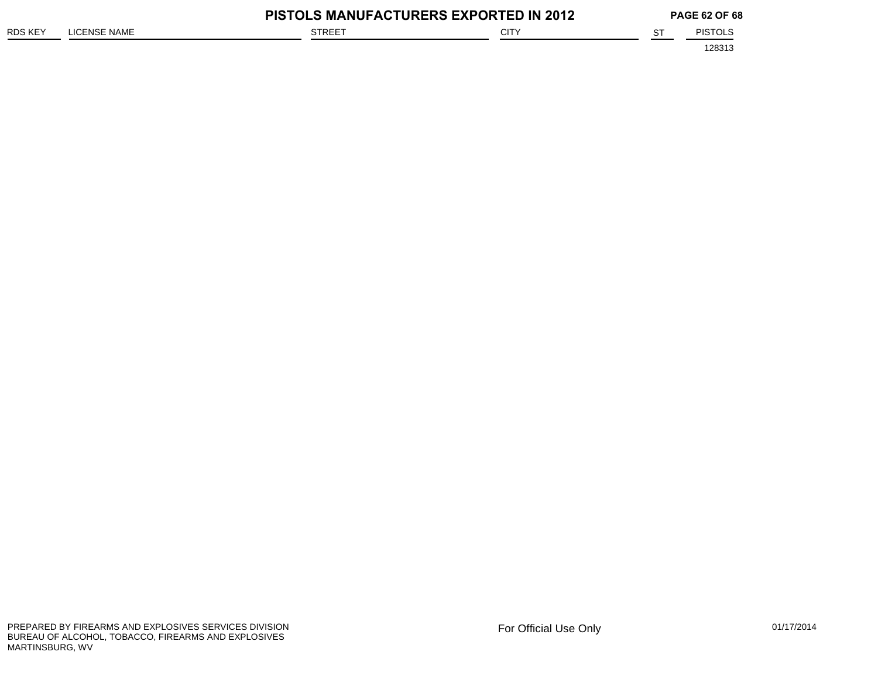## PISTOLS MANUFACTURERS EXPORTED IN 2012

| RDS KEY | LICENSE NAME | STREET | CITY | ST | PISTOLS |
|---|---|---|---|---|---|
| | | | | | 128313 |

For Official Use Only

PREPARED BY FIREARMS AND EXPLOSIVES SERVICES DIVISION
BUREAU OF ALCOHOL, TOBACCO, FIREARMS AND EXPLOSIVES
MARTINSBURG, WV

01/17/2014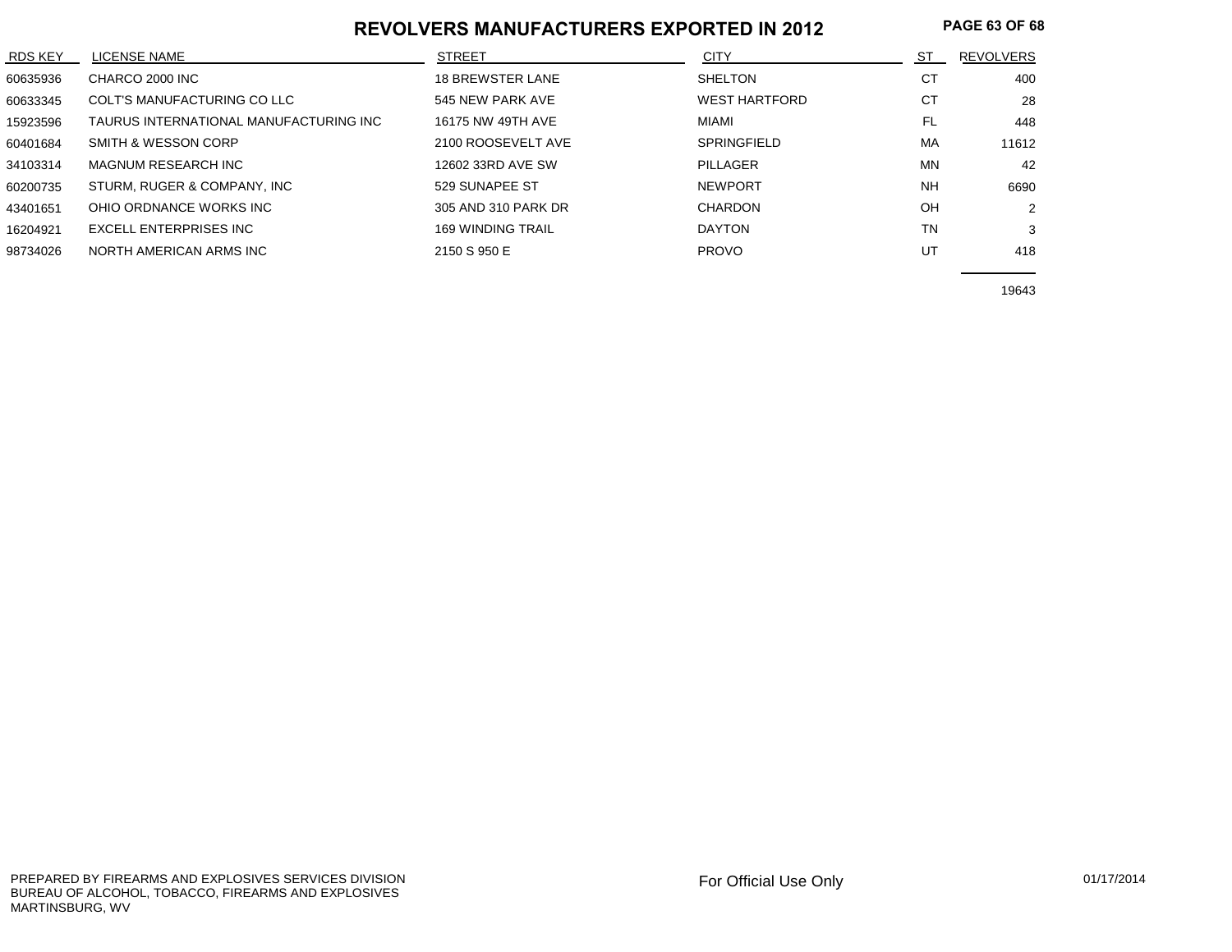# REVOLVERS MANUFACTURERS EXPORTED IN 2012

| RDS KEY | LICENSE NAME | STREET | CITY | ST | REVOLVERS |
|---|---|---|---|---|---|
| 60635936 | CHARCO 2000 INC | 18 BREWSTER LANE | SHELTON | CT | 400 |
| 60633345 | COLT'S MANUFACTURING CO LLC | 545 NEW PARK AVE | WEST HARTFORD | CT | 28 |
| 15923596 | TAURUS INTERNATIONAL MANUFACTURING INC | 16175 NW 49TH AVE | MIAMI | FL | 448 |
| 60401684 | SMITH & WESSON CORP | 2100 ROOSEVELT AVE | SPRINGFIELD | MA | 11612 |
| 34103314 | MAGNUM RESEARCH INC | 12602 33RD AVE SW | PILLAGER | MN | 42 |
| 60200735 | STURM, RUGER & COMPANY, INC | 529 SUNAPEE ST | NEWPORT | NH | 6690 |
| 43401651 | OHIO ORDNANCE WORKS INC | 305 AND 310 PARK DR | CHARDON | OH | 2 |
| 16204921 | EXCELL ENTERPRISES INC | 169 WINDING TRAIL | DAYTON | TN | 3 |
| 98734026 | NORTH AMERICAN ARMS INC | 2150 S 950 E | PROVO | UT | 418 |
| | | | | | 19643 |

PREPARED BY FIREARMS AND EXPLOSIVES SERVICES DIVISION
BUREAU OF ALCOHOL, TOBACCO, FIREARMS AND EXPLOSIVES
MARTINSBURG, WV

For Official Use Only

01/17/2014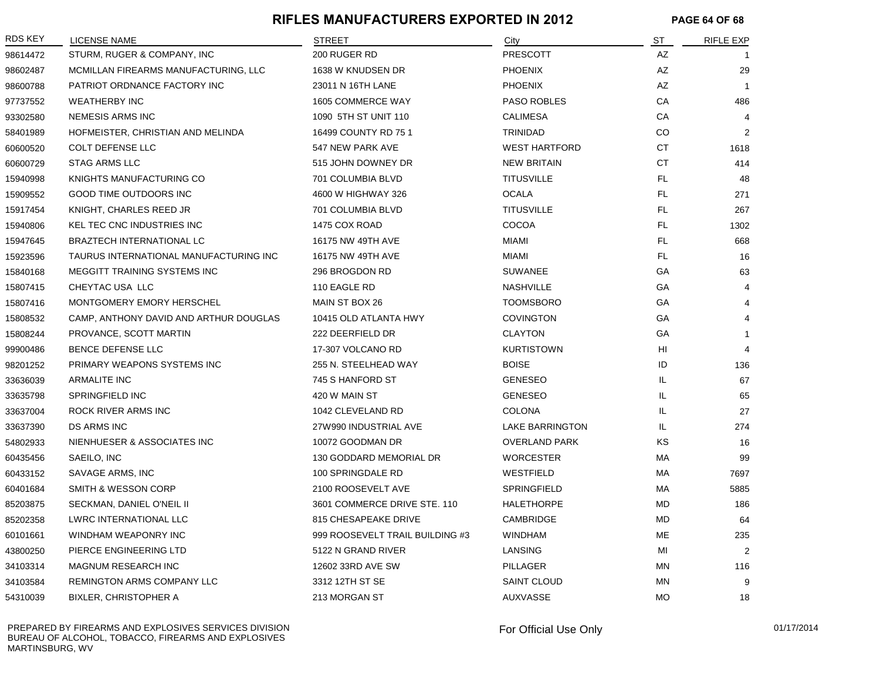# RIFLES MANUFACTURERS EXPORTED IN 2012

| RDS KEY | LICENSE NAME | STREET | City | ST | RIFLE EXP |
|---|---|---|---|---|---|
| 98614472 | STURM, RUGER & COMPANY, INC | 200 RUGER RD | PRESCOTT | AZ | 1 |
| 98602487 | MCMILLAN FIREARMS MANUFACTURING, LLC | 1638 W KNUDSEN DR | PHOENIX | AZ | 29 |
| 98600788 | PATRIOT ORDNANCE FACTORY INC | 23011 N 16TH LANE | PHOENIX | AZ | 1 |
| 97737552 | WEATHERBY INC | 1605 COMMERCE WAY | PASO ROBLES | CA | 486 |
| 93302580 | NEMESIS ARMS INC | 1090 5TH ST UNIT 110 | CALIMESA | CA | 4 |
| 58401989 | HOFMEISTER, CHRISTIAN AND MELINDA | 16499 COUNTY RD 75 1 | TRINIDAD | CO | 2 |
| 60600520 | COLT DEFENSE LLC | 547 NEW PARK AVE | WEST HARTFORD | CT | 1618 |
| 60600729 | STAG ARMS LLC | 515 JOHN DOWNEY DR | NEW BRITAIN | CT | 414 |
| 15940998 | KNIGHTS MANUFACTURING CO | 701 COLUMBIA BLVD | TITUSVILLE | FL | 48 |
| 15909552 | GOOD TIME OUTDOORS INC | 4600 W HIGHWAY 326 | OCALA | FL | 271 |
| 15917454 | KNIGHT, CHARLES REED JR | 701 COLUMBIA BLVD | TITUSVILLE | FL | 267 |
| 15940806 | KEL TEC CNC INDUSTRIES INC | 1475 COX ROAD | COCOA | FL | 1302 |
| 15947645 | BRAZTECH INTERNATIONAL LC | 16175 NW 49TH AVE | MIAMI | FL | 668 |
| 15923596 | TAURUS INTERNATIONAL MANUFACTURING INC | 16175 NW 49TH AVE | MIAMI | FL | 16 |
| 15840168 | MEGGITT TRAINING SYSTEMS INC | 296 BROGDON RD | SUWANEE | GA | 63 |
| 15807415 | CHEYTAC USA LLC | 110 EAGLE RD | NASHVILLE | GA | 4 |
| 15807416 | MONTGOMERY EMORY HERSCHEL | MAIN ST BOX 26 | TOOMSBORO | GA | 4 |
| 15808532 | CAMP, ANTHONY DAVID AND ARTHUR DOUGLAS | 10415 OLD ATLANTA HWY | COVINGTON | GA | 4 |
| 15808244 | PROVANCE, SCOTT MARTIN | 222 DEERFIELD DR | CLAYTON | GA | 1 |
| 99900486 | BENCE DEFENSE LLC | 17-307 VOLCANO RD | KURTISTOWN | HI | 4 |
| 98201252 | PRIMARY WEAPONS SYSTEMS INC | 255 N. STEELHEAD WAY | BOISE | ID | 136 |
| 33636039 | ARMALITE INC | 745 S HANFORD ST | GENESEO | IL | 67 |
| 33635798 | SPRINGFIELD INC | 420 W MAIN ST | GENESEO | IL | 65 |
| 33637004 | ROCK RIVER ARMS INC | 1042 CLEVELAND RD | COLONA | IL | 27 |
| 33637390 | DS ARMS INC | 27W990 INDUSTRIAL AVE | LAKE BARRINGTON | IL | 274 |
| 54802933 | NIENHUESER & ASSOCIATES INC | 10072 GOODMAN DR | OVERLAND PARK | KS | 16 |
| 60435456 | SAEILO, INC | 130 GODDARD MEMORIAL DR | WORCESTER | MA | 99 |
| 60433152 | SAVAGE ARMS, INC | 100 SPRINGDALE RD | WESTFIELD | MA | 7697 |
| 60401684 | SMITH & WESSON CORP | 2100 ROOSEVELT AVE | SPRINGFIELD | MA | 5885 |
| 85203875 | SECKMAN, DANIEL O'NEIL II | 3601 COMMERCE DRIVE STE. 110 | HALETHORPE | MD | 186 |
| 85202358 | LWRC INTERNATIONAL LLC | 815 CHESAPEAKE DRIVE | CAMBRIDGE | MD | 64 |
| 60101661 | WINDHAM WEAPONRY INC | 999 ROOSEVELT TRAIL BUILDING #3 | WINDHAM | ME | 235 |
| 43800250 | PIERCE ENGINEERING LTD | 5122 N GRAND RIVER | LANSING | MI | 2 |
| 34103314 | MAGNUM RESEARCH INC | 12602 33RD AVE SW | PILLAGER | MN | 116 |
| 34103584 | REMINGTON ARMS COMPANY LLC | 3312 12TH ST SE | SAINT CLOUD | MN | 9 |
| 54310039 | BIXLER, CHRISTOPHER A | 213 MORGAN ST | AUXVASSE | MO | 18 |

PREPARED BY FIREARMS AND EXPLOSIVES SERVICES DIVISION
BUREAU OF ALCOHOL, TOBACCO, FIREARMS AND EXPLOSIVES
MARTINSBURG, WV

For Official Use Only

01/17/2014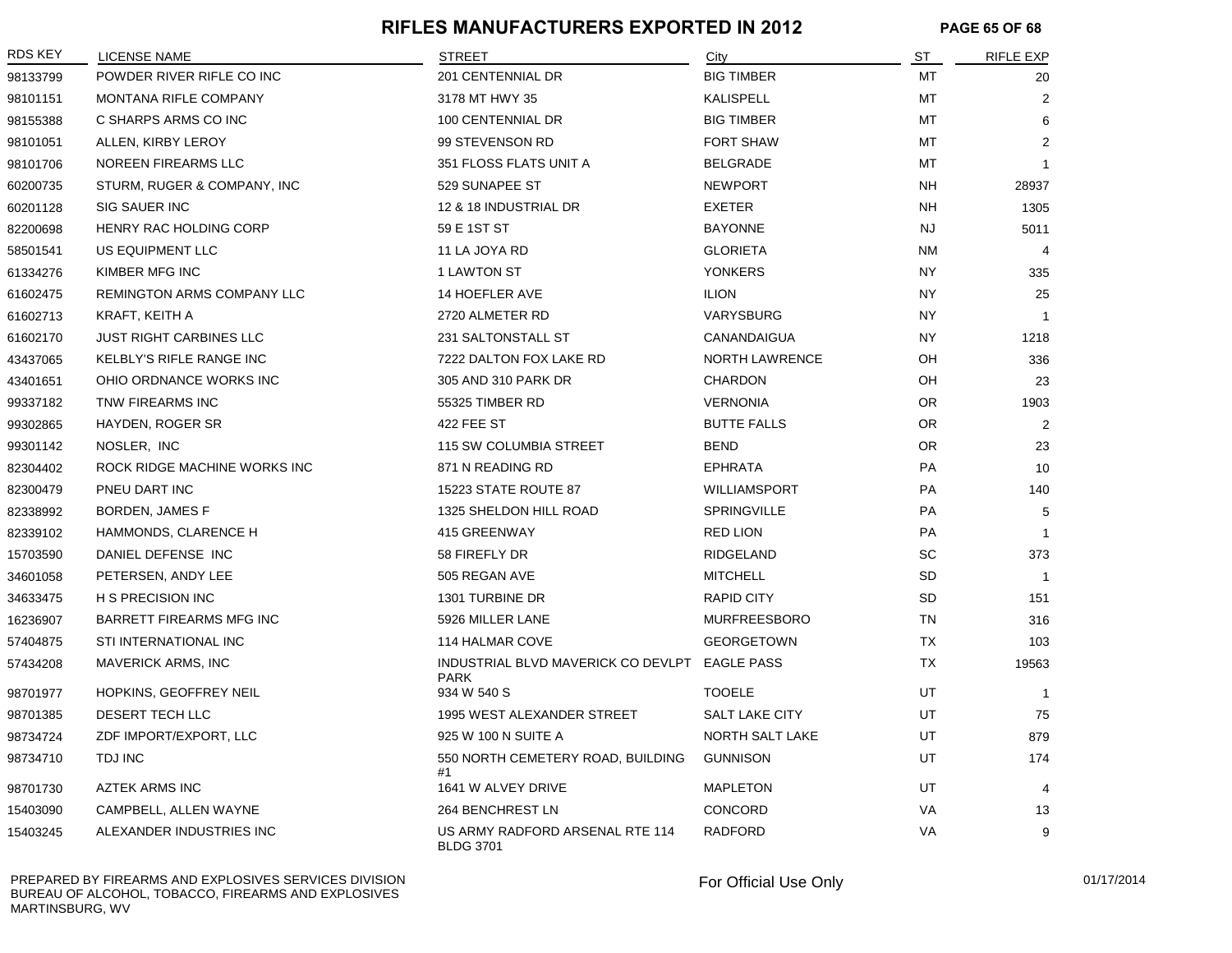# RIFLES MANUFACTURERS EXPORTED IN 2012

| RDS KEY | LICENSE NAME | STREET | City | ST | RIFLE EXP |
|---|---|---|---|---|---|
| 98133799 | POWDER RIVER RIFLE CO INC | 201 CENTENNIAL DR | BIG TIMBER | MT | 20 |
| 98101151 | MONTANA RIFLE COMPANY | 3178 MT HWY 35 | KALISPELL | MT | 2 |
| 98155388 | C SHARPS ARMS CO INC | 100 CENTENNIAL DR | BIG TIMBER | MT | 6 |
| 98101051 | ALLEN, KIRBY LEROY | 99 STEVENSON RD | FORT SHAW | MT | 2 |
| 98101706 | NOREEN FIREARMS LLC | 351 FLOSS FLATS UNIT A | BELGRADE | MT | 1 |
| 60200735 | STURM, RUGER & COMPANY, INC | 529 SUNAPEE ST | NEWPORT | NH | 28937 |
| 60201128 | SIG SAUER INC | 12 & 18 INDUSTRIAL DR | EXETER | NH | 1305 |
| 82200698 | HENRY RAC HOLDING CORP | 59 E 1ST ST | BAYONNE | NJ | 5011 |
| 58501541 | US EQUIPMENT LLC | 11 LA JOYA RD | GLORIETA | NM | 4 |
| 61334276 | KIMBER MFG INC | 1 LAWTON ST | YONKERS | NY | 335 |
| 61602475 | REMINGTON ARMS COMPANY LLC | 14 HOEFLER AVE | ILION | NY | 25 |
| 61602713 | KRAFT, KEITH A | 2720 ALMETER RD | VARYSBURG | NY | 1 |
| 61602170 | JUST RIGHT CARBINES LLC | 231 SALTONSTALL ST | CANANDAIGUA | NY | 1218 |
| 43437065 | KELBLY'S RIFLE RANGE INC | 7222 DALTON FOX LAKE RD | NORTH LAWRENCE | OH | 336 |
| 43401651 | OHIO ORDNANCE WORKS INC | 305 AND 310 PARK DR | CHARDON | OH | 23 |
| 99337182 | TNW FIREARMS INC | 55325 TIMBER RD | VERNONIA | OR | 1903 |
| 99302865 | HAYDEN, ROGER SR | 422 FEE ST | BUTTE FALLS | OR | 2 |
| 99301142 | NOSLER, INC | 115 SW COLUMBIA STREET | BEND | OR | 23 |
| 82304402 | ROCK RIDGE MACHINE WORKS INC | 871 N READING RD | EPHRATA | PA | 10 |
| 82300479 | PNEU DART INC | 15223 STATE ROUTE 87 | WILLIAMSPORT | PA | 140 |
| 82338992 | BORDEN, JAMES F | 1325 SHELDON HILL ROAD | SPRINGVILLE | PA | 5 |
| 82339102 | HAMMONDS, CLARENCE H | 415 GREENWAY | RED LION | PA | 1 |
| 15703590 | DANIEL DEFENSE INC | 58 FIREFLY DR | RIDGELAND | SC | 373 |
| 34601058 | PETERSEN, ANDY LEE | 505 REGAN AVE | MITCHELL | SD | 1 |
| 34633475 | H S PRECISION INC | 1301 TURBINE DR | RAPID CITY | SD | 151 |
| 16236907 | BARRETT FIREARMS MFG INC | 5926 MILLER LANE | MURFREESBORO | TN | 316 |
| 57404875 | STI INTERNATIONAL INC | 114 HALMAR COVE | GEORGETOWN | TX | 103 |
| 57434208 | MAVERICK ARMS, INC | INDUSTRIAL BLVD MAVERICK CO DEVLPT PARK | EAGLE PASS | TX | 19563 |
| 98701977 | HOPKINS, GEOFFREY NEIL | 934 W 540 S | TOOELE | UT | 1 |
| 98701385 | DESERT TECH LLC | 1995 WEST ALEXANDER STREET | SALT LAKE CITY | UT | 75 |
| 98734724 | ZDF IMPORT/EXPORT, LLC | 925 W 100 N SUITE A | NORTH SALT LAKE | UT | 879 |
| 98734710 | TDJ INC | 550 NORTH CEMETERY ROAD, BUILDING #1 | GUNNISON | UT | 174 |
| 98701730 | AZTEK ARMS INC | 1641 W ALVEY DRIVE | MAPLETON | UT | 4 |
| 15403090 | CAMPBELL, ALLEN WAYNE | 264 BENCHREST LN | CONCORD | VA | 13 |
| 15403245 | ALEXANDER INDUSTRIES INC | US ARMY RADFORD ARSENAL RTE 114 BLDG 3701 | RADFORD | VA | 9 |

PREPARED BY FIREARMS AND EXPLOSIVES SERVICES DIVISION
BUREAU OF ALCOHOL, TOBACCO, FIREARMS AND EXPLOSIVES
MARTINSBURG, WV

For Official Use Only

01/17/2014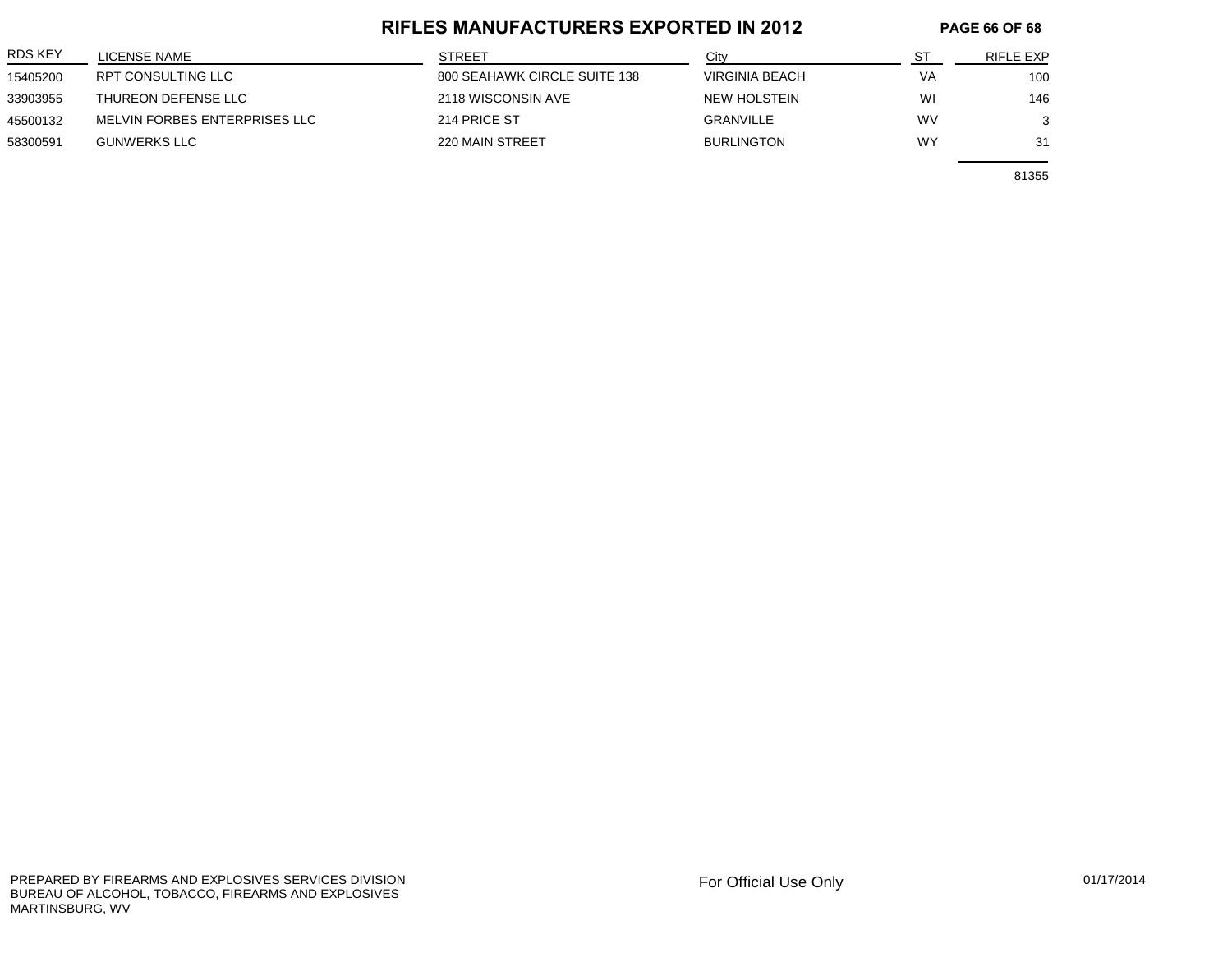# RIFLES MANUFACTURERS EXPORTED IN 2012

| RDS KEY | LICENSE NAME | STREET | City | ST | RIFLE EXP |
|---|---|---|---|---|---|
| 15405200 | RPT CONSULTING LLC | 800 SEAHAWK CIRCLE SUITE 138 | VIRGINIA BEACH | VA | 100 |
| 33903955 | THUREON DEFENSE LLC | 2118 WISCONSIN AVE | NEW HOLSTEIN | WI | 146 |
| 45500132 | MELVIN FORBES ENTERPRISES LLC | 214 PRICE ST | GRANVILLE | WV | 3 |
| 58300591 | GUNWERKS LLC | 220 MAIN STREET | BURLINGTON | WY | 31 |
| | | | | | 81355 |

PREPARED BY FIREARMS AND EXPLOSIVES SERVICES DIVISION
BUREAU OF ALCOHOL, TOBACCO, FIREARMS AND EXPLOSIVES
MARTINSBURG, WV

For Official Use Only

01/17/2014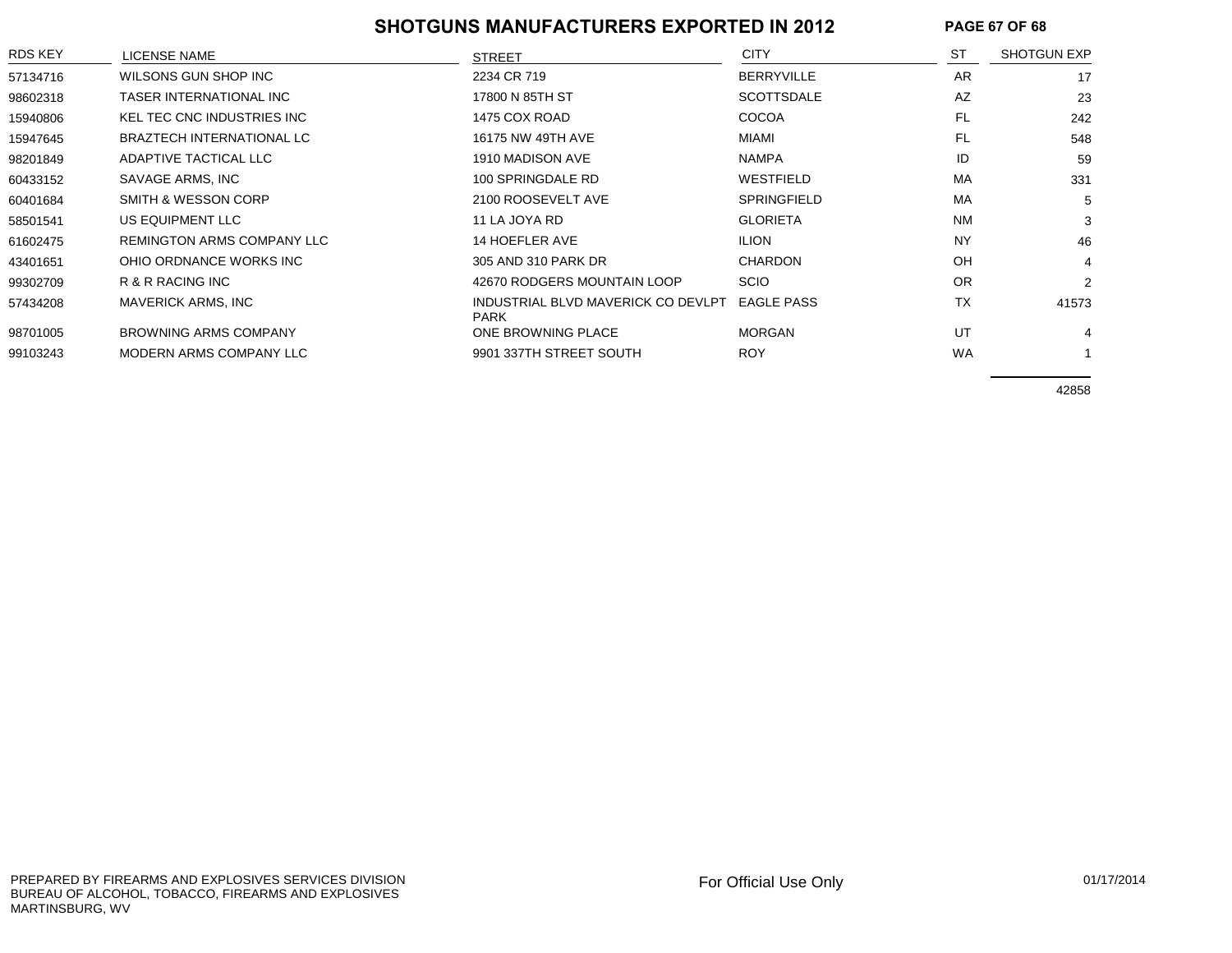# SHOTGUNS MANUFACTURERS EXPORTED IN 2012

| RDS KEY | LICENSE NAME | STREET | CITY | ST | SHOTGUN EXP |
|---|---|---|---|---|---|
| 57134716 | WILSONS GUN SHOP INC | 2234 CR 719 | BERRYVILLE | AR | 17 |
| 98602318 | TASER INTERNATIONAL INC | 17800 N 85TH ST | SCOTTSDALE | AZ | 23 |
| 15940806 | KEL TEC CNC INDUSTRIES INC | 1475 COX ROAD | COCOA | FL | 242 |
| 15947645 | BRAZTECH INTERNATIONAL LC | 16175 NW 49TH AVE | MIAMI | FL | 548 |
| 98201849 | ADAPTIVE TACTICAL LLC | 1910 MADISON AVE | NAMPA | ID | 59 |
| 60433152 | SAVAGE ARMS, INC | 100 SPRINGDALE RD | WESTFIELD | MA | 331 |
| 60401684 | SMITH & WESSON CORP | 2100 ROOSEVELT AVE | SPRINGFIELD | MA | 5 |
| 58501541 | US EQUIPMENT LLC | 11 LA JOYA RD | GLORIETA | NM | 3 |
| 61602475 | REMINGTON ARMS COMPANY LLC | 14 HOEFLER AVE | ILION | NY | 46 |
| 43401651 | OHIO ORDNANCE WORKS INC | 305 AND 310 PARK DR | CHARDON | OH | 4 |
| 99302709 | R & R RACING INC | 42670 RODGERS MOUNTAIN LOOP | SCIO | OR | 2 |
| 57434208 | MAVERICK ARMS, INC | INDUSTRIAL BLVD MAVERICK CO DEVLPT PARK | EAGLE PASS | TX | 41573 |
| 98701005 | BROWNING ARMS COMPANY | ONE BROWNING PLACE | MORGAN | UT | 4 |
| 99103243 | MODERN ARMS COMPANY LLC | 9901 337TH STREET SOUTH | ROY | WA | 1 |
| | | | | | 42858 |

PREPARED BY FIREARMS AND EXPLOSIVES SERVICES DIVISION
BUREAU OF ALCOHOL, TOBACCO, FIREARMS AND EXPLOSIVES
MARTINSBURG, WV

For Official Use Only

01/17/2014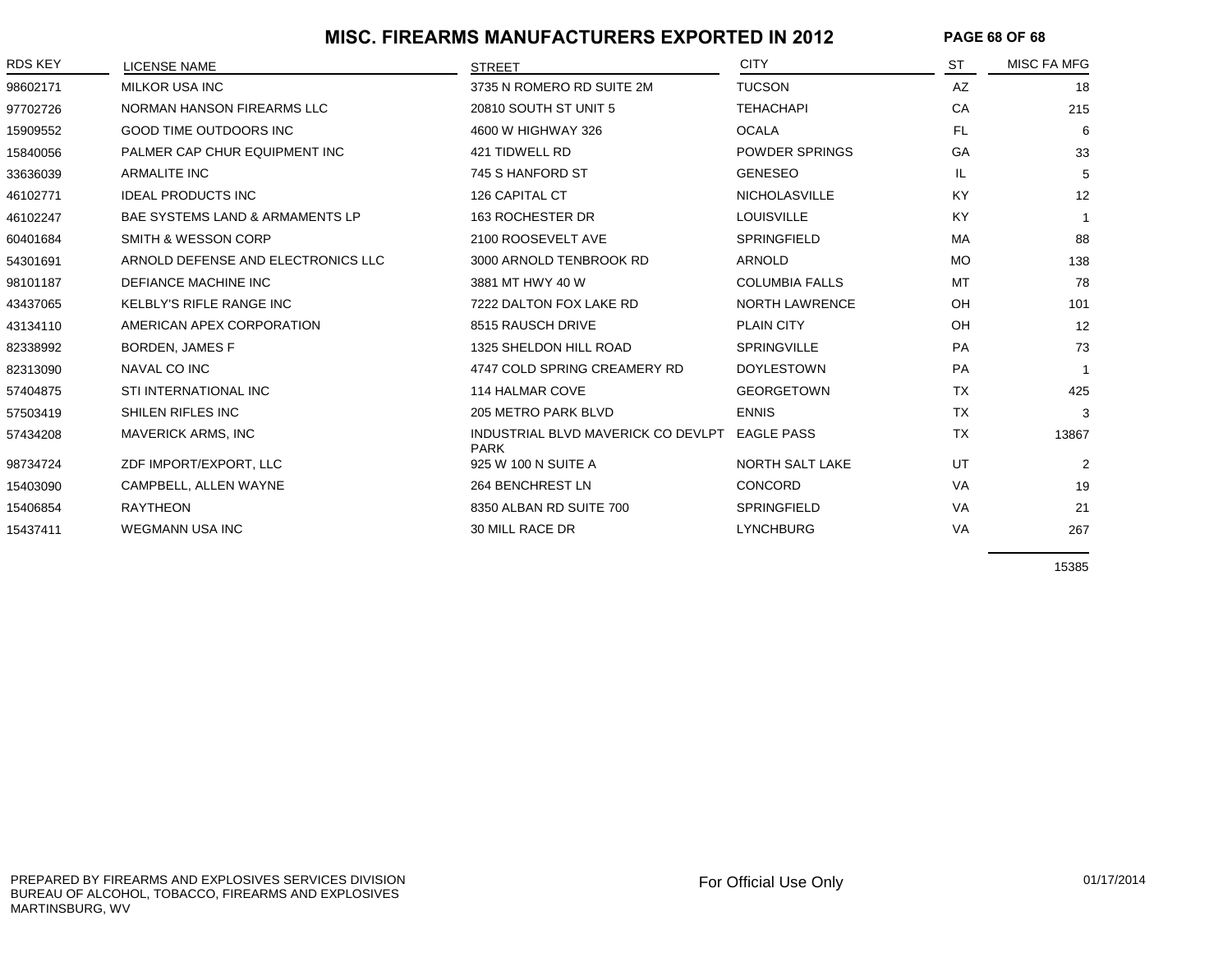# MISC. FIREARMS MANUFACTURERS EXPORTED IN 2012

| RDS KEY | LICENSE NAME | STREET | CITY | ST | MISC FA MFG |
|---|---|---|---|---|---|
| 98602171 | MILKOR USA INC | 3735 N ROMERO RD SUITE 2M | TUCSON | AZ | 18 |
| 97702726 | NORMAN HANSON FIREARMS LLC | 20810 SOUTH ST UNIT 5 | TEHACHAPI | CA | 215 |
| 15909552 | GOOD TIME OUTDOORS INC | 4600 W HIGHWAY 326 | OCALA | FL | 6 |
| 15840056 | PALMER CAP CHUR EQUIPMENT INC | 421 TIDWELL RD | POWDER SPRINGS | GA | 33 |
| 33636039 | ARMALITE INC | 745 S HANFORD ST | GENESEO | IL | 5 |
| 46102771 | IDEAL PRODUCTS INC | 126 CAPITAL CT | NICHOLASVILLE | KY | 12 |
| 46102247 | BAE SYSTEMS LAND & ARMAMENTS LP | 163 ROCHESTER DR | LOUISVILLE | KY | 1 |
| 60401684 | SMITH & WESSON CORP | 2100 ROOSEVELT AVE | SPRINGFIELD | MA | 88 |
| 54301691 | ARNOLD DEFENSE AND ELECTRONICS LLC | 3000 ARNOLD TENBROOK RD | ARNOLD | MO | 138 |
| 98101187 | DEFIANCE MACHINE INC | 3881 MT HWY 40 W | COLUMBIA FALLS | MT | 78 |
| 43437065 | KELBLY'S RIFLE RANGE INC | 7222 DALTON FOX LAKE RD | NORTH LAWRENCE | OH | 101 |
| 43134110 | AMERICAN APEX CORPORATION | 8515 RAUSCH DRIVE | PLAIN CITY | OH | 12 |
| 82338992 | BORDEN, JAMES F | 1325 SHELDON HILL ROAD | SPRINGVILLE | PA | 73 |
| 82313090 | NAVAL CO INC | 4747 COLD SPRING CREAMERY RD | DOYLESTOWN | PA | 1 |
| 57404875 | STI INTERNATIONAL INC | 114 HALMAR COVE | GEORGETOWN | TX | 425 |
| 57503419 | SHILEN RIFLES INC | 205 METRO PARK BLVD | ENNIS | TX | 3 |
| 57434208 | MAVERICK ARMS, INC | INDUSTRIAL BLVD MAVERICK CO DEVLPT PARK | EAGLE PASS | TX | 13867 |
| 98734724 | ZDF IMPORT/EXPORT, LLC | 925 W 100 N SUITE A | NORTH SALT LAKE | UT | 2 |
| 15403090 | CAMPBELL, ALLEN WAYNE | 264 BENCHREST LN | CONCORD | VA | 19 |
| 15406854 | RAYTHEON | 8350 ALBAN RD SUITE 700 | SPRINGFIELD | VA | 21 |
| 15437411 | WEGMANN USA INC | 30 MILL RACE DR | LYNCHBURG | VA | 267 |
| | | | | | 15385 |

PREPARED BY FIREARMS AND EXPLOSIVES SERVICES DIVISION
BUREAU OF ALCOHOL, TOBACCO, FIREARMS AND EXPLOSIVES
MARTINSBURG, WV

For Official Use Only

01/17/2014